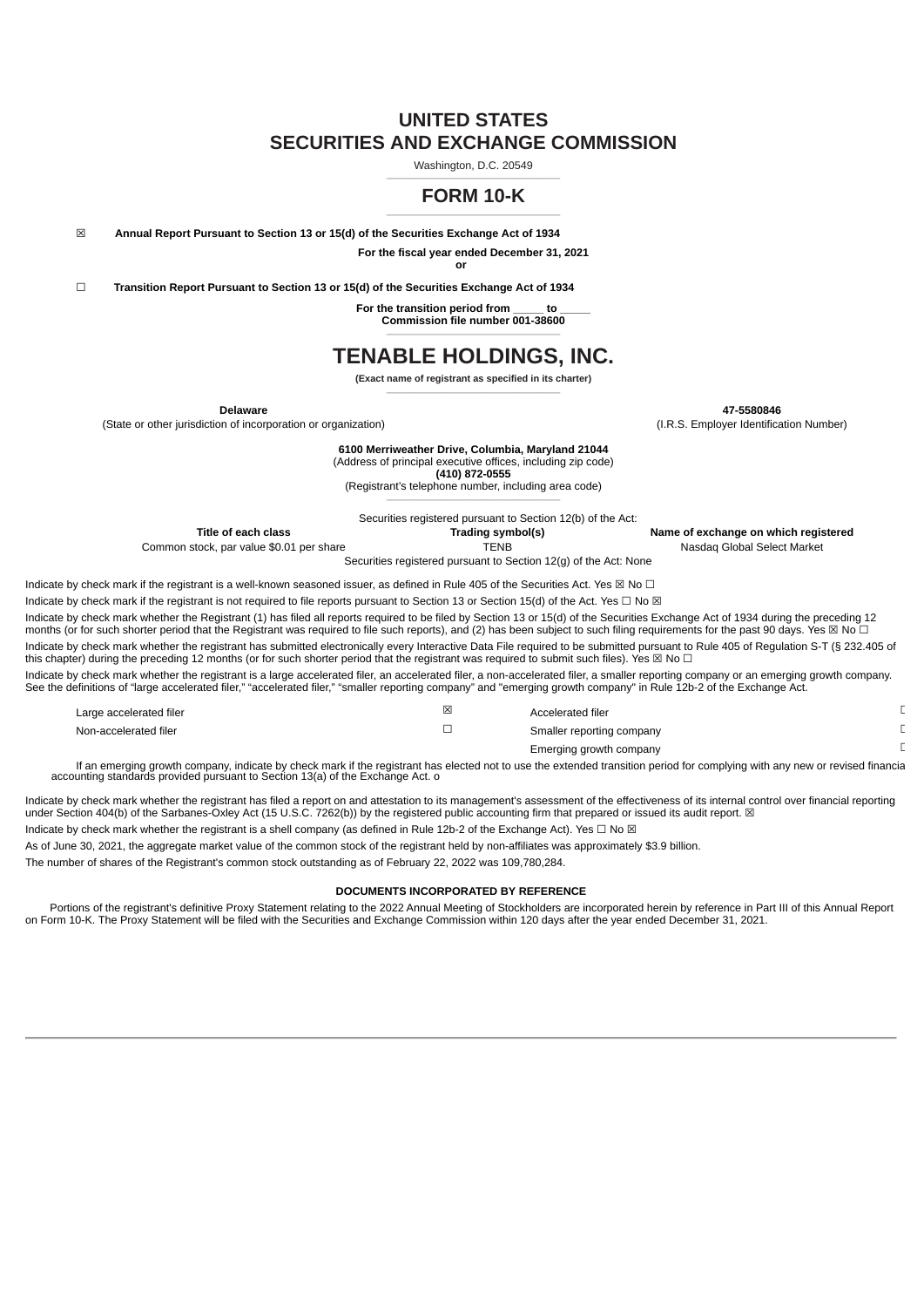# UNITED STATES
# SECURITIES AND EXCHANGE COMMISSION

Washington, D.C. 20549

## FORM 10-K

☒ **Annual Report Pursuant to Section 13 or 15(d) of the Securities Exchange Act of 1934**

**For the fiscal year ended December 31, 2021**
**or**

☐ **Transition Report Pursuant to Section 13 or 15(d) of the Securities Exchange Act of 1934**

**For the transition period from _____ to _____**
**Commission file number 001-38600**

# TENABLE HOLDINGS, INC.

**(Exact name of registrant as specified in its charter)**

| **Delaware** | **47-5580846** |
|---|---|
| (State or other jurisdiction of incorporation or organization) | (I.R.S. Employer Identification Number) |

**6100 Merriweather Drive, Columbia, Maryland 21044**
(Address of principal executive offices, including zip code)
**(410) 872-0555**
(Registrant's telephone number, including area code)

Securities registered pursuant to Section 12(b) of the Act:

| Title of each class | Trading symbol(s) | Name of exchange on which registered |
|---|---|---|
| Common stock, par value $0.01 per share | TENB | Nasdaq Global Select Market |

Securities registered pursuant to Section 12(g) of the Act: None

Indicate by check mark if the registrant is a well-known seasoned issuer, as defined in Rule 405 of the Securities Act. Yes ☒ No ☐

Indicate by check mark if the registrant is not required to file reports pursuant to Section 13 or Section 15(d) of the Act. Yes ☐ No ☒

Indicate by check mark whether the Registrant (1) has filed all reports required to be filed by Section 13 or 15(d) of the Securities Exchange Act of 1934 during the preceding 12 months (or for such shorter period that the Registrant was required to file such reports), and (2) has been subject to such filing requirements for the past 90 days. Yes ☒ No ☐

Indicate by check mark whether the registrant has submitted electronically every Interactive Data File required to be submitted pursuant to Rule 405 of Regulation S-T (§ 232.405 of this chapter) during the preceding 12 months (or for such shorter period that the registrant was required to submit such files). Yes ☒ No ☐

Indicate by check mark whether the registrant is a large accelerated filer, an accelerated filer, a non-accelerated filer, a smaller reporting company or an emerging growth company. See the definitions of "large accelerated filer," "accelerated filer," "smaller reporting company" and "emerging growth company" in Rule 12b-2 of the Exchange Act.

| | | | |
|---|---|---|---|
| Large accelerated filer | ☒ | Accelerated filer | ☐ |
| Non-accelerated filer | ☐ | Smaller reporting company | ☐ |
| | | Emerging growth company | ☐ |

If an emerging growth company, indicate by check mark if the registrant has elected not to use the extended transition period for complying with any new or revised financial accounting standards provided pursuant to Section 13(a) of the Exchange Act. o

Indicate by check mark whether the registrant has filed a report on and attestation to its management's assessment of the effectiveness of its internal control over financial reporting under Section 404(b) of the Sarbanes-Oxley Act (15 U.S.C. 7262(b)) by the registered public accounting firm that prepared or issued its audit report. ☒

Indicate by check mark whether the registrant is a shell company (as defined in Rule 12b-2 of the Exchange Act). Yes ☐ No ☒

As of June 30, 2021, the aggregate market value of the common stock of the registrant held by non-affiliates was approximately $3.9 billion.

The number of shares of the Registrant's common stock outstanding as of February 22, 2022 was 109,780,284.

**DOCUMENTS INCORPORATED BY REFERENCE**

Portions of the registrant's definitive Proxy Statement relating to the 2022 Annual Meeting of Stockholders are incorporated herein by reference in Part III of this Annual Report on Form 10-K. The Proxy Statement will be filed with the Securities and Exchange Commission within 120 days after the year ended December 31, 2021.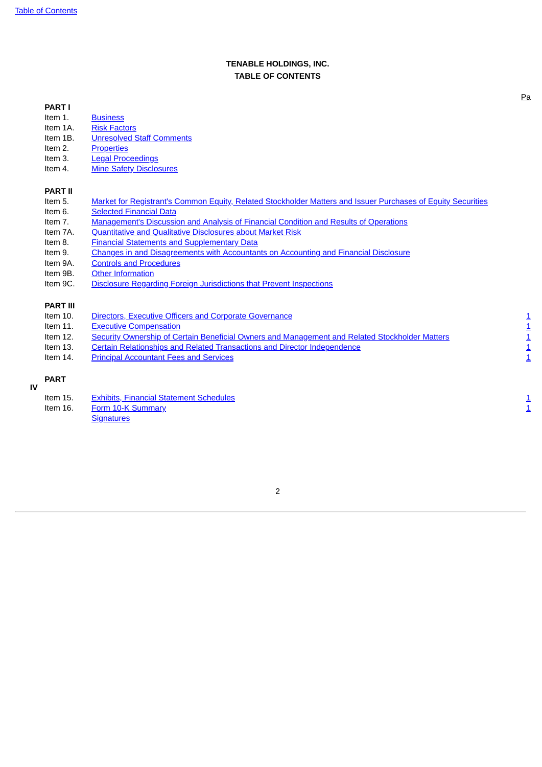# TENABLE HOLDINGS, INC.

## TABLE OF CONTENTS

| | | Pa |
|---|---|---|
| **PART I** | | |
| Item 1. | Business | |
| Item 1A. | Risk Factors | |
| Item 1B. | Unresolved Staff Comments | |
| Item 2. | Properties | |
| Item 3. | Legal Proceedings | |
| Item 4. | Mine Safety Disclosures | |
| **PART II** | | |
| Item 5. | Market for Registrant's Common Equity, Related Stockholder Matters and Issuer Purchases of Equity Securities | |
| Item 6. | Selected Financial Data | |
| Item 7. | Management's Discussion and Analysis of Financial Condition and Results of Operations | |
| Item 7A. | Quantitative and Qualitative Disclosures about Market Risk | |
| Item 8. | Financial Statements and Supplementary Data | |
| Item 9. | Changes in and Disagreements with Accountants on Accounting and Financial Disclosure | |
| Item 9A. | Controls and Procedures | |
| Item 9B. | Other Information | |
| Item 9C. | Disclosure Regarding Foreign Jurisdictions that Prevent Inspections | |
| **PART III** | | |
| Item 10. | Directors, Executive Officers and Corporate Governance | 1 |
| Item 11. | Executive Compensation | 1 |
| Item 12. | Security Ownership of Certain Beneficial Owners and Management and Related Stockholder Matters | 1 |
| Item 13. | Certain Relationships and Related Transactions and Director Independence | 1 |
| Item 14. | Principal Accountant Fees and Services | 1 |
| **PART IV** | | |
| Item 15. | Exhibits, Financial Statement Schedules | 1 |
| Item 16. | Form 10-K Summary | 1 |
| | Signatures | |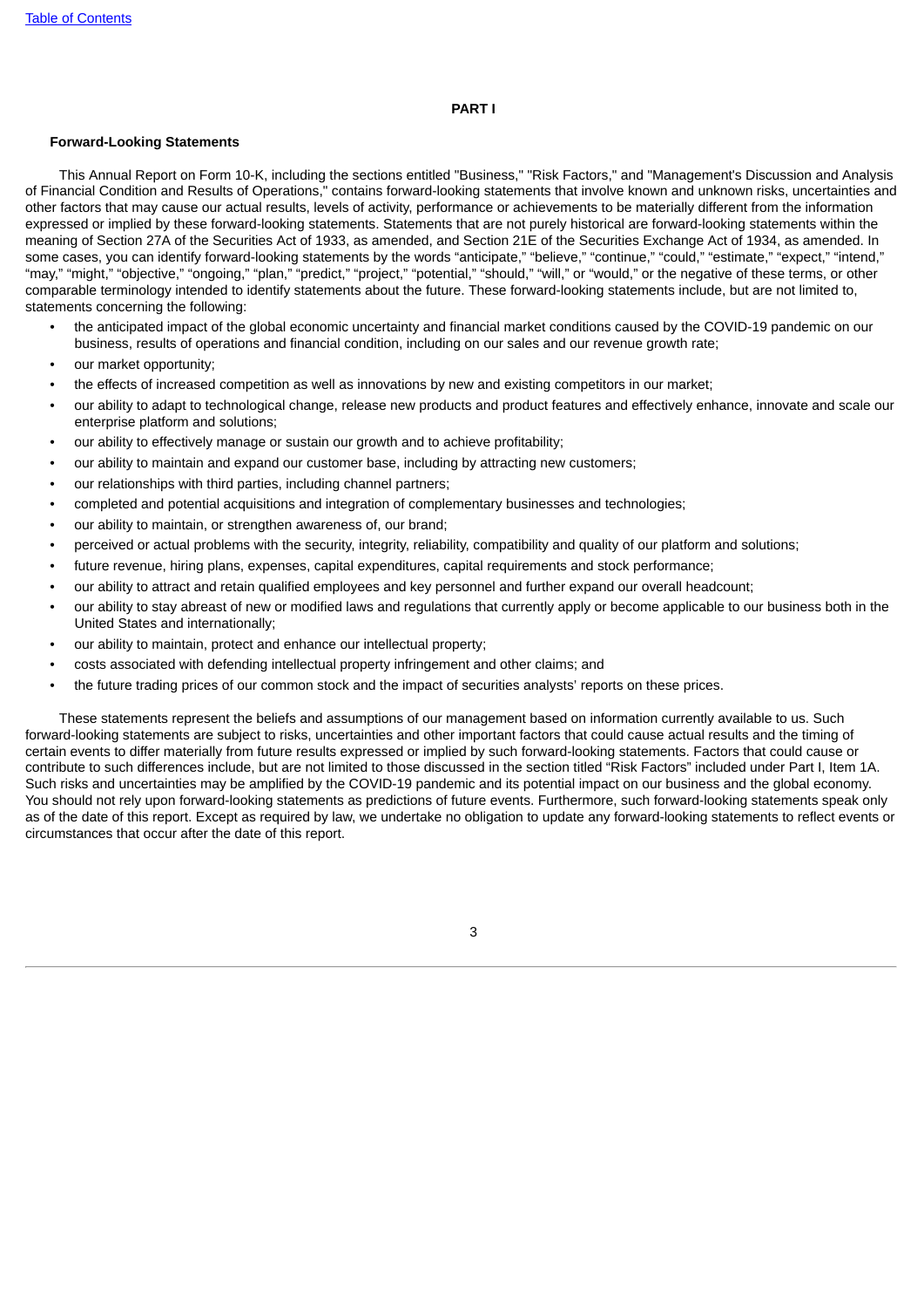# PART I

### Forward-Looking Statements

This Annual Report on Form 10-K, including the sections entitled "Business," "Risk Factors," and "Management's Discussion and Analysis of Financial Condition and Results of Operations," contains forward-looking statements that involve known and unknown risks, uncertainties and other factors that may cause our actual results, levels of activity, performance or achievements to be materially different from the information expressed or implied by these forward-looking statements. Statements that are not purely historical are forward-looking statements within the meaning of Section 27A of the Securities Act of 1933, as amended, and Section 21E of the Securities Exchange Act of 1934, as amended. In some cases, you can identify forward-looking statements by the words “anticipate,” “believe,” “continue,” “could,” “estimate,” “expect,” “intend,” “may,” “might,” “objective,” “ongoing,” “plan,” “predict,” “project,” “potential,” “should,” “will,” or “would,” or the negative of these terms, or other comparable terminology intended to identify statements about the future. These forward-looking statements include, but are not limited to, statements concerning the following:

- the anticipated impact of the global economic uncertainty and financial market conditions caused by the COVID-19 pandemic on our business, results of operations and financial condition, including on our sales and our revenue growth rate;
- our market opportunity;
- the effects of increased competition as well as innovations by new and existing competitors in our market;
- our ability to adapt to technological change, release new products and product features and effectively enhance, innovate and scale our enterprise platform and solutions;
- our ability to effectively manage or sustain our growth and to achieve profitability;
- our ability to maintain and expand our customer base, including by attracting new customers;
- our relationships with third parties, including channel partners;
- completed and potential acquisitions and integration of complementary businesses and technologies;
- our ability to maintain, or strengthen awareness of, our brand;
- perceived or actual problems with the security, integrity, reliability, compatibility and quality of our platform and solutions;
- future revenue, hiring plans, expenses, capital expenditures, capital requirements and stock performance;
- our ability to attract and retain qualified employees and key personnel and further expand our overall headcount;
- our ability to stay abreast of new or modified laws and regulations that currently apply or become applicable to our business both in the United States and internationally;
- our ability to maintain, protect and enhance our intellectual property;
- costs associated with defending intellectual property infringement and other claims; and
- the future trading prices of our common stock and the impact of securities analysts’ reports on these prices.

These statements represent the beliefs and assumptions of our management based on information currently available to us. Such forward-looking statements are subject to risks, uncertainties and other important factors that could cause actual results and the timing of certain events to differ materially from future results expressed or implied by such forward-looking statements. Factors that could cause or contribute to such differences include, but are not limited to those discussed in the section titled “Risk Factors” included under Part I, Item 1A. Such risks and uncertainties may be amplified by the COVID-19 pandemic and its potential impact on our business and the global economy. You should not rely upon forward-looking statements as predictions of future events. Furthermore, such forward-looking statements speak only as of the date of this report. Except as required by law, we undertake no obligation to update any forward-looking statements to reflect events or circumstances that occur after the date of this report.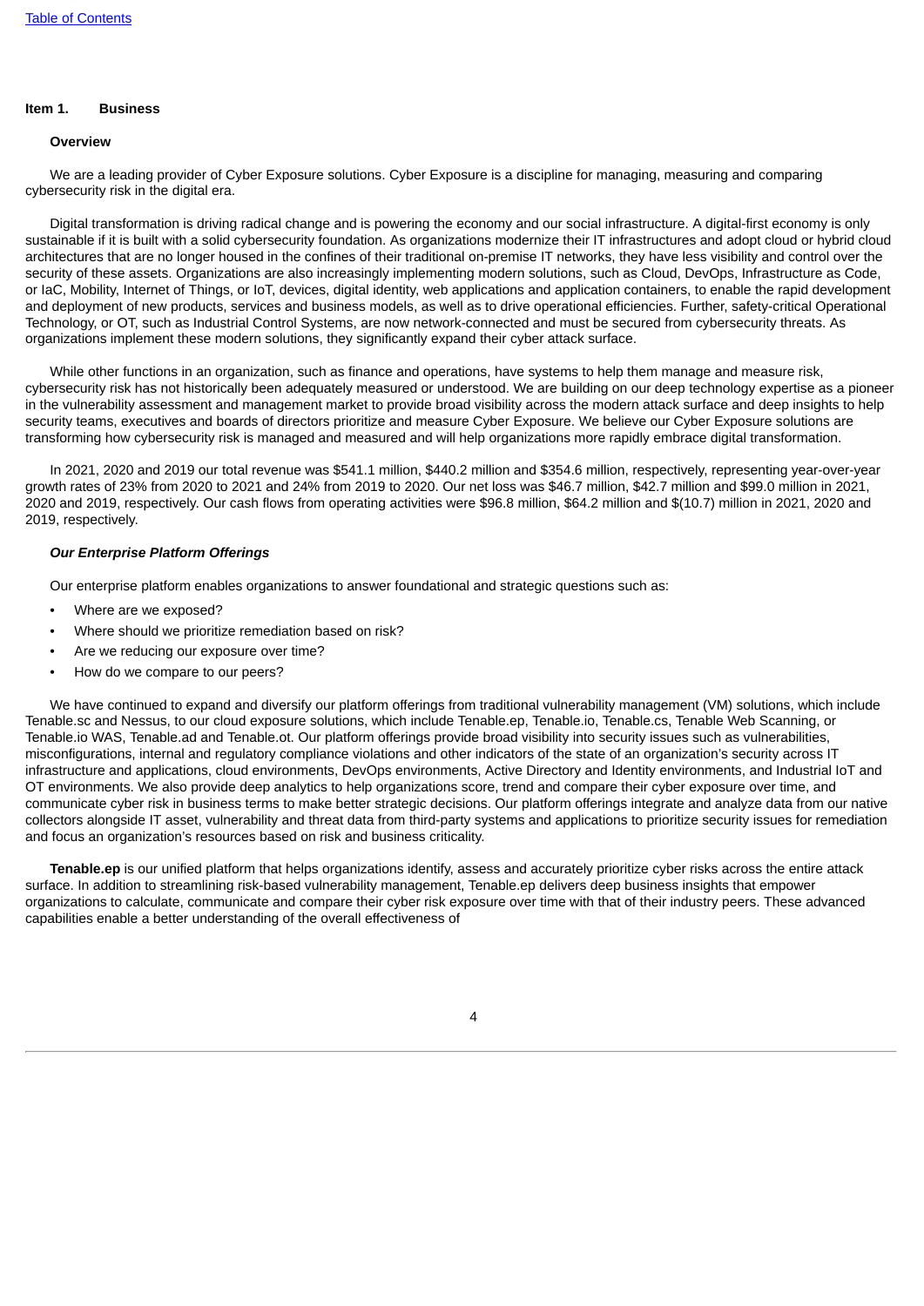## Item 1. Business

### Overview

We are a leading provider of Cyber Exposure solutions. Cyber Exposure is a discipline for managing, measuring and comparing cybersecurity risk in the digital era.

Digital transformation is driving radical change and is powering the economy and our social infrastructure. A digital-first economy is only sustainable if it is built with a solid cybersecurity foundation. As organizations modernize their IT infrastructures and adopt cloud or hybrid cloud architectures that are no longer housed in the confines of their traditional on-premise IT networks, they have less visibility and control over the security of these assets. Organizations are also increasingly implementing modern solutions, such as Cloud, DevOps, Infrastructure as Code, or IaC, Mobility, Internet of Things, or IoT, devices, digital identity, web applications and application containers, to enable the rapid development and deployment of new products, services and business models, as well as to drive operational efficiencies. Further, safety-critical Operational Technology, or OT, such as Industrial Control Systems, are now network-connected and must be secured from cybersecurity threats. As organizations implement these modern solutions, they significantly expand their cyber attack surface.

While other functions in an organization, such as finance and operations, have systems to help them manage and measure risk, cybersecurity risk has not historically been adequately measured or understood. We are building on our deep technology expertise as a pioneer in the vulnerability assessment and management market to provide broad visibility across the modern attack surface and deep insights to help security teams, executives and boards of directors prioritize and measure Cyber Exposure. We believe our Cyber Exposure solutions are transforming how cybersecurity risk is managed and measured and will help organizations more rapidly embrace digital transformation.

In 2021, 2020 and 2019 our total revenue was $541.1 million, $440.2 million and $354.6 million, respectively, representing year-over-year growth rates of 23% from 2020 to 2021 and 24% from 2019 to 2020. Our net loss was $46.7 million, $42.7 million and $99.0 million in 2021, 2020 and 2019, respectively. Our cash flows from operating activities were $96.8 million, $64.2 million and $(10.7) million in 2021, 2020 and 2019, respectively.

#### *Our Enterprise Platform Offerings*

Our enterprise platform enables organizations to answer foundational and strategic questions such as:

- Where are we exposed?
- Where should we prioritize remediation based on risk?
- Are we reducing our exposure over time?
- How do we compare to our peers?

We have continued to expand and diversify our platform offerings from traditional vulnerability management (VM) solutions, which include Tenable.sc and Nessus, to our cloud exposure solutions, which include Tenable.ep, Tenable.io, Tenable.cs, Tenable Web Scanning, or Tenable.io WAS, Tenable.ad and Tenable.ot. Our platform offerings provide broad visibility into security issues such as vulnerabilities, misconfigurations, internal and regulatory compliance violations and other indicators of the state of an organization's security across IT infrastructure and applications, cloud environments, DevOps environments, Active Directory and Identity environments, and Industrial IoT and OT environments. We also provide deep analytics to help organizations score, trend and compare their cyber exposure over time, and communicate cyber risk in business terms to make better strategic decisions. Our platform offerings integrate and analyze data from our native collectors alongside IT asset, vulnerability and threat data from third-party systems and applications to prioritize security issues for remediation and focus an organization's resources based on risk and business criticality.

**Tenable.ep** is our unified platform that helps organizations identify, assess and accurately prioritize cyber risks across the entire attack surface. In addition to streamlining risk-based vulnerability management, Tenable.ep delivers deep business insights that empower organizations to calculate, communicate and compare their cyber risk exposure over time with that of their industry peers. These advanced capabilities enable a better understanding of the overall effectiveness of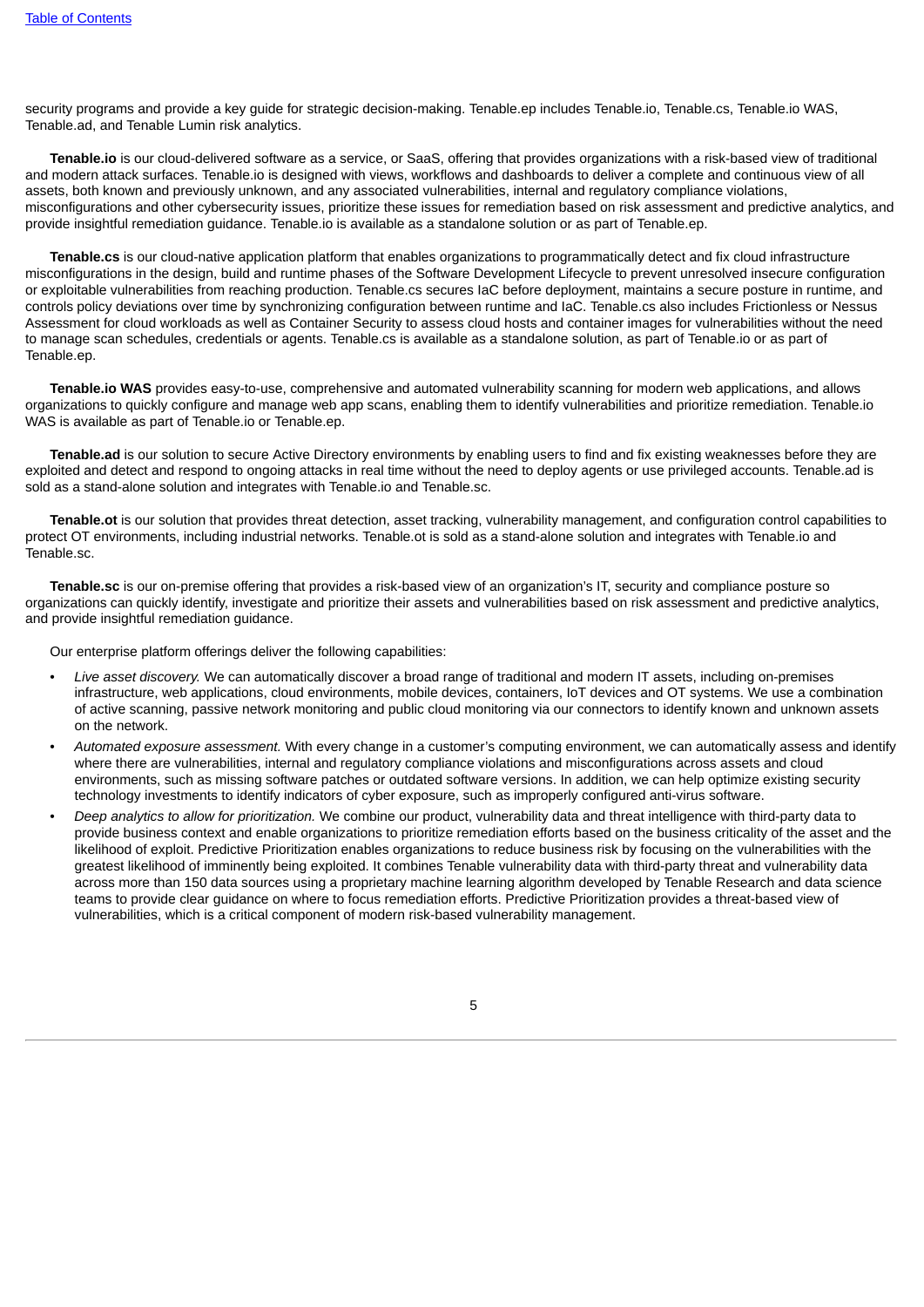security programs and provide a key guide for strategic decision-making. Tenable.ep includes Tenable.io, Tenable.cs, Tenable.io WAS, Tenable.ad, and Tenable Lumin risk analytics.

**Tenable.io** is our cloud-delivered software as a service, or SaaS, offering that provides organizations with a risk-based view of traditional and modern attack surfaces. Tenable.io is designed with views, workflows and dashboards to deliver a complete and continuous view of all assets, both known and previously unknown, and any associated vulnerabilities, internal and regulatory compliance violations, misconfigurations and other cybersecurity issues, prioritize these issues for remediation based on risk assessment and predictive analytics, and provide insightful remediation guidance. Tenable.io is available as a standalone solution or as part of Tenable.ep.

**Tenable.cs** is our cloud-native application platform that enables organizations to programmatically detect and fix cloud infrastructure misconfigurations in the design, build and runtime phases of the Software Development Lifecycle to prevent unresolved insecure configuration or exploitable vulnerabilities from reaching production. Tenable.cs secures IaC before deployment, maintains a secure posture in runtime, and controls policy deviations over time by synchronizing configuration between runtime and IaC. Tenable.cs also includes Frictionless or Nessus Assessment for cloud workloads as well as Container Security to assess cloud hosts and container images for vulnerabilities without the need to manage scan schedules, credentials or agents. Tenable.cs is available as a standalone solution, as part of Tenable.io or as part of Tenable.ep.

**Tenable.io WAS** provides easy-to-use, comprehensive and automated vulnerability scanning for modern web applications, and allows organizations to quickly configure and manage web app scans, enabling them to identify vulnerabilities and prioritize remediation. Tenable.io WAS is available as part of Tenable.io or Tenable.ep.

**Tenable.ad** is our solution to secure Active Directory environments by enabling users to find and fix existing weaknesses before they are exploited and detect and respond to ongoing attacks in real time without the need to deploy agents or use privileged accounts. Tenable.ad is sold as a stand-alone solution and integrates with Tenable.io and Tenable.sc.

**Tenable.ot** is our solution that provides threat detection, asset tracking, vulnerability management, and configuration control capabilities to protect OT environments, including industrial networks. Tenable.ot is sold as a stand-alone solution and integrates with Tenable.io and Tenable.sc.

**Tenable.sc** is our on-premise offering that provides a risk-based view of an organization's IT, security and compliance posture so organizations can quickly identify, investigate and prioritize their assets and vulnerabilities based on risk assessment and predictive analytics, and provide insightful remediation guidance.

Our enterprise platform offerings deliver the following capabilities:

- *Live asset discovery.* We can automatically discover a broad range of traditional and modern IT assets, including on-premises infrastructure, web applications, cloud environments, mobile devices, containers, IoT devices and OT systems. We use a combination of active scanning, passive network monitoring and public cloud monitoring via our connectors to identify known and unknown assets on the network.
- *Automated exposure assessment.* With every change in a customer's computing environment, we can automatically assess and identify where there are vulnerabilities, internal and regulatory compliance violations and misconfigurations across assets and cloud environments, such as missing software patches or outdated software versions. In addition, we can help optimize existing security technology investments to identify indicators of cyber exposure, such as improperly configured anti-virus software.
- *Deep analytics to allow for prioritization.* We combine our product, vulnerability data and threat intelligence with third-party data to provide business context and enable organizations to prioritize remediation efforts based on the business criticality of the asset and the likelihood of exploit. Predictive Prioritization enables organizations to reduce business risk by focusing on the vulnerabilities with the greatest likelihood of imminently being exploited. It combines Tenable vulnerability data with third-party threat and vulnerability data across more than 150 data sources using a proprietary machine learning algorithm developed by Tenable Research and data science teams to provide clear guidance on where to focus remediation efforts. Predictive Prioritization provides a threat-based view of vulnerabilities, which is a critical component of modern risk-based vulnerability management.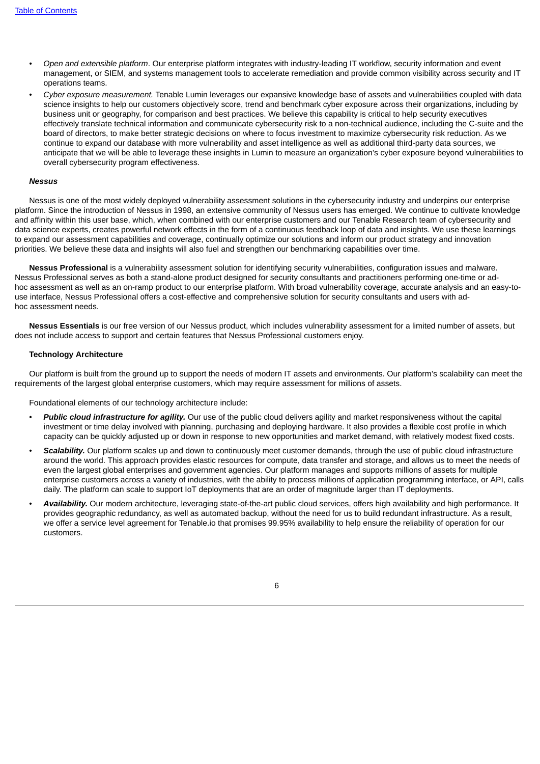- *Open and extensible platform*. Our enterprise platform integrates with industry-leading IT workflow, security information and event management, or SIEM, and systems management tools to accelerate remediation and provide common visibility across security and IT operations teams.
- *Cyber exposure measurement.* Tenable Lumin leverages our expansive knowledge base of assets and vulnerabilities coupled with data science insights to help our customers objectively score, trend and benchmark cyber exposure across their organizations, including by business unit or geography, for comparison and best practices. We believe this capability is critical to help security executives effectively translate technical information and communicate cybersecurity risk to a non-technical audience, including the C-suite and the board of directors, to make better strategic decisions on where to focus investment to maximize cybersecurity risk reduction. As we continue to expand our database with more vulnerability and asset intelligence as well as additional third-party data sources, we anticipate that we will be able to leverage these insights in Lumin to measure an organization's cyber exposure beyond vulnerabilities to overall cybersecurity program effectiveness.

***Nessus***

Nessus is one of the most widely deployed vulnerability assessment solutions in the cybersecurity industry and underpins our enterprise platform. Since the introduction of Nessus in 1998, an extensive community of Nessus users has emerged. We continue to cultivate knowledge and affinity within this user base, which, when combined with our enterprise customers and our Tenable Research team of cybersecurity and data science experts, creates powerful network effects in the form of a continuous feedback loop of data and insights. We use these learnings to expand our assessment capabilities and coverage, continually optimize our solutions and inform our product strategy and innovation priorities. We believe these data and insights will also fuel and strengthen our benchmarking capabilities over time.

**Nessus Professional** is a vulnerability assessment solution for identifying security vulnerabilities, configuration issues and malware. Nessus Professional serves as both a stand-alone product designed for security consultants and practitioners performing one-time or ad-hoc assessment as well as an on-ramp product to our enterprise platform. With broad vulnerability coverage, accurate analysis and an easy-to-use interface, Nessus Professional offers a cost-effective and comprehensive solution for security consultants and users with ad-hoc assessment needs.

**Nessus Essentials** is our free version of our Nessus product, which includes vulnerability assessment for a limited number of assets, but does not include access to support and certain features that Nessus Professional customers enjoy.

**Technology Architecture**

Our platform is built from the ground up to support the needs of modern IT assets and environments. Our platform's scalability can meet the requirements of the largest global enterprise customers, which may require assessment for millions of assets.

Foundational elements of our technology architecture include:

- ***Public cloud infrastructure for agility.*** Our use of the public cloud delivers agility and market responsiveness without the capital investment or time delay involved with planning, purchasing and deploying hardware. It also provides a flexible cost profile in which capacity can be quickly adjusted up or down in response to new opportunities and market demand, with relatively modest fixed costs.
- ***Scalability.*** Our platform scales up and down to continuously meet customer demands, through the use of public cloud infrastructure around the world. This approach provides elastic resources for compute, data transfer and storage, and allows us to meet the needs of even the largest global enterprises and government agencies. Our platform manages and supports millions of assets for multiple enterprise customers across a variety of industries, with the ability to process millions of application programming interface, or API, calls daily. The platform can scale to support IoT deployments that are an order of magnitude larger than IT deployments.
- ***Availability.*** Our modern architecture, leveraging state-of-the-art public cloud services, offers high availability and high performance. It provides geographic redundancy, as well as automated backup, without the need for us to build redundant infrastructure. As a result, we offer a service level agreement for Tenable.io that promises 99.95% availability to help ensure the reliability of operation for our customers.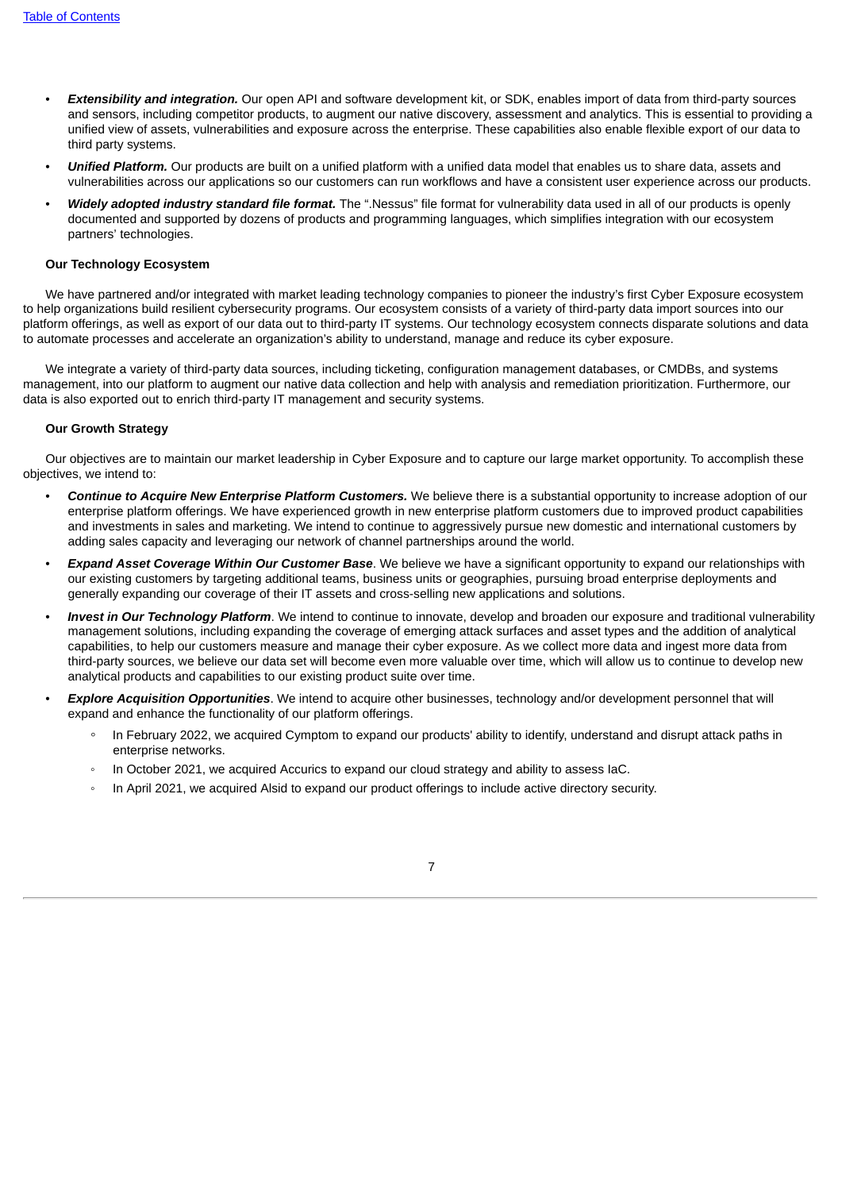- ***Extensibility and integration.*** Our open API and software development kit, or SDK, enables import of data from third-party sources and sensors, including competitor products, to augment our native discovery, assessment and analytics. This is essential to providing a unified view of assets, vulnerabilities and exposure across the enterprise. These capabilities also enable flexible export of our data to third party systems.
- ***Unified Platform.*** Our products are built on a unified platform with a unified data model that enables us to share data, assets and vulnerabilities across our applications so our customers can run workflows and have a consistent user experience across our products.
- ***Widely adopted industry standard file format.*** The ".Nessus" file format for vulnerability data used in all of our products is openly documented and supported by dozens of products and programming languages, which simplifies integration with our ecosystem partners' technologies.

**Our Technology Ecosystem**

We have partnered and/or integrated with market leading technology companies to pioneer the industry's first Cyber Exposure ecosystem to help organizations build resilient cybersecurity programs. Our ecosystem consists of a variety of third-party data import sources into our platform offerings, as well as export of our data out to third-party IT systems. Our technology ecosystem connects disparate solutions and data to automate processes and accelerate an organization's ability to understand, manage and reduce its cyber exposure.

We integrate a variety of third-party data sources, including ticketing, configuration management databases, or CMDBs, and systems management, into our platform to augment our native data collection and help with analysis and remediation prioritization. Furthermore, our data is also exported out to enrich third-party IT management and security systems.

**Our Growth Strategy**

Our objectives are to maintain our market leadership in Cyber Exposure and to capture our large market opportunity. To accomplish these objectives, we intend to:

- ***Continue to Acquire New Enterprise Platform Customers.*** We believe there is a substantial opportunity to increase adoption of our enterprise platform offerings. We have experienced growth in new enterprise platform customers due to improved product capabilities and investments in sales and marketing. We intend to continue to aggressively pursue new domestic and international customers by adding sales capacity and leveraging our network of channel partnerships around the world.
- ***Expand Asset Coverage Within Our Customer Base***. We believe we have a significant opportunity to expand our relationships with our existing customers by targeting additional teams, business units or geographies, pursuing broad enterprise deployments and generally expanding our coverage of their IT assets and cross-selling new applications and solutions.
- ***Invest in Our Technology Platform***. We intend to continue to innovate, develop and broaden our exposure and traditional vulnerability management solutions, including expanding the coverage of emerging attack surfaces and asset types and the addition of analytical capabilities, to help our customers measure and manage their cyber exposure. As we collect more data and ingest more data from third-party sources, we believe our data set will become even more valuable over time, which will allow us to continue to develop new analytical products and capabilities to our existing product suite over time.
- ***Explore Acquisition Opportunities***. We intend to acquire other businesses, technology and/or development personnel that will expand and enhance the functionality of our platform offerings.
  - In February 2022, we acquired Cymptom to expand our products' ability to identify, understand and disrupt attack paths in enterprise networks.
  - In October 2021, we acquired Accurics to expand our cloud strategy and ability to assess IaC.
  - In April 2021, we acquired Alsid to expand our product offerings to include active directory security.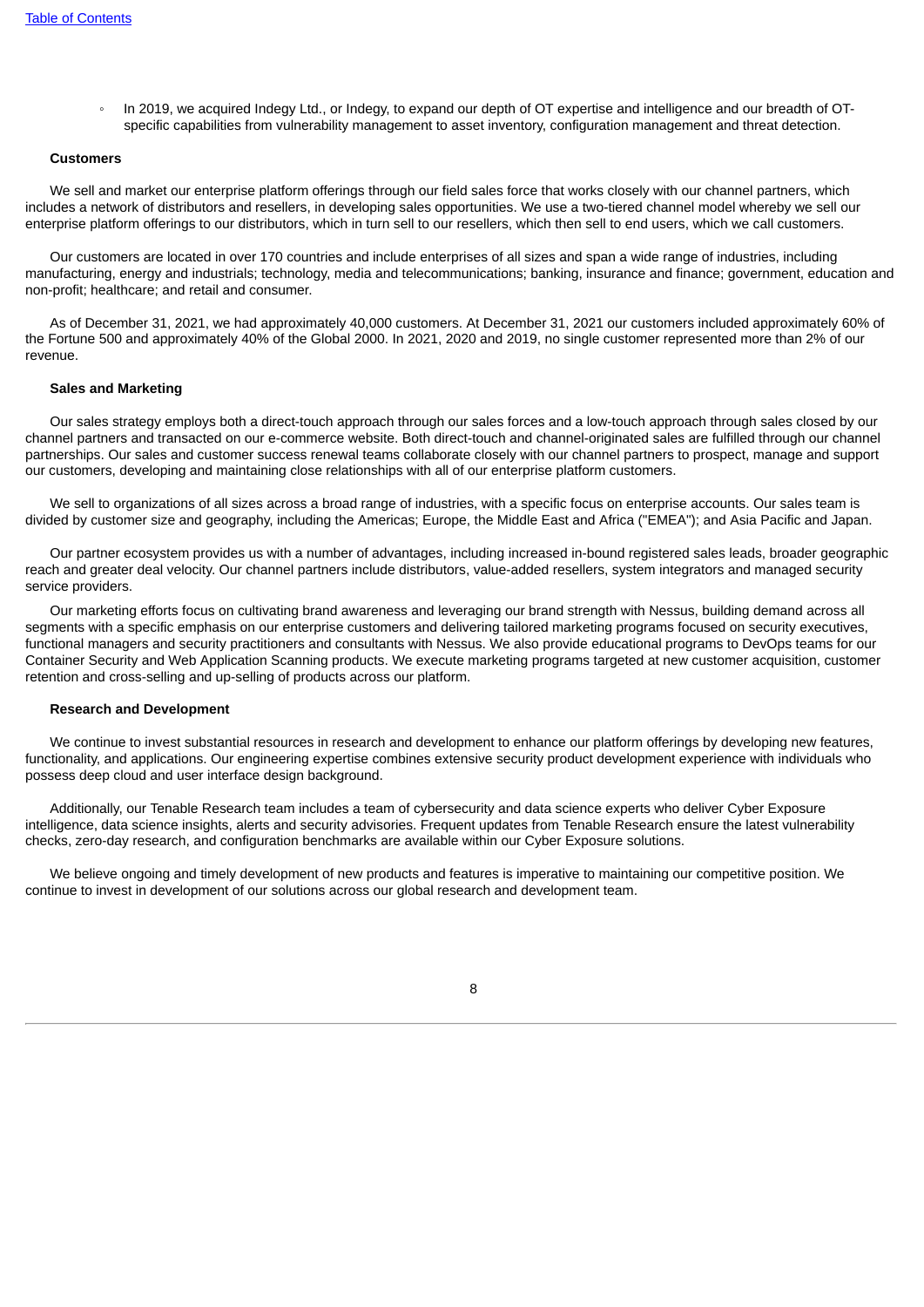- In 2019, we acquired Indegy Ltd., or Indegy, to expand our depth of OT expertise and intelligence and our breadth of OT-specific capabilities from vulnerability management to asset inventory, configuration management and threat detection.

**Customers**

We sell and market our enterprise platform offerings through our field sales force that works closely with our channel partners, which includes a network of distributors and resellers, in developing sales opportunities. We use a two-tiered channel model whereby we sell our enterprise platform offerings to our distributors, which in turn sell to our resellers, which then sell to end users, which we call customers.

Our customers are located in over 170 countries and include enterprises of all sizes and span a wide range of industries, including manufacturing, energy and industrials; technology, media and telecommunications; banking, insurance and finance; government, education and non-profit; healthcare; and retail and consumer.

As of December 31, 2021, we had approximately 40,000 customers. At December 31, 2021 our customers included approximately 60% of the Fortune 500 and approximately 40% of the Global 2000. In 2021, 2020 and 2019, no single customer represented more than 2% of our revenue.

**Sales and Marketing**

Our sales strategy employs both a direct-touch approach through our sales forces and a low-touch approach through sales closed by our channel partners and transacted on our e-commerce website. Both direct-touch and channel-originated sales are fulfilled through our channel partnerships. Our sales and customer success renewal teams collaborate closely with our channel partners to prospect, manage and support our customers, developing and maintaining close relationships with all of our enterprise platform customers.

We sell to organizations of all sizes across a broad range of industries, with a specific focus on enterprise accounts. Our sales team is divided by customer size and geography, including the Americas; Europe, the Middle East and Africa ("EMEA"); and Asia Pacific and Japan.

Our partner ecosystem provides us with a number of advantages, including increased in-bound registered sales leads, broader geographic reach and greater deal velocity. Our channel partners include distributors, value-added resellers, system integrators and managed security service providers.

Our marketing efforts focus on cultivating brand awareness and leveraging our brand strength with Nessus, building demand across all segments with a specific emphasis on our enterprise customers and delivering tailored marketing programs focused on security executives, functional managers and security practitioners and consultants with Nessus. We also provide educational programs to DevOps teams for our Container Security and Web Application Scanning products. We execute marketing programs targeted at new customer acquisition, customer retention and cross-selling and up-selling of products across our platform.

**Research and Development**

We continue to invest substantial resources in research and development to enhance our platform offerings by developing new features, functionality, and applications. Our engineering expertise combines extensive security product development experience with individuals who possess deep cloud and user interface design background.

Additionally, our Tenable Research team includes a team of cybersecurity and data science experts who deliver Cyber Exposure intelligence, data science insights, alerts and security advisories. Frequent updates from Tenable Research ensure the latest vulnerability checks, zero-day research, and configuration benchmarks are available within our Cyber Exposure solutions.

We believe ongoing and timely development of new products and features is imperative to maintaining our competitive position. We continue to invest in development of our solutions across our global research and development team.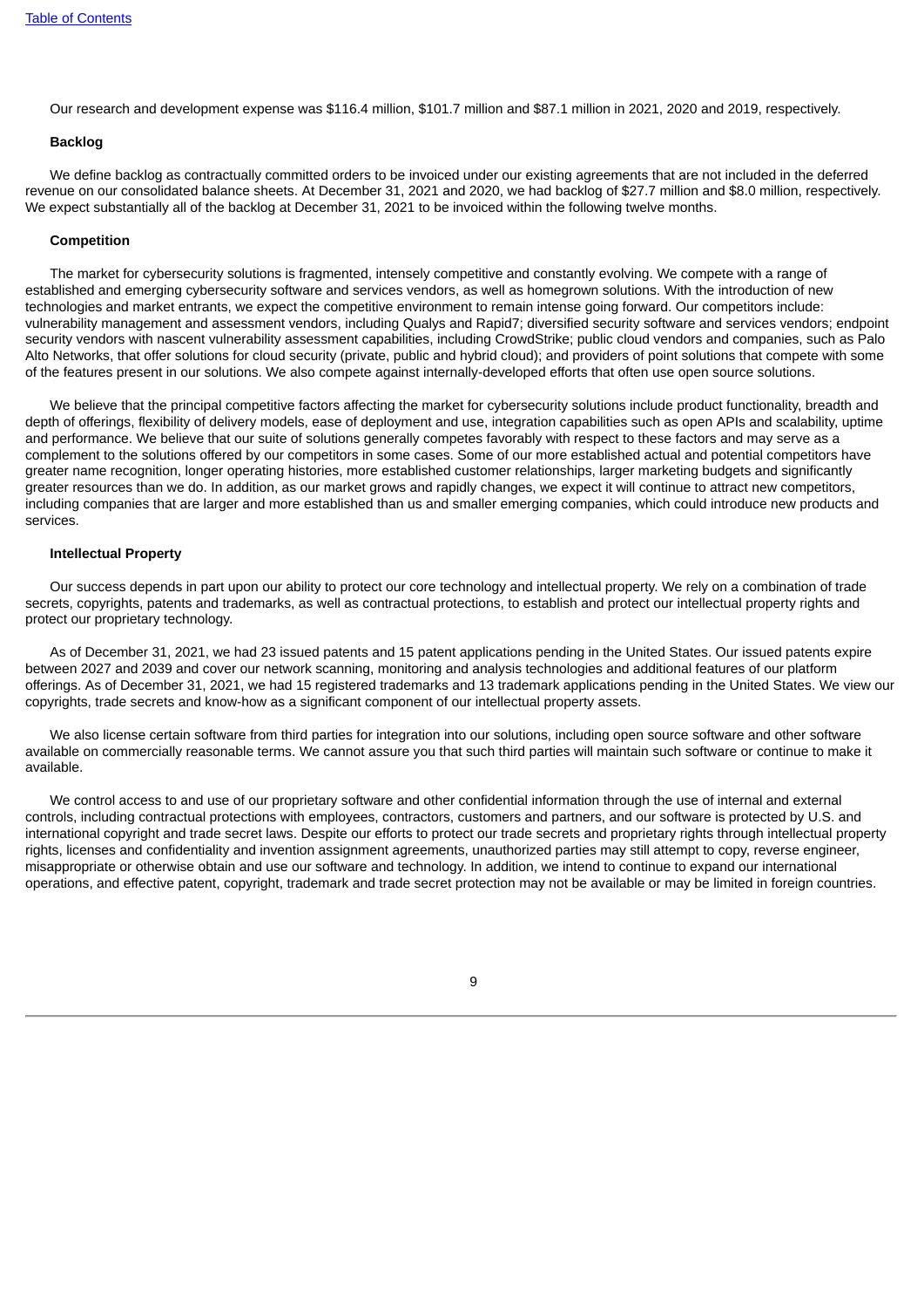Our research and development expense was $116.4 million, $101.7 million and $87.1 million in 2021, 2020 and 2019, respectively.

### Backlog

We define backlog as contractually committed orders to be invoiced under our existing agreements that are not included in the deferred revenue on our consolidated balance sheets. At December 31, 2021 and 2020, we had backlog of $27.7 million and $8.0 million, respectively. We expect substantially all of the backlog at December 31, 2021 to be invoiced within the following twelve months.

### Competition

The market for cybersecurity solutions is fragmented, intensely competitive and constantly evolving. We compete with a range of established and emerging cybersecurity software and services vendors, as well as homegrown solutions. With the introduction of new technologies and market entrants, we expect the competitive environment to remain intense going forward. Our competitors include: vulnerability management and assessment vendors, including Qualys and Rapid7; diversified security software and services vendors; endpoint security vendors with nascent vulnerability assessment capabilities, including CrowdStrike; public cloud vendors and companies, such as Palo Alto Networks, that offer solutions for cloud security (private, public and hybrid cloud); and providers of point solutions that compete with some of the features present in our solutions. We also compete against internally-developed efforts that often use open source solutions.

We believe that the principal competitive factors affecting the market for cybersecurity solutions include product functionality, breadth and depth of offerings, flexibility of delivery models, ease of deployment and use, integration capabilities such as open APIs and scalability, uptime and performance. We believe that our suite of solutions generally competes favorably with respect to these factors and may serve as a complement to the solutions offered by our competitors in some cases. Some of our more established actual and potential competitors have greater name recognition, longer operating histories, more established customer relationships, larger marketing budgets and significantly greater resources than we do. In addition, as our market grows and rapidly changes, we expect it will continue to attract new competitors, including companies that are larger and more established than us and smaller emerging companies, which could introduce new products and services.

### Intellectual Property

Our success depends in part upon our ability to protect our core technology and intellectual property. We rely on a combination of trade secrets, copyrights, patents and trademarks, as well as contractual protections, to establish and protect our intellectual property rights and protect our proprietary technology.

As of December 31, 2021, we had 23 issued patents and 15 patent applications pending in the United States. Our issued patents expire between 2027 and 2039 and cover our network scanning, monitoring and analysis technologies and additional features of our platform offerings. As of December 31, 2021, we had 15 registered trademarks and 13 trademark applications pending in the United States. We view our copyrights, trade secrets and know-how as a significant component of our intellectual property assets.

We also license certain software from third parties for integration into our solutions, including open source software and other software available on commercially reasonable terms. We cannot assure you that such third parties will maintain such software or continue to make it available.

We control access to and use of our proprietary software and other confidential information through the use of internal and external controls, including contractual protections with employees, contractors, customers and partners, and our software is protected by U.S. and international copyright and trade secret laws. Despite our efforts to protect our trade secrets and proprietary rights through intellectual property rights, licenses and confidentiality and invention assignment agreements, unauthorized parties may still attempt to copy, reverse engineer, misappropriate or otherwise obtain and use our software and technology. In addition, we intend to continue to expand our international operations, and effective patent, copyright, trademark and trade secret protection may not be available or may be limited in foreign countries.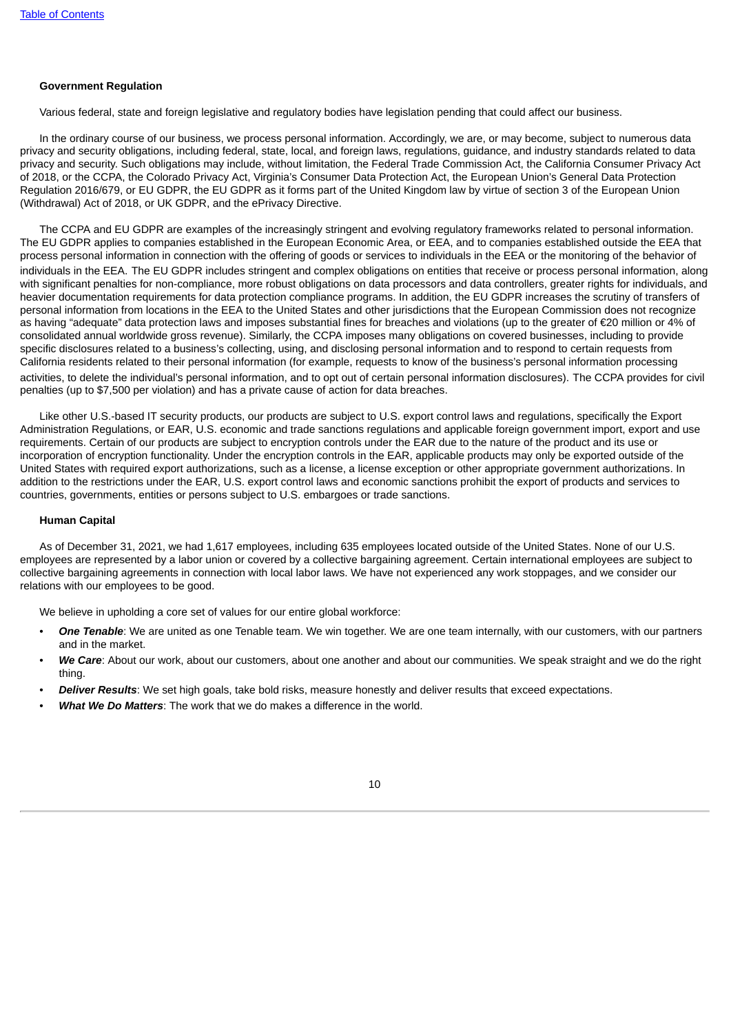### Government Regulation

Various federal, state and foreign legislative and regulatory bodies have legislation pending that could affect our business.

In the ordinary course of our business, we process personal information. Accordingly, we are, or may become, subject to numerous data privacy and security obligations, including federal, state, local, and foreign laws, regulations, guidance, and industry standards related to data privacy and security. Such obligations may include, without limitation, the Federal Trade Commission Act, the California Consumer Privacy Act of 2018, or the CCPA, the Colorado Privacy Act, Virginia's Consumer Data Protection Act, the European Union's General Data Protection Regulation 2016/679, or EU GDPR, the EU GDPR as it forms part of the United Kingdom law by virtue of section 3 of the European Union (Withdrawal) Act of 2018, or UK GDPR, and the ePrivacy Directive.

The CCPA and EU GDPR are examples of the increasingly stringent and evolving regulatory frameworks related to personal information. The EU GDPR applies to companies established in the European Economic Area, or EEA, and to companies established outside the EEA that process personal information in connection with the offering of goods or services to individuals in the EEA or the monitoring of the behavior of individuals in the EEA. The EU GDPR includes stringent and complex obligations on entities that receive or process personal information, along with significant penalties for non-compliance, more robust obligations on data processors and data controllers, greater rights for individuals, and heavier documentation requirements for data protection compliance programs. In addition, the EU GDPR increases the scrutiny of transfers of personal information from locations in the EEA to the United States and other jurisdictions that the European Commission does not recognize as having "adequate" data protection laws and imposes substantial fines for breaches and violations (up to the greater of €20 million or 4% of consolidated annual worldwide gross revenue). Similarly, the CCPA imposes many obligations on covered businesses, including to provide specific disclosures related to a business's collecting, using, and disclosing personal information and to respond to certain requests from California residents related to their personal information (for example, requests to know of the business's personal information processing activities, to delete the individual's personal information, and to opt out of certain personal information disclosures). The CCPA provides for civil penalties (up to $7,500 per violation) and has a private cause of action for data breaches.

Like other U.S.-based IT security products, our products are subject to U.S. export control laws and regulations, specifically the Export Administration Regulations, or EAR, U.S. economic and trade sanctions regulations and applicable foreign government import, export and use requirements. Certain of our products are subject to encryption controls under the EAR due to the nature of the product and its use or incorporation of encryption functionality. Under the encryption controls in the EAR, applicable products may only be exported outside of the United States with required export authorizations, such as a license, a license exception or other appropriate government authorizations. In addition to the restrictions under the EAR, U.S. export control laws and economic sanctions prohibit the export of products and services to countries, governments, entities or persons subject to U.S. embargoes or trade sanctions.

### Human Capital

As of December 31, 2021, we had 1,617 employees, including 635 employees located outside of the United States. None of our U.S. employees are represented by a labor union or covered by a collective bargaining agreement. Certain international employees are subject to collective bargaining agreements in connection with local labor laws. We have not experienced any work stoppages, and we consider our relations with our employees to be good.

We believe in upholding a core set of values for our entire global workforce:

- ***One Tenable***: We are united as one Tenable team. We win together. We are one team internally, with our customers, with our partners and in the market.
- ***We Care***: About our work, about our customers, about one another and about our communities. We speak straight and we do the right thing.
- ***Deliver Results***: We set high goals, take bold risks, measure honestly and deliver results that exceed expectations.
- ***What We Do Matters***: The work that we do makes a difference in the world.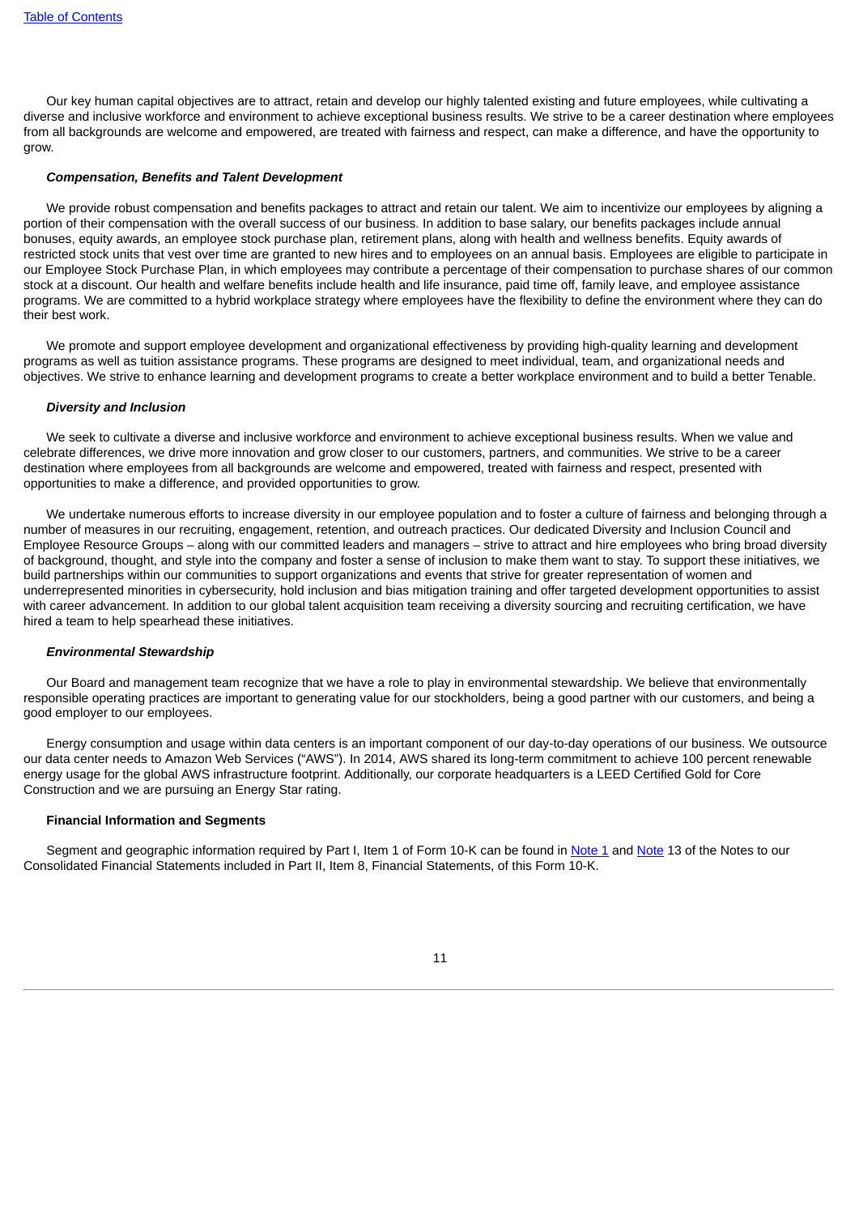Our key human capital objectives are to attract, retain and develop our highly talented existing and future employees, while cultivating a diverse and inclusive workforce and environment to achieve exceptional business results. We strive to be a career destination where employees from all backgrounds are welcome and empowered, are treated with fairness and respect, can make a difference, and have the opportunity to grow.

***Compensation, Benefits and Talent Development***

We provide robust compensation and benefits packages to attract and retain our talent. We aim to incentivize our employees by aligning a portion of their compensation with the overall success of our business. In addition to base salary, our benefits packages include annual bonuses, equity awards, an employee stock purchase plan, retirement plans, along with health and wellness benefits. Equity awards of restricted stock units that vest over time are granted to new hires and to employees on an annual basis. Employees are eligible to participate in our Employee Stock Purchase Plan, in which employees may contribute a percentage of their compensation to purchase shares of our common stock at a discount. Our health and welfare benefits include health and life insurance, paid time off, family leave, and employee assistance programs. We are committed to a hybrid workplace strategy where employees have the flexibility to define the environment where they can do their best work.

We promote and support employee development and organizational effectiveness by providing high-quality learning and development programs as well as tuition assistance programs. These programs are designed to meet individual, team, and organizational needs and objectives. We strive to enhance learning and development programs to create a better workplace environment and to build a better Tenable.

***Diversity and Inclusion***

We seek to cultivate a diverse and inclusive workforce and environment to achieve exceptional business results. When we value and celebrate differences, we drive more innovation and grow closer to our customers, partners, and communities. We strive to be a career destination where employees from all backgrounds are welcome and empowered, treated with fairness and respect, presented with opportunities to make a difference, and provided opportunities to grow.

We undertake numerous efforts to increase diversity in our employee population and to foster a culture of fairness and belonging through a number of measures in our recruiting, engagement, retention, and outreach practices. Our dedicated Diversity and Inclusion Council and Employee Resource Groups – along with our committed leaders and managers – strive to attract and hire employees who bring broad diversity of background, thought, and style into the company and foster a sense of inclusion to make them want to stay. To support these initiatives, we build partnerships within our communities to support organizations and events that strive for greater representation of women and underrepresented minorities in cybersecurity, hold inclusion and bias mitigation training and offer targeted development opportunities to assist with career advancement. In addition to our global talent acquisition team receiving a diversity sourcing and recruiting certification, we have hired a team to help spearhead these initiatives.

***Environmental Stewardship***

Our Board and management team recognize that we have a role to play in environmental stewardship. We believe that environmentally responsible operating practices are important to generating value for our stockholders, being a good partner with our customers, and being a good employer to our employees.

Energy consumption and usage within data centers is an important component of our day-to-day operations of our business. We outsource our data center needs to Amazon Web Services ("AWS"). In 2014, AWS shared its long-term commitment to achieve 100 percent renewable energy usage for the global AWS infrastructure footprint. Additionally, our corporate headquarters is a LEED Certified Gold for Core Construction and we are pursuing an Energy Star rating.

**Financial Information and Segments**

Segment and geographic information required by Part I, Item 1 of Form 10-K can be found in Note 1 and Note 13 of the Notes to our Consolidated Financial Statements included in Part II, Item 8, Financial Statements, of this Form 10-K.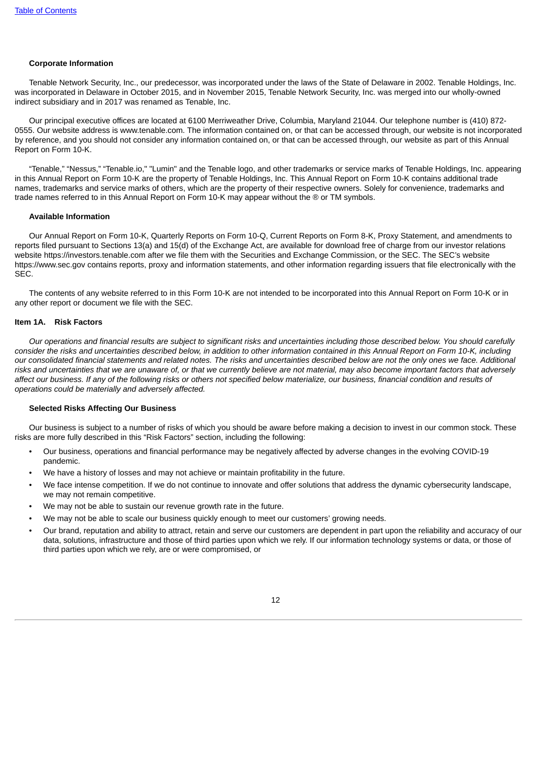### Corporate Information

Tenable Network Security, Inc., our predecessor, was incorporated under the laws of the State of Delaware in 2002. Tenable Holdings, Inc. was incorporated in Delaware in October 2015, and in November 2015, Tenable Network Security, Inc. was merged into our wholly-owned indirect subsidiary and in 2017 was renamed as Tenable, Inc.

Our principal executive offices are located at 6100 Merriweather Drive, Columbia, Maryland 21044. Our telephone number is (410) 872-0555. Our website address is www.tenable.com. The information contained on, or that can be accessed through, our website is not incorporated by reference, and you should not consider any information contained on, or that can be accessed through, our website as part of this Annual Report on Form 10-K.

"Tenable," "Nessus," "Tenable.io," "Lumin" and the Tenable logo, and other trademarks or service marks of Tenable Holdings, Inc. appearing in this Annual Report on Form 10-K are the property of Tenable Holdings, Inc. This Annual Report on Form 10-K contains additional trade names, trademarks and service marks of others, which are the property of their respective owners. Solely for convenience, trademarks and trade names referred to in this Annual Report on Form 10-K may appear without the ® or TM symbols.

### Available Information

Our Annual Report on Form 10-K, Quarterly Reports on Form 10-Q, Current Reports on Form 8-K, Proxy Statement, and amendments to reports filed pursuant to Sections 13(a) and 15(d) of the Exchange Act, are available for download free of charge from our investor relations website https://investors.tenable.com after we file them with the Securities and Exchange Commission, or the SEC. The SEC's website https://www.sec.gov contains reports, proxy and information statements, and other information regarding issuers that file electronically with the SEC.

The contents of any website referred to in this Form 10-K are not intended to be incorporated into this Annual Report on Form 10-K or in any other report or document we file with the SEC.

## Item 1A. Risk Factors

*Our operations and financial results are subject to significant risks and uncertainties including those described below. You should carefully consider the risks and uncertainties described below, in addition to other information contained in this Annual Report on Form 10-K, including our consolidated financial statements and related notes. The risks and uncertainties described below are not the only ones we face. Additional risks and uncertainties that we are unaware of, or that we currently believe are not material, may also become important factors that adversely affect our business. If any of the following risks or others not specified below materialize, our business, financial condition and results of operations could be materially and adversely affected.*

### Selected Risks Affecting Our Business

Our business is subject to a number of risks of which you should be aware before making a decision to invest in our common stock. These risks are more fully described in this "Risk Factors" section, including the following:

- Our business, operations and financial performance may be negatively affected by adverse changes in the evolving COVID-19 pandemic.
- We have a history of losses and may not achieve or maintain profitability in the future.
- We face intense competition. If we do not continue to innovate and offer solutions that address the dynamic cybersecurity landscape, we may not remain competitive.
- We may not be able to sustain our revenue growth rate in the future.
- We may not be able to scale our business quickly enough to meet our customers' growing needs.
- Our brand, reputation and ability to attract, retain and serve our customers are dependent in part upon the reliability and accuracy of our data, solutions, infrastructure and those of third parties upon which we rely. If our information technology systems or data, or those of third parties upon which we rely, are or were compromised, or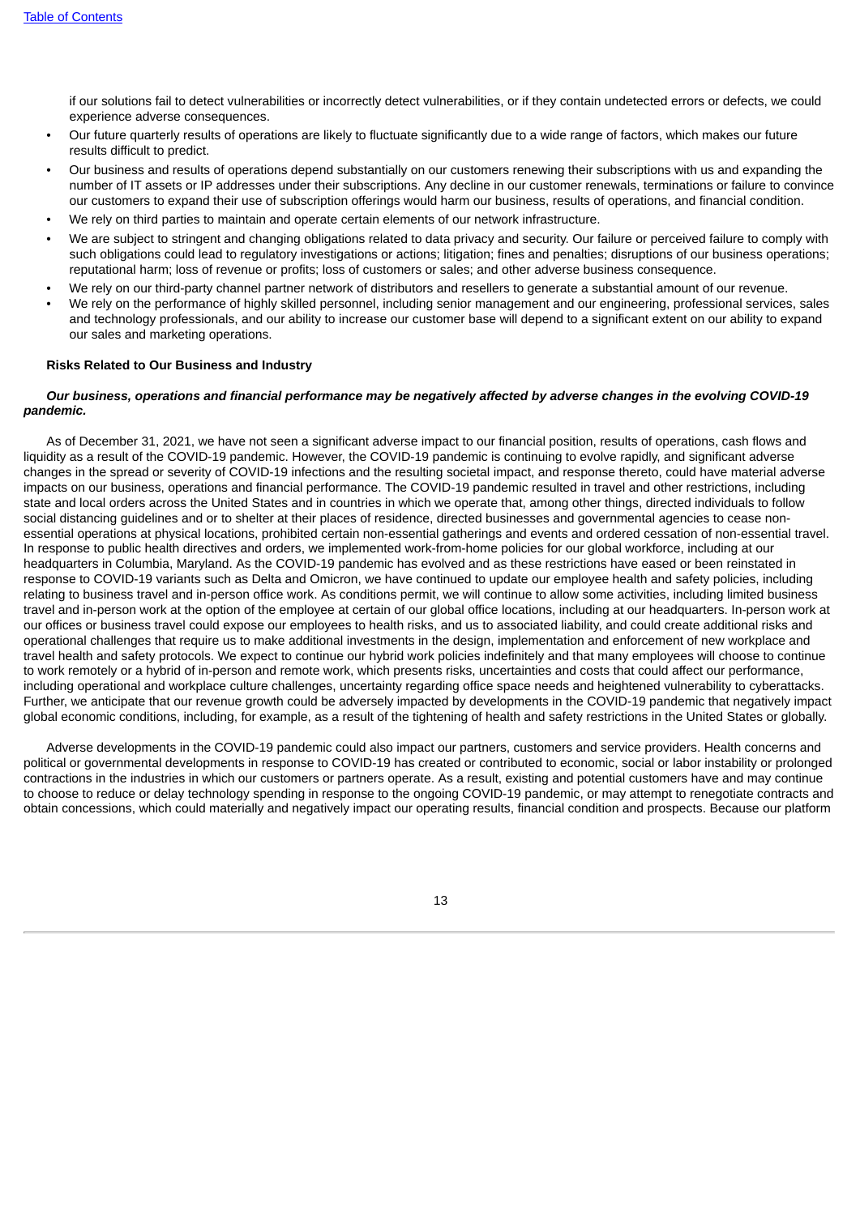if our solutions fail to detect vulnerabilities or incorrectly detect vulnerabilities, or if they contain undetected errors or defects, we could experience adverse consequences.

- Our future quarterly results of operations are likely to fluctuate significantly due to a wide range of factors, which makes our future results difficult to predict.
- Our business and results of operations depend substantially on our customers renewing their subscriptions with us and expanding the number of IT assets or IP addresses under their subscriptions. Any decline in our customer renewals, terminations or failure to convince our customers to expand their use of subscription offerings would harm our business, results of operations, and financial condition.
- We rely on third parties to maintain and operate certain elements of our network infrastructure.
- We are subject to stringent and changing obligations related to data privacy and security. Our failure or perceived failure to comply with such obligations could lead to regulatory investigations or actions; litigation; fines and penalties; disruptions of our business operations; reputational harm; loss of revenue or profits; loss of customers or sales; and other adverse business consequence.
- We rely on our third-party channel partner network of distributors and resellers to generate a substantial amount of our revenue.
- We rely on the performance of highly skilled personnel, including senior management and our engineering, professional services, sales and technology professionals, and our ability to increase our customer base will depend to a significant extent on our ability to expand our sales and marketing operations.

**Risks Related to Our Business and Industry**

***Our business, operations and financial performance may be negatively affected by adverse changes in the evolving COVID-19 pandemic.***

As of December 31, 2021, we have not seen a significant adverse impact to our financial position, results of operations, cash flows and liquidity as a result of the COVID-19 pandemic. However, the COVID-19 pandemic is continuing to evolve rapidly, and significant adverse changes in the spread or severity of COVID-19 infections and the resulting societal impact, and response thereto, could have material adverse impacts on our business, operations and financial performance. The COVID-19 pandemic resulted in travel and other restrictions, including state and local orders across the United States and in countries in which we operate that, among other things, directed individuals to follow social distancing guidelines and or to shelter at their places of residence, directed businesses and governmental agencies to cease non-essential operations at physical locations, prohibited certain non-essential gatherings and events and ordered cessation of non-essential travel. In response to public health directives and orders, we implemented work-from-home policies for our global workforce, including at our headquarters in Columbia, Maryland. As the COVID-19 pandemic has evolved and as these restrictions have eased or been reinstated in response to COVID-19 variants such as Delta and Omicron, we have continued to update our employee health and safety policies, including relating to business travel and in-person office work. As conditions permit, we will continue to allow some activities, including limited business travel and in-person work at the option of the employee at certain of our global office locations, including at our headquarters. In-person work at our offices or business travel could expose our employees to health risks, and us to associated liability, and could create additional risks and operational challenges that require us to make additional investments in the design, implementation and enforcement of new workplace and travel health and safety protocols. We expect to continue our hybrid work policies indefinitely and that many employees will choose to continue to work remotely or a hybrid of in-person and remote work, which presents risks, uncertainties and costs that could affect our performance, including operational and workplace culture challenges, uncertainty regarding office space needs and heightened vulnerability to cyberattacks. Further, we anticipate that our revenue growth could be adversely impacted by developments in the COVID-19 pandemic that negatively impact global economic conditions, including, for example, as a result of the tightening of health and safety restrictions in the United States or globally.

Adverse developments in the COVID-19 pandemic could also impact our partners, customers and service providers. Health concerns and political or governmental developments in response to COVID-19 has created or contributed to economic, social or labor instability or prolonged contractions in the industries in which our customers or partners operate. As a result, existing and potential customers have and may continue to choose to reduce or delay technology spending in response to the ongoing COVID-19 pandemic, or may attempt to renegotiate contracts and obtain concessions, which could materially and negatively impact our operating results, financial condition and prospects. Because our platform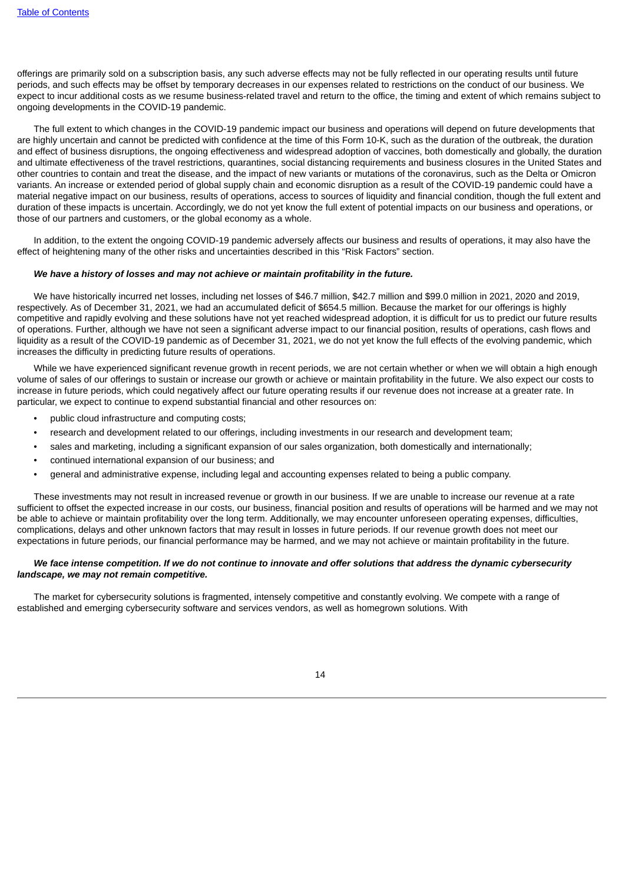offerings are primarily sold on a subscription basis, any such adverse effects may not be fully reflected in our operating results until future periods, and such effects may be offset by temporary decreases in our expenses related to restrictions on the conduct of our business. We expect to incur additional costs as we resume business-related travel and return to the office, the timing and extent of which remains subject to ongoing developments in the COVID-19 pandemic.

The full extent to which changes in the COVID-19 pandemic impact our business and operations will depend on future developments that are highly uncertain and cannot be predicted with confidence at the time of this Form 10-K, such as the duration of the outbreak, the duration and effect of business disruptions, the ongoing effectiveness and widespread adoption of vaccines, both domestically and globally, the duration and ultimate effectiveness of the travel restrictions, quarantines, social distancing requirements and business closures in the United States and other countries to contain and treat the disease, and the impact of new variants or mutations of the coronavirus, such as the Delta or Omicron variants. An increase or extended period of global supply chain and economic disruption as a result of the COVID-19 pandemic could have a material negative impact on our business, results of operations, access to sources of liquidity and financial condition, though the full extent and duration of these impacts is uncertain. Accordingly, we do not yet know the full extent of potential impacts on our business and operations, or those of our partners and customers, or the global economy as a whole.

In addition, to the extent the ongoing COVID-19 pandemic adversely affects our business and results of operations, it may also have the effect of heightening many of the other risks and uncertainties described in this "Risk Factors" section.

***We have a history of losses and may not achieve or maintain profitability in the future.***

We have historically incurred net losses, including net losses of $46.7 million, $42.7 million and $99.0 million in 2021, 2020 and 2019, respectively. As of December 31, 2021, we had an accumulated deficit of $654.5 million. Because the market for our offerings is highly competitive and rapidly evolving and these solutions have not yet reached widespread adoption, it is difficult for us to predict our future results of operations. Further, although we have not seen a significant adverse impact to our financial position, results of operations, cash flows and liquidity as a result of the COVID-19 pandemic as of December 31, 2021, we do not yet know the full effects of the evolving pandemic, which increases the difficulty in predicting future results of operations.

While we have experienced significant revenue growth in recent periods, we are not certain whether or when we will obtain a high enough volume of sales of our offerings to sustain or increase our growth or achieve or maintain profitability in the future. We also expect our costs to increase in future periods, which could negatively affect our future operating results if our revenue does not increase at a greater rate. In particular, we expect to continue to expend substantial financial and other resources on:

- public cloud infrastructure and computing costs;
- research and development related to our offerings, including investments in our research and development team;
- sales and marketing, including a significant expansion of our sales organization, both domestically and internationally;
- continued international expansion of our business; and
- general and administrative expense, including legal and accounting expenses related to being a public company.

These investments may not result in increased revenue or growth in our business. If we are unable to increase our revenue at a rate sufficient to offset the expected increase in our costs, our business, financial position and results of operations will be harmed and we may not be able to achieve or maintain profitability over the long term. Additionally, we may encounter unforeseen operating expenses, difficulties, complications, delays and other unknown factors that may result in losses in future periods. If our revenue growth does not meet our expectations in future periods, our financial performance may be harmed, and we may not achieve or maintain profitability in the future.

***We face intense competition. If we do not continue to innovate and offer solutions that address the dynamic cybersecurity landscape, we may not remain competitive.***

The market for cybersecurity solutions is fragmented, intensely competitive and constantly evolving. We compete with a range of established and emerging cybersecurity software and services vendors, as well as homegrown solutions. With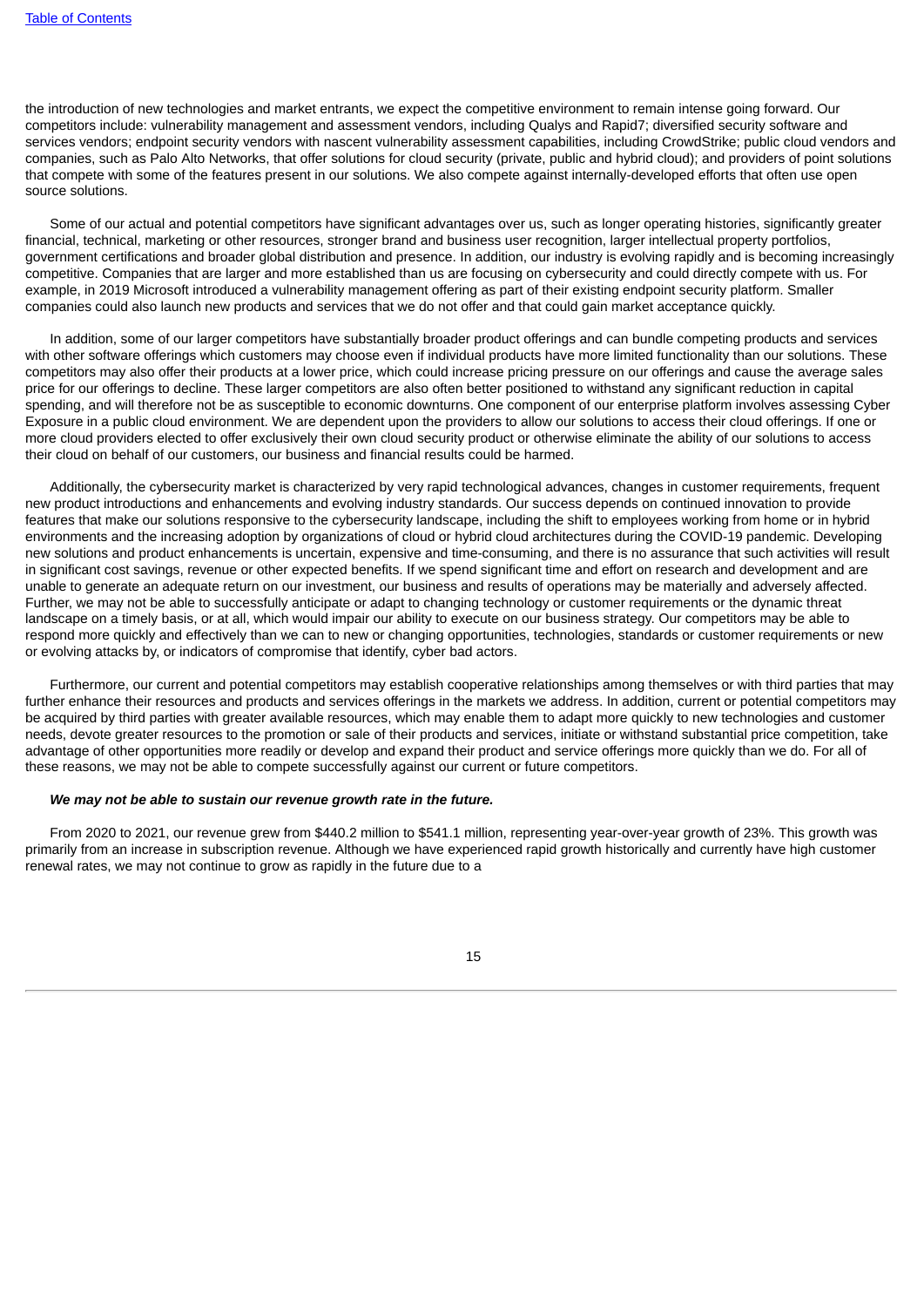the introduction of new technologies and market entrants, we expect the competitive environment to remain intense going forward. Our competitors include: vulnerability management and assessment vendors, including Qualys and Rapid7; diversified security software and services vendors; endpoint security vendors with nascent vulnerability assessment capabilities, including CrowdStrike; public cloud vendors and companies, such as Palo Alto Networks, that offer solutions for cloud security (private, public and hybrid cloud); and providers of point solutions that compete with some of the features present in our solutions. We also compete against internally-developed efforts that often use open source solutions.

Some of our actual and potential competitors have significant advantages over us, such as longer operating histories, significantly greater financial, technical, marketing or other resources, stronger brand and business user recognition, larger intellectual property portfolios, government certifications and broader global distribution and presence. In addition, our industry is evolving rapidly and is becoming increasingly competitive. Companies that are larger and more established than us are focusing on cybersecurity and could directly compete with us. For example, in 2019 Microsoft introduced a vulnerability management offering as part of their existing endpoint security platform. Smaller companies could also launch new products and services that we do not offer and that could gain market acceptance quickly.

In addition, some of our larger competitors have substantially broader product offerings and can bundle competing products and services with other software offerings which customers may choose even if individual products have more limited functionality than our solutions. These competitors may also offer their products at a lower price, which could increase pricing pressure on our offerings and cause the average sales price for our offerings to decline. These larger competitors are also often better positioned to withstand any significant reduction in capital spending, and will therefore not be as susceptible to economic downturns. One component of our enterprise platform involves assessing Cyber Exposure in a public cloud environment. We are dependent upon the providers to allow our solutions to access their cloud offerings. If one or more cloud providers elected to offer exclusively their own cloud security product or otherwise eliminate the ability of our solutions to access their cloud on behalf of our customers, our business and financial results could be harmed.

Additionally, the cybersecurity market is characterized by very rapid technological advances, changes in customer requirements, frequent new product introductions and enhancements and evolving industry standards. Our success depends on continued innovation to provide features that make our solutions responsive to the cybersecurity landscape, including the shift to employees working from home or in hybrid environments and the increasing adoption by organizations of cloud or hybrid cloud architectures during the COVID-19 pandemic. Developing new solutions and product enhancements is uncertain, expensive and time-consuming, and there is no assurance that such activities will result in significant cost savings, revenue or other expected benefits. If we spend significant time and effort on research and development and are unable to generate an adequate return on our investment, our business and results of operations may be materially and adversely affected. Further, we may not be able to successfully anticipate or adapt to changing technology or customer requirements or the dynamic threat landscape on a timely basis, or at all, which would impair our ability to execute on our business strategy. Our competitors may be able to respond more quickly and effectively than we can to new or changing opportunities, technologies, standards or customer requirements or new or evolving attacks by, or indicators of compromise that identify, cyber bad actors.

Furthermore, our current and potential competitors may establish cooperative relationships among themselves or with third parties that may further enhance their resources and products and services offerings in the markets we address. In addition, current or potential competitors may be acquired by third parties with greater available resources, which may enable them to adapt more quickly to new technologies and customer needs, devote greater resources to the promotion or sale of their products and services, initiate or withstand substantial price competition, take advantage of other opportunities more readily or develop and expand their product and service offerings more quickly than we do. For all of these reasons, we may not be able to compete successfully against our current or future competitors.

***We may not be able to sustain our revenue growth rate in the future.***

From 2020 to 2021, our revenue grew from $440.2 million to $541.1 million, representing year-over-year growth of 23%. This growth was primarily from an increase in subscription revenue. Although we have experienced rapid growth historically and currently have high customer renewal rates, we may not continue to grow as rapidly in the future due to a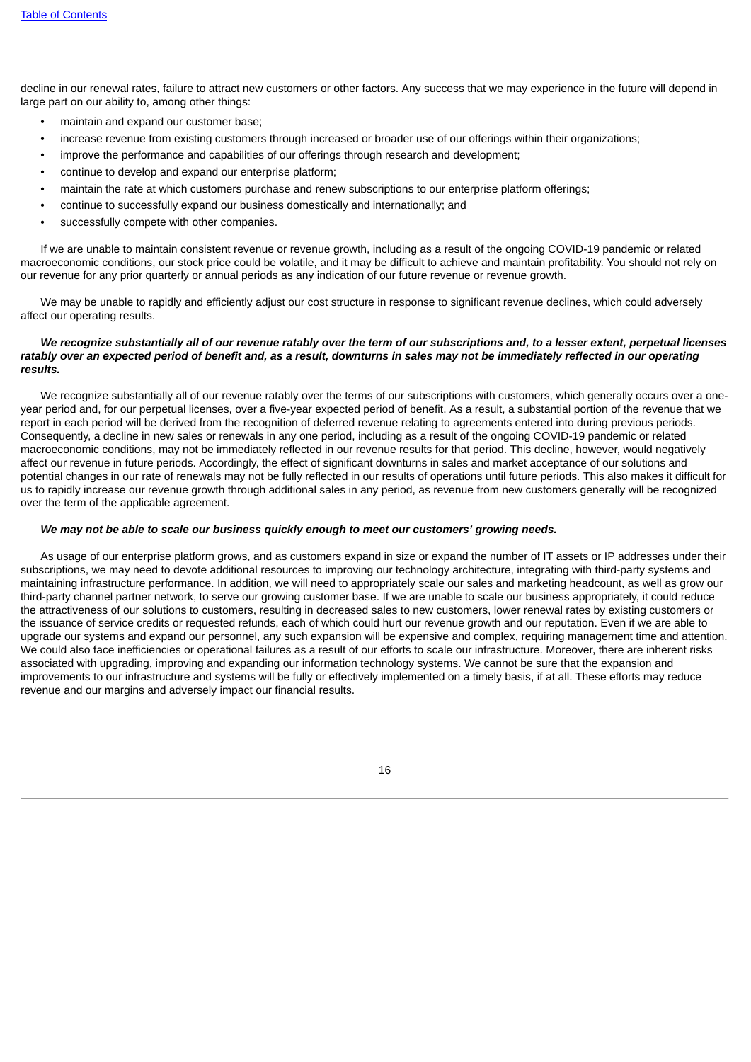decline in our renewal rates, failure to attract new customers or other factors. Any success that we may experience in the future will depend in large part on our ability to, among other things:

- maintain and expand our customer base;
- increase revenue from existing customers through increased or broader use of our offerings within their organizations;
- improve the performance and capabilities of our offerings through research and development;
- continue to develop and expand our enterprise platform;
- maintain the rate at which customers purchase and renew subscriptions to our enterprise platform offerings;
- continue to successfully expand our business domestically and internationally; and
- successfully compete with other companies.

If we are unable to maintain consistent revenue or revenue growth, including as a result of the ongoing COVID-19 pandemic or related macroeconomic conditions, our stock price could be volatile, and it may be difficult to achieve and maintain profitability. You should not rely on our revenue for any prior quarterly or annual periods as any indication of our future revenue or revenue growth.

We may be unable to rapidly and efficiently adjust our cost structure in response to significant revenue declines, which could adversely affect our operating results.

***We recognize substantially all of our revenue ratably over the term of our subscriptions and, to a lesser extent, perpetual licenses ratably over an expected period of benefit and, as a result, downturns in sales may not be immediately reflected in our operating results.***

We recognize substantially all of our revenue ratably over the terms of our subscriptions with customers, which generally occurs over a one-year period and, for our perpetual licenses, over a five-year expected period of benefit. As a result, a substantial portion of the revenue that we report in each period will be derived from the recognition of deferred revenue relating to agreements entered into during previous periods. Consequently, a decline in new sales or renewals in any one period, including as a result of the ongoing COVID-19 pandemic or related macroeconomic conditions, may not be immediately reflected in our revenue results for that period. This decline, however, would negatively affect our revenue in future periods. Accordingly, the effect of significant downturns in sales and market acceptance of our solutions and potential changes in our rate of renewals may not be fully reflected in our results of operations until future periods. This also makes it difficult for us to rapidly increase our revenue growth through additional sales in any period, as revenue from new customers generally will be recognized over the term of the applicable agreement.

***We may not be able to scale our business quickly enough to meet our customers' growing needs.***

As usage of our enterprise platform grows, and as customers expand in size or expand the number of IT assets or IP addresses under their subscriptions, we may need to devote additional resources to improving our technology architecture, integrating with third-party systems and maintaining infrastructure performance. In addition, we will need to appropriately scale our sales and marketing headcount, as well as grow our third-party channel partner network, to serve our growing customer base. If we are unable to scale our business appropriately, it could reduce the attractiveness of our solutions to customers, resulting in decreased sales to new customers, lower renewal rates by existing customers or the issuance of service credits or requested refunds, each of which could hurt our revenue growth and our reputation. Even if we are able to upgrade our systems and expand our personnel, any such expansion will be expensive and complex, requiring management time and attention. We could also face inefficiencies or operational failures as a result of our efforts to scale our infrastructure. Moreover, there are inherent risks associated with upgrading, improving and expanding our information technology systems. We cannot be sure that the expansion and improvements to our infrastructure and systems will be fully or effectively implemented on a timely basis, if at all. These efforts may reduce revenue and our margins and adversely impact our financial results.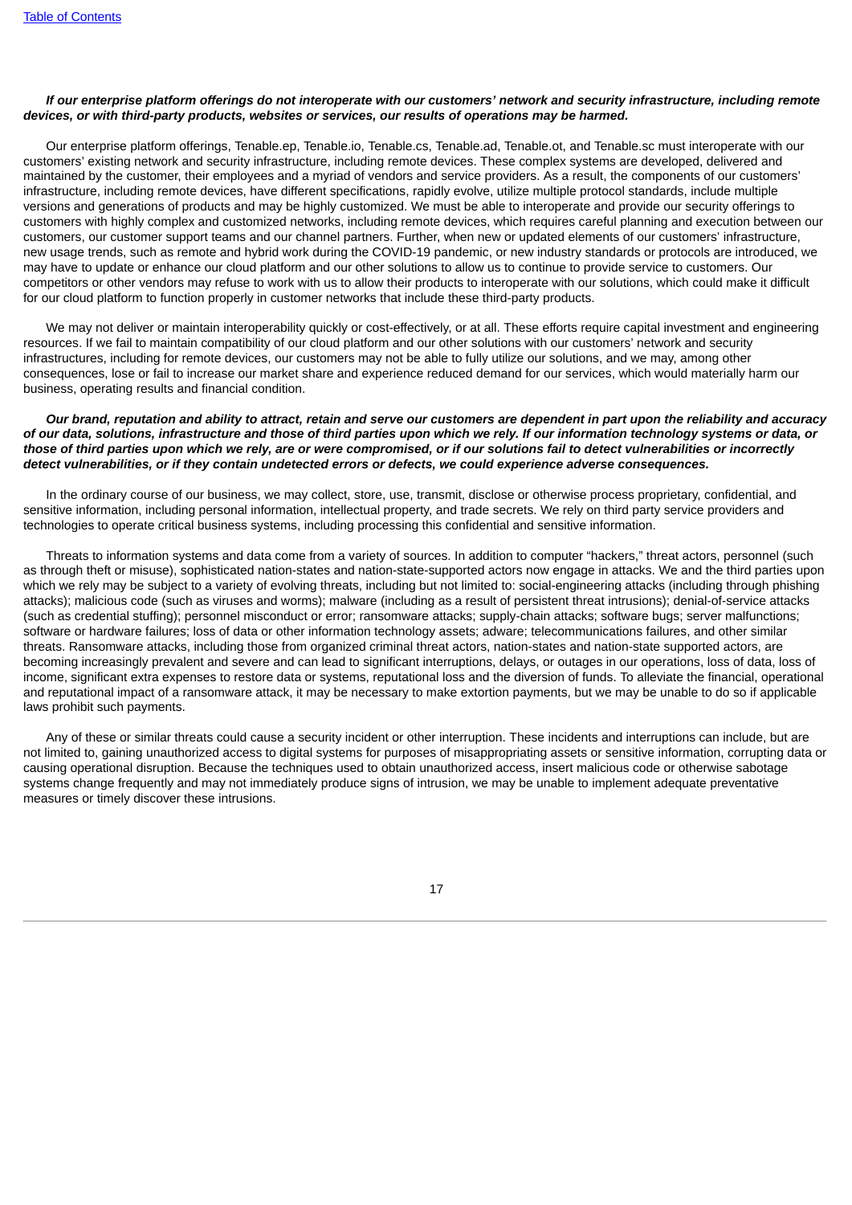***If our enterprise platform offerings do not interoperate with our customers' network and security infrastructure, including remote devices, or with third-party products, websites or services, our results of operations may be harmed.***

Our enterprise platform offerings, Tenable.ep, Tenable.io, Tenable.cs, Tenable.ad, Tenable.ot, and Tenable.sc must interoperate with our customers' existing network and security infrastructure, including remote devices. These complex systems are developed, delivered and maintained by the customer, their employees and a myriad of vendors and service providers. As a result, the components of our customers' infrastructure, including remote devices, have different specifications, rapidly evolve, utilize multiple protocol standards, include multiple versions and generations of products and may be highly customized. We must be able to interoperate and provide our security offerings to customers with highly complex and customized networks, including remote devices, which requires careful planning and execution between our customers, our customer support teams and our channel partners. Further, when new or updated elements of our customers' infrastructure, new usage trends, such as remote and hybrid work during the COVID-19 pandemic, or new industry standards or protocols are introduced, we may have to update or enhance our cloud platform and our other solutions to allow us to continue to provide service to customers. Our competitors or other vendors may refuse to work with us to allow their products to interoperate with our solutions, which could make it difficult for our cloud platform to function properly in customer networks that include these third-party products.

We may not deliver or maintain interoperability quickly or cost-effectively, or at all. These efforts require capital investment and engineering resources. If we fail to maintain compatibility of our cloud platform and our other solutions with our customers' network and security infrastructures, including for remote devices, our customers may not be able to fully utilize our solutions, and we may, among other consequences, lose or fail to increase our market share and experience reduced demand for our services, which would materially harm our business, operating results and financial condition.

***Our brand, reputation and ability to attract, retain and serve our customers are dependent in part upon the reliability and accuracy of our data, solutions, infrastructure and those of third parties upon which we rely. If our information technology systems or data, or those of third parties upon which we rely, are or were compromised, or if our solutions fail to detect vulnerabilities or incorrectly detect vulnerabilities, or if they contain undetected errors or defects, we could experience adverse consequences.***

In the ordinary course of our business, we may collect, store, use, transmit, disclose or otherwise process proprietary, confidential, and sensitive information, including personal information, intellectual property, and trade secrets. We rely on third party service providers and technologies to operate critical business systems, including processing this confidential and sensitive information.

Threats to information systems and data come from a variety of sources. In addition to computer "hackers," threat actors, personnel (such as through theft or misuse), sophisticated nation-states and nation-state-supported actors now engage in attacks. We and the third parties upon which we rely may be subject to a variety of evolving threats, including but not limited to: social-engineering attacks (including through phishing attacks); malicious code (such as viruses and worms); malware (including as a result of persistent threat intrusions); denial-of-service attacks (such as credential stuffing); personnel misconduct or error; ransomware attacks; supply-chain attacks; software bugs; server malfunctions; software or hardware failures; loss of data or other information technology assets; adware; telecommunications failures, and other similar threats. Ransomware attacks, including those from organized criminal threat actors, nation-states and nation-state supported actors, are becoming increasingly prevalent and severe and can lead to significant interruptions, delays, or outages in our operations, loss of data, loss of income, significant extra expenses to restore data or systems, reputational loss and the diversion of funds. To alleviate the financial, operational and reputational impact of a ransomware attack, it may be necessary to make extortion payments, but we may be unable to do so if applicable laws prohibit such payments.

Any of these or similar threats could cause a security incident or other interruption. These incidents and interruptions can include, but are not limited to, gaining unauthorized access to digital systems for purposes of misappropriating assets or sensitive information, corrupting data or causing operational disruption. Because the techniques used to obtain unauthorized access, insert malicious code or otherwise sabotage systems change frequently and may not immediately produce signs of intrusion, we may be unable to implement adequate preventative measures or timely discover these intrusions.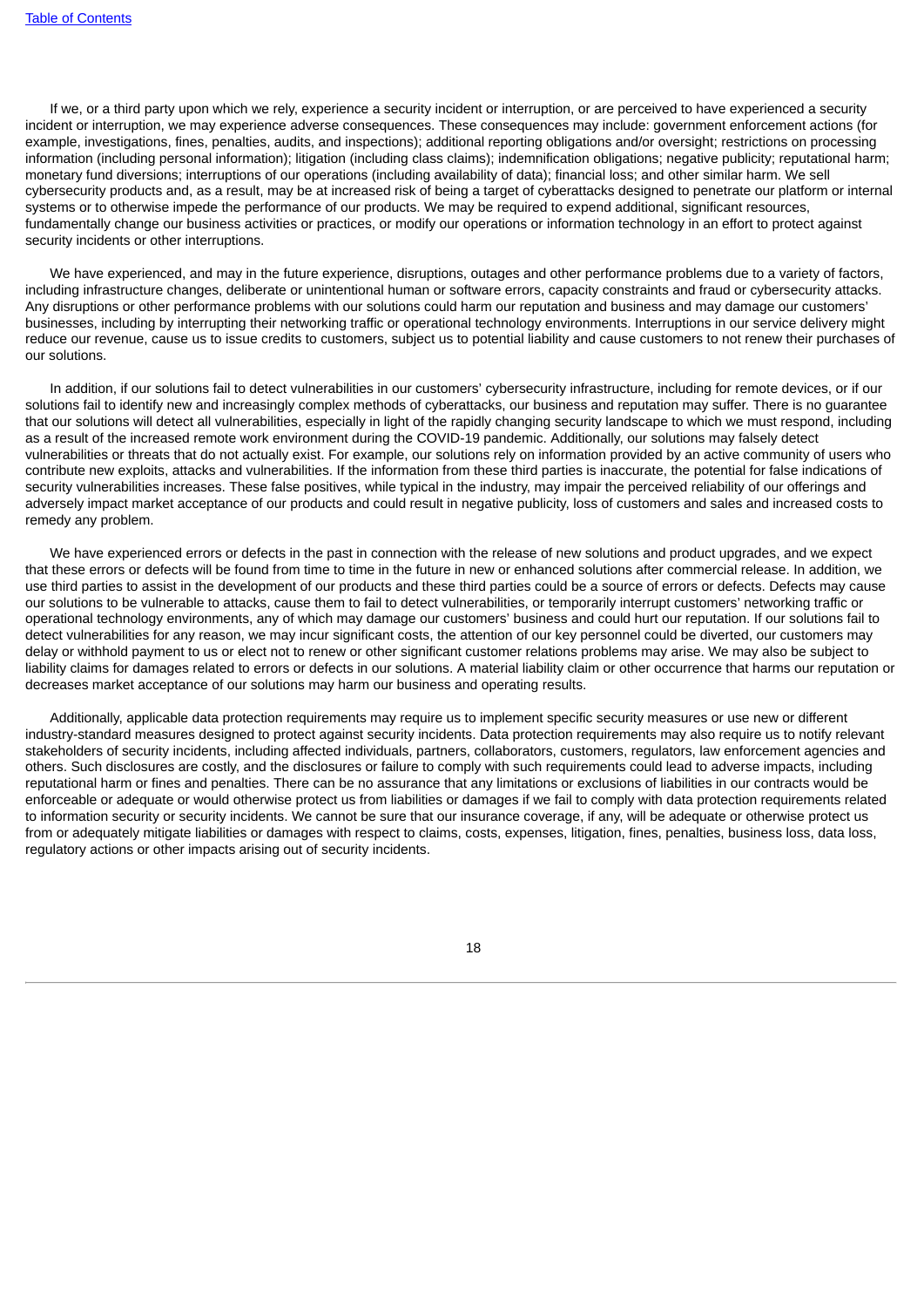If we, or a third party upon which we rely, experience a security incident or interruption, or are perceived to have experienced a security incident or interruption, we may experience adverse consequences. These consequences may include: government enforcement actions (for example, investigations, fines, penalties, audits, and inspections); additional reporting obligations and/or oversight; restrictions on processing information (including personal information); litigation (including class claims); indemnification obligations; negative publicity; reputational harm; monetary fund diversions; interruptions of our operations (including availability of data); financial loss; and other similar harm. We sell cybersecurity products and, as a result, may be at increased risk of being a target of cyberattacks designed to penetrate our platform or internal systems or to otherwise impede the performance of our products. We may be required to expend additional, significant resources, fundamentally change our business activities or practices, or modify our operations or information technology in an effort to protect against security incidents or other interruptions.

We have experienced, and may in the future experience, disruptions, outages and other performance problems due to a variety of factors, including infrastructure changes, deliberate or unintentional human or software errors, capacity constraints and fraud or cybersecurity attacks. Any disruptions or other performance problems with our solutions could harm our reputation and business and may damage our customers' businesses, including by interrupting their networking traffic or operational technology environments. Interruptions in our service delivery might reduce our revenue, cause us to issue credits to customers, subject us to potential liability and cause customers to not renew their purchases of our solutions.

In addition, if our solutions fail to detect vulnerabilities in our customers' cybersecurity infrastructure, including for remote devices, or if our solutions fail to identify new and increasingly complex methods of cyberattacks, our business and reputation may suffer. There is no guarantee that our solutions will detect all vulnerabilities, especially in light of the rapidly changing security landscape to which we must respond, including as a result of the increased remote work environment during the COVID-19 pandemic. Additionally, our solutions may falsely detect vulnerabilities or threats that do not actually exist. For example, our solutions rely on information provided by an active community of users who contribute new exploits, attacks and vulnerabilities. If the information from these third parties is inaccurate, the potential for false indications of security vulnerabilities increases. These false positives, while typical in the industry, may impair the perceived reliability of our offerings and adversely impact market acceptance of our products and could result in negative publicity, loss of customers and sales and increased costs to remedy any problem.

We have experienced errors or defects in the past in connection with the release of new solutions and product upgrades, and we expect that these errors or defects will be found from time to time in the future in new or enhanced solutions after commercial release. In addition, we use third parties to assist in the development of our products and these third parties could be a source of errors or defects. Defects may cause our solutions to be vulnerable to attacks, cause them to fail to detect vulnerabilities, or temporarily interrupt customers' networking traffic or operational technology environments, any of which may damage our customers' business and could hurt our reputation. If our solutions fail to detect vulnerabilities for any reason, we may incur significant costs, the attention of our key personnel could be diverted, our customers may delay or withhold payment to us or elect not to renew or other significant customer relations problems may arise. We may also be subject to liability claims for damages related to errors or defects in our solutions. A material liability claim or other occurrence that harms our reputation or decreases market acceptance of our solutions may harm our business and operating results.

Additionally, applicable data protection requirements may require us to implement specific security measures or use new or different industry-standard measures designed to protect against security incidents. Data protection requirements may also require us to notify relevant stakeholders of security incidents, including affected individuals, partners, collaborators, customers, regulators, law enforcement agencies and others. Such disclosures are costly, and the disclosures or failure to comply with such requirements could lead to adverse impacts, including reputational harm or fines and penalties. There can be no assurance that any limitations or exclusions of liabilities in our contracts would be enforceable or adequate or would otherwise protect us from liabilities or damages if we fail to comply with data protection requirements related to information security or security incidents. We cannot be sure that our insurance coverage, if any, will be adequate or otherwise protect us from or adequately mitigate liabilities or damages with respect to claims, costs, expenses, litigation, fines, penalties, business loss, data loss, regulatory actions or other impacts arising out of security incidents.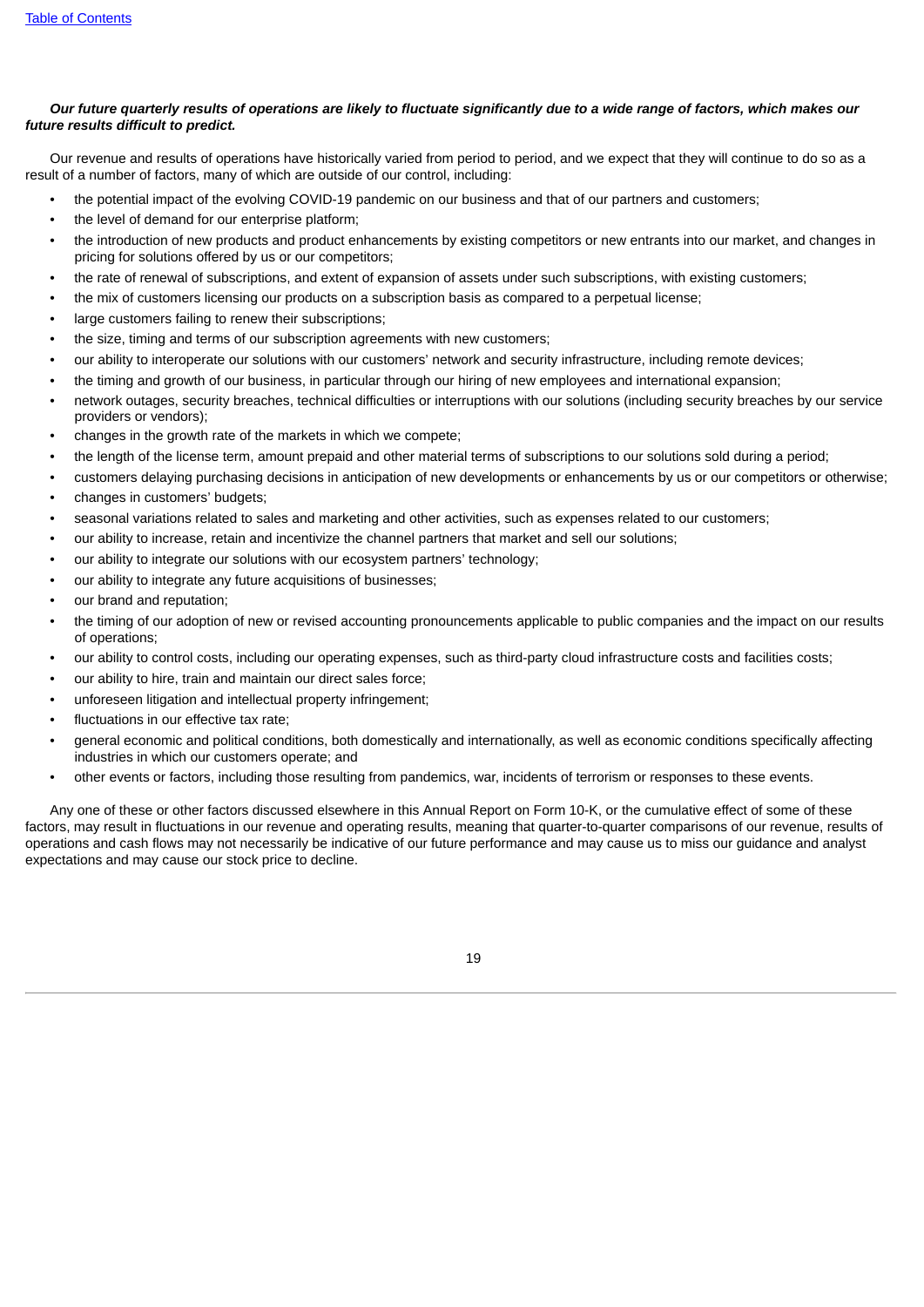***Our future quarterly results of operations are likely to fluctuate significantly due to a wide range of factors, which makes our future results difficult to predict.***

Our revenue and results of operations have historically varied from period to period, and we expect that they will continue to do so as a result of a number of factors, many of which are outside of our control, including:

- the potential impact of the evolving COVID-19 pandemic on our business and that of our partners and customers;
- the level of demand for our enterprise platform;
- the introduction of new products and product enhancements by existing competitors or new entrants into our market, and changes in pricing for solutions offered by us or our competitors;
- the rate of renewal of subscriptions, and extent of expansion of assets under such subscriptions, with existing customers;
- the mix of customers licensing our products on a subscription basis as compared to a perpetual license;
- large customers failing to renew their subscriptions;
- the size, timing and terms of our subscription agreements with new customers;
- our ability to interoperate our solutions with our customers' network and security infrastructure, including remote devices;
- the timing and growth of our business, in particular through our hiring of new employees and international expansion;
- network outages, security breaches, technical difficulties or interruptions with our solutions (including security breaches by our service providers or vendors);
- changes in the growth rate of the markets in which we compete;
- the length of the license term, amount prepaid and other material terms of subscriptions to our solutions sold during a period;
- customers delaying purchasing decisions in anticipation of new developments or enhancements by us or our competitors or otherwise;
- changes in customers' budgets;
- seasonal variations related to sales and marketing and other activities, such as expenses related to our customers;
- our ability to increase, retain and incentivize the channel partners that market and sell our solutions;
- our ability to integrate our solutions with our ecosystem partners' technology;
- our ability to integrate any future acquisitions of businesses;
- our brand and reputation;
- the timing of our adoption of new or revised accounting pronouncements applicable to public companies and the impact on our results of operations;
- our ability to control costs, including our operating expenses, such as third-party cloud infrastructure costs and facilities costs;
- our ability to hire, train and maintain our direct sales force;
- unforeseen litigation and intellectual property infringement;
- fluctuations in our effective tax rate;
- general economic and political conditions, both domestically and internationally, as well as economic conditions specifically affecting industries in which our customers operate; and
- other events or factors, including those resulting from pandemics, war, incidents of terrorism or responses to these events.

Any one of these or other factors discussed elsewhere in this Annual Report on Form 10-K, or the cumulative effect of some of these factors, may result in fluctuations in our revenue and operating results, meaning that quarter-to-quarter comparisons of our revenue, results of operations and cash flows may not necessarily be indicative of our future performance and may cause us to miss our guidance and analyst expectations and may cause our stock price to decline.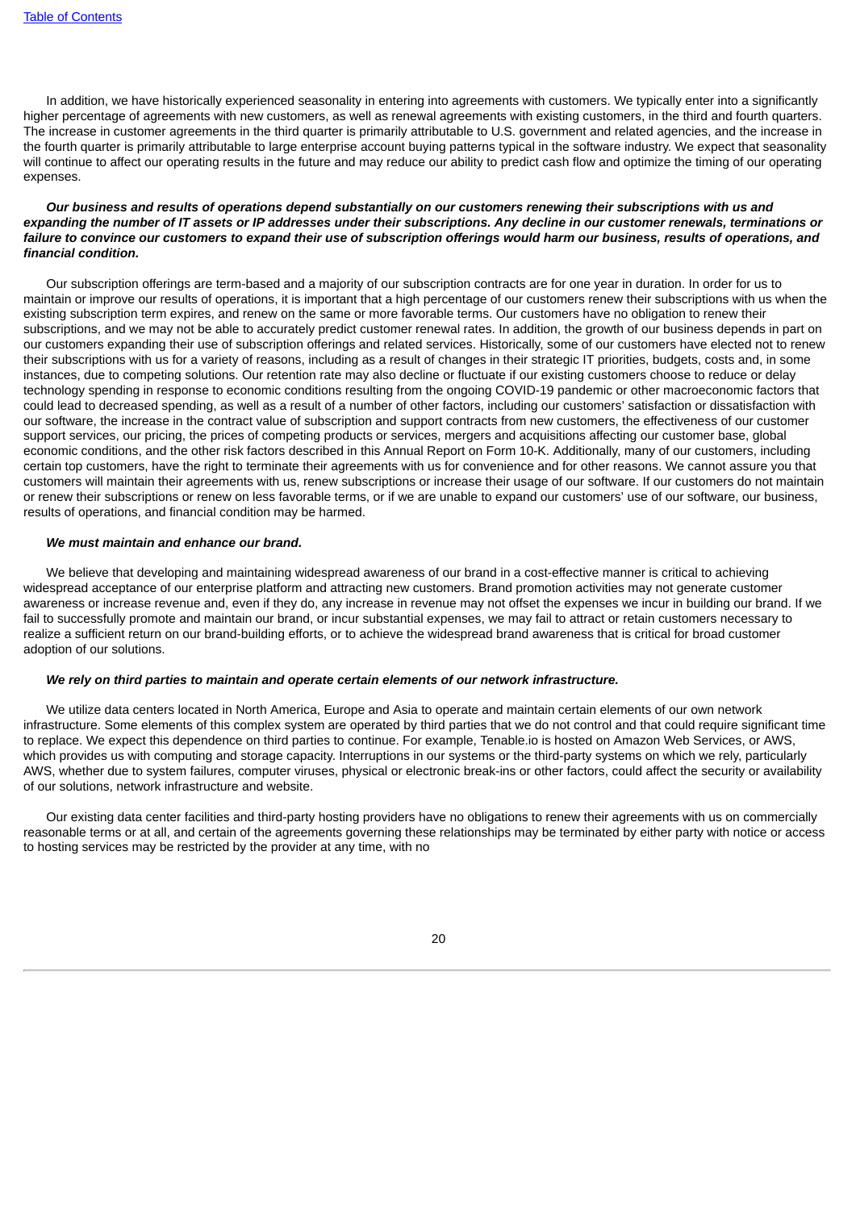In addition, we have historically experienced seasonality in entering into agreements with customers. We typically enter into a significantly higher percentage of agreements with new customers, as well as renewal agreements with existing customers, in the third and fourth quarters. The increase in customer agreements in the third quarter is primarily attributable to U.S. government and related agencies, and the increase in the fourth quarter is primarily attributable to large enterprise account buying patterns typical in the software industry. We expect that seasonality will continue to affect our operating results in the future and may reduce our ability to predict cash flow and optimize the timing of our operating expenses.

***Our business and results of operations depend substantially on our customers renewing their subscriptions with us and expanding the number of IT assets or IP addresses under their subscriptions. Any decline in our customer renewals, terminations or failure to convince our customers to expand their use of subscription offerings would harm our business, results of operations, and financial condition.***

Our subscription offerings are term-based and a majority of our subscription contracts are for one year in duration. In order for us to maintain or improve our results of operations, it is important that a high percentage of our customers renew their subscriptions with us when the existing subscription term expires, and renew on the same or more favorable terms. Our customers have no obligation to renew their subscriptions, and we may not be able to accurately predict customer renewal rates. In addition, the growth of our business depends in part on our customers expanding their use of subscription offerings and related services. Historically, some of our customers have elected not to renew their subscriptions with us for a variety of reasons, including as a result of changes in their strategic IT priorities, budgets, costs and, in some instances, due to competing solutions. Our retention rate may also decline or fluctuate if our existing customers choose to reduce or delay technology spending in response to economic conditions resulting from the ongoing COVID-19 pandemic or other macroeconomic factors that could lead to decreased spending, as well as a result of a number of other factors, including our customers' satisfaction or dissatisfaction with our software, the increase in the contract value of subscription and support contracts from new customers, the effectiveness of our customer support services, our pricing, the prices of competing products or services, mergers and acquisitions affecting our customer base, global economic conditions, and the other risk factors described in this Annual Report on Form 10-K. Additionally, many of our customers, including certain top customers, have the right to terminate their agreements with us for convenience and for other reasons. We cannot assure you that customers will maintain their agreements with us, renew subscriptions or increase their usage of our software. If our customers do not maintain or renew their subscriptions or renew on less favorable terms, or if we are unable to expand our customers' use of our software, our business, results of operations, and financial condition may be harmed.

***We must maintain and enhance our brand.***

We believe that developing and maintaining widespread awareness of our brand in a cost-effective manner is critical to achieving widespread acceptance of our enterprise platform and attracting new customers. Brand promotion activities may not generate customer awareness or increase revenue and, even if they do, any increase in revenue may not offset the expenses we incur in building our brand. If we fail to successfully promote and maintain our brand, or incur substantial expenses, we may fail to attract or retain customers necessary to realize a sufficient return on our brand-building efforts, or to achieve the widespread brand awareness that is critical for broad customer adoption of our solutions.

***We rely on third parties to maintain and operate certain elements of our network infrastructure.***

We utilize data centers located in North America, Europe and Asia to operate and maintain certain elements of our own network infrastructure. Some elements of this complex system are operated by third parties that we do not control and that could require significant time to replace. We expect this dependence on third parties to continue. For example, Tenable.io is hosted on Amazon Web Services, or AWS, which provides us with computing and storage capacity. Interruptions in our systems or the third-party systems on which we rely, particularly AWS, whether due to system failures, computer viruses, physical or electronic break-ins or other factors, could affect the security or availability of our solutions, network infrastructure and website.

Our existing data center facilities and third-party hosting providers have no obligations to renew their agreements with us on commercially reasonable terms or at all, and certain of the agreements governing these relationships may be terminated by either party with notice or access to hosting services may be restricted by the provider at any time, with no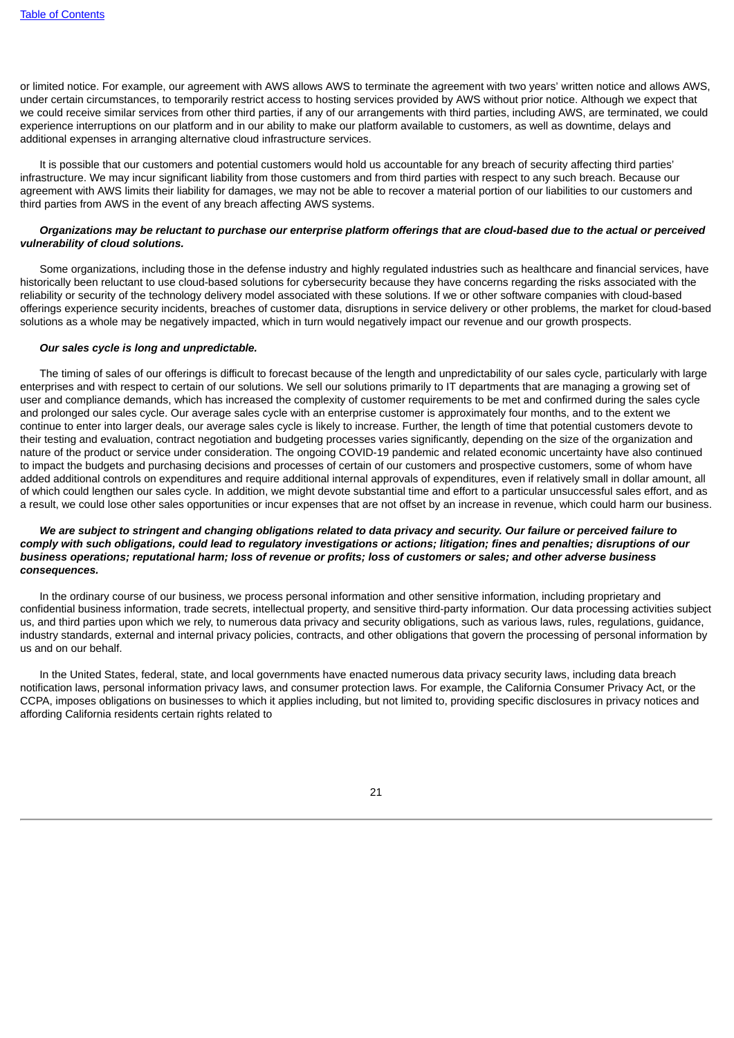or limited notice. For example, our agreement with AWS allows AWS to terminate the agreement with two years' written notice and allows AWS, under certain circumstances, to temporarily restrict access to hosting services provided by AWS without prior notice. Although we expect that we could receive similar services from other third parties, if any of our arrangements with third parties, including AWS, are terminated, we could experience interruptions on our platform and in our ability to make our platform available to customers, as well as downtime, delays and additional expenses in arranging alternative cloud infrastructure services.

It is possible that our customers and potential customers would hold us accountable for any breach of security affecting third parties' infrastructure. We may incur significant liability from those customers and from third parties with respect to any such breach. Because our agreement with AWS limits their liability for damages, we may not be able to recover a material portion of our liabilities to our customers and third parties from AWS in the event of any breach affecting AWS systems.

***Organizations may be reluctant to purchase our enterprise platform offerings that are cloud-based due to the actual or perceived vulnerability of cloud solutions.***

Some organizations, including those in the defense industry and highly regulated industries such as healthcare and financial services, have historically been reluctant to use cloud-based solutions for cybersecurity because they have concerns regarding the risks associated with the reliability or security of the technology delivery model associated with these solutions. If we or other software companies with cloud-based offerings experience security incidents, breaches of customer data, disruptions in service delivery or other problems, the market for cloud-based solutions as a whole may be negatively impacted, which in turn would negatively impact our revenue and our growth prospects.

***Our sales cycle is long and unpredictable.***

The timing of sales of our offerings is difficult to forecast because of the length and unpredictability of our sales cycle, particularly with large enterprises and with respect to certain of our solutions. We sell our solutions primarily to IT departments that are managing a growing set of user and compliance demands, which has increased the complexity of customer requirements to be met and confirmed during the sales cycle and prolonged our sales cycle. Our average sales cycle with an enterprise customer is approximately four months, and to the extent we continue to enter into larger deals, our average sales cycle is likely to increase. Further, the length of time that potential customers devote to their testing and evaluation, contract negotiation and budgeting processes varies significantly, depending on the size of the organization and nature of the product or service under consideration. The ongoing COVID-19 pandemic and related economic uncertainty have also continued to impact the budgets and purchasing decisions and processes of certain of our customers and prospective customers, some of whom have added additional controls on expenditures and require additional internal approvals of expenditures, even if relatively small in dollar amount, all of which could lengthen our sales cycle. In addition, we might devote substantial time and effort to a particular unsuccessful sales effort, and as a result, we could lose other sales opportunities or incur expenses that are not offset by an increase in revenue, which could harm our business.

***We are subject to stringent and changing obligations related to data privacy and security. Our failure or perceived failure to comply with such obligations, could lead to regulatory investigations or actions; litigation; fines and penalties; disruptions of our business operations; reputational harm; loss of revenue or profits; loss of customers or sales; and other adverse business consequences.***

In the ordinary course of our business, we process personal information and other sensitive information, including proprietary and confidential business information, trade secrets, intellectual property, and sensitive third-party information. Our data processing activities subject us, and third parties upon which we rely, to numerous data privacy and security obligations, such as various laws, rules, regulations, guidance, industry standards, external and internal privacy policies, contracts, and other obligations that govern the processing of personal information by us and on our behalf.

In the United States, federal, state, and local governments have enacted numerous data privacy security laws, including data breach notification laws, personal information privacy laws, and consumer protection laws. For example, the California Consumer Privacy Act, or the CCPA, imposes obligations on businesses to which it applies including, but not limited to, providing specific disclosures in privacy notices and affording California residents certain rights related to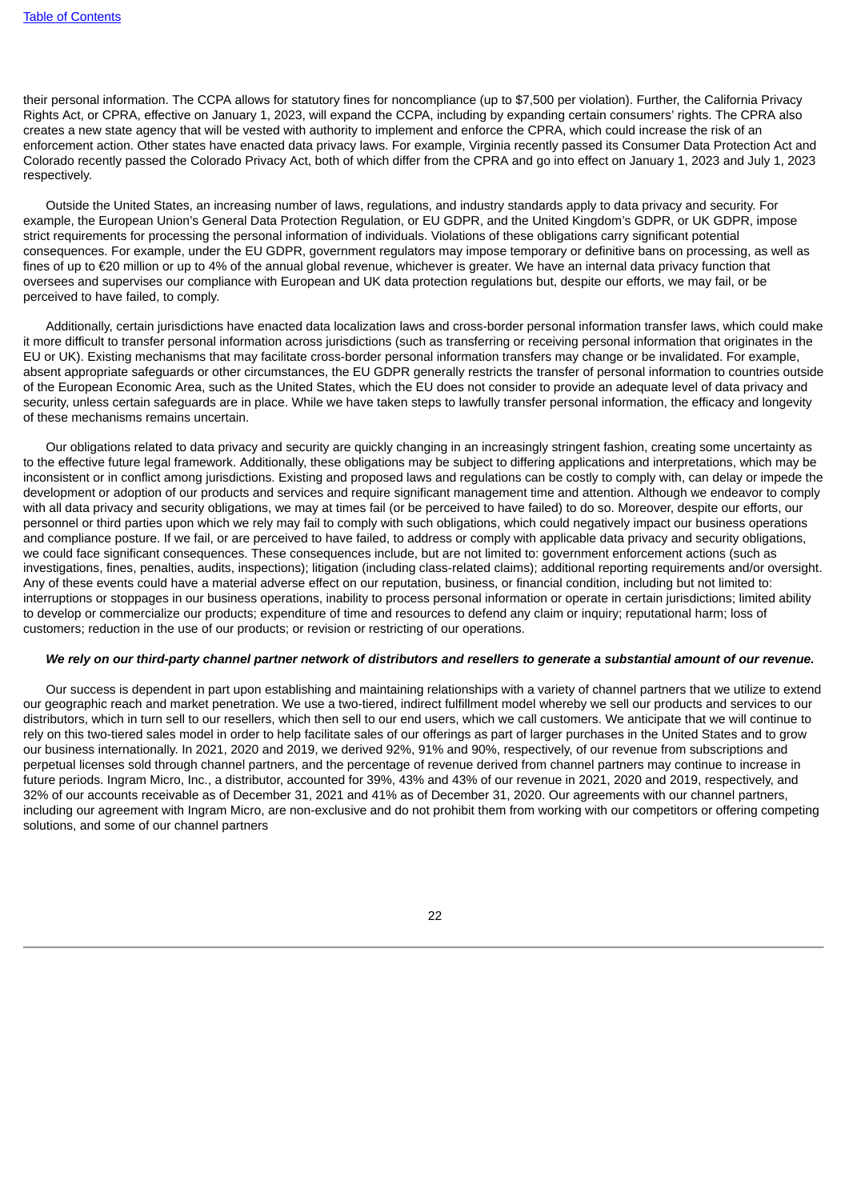their personal information. The CCPA allows for statutory fines for noncompliance (up to $7,500 per violation). Further, the California Privacy Rights Act, or CPRA, effective on January 1, 2023, will expand the CCPA, including by expanding certain consumers' rights. The CPRA also creates a new state agency that will be vested with authority to implement and enforce the CPRA, which could increase the risk of an enforcement action. Other states have enacted data privacy laws. For example, Virginia recently passed its Consumer Data Protection Act and Colorado recently passed the Colorado Privacy Act, both of which differ from the CPRA and go into effect on January 1, 2023 and July 1, 2023 respectively.

Outside the United States, an increasing number of laws, regulations, and industry standards apply to data privacy and security. For example, the European Union's General Data Protection Regulation, or EU GDPR, and the United Kingdom's GDPR, or UK GDPR, impose strict requirements for processing the personal information of individuals. Violations of these obligations carry significant potential consequences. For example, under the EU GDPR, government regulators may impose temporary or definitive bans on processing, as well as fines of up to €20 million or up to 4% of the annual global revenue, whichever is greater. We have an internal data privacy function that oversees and supervises our compliance with European and UK data protection regulations but, despite our efforts, we may fail, or be perceived to have failed, to comply.

Additionally, certain jurisdictions have enacted data localization laws and cross-border personal information transfer laws, which could make it more difficult to transfer personal information across jurisdictions (such as transferring or receiving personal information that originates in the EU or UK). Existing mechanisms that may facilitate cross-border personal information transfers may change or be invalidated. For example, absent appropriate safeguards or other circumstances, the EU GDPR generally restricts the transfer of personal information to countries outside of the European Economic Area, such as the United States, which the EU does not consider to provide an adequate level of data privacy and security, unless certain safeguards are in place. While we have taken steps to lawfully transfer personal information, the efficacy and longevity of these mechanisms remains uncertain.

Our obligations related to data privacy and security are quickly changing in an increasingly stringent fashion, creating some uncertainty as to the effective future legal framework. Additionally, these obligations may be subject to differing applications and interpretations, which may be inconsistent or in conflict among jurisdictions. Existing and proposed laws and regulations can be costly to comply with, can delay or impede the development or adoption of our products and services and require significant management time and attention. Although we endeavor to comply with all data privacy and security obligations, we may at times fail (or be perceived to have failed) to do so. Moreover, despite our efforts, our personnel or third parties upon which we rely may fail to comply with such obligations, which could negatively impact our business operations and compliance posture. If we fail, or are perceived to have failed, to address or comply with applicable data privacy and security obligations, we could face significant consequences. These consequences include, but are not limited to: government enforcement actions (such as investigations, fines, penalties, audits, inspections); litigation (including class-related claims); additional reporting requirements and/or oversight. Any of these events could have a material adverse effect on our reputation, business, or financial condition, including but not limited to: interruptions or stoppages in our business operations, inability to process personal information or operate in certain jurisdictions; limited ability to develop or commercialize our products; expenditure of time and resources to defend any claim or inquiry; reputational harm; loss of customers; reduction in the use of our products; or revision or restricting of our operations.

***We rely on our third-party channel partner network of distributors and resellers to generate a substantial amount of our revenue.***

Our success is dependent in part upon establishing and maintaining relationships with a variety of channel partners that we utilize to extend our geographic reach and market penetration. We use a two-tiered, indirect fulfillment model whereby we sell our products and services to our distributors, which in turn sell to our resellers, which then sell to our end users, which we call customers. We anticipate that we will continue to rely on this two-tiered sales model in order to help facilitate sales of our offerings as part of larger purchases in the United States and to grow our business internationally. In 2021, 2020 and 2019, we derived 92%, 91% and 90%, respectively, of our revenue from subscriptions and perpetual licenses sold through channel partners, and the percentage of revenue derived from channel partners may continue to increase in future periods. Ingram Micro, Inc., a distributor, accounted for 39%, 43% and 43% of our revenue in 2021, 2020 and 2019, respectively, and 32% of our accounts receivable as of December 31, 2021 and 41% as of December 31, 2020. Our agreements with our channel partners, including our agreement with Ingram Micro, are non-exclusive and do not prohibit them from working with our competitors or offering competing solutions, and some of our channel partners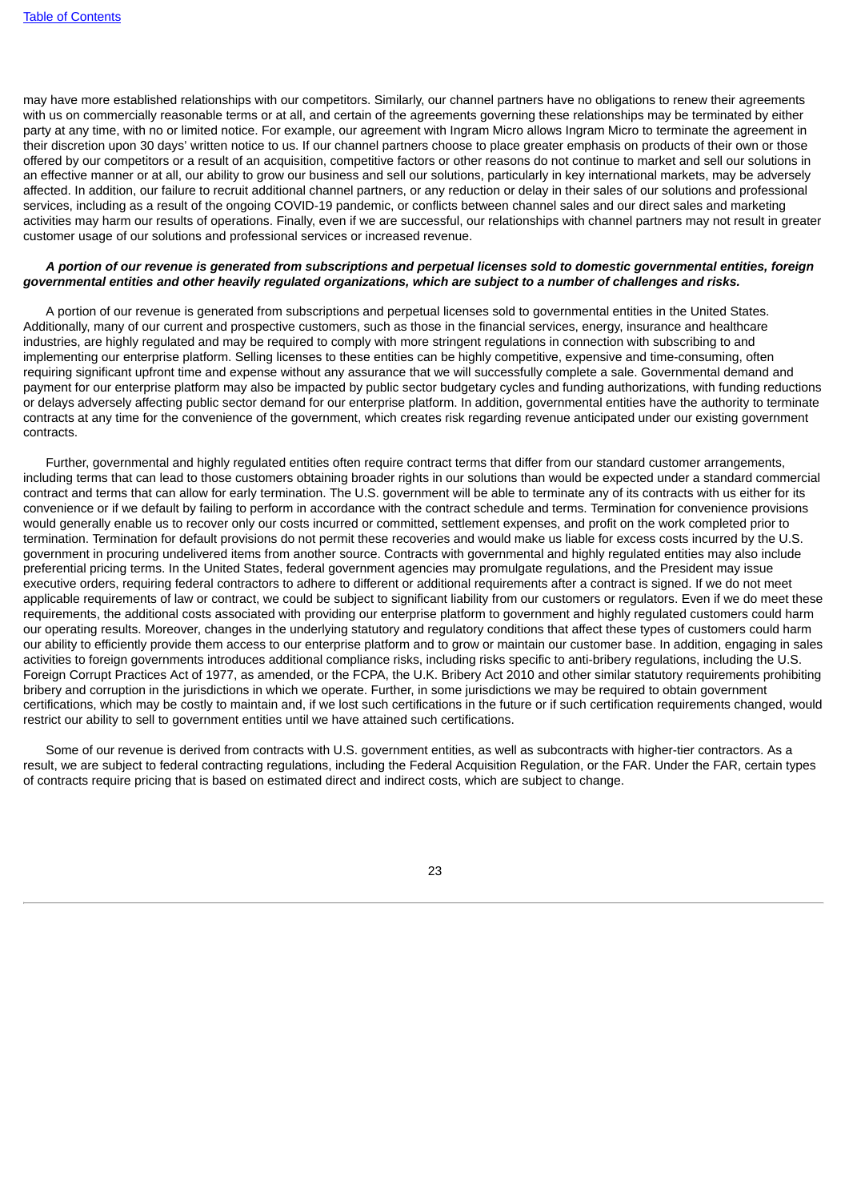may have more established relationships with our competitors. Similarly, our channel partners have no obligations to renew their agreements with us on commercially reasonable terms or at all, and certain of the agreements governing these relationships may be terminated by either party at any time, with no or limited notice. For example, our agreement with Ingram Micro allows Ingram Micro to terminate the agreement in their discretion upon 30 days' written notice to us. If our channel partners choose to place greater emphasis on products of their own or those offered by our competitors or a result of an acquisition, competitive factors or other reasons do not continue to market and sell our solutions in an effective manner or at all, our ability to grow our business and sell our solutions, particularly in key international markets, may be adversely affected. In addition, our failure to recruit additional channel partners, or any reduction or delay in their sales of our solutions and professional services, including as a result of the ongoing COVID-19 pandemic, or conflicts between channel sales and our direct sales and marketing activities may harm our results of operations. Finally, even if we are successful, our relationships with channel partners may not result in greater customer usage of our solutions and professional services or increased revenue.

***A portion of our revenue is generated from subscriptions and perpetual licenses sold to domestic governmental entities, foreign governmental entities and other heavily regulated organizations, which are subject to a number of challenges and risks.***

A portion of our revenue is generated from subscriptions and perpetual licenses sold to governmental entities in the United States. Additionally, many of our current and prospective customers, such as those in the financial services, energy, insurance and healthcare industries, are highly regulated and may be required to comply with more stringent regulations in connection with subscribing to and implementing our enterprise platform. Selling licenses to these entities can be highly competitive, expensive and time-consuming, often requiring significant upfront time and expense without any assurance that we will successfully complete a sale. Governmental demand and payment for our enterprise platform may also be impacted by public sector budgetary cycles and funding authorizations, with funding reductions or delays adversely affecting public sector demand for our enterprise platform. In addition, governmental entities have the authority to terminate contracts at any time for the convenience of the government, which creates risk regarding revenue anticipated under our existing government contracts.

Further, governmental and highly regulated entities often require contract terms that differ from our standard customer arrangements, including terms that can lead to those customers obtaining broader rights in our solutions than would be expected under a standard commercial contract and terms that can allow for early termination. The U.S. government will be able to terminate any of its contracts with us either for its convenience or if we default by failing to perform in accordance with the contract schedule and terms. Termination for convenience provisions would generally enable us to recover only our costs incurred or committed, settlement expenses, and profit on the work completed prior to termination. Termination for default provisions do not permit these recoveries and would make us liable for excess costs incurred by the U.S. government in procuring undelivered items from another source. Contracts with governmental and highly regulated entities may also include preferential pricing terms. In the United States, federal government agencies may promulgate regulations, and the President may issue executive orders, requiring federal contractors to adhere to different or additional requirements after a contract is signed. If we do not meet applicable requirements of law or contract, we could be subject to significant liability from our customers or regulators. Even if we do meet these requirements, the additional costs associated with providing our enterprise platform to government and highly regulated customers could harm our operating results. Moreover, changes in the underlying statutory and regulatory conditions that affect these types of customers could harm our ability to efficiently provide them access to our enterprise platform and to grow or maintain our customer base. In addition, engaging in sales activities to foreign governments introduces additional compliance risks, including risks specific to anti-bribery regulations, including the U.S. Foreign Corrupt Practices Act of 1977, as amended, or the FCPA, the U.K. Bribery Act 2010 and other similar statutory requirements prohibiting bribery and corruption in the jurisdictions in which we operate. Further, in some jurisdictions we may be required to obtain government certifications, which may be costly to maintain and, if we lost such certifications in the future or if such certification requirements changed, would restrict our ability to sell to government entities until we have attained such certifications.

Some of our revenue is derived from contracts with U.S. government entities, as well as subcontracts with higher-tier contractors. As a result, we are subject to federal contracting regulations, including the Federal Acquisition Regulation, or the FAR. Under the FAR, certain types of contracts require pricing that is based on estimated direct and indirect costs, which are subject to change.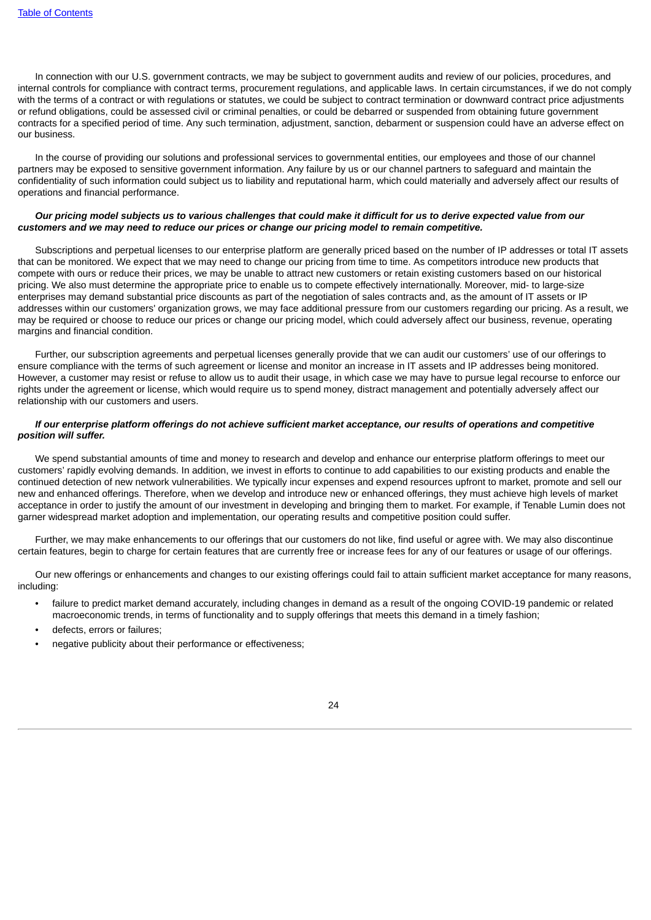In connection with our U.S. government contracts, we may be subject to government audits and review of our policies, procedures, and internal controls for compliance with contract terms, procurement regulations, and applicable laws. In certain circumstances, if we do not comply with the terms of a contract or with regulations or statutes, we could be subject to contract termination or downward contract price adjustments or refund obligations, could be assessed civil or criminal penalties, or could be debarred or suspended from obtaining future government contracts for a specified period of time. Any such termination, adjustment, sanction, debarment or suspension could have an adverse effect on our business.

In the course of providing our solutions and professional services to governmental entities, our employees and those of our channel partners may be exposed to sensitive government information. Any failure by us or our channel partners to safeguard and maintain the confidentiality of such information could subject us to liability and reputational harm, which could materially and adversely affect our results of operations and financial performance.

***Our pricing model subjects us to various challenges that could make it difficult for us to derive expected value from our customers and we may need to reduce our prices or change our pricing model to remain competitive.***

Subscriptions and perpetual licenses to our enterprise platform are generally priced based on the number of IP addresses or total IT assets that can be monitored. We expect that we may need to change our pricing from time to time. As competitors introduce new products that compete with ours or reduce their prices, we may be unable to attract new customers or retain existing customers based on our historical pricing. We also must determine the appropriate price to enable us to compete effectively internationally. Moreover, mid- to large-size enterprises may demand substantial price discounts as part of the negotiation of sales contracts and, as the amount of IT assets or IP addresses within our customers' organization grows, we may face additional pressure from our customers regarding our pricing. As a result, we may be required or choose to reduce our prices or change our pricing model, which could adversely affect our business, revenue, operating margins and financial condition.

Further, our subscription agreements and perpetual licenses generally provide that we can audit our customers' use of our offerings to ensure compliance with the terms of such agreement or license and monitor an increase in IT assets and IP addresses being monitored. However, a customer may resist or refuse to allow us to audit their usage, in which case we may have to pursue legal recourse to enforce our rights under the agreement or license, which would require us to spend money, distract management and potentially adversely affect our relationship with our customers and users.

***If our enterprise platform offerings do not achieve sufficient market acceptance, our results of operations and competitive position will suffer.***

We spend substantial amounts of time and money to research and develop and enhance our enterprise platform offerings to meet our customers' rapidly evolving demands. In addition, we invest in efforts to continue to add capabilities to our existing products and enable the continued detection of new network vulnerabilities. We typically incur expenses and expend resources upfront to market, promote and sell our new and enhanced offerings. Therefore, when we develop and introduce new or enhanced offerings, they must achieve high levels of market acceptance in order to justify the amount of our investment in developing and bringing them to market. For example, if Tenable Lumin does not garner widespread market adoption and implementation, our operating results and competitive position could suffer.

Further, we may make enhancements to our offerings that our customers do not like, find useful or agree with. We may also discontinue certain features, begin to charge for certain features that are currently free or increase fees for any of our features or usage of our offerings.

Our new offerings or enhancements and changes to our existing offerings could fail to attain sufficient market acceptance for many reasons, including:

- failure to predict market demand accurately, including changes in demand as a result of the ongoing COVID-19 pandemic or related macroeconomic trends, in terms of functionality and to supply offerings that meets this demand in a timely fashion;
- defects, errors or failures;
- negative publicity about their performance or effectiveness;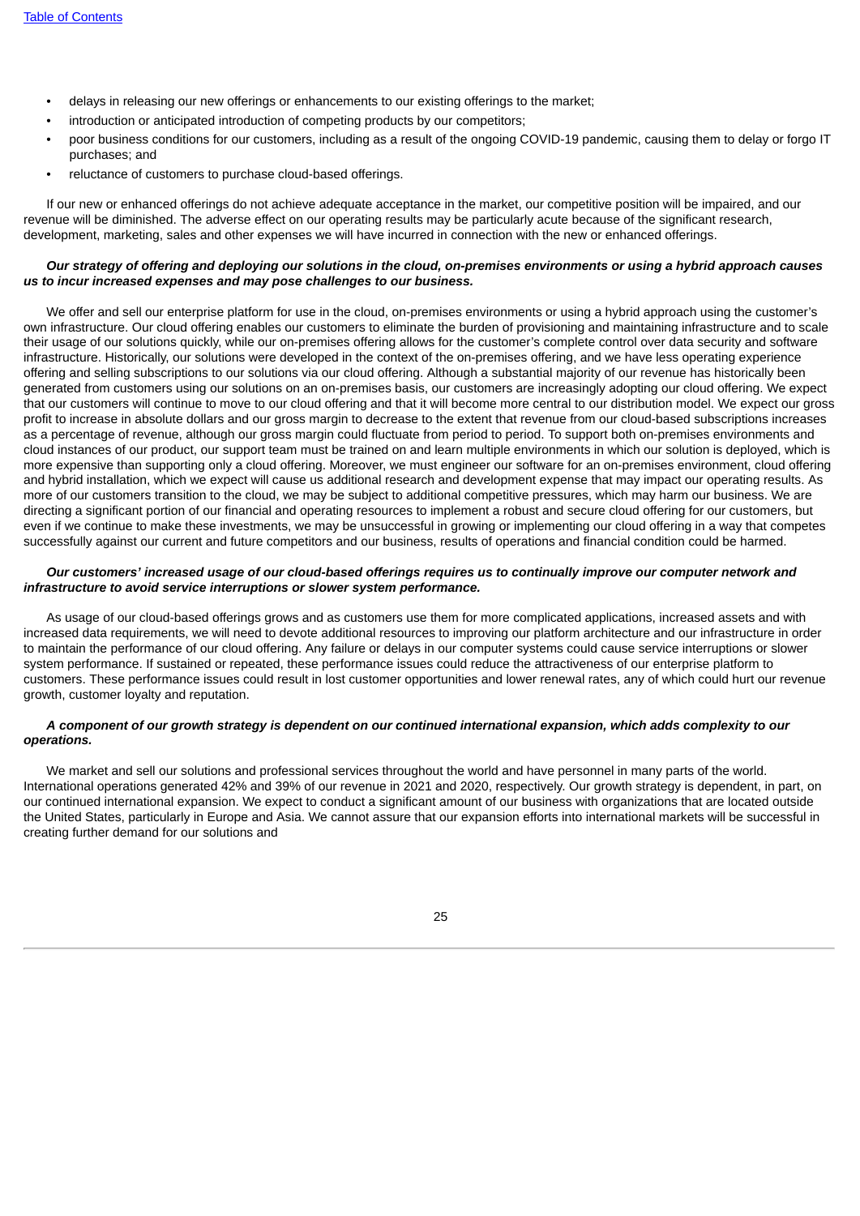- delays in releasing our new offerings or enhancements to our existing offerings to the market;
- introduction or anticipated introduction of competing products by our competitors;
- poor business conditions for our customers, including as a result of the ongoing COVID-19 pandemic, causing them to delay or forgo IT purchases; and
- reluctance of customers to purchase cloud-based offerings.

If our new or enhanced offerings do not achieve adequate acceptance in the market, our competitive position will be impaired, and our revenue will be diminished. The adverse effect on our operating results may be particularly acute because of the significant research, development, marketing, sales and other expenses we will have incurred in connection with the new or enhanced offerings.

***Our strategy of offering and deploying our solutions in the cloud, on-premises environments or using a hybrid approach causes us to incur increased expenses and may pose challenges to our business.***

We offer and sell our enterprise platform for use in the cloud, on-premises environments or using a hybrid approach using the customer's own infrastructure. Our cloud offering enables our customers to eliminate the burden of provisioning and maintaining infrastructure and to scale their usage of our solutions quickly, while our on-premises offering allows for the customer's complete control over data security and software infrastructure. Historically, our solutions were developed in the context of the on-premises offering, and we have less operating experience offering and selling subscriptions to our solutions via our cloud offering. Although a substantial majority of our revenue has historically been generated from customers using our solutions on an on-premises basis, our customers are increasingly adopting our cloud offering. We expect that our customers will continue to move to our cloud offering and that it will become more central to our distribution model. We expect our gross profit to increase in absolute dollars and our gross margin to decrease to the extent that revenue from our cloud-based subscriptions increases as a percentage of revenue, although our gross margin could fluctuate from period to period. To support both on-premises environments and cloud instances of our product, our support team must be trained on and learn multiple environments in which our solution is deployed, which is more expensive than supporting only a cloud offering. Moreover, we must engineer our software for an on-premises environment, cloud offering and hybrid installation, which we expect will cause us additional research and development expense that may impact our operating results. As more of our customers transition to the cloud, we may be subject to additional competitive pressures, which may harm our business. We are directing a significant portion of our financial and operating resources to implement a robust and secure cloud offering for our customers, but even if we continue to make these investments, we may be unsuccessful in growing or implementing our cloud offering in a way that competes successfully against our current and future competitors and our business, results of operations and financial condition could be harmed.

***Our customers' increased usage of our cloud-based offerings requires us to continually improve our computer network and infrastructure to avoid service interruptions or slower system performance.***

As usage of our cloud-based offerings grows and as customers use them for more complicated applications, increased assets and with increased data requirements, we will need to devote additional resources to improving our platform architecture and our infrastructure in order to maintain the performance of our cloud offering. Any failure or delays in our computer systems could cause service interruptions or slower system performance. If sustained or repeated, these performance issues could reduce the attractiveness of our enterprise platform to customers. These performance issues could result in lost customer opportunities and lower renewal rates, any of which could hurt our revenue growth, customer loyalty and reputation.

***A component of our growth strategy is dependent on our continued international expansion, which adds complexity to our operations.***

We market and sell our solutions and professional services throughout the world and have personnel in many parts of the world. International operations generated 42% and 39% of our revenue in 2021 and 2020, respectively. Our growth strategy is dependent, in part, on our continued international expansion. We expect to conduct a significant amount of our business with organizations that are located outside the United States, particularly in Europe and Asia. We cannot assure that our expansion efforts into international markets will be successful in creating further demand for our solutions and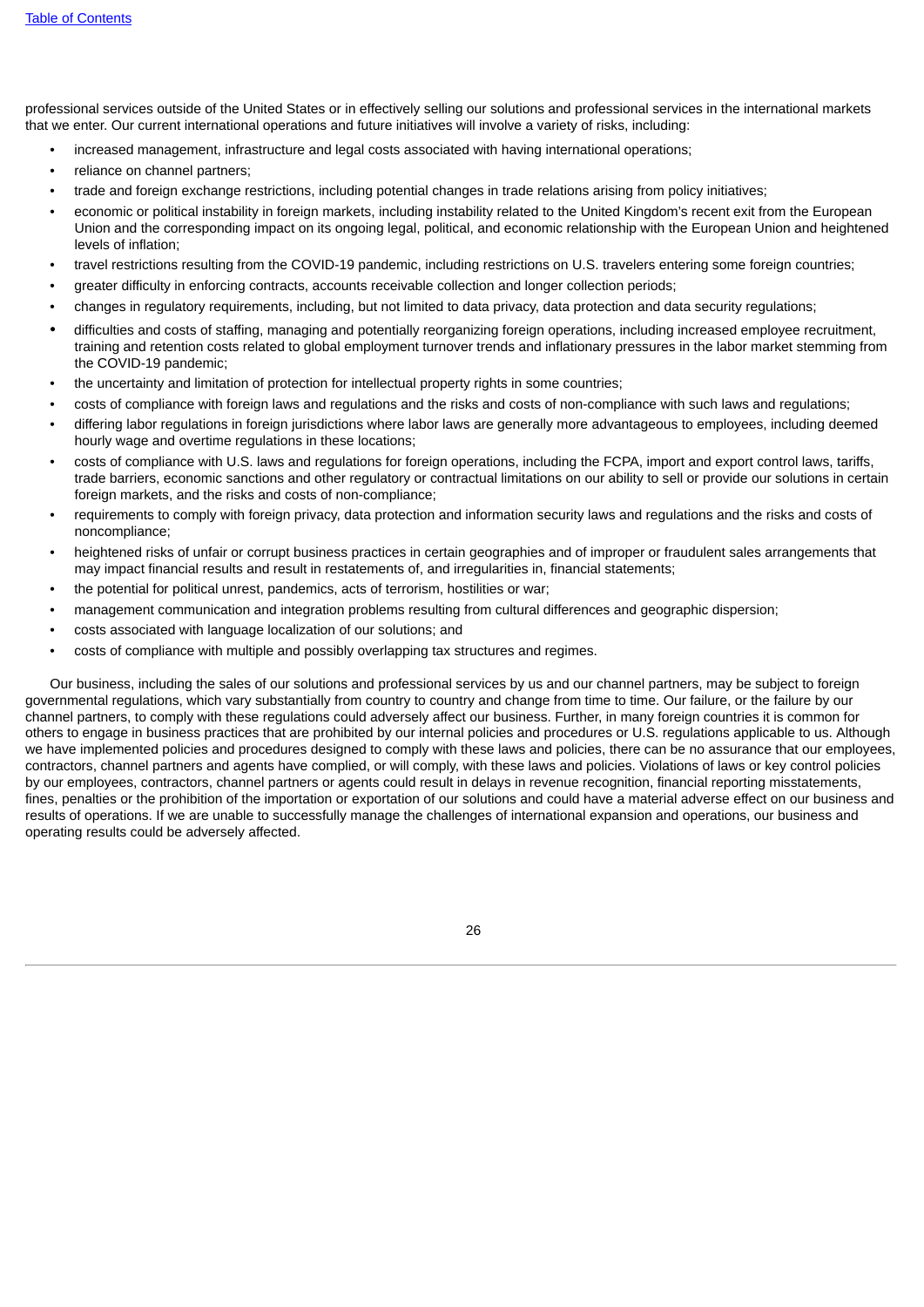professional services outside of the United States or in effectively selling our solutions and professional services in the international markets that we enter. Our current international operations and future initiatives will involve a variety of risks, including:

- increased management, infrastructure and legal costs associated with having international operations;
- reliance on channel partners;
- trade and foreign exchange restrictions, including potential changes in trade relations arising from policy initiatives;
- economic or political instability in foreign markets, including instability related to the United Kingdom's recent exit from the European Union and the corresponding impact on its ongoing legal, political, and economic relationship with the European Union and heightened levels of inflation;
- travel restrictions resulting from the COVID-19 pandemic, including restrictions on U.S. travelers entering some foreign countries;
- greater difficulty in enforcing contracts, accounts receivable collection and longer collection periods;
- changes in regulatory requirements, including, but not limited to data privacy, data protection and data security regulations;
- difficulties and costs of staffing, managing and potentially reorganizing foreign operations, including increased employee recruitment, training and retention costs related to global employment turnover trends and inflationary pressures in the labor market stemming from the COVID-19 pandemic;
- the uncertainty and limitation of protection for intellectual property rights in some countries;
- costs of compliance with foreign laws and regulations and the risks and costs of non-compliance with such laws and regulations;
- differing labor regulations in foreign jurisdictions where labor laws are generally more advantageous to employees, including deemed hourly wage and overtime regulations in these locations;
- costs of compliance with U.S. laws and regulations for foreign operations, including the FCPA, import and export control laws, tariffs, trade barriers, economic sanctions and other regulatory or contractual limitations on our ability to sell or provide our solutions in certain foreign markets, and the risks and costs of non-compliance;
- requirements to comply with foreign privacy, data protection and information security laws and regulations and the risks and costs of noncompliance;
- heightened risks of unfair or corrupt business practices in certain geographies and of improper or fraudulent sales arrangements that may impact financial results and result in restatements of, and irregularities in, financial statements;
- the potential for political unrest, pandemics, acts of terrorism, hostilities or war;
- management communication and integration problems resulting from cultural differences and geographic dispersion;
- costs associated with language localization of our solutions; and
- costs of compliance with multiple and possibly overlapping tax structures and regimes.

Our business, including the sales of our solutions and professional services by us and our channel partners, may be subject to foreign governmental regulations, which vary substantially from country to country and change from time to time. Our failure, or the failure by our channel partners, to comply with these regulations could adversely affect our business. Further, in many foreign countries it is common for others to engage in business practices that are prohibited by our internal policies and procedures or U.S. regulations applicable to us. Although we have implemented policies and procedures designed to comply with these laws and policies, there can be no assurance that our employees, contractors, channel partners and agents have complied, or will comply, with these laws and policies. Violations of laws or key control policies by our employees, contractors, channel partners or agents could result in delays in revenue recognition, financial reporting misstatements, fines, penalties or the prohibition of the importation or exportation of our solutions and could have a material adverse effect on our business and results of operations. If we are unable to successfully manage the challenges of international expansion and operations, our business and operating results could be adversely affected.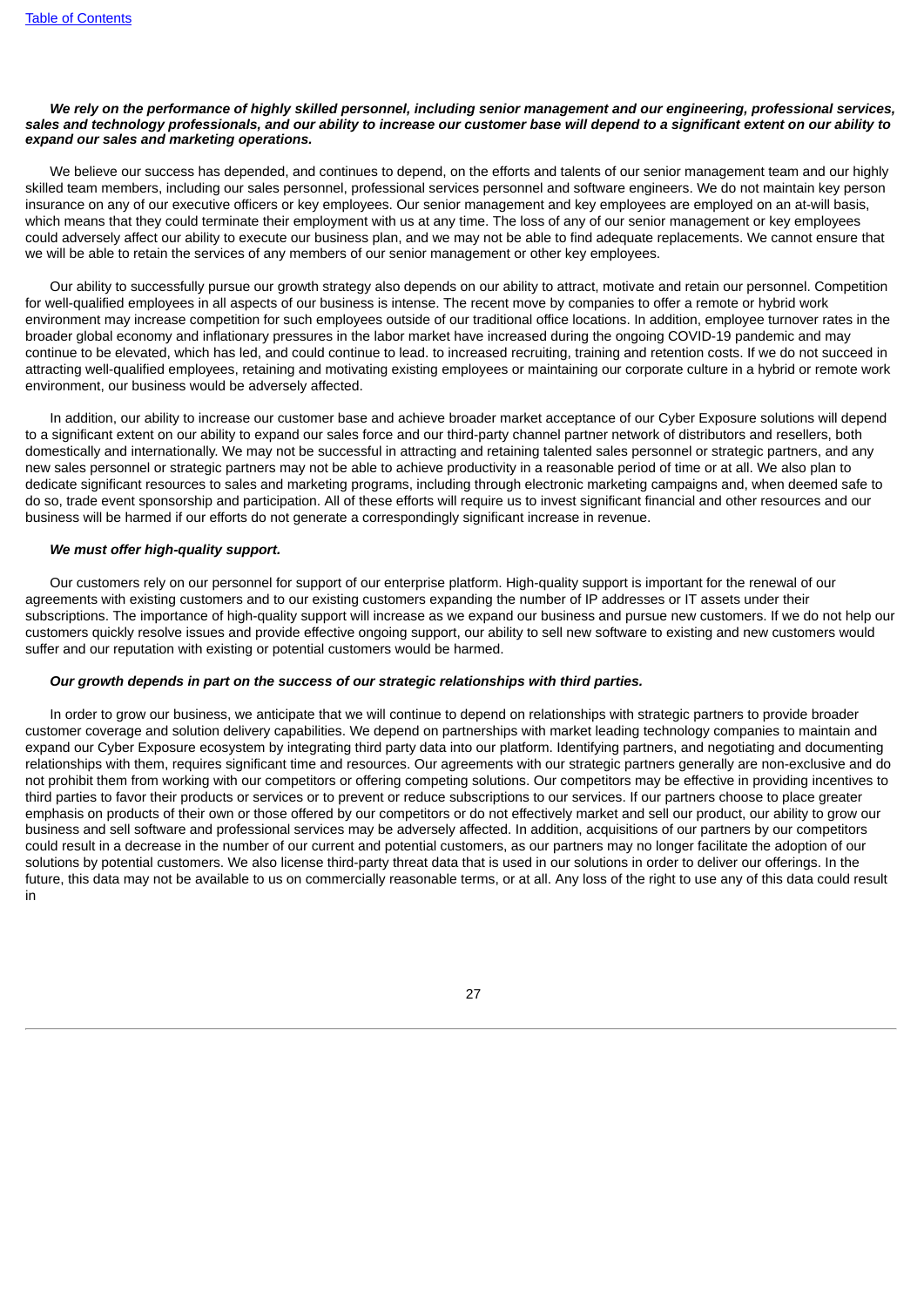***We rely on the performance of highly skilled personnel, including senior management and our engineering, professional services, sales and technology professionals, and our ability to increase our customer base will depend to a significant extent on our ability to expand our sales and marketing operations.***

We believe our success has depended, and continues to depend, on the efforts and talents of our senior management team and our highly skilled team members, including our sales personnel, professional services personnel and software engineers. We do not maintain key person insurance on any of our executive officers or key employees. Our senior management and key employees are employed on an at-will basis, which means that they could terminate their employment with us at any time. The loss of any of our senior management or key employees could adversely affect our ability to execute our business plan, and we may not be able to find adequate replacements. We cannot ensure that we will be able to retain the services of any members of our senior management or other key employees.

Our ability to successfully pursue our growth strategy also depends on our ability to attract, motivate and retain our personnel. Competition for well-qualified employees in all aspects of our business is intense. The recent move by companies to offer a remote or hybrid work environment may increase competition for such employees outside of our traditional office locations. In addition, employee turnover rates in the broader global economy and inflationary pressures in the labor market have increased during the ongoing COVID-19 pandemic and may continue to be elevated, which has led, and could continue to lead. to increased recruiting, training and retention costs. If we do not succeed in attracting well-qualified employees, retaining and motivating existing employees or maintaining our corporate culture in a hybrid or remote work environment, our business would be adversely affected.

In addition, our ability to increase our customer base and achieve broader market acceptance of our Cyber Exposure solutions will depend to a significant extent on our ability to expand our sales force and our third-party channel partner network of distributors and resellers, both domestically and internationally. We may not be successful in attracting and retaining talented sales personnel or strategic partners, and any new sales personnel or strategic partners may not be able to achieve productivity in a reasonable period of time or at all. We also plan to dedicate significant resources to sales and marketing programs, including through electronic marketing campaigns and, when deemed safe to do so, trade event sponsorship and participation. All of these efforts will require us to invest significant financial and other resources and our business will be harmed if our efforts do not generate a correspondingly significant increase in revenue.

***We must offer high-quality support.***

Our customers rely on our personnel for support of our enterprise platform. High-quality support is important for the renewal of our agreements with existing customers and to our existing customers expanding the number of IP addresses or IT assets under their subscriptions. The importance of high-quality support will increase as we expand our business and pursue new customers. If we do not help our customers quickly resolve issues and provide effective ongoing support, our ability to sell new software to existing and new customers would suffer and our reputation with existing or potential customers would be harmed.

***Our growth depends in part on the success of our strategic relationships with third parties.***

In order to grow our business, we anticipate that we will continue to depend on relationships with strategic partners to provide broader customer coverage and solution delivery capabilities. We depend on partnerships with market leading technology companies to maintain and expand our Cyber Exposure ecosystem by integrating third party data into our platform. Identifying partners, and negotiating and documenting relationships with them, requires significant time and resources. Our agreements with our strategic partners generally are non-exclusive and do not prohibit them from working with our competitors or offering competing solutions. Our competitors may be effective in providing incentives to third parties to favor their products or services or to prevent or reduce subscriptions to our services. If our partners choose to place greater emphasis on products of their own or those offered by our competitors or do not effectively market and sell our product, our ability to grow our business and sell software and professional services may be adversely affected. In addition, acquisitions of our partners by our competitors could result in a decrease in the number of our current and potential customers, as our partners may no longer facilitate the adoption of our solutions by potential customers. We also license third-party threat data that is used in our solutions in order to deliver our offerings. In the future, this data may not be available to us on commercially reasonable terms, or at all. Any loss of the right to use any of this data could result in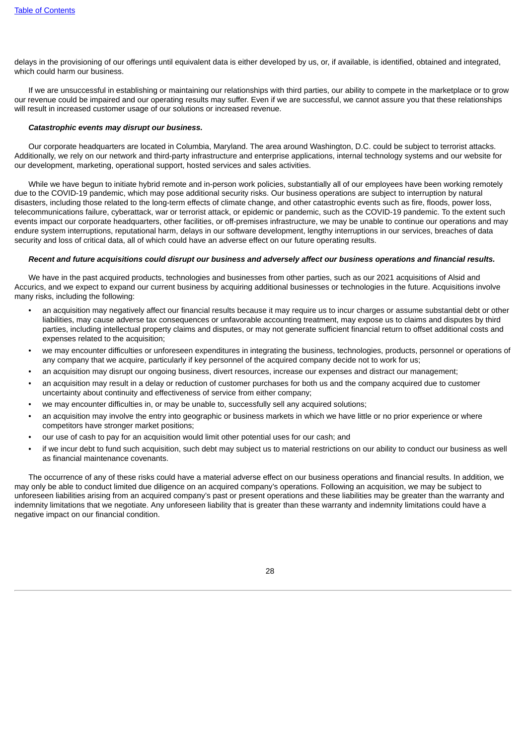delays in the provisioning of our offerings until equivalent data is either developed by us, or, if available, is identified, obtained and integrated, which could harm our business.

If we are unsuccessful in establishing or maintaining our relationships with third parties, our ability to compete in the marketplace or to grow our revenue could be impaired and our operating results may suffer. Even if we are successful, we cannot assure you that these relationships will result in increased customer usage of our solutions or increased revenue.

***Catastrophic events may disrupt our business.***

Our corporate headquarters are located in Columbia, Maryland. The area around Washington, D.C. could be subject to terrorist attacks. Additionally, we rely on our network and third-party infrastructure and enterprise applications, internal technology systems and our website for our development, marketing, operational support, hosted services and sales activities.

While we have begun to initiate hybrid remote and in-person work policies, substantially all of our employees have been working remotely due to the COVID-19 pandemic, which may pose additional security risks. Our business operations are subject to interruption by natural disasters, including those related to the long-term effects of climate change, and other catastrophic events such as fire, floods, power loss, telecommunications failure, cyberattack, war or terrorist attack, or epidemic or pandemic, such as the COVID-19 pandemic. To the extent such events impact our corporate headquarters, other facilities, or off-premises infrastructure, we may be unable to continue our operations and may endure system interruptions, reputational harm, delays in our software development, lengthy interruptions in our services, breaches of data security and loss of critical data, all of which could have an adverse effect on our future operating results.

***Recent and future acquisitions could disrupt our business and adversely affect our business operations and financial results.***

We have in the past acquired products, technologies and businesses from other parties, such as our 2021 acquisitions of Alsid and Accurics, and we expect to expand our current business by acquiring additional businesses or technologies in the future. Acquisitions involve many risks, including the following:

- an acquisition may negatively affect our financial results because it may require us to incur charges or assume substantial debt or other liabilities, may cause adverse tax consequences or unfavorable accounting treatment, may expose us to claims and disputes by third parties, including intellectual property claims and disputes, or may not generate sufficient financial return to offset additional costs and expenses related to the acquisition;
- we may encounter difficulties or unforeseen expenditures in integrating the business, technologies, products, personnel or operations of any company that we acquire, particularly if key personnel of the acquired company decide not to work for us;
- an acquisition may disrupt our ongoing business, divert resources, increase our expenses and distract our management;
- an acquisition may result in a delay or reduction of customer purchases for both us and the company acquired due to customer uncertainty about continuity and effectiveness of service from either company;
- we may encounter difficulties in, or may be unable to, successfully sell any acquired solutions;
- an acquisition may involve the entry into geographic or business markets in which we have little or no prior experience or where competitors have stronger market positions;
- our use of cash to pay for an acquisition would limit other potential uses for our cash; and
- if we incur debt to fund such acquisition, such debt may subject us to material restrictions on our ability to conduct our business as well as financial maintenance covenants.

The occurrence of any of these risks could have a material adverse effect on our business operations and financial results. In addition, we may only be able to conduct limited due diligence on an acquired company's operations. Following an acquisition, we may be subject to unforeseen liabilities arising from an acquired company's past or present operations and these liabilities may be greater than the warranty and indemnity limitations that we negotiate. Any unforeseen liability that is greater than these warranty and indemnity limitations could have a negative impact on our financial condition.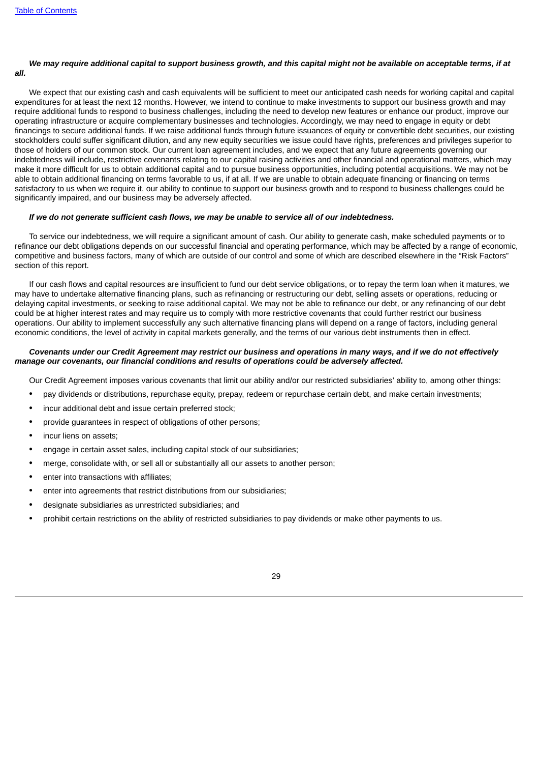***We may require additional capital to support business growth, and this capital might not be available on acceptable terms, if at all.***

We expect that our existing cash and cash equivalents will be sufficient to meet our anticipated cash needs for working capital and capital expenditures for at least the next 12 months. However, we intend to continue to make investments to support our business growth and may require additional funds to respond to business challenges, including the need to develop new features or enhance our product, improve our operating infrastructure or acquire complementary businesses and technologies. Accordingly, we may need to engage in equity or debt financings to secure additional funds. If we raise additional funds through future issuances of equity or convertible debt securities, our existing stockholders could suffer significant dilution, and any new equity securities we issue could have rights, preferences and privileges superior to those of holders of our common stock. Our current loan agreement includes, and we expect that any future agreements governing our indebtedness will include, restrictive covenants relating to our capital raising activities and other financial and operational matters, which may make it more difficult for us to obtain additional capital and to pursue business opportunities, including potential acquisitions. We may not be able to obtain additional financing on terms favorable to us, if at all. If we are unable to obtain adequate financing or financing on terms satisfactory to us when we require it, our ability to continue to support our business growth and to respond to business challenges could be significantly impaired, and our business may be adversely affected.

***If we do not generate sufficient cash flows, we may be unable to service all of our indebtedness.***

To service our indebtedness, we will require a significant amount of cash. Our ability to generate cash, make scheduled payments or to refinance our debt obligations depends on our successful financial and operating performance, which may be affected by a range of economic, competitive and business factors, many of which are outside of our control and some of which are described elsewhere in the "Risk Factors" section of this report.

If our cash flows and capital resources are insufficient to fund our debt service obligations, or to repay the term loan when it matures, we may have to undertake alternative financing plans, such as refinancing or restructuring our debt, selling assets or operations, reducing or delaying capital investments, or seeking to raise additional capital. We may not be able to refinance our debt, or any refinancing of our debt could be at higher interest rates and may require us to comply with more restrictive covenants that could further restrict our business operations. Our ability to implement successfully any such alternative financing plans will depend on a range of factors, including general economic conditions, the level of activity in capital markets generally, and the terms of our various debt instruments then in effect.

***Covenants under our Credit Agreement may restrict our business and operations in many ways, and if we do not effectively manage our covenants, our financial conditions and results of operations could be adversely affected.***

Our Credit Agreement imposes various covenants that limit our ability and/or our restricted subsidiaries' ability to, among other things:

- pay dividends or distributions, repurchase equity, prepay, redeem or repurchase certain debt, and make certain investments;
- incur additional debt and issue certain preferred stock;
- provide guarantees in respect of obligations of other persons;
- incur liens on assets;
- engage in certain asset sales, including capital stock of our subsidiaries;
- merge, consolidate with, or sell all or substantially all our assets to another person;
- enter into transactions with affiliates;
- enter into agreements that restrict distributions from our subsidiaries;
- designate subsidiaries as unrestricted subsidiaries; and
- prohibit certain restrictions on the ability of restricted subsidiaries to pay dividends or make other payments to us.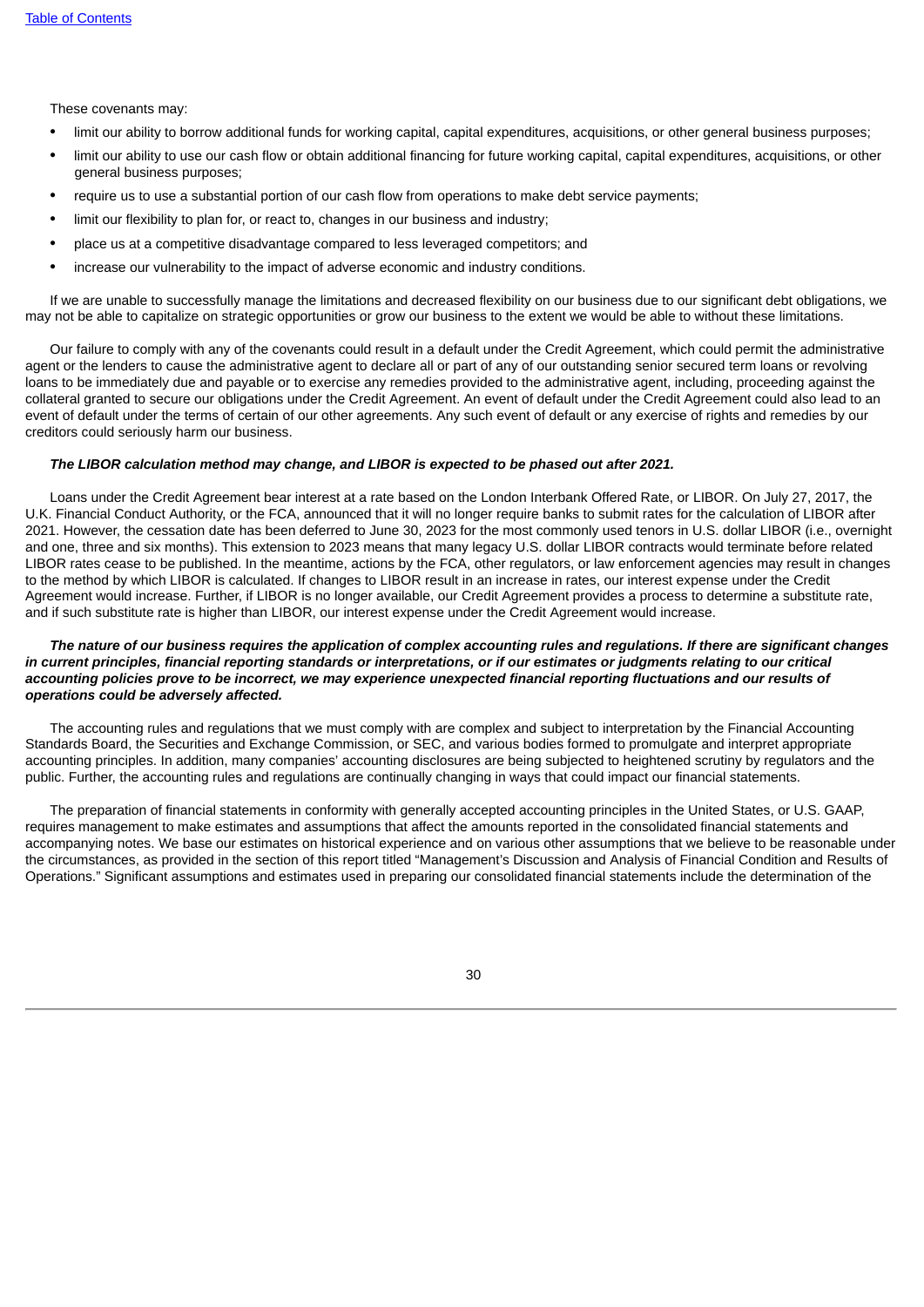These covenants may:

- limit our ability to borrow additional funds for working capital, capital expenditures, acquisitions, or other general business purposes;
- limit our ability to use our cash flow or obtain additional financing for future working capital, capital expenditures, acquisitions, or other general business purposes;
- require us to use a substantial portion of our cash flow from operations to make debt service payments;
- limit our flexibility to plan for, or react to, changes in our business and industry;
- place us at a competitive disadvantage compared to less leveraged competitors; and
- increase our vulnerability to the impact of adverse economic and industry conditions.

If we are unable to successfully manage the limitations and decreased flexibility on our business due to our significant debt obligations, we may not be able to capitalize on strategic opportunities or grow our business to the extent we would be able to without these limitations.

Our failure to comply with any of the covenants could result in a default under the Credit Agreement, which could permit the administrative agent or the lenders to cause the administrative agent to declare all or part of any of our outstanding senior secured term loans or revolving loans to be immediately due and payable or to exercise any remedies provided to the administrative agent, including, proceeding against the collateral granted to secure our obligations under the Credit Agreement. An event of default under the Credit Agreement could also lead to an event of default under the terms of certain of our other agreements. Any such event of default or any exercise of rights and remedies by our creditors could seriously harm our business.

***The LIBOR calculation method may change, and LIBOR is expected to be phased out after 2021.***

Loans under the Credit Agreement bear interest at a rate based on the London Interbank Offered Rate, or LIBOR. On July 27, 2017, the U.K. Financial Conduct Authority, or the FCA, announced that it will no longer require banks to submit rates for the calculation of LIBOR after 2021. However, the cessation date has been deferred to June 30, 2023 for the most commonly used tenors in U.S. dollar LIBOR (i.e., overnight and one, three and six months). This extension to 2023 means that many legacy U.S. dollar LIBOR contracts would terminate before related LIBOR rates cease to be published. In the meantime, actions by the FCA, other regulators, or law enforcement agencies may result in changes to the method by which LIBOR is calculated. If changes to LIBOR result in an increase in rates, our interest expense under the Credit Agreement would increase. Further, if LIBOR is no longer available, our Credit Agreement provides a process to determine a substitute rate, and if such substitute rate is higher than LIBOR, our interest expense under the Credit Agreement would increase.

***The nature of our business requires the application of complex accounting rules and regulations. If there are significant changes in current principles, financial reporting standards or interpretations, or if our estimates or judgments relating to our critical accounting policies prove to be incorrect, we may experience unexpected financial reporting fluctuations and our results of operations could be adversely affected.***

The accounting rules and regulations that we must comply with are complex and subject to interpretation by the Financial Accounting Standards Board, the Securities and Exchange Commission, or SEC, and various bodies formed to promulgate and interpret appropriate accounting principles. In addition, many companies' accounting disclosures are being subjected to heightened scrutiny by regulators and the public. Further, the accounting rules and regulations are continually changing in ways that could impact our financial statements.

The preparation of financial statements in conformity with generally accepted accounting principles in the United States, or U.S. GAAP, requires management to make estimates and assumptions that affect the amounts reported in the consolidated financial statements and accompanying notes. We base our estimates on historical experience and on various other assumptions that we believe to be reasonable under the circumstances, as provided in the section of this report titled "Management's Discussion and Analysis of Financial Condition and Results of Operations." Significant assumptions and estimates used in preparing our consolidated financial statements include the determination of the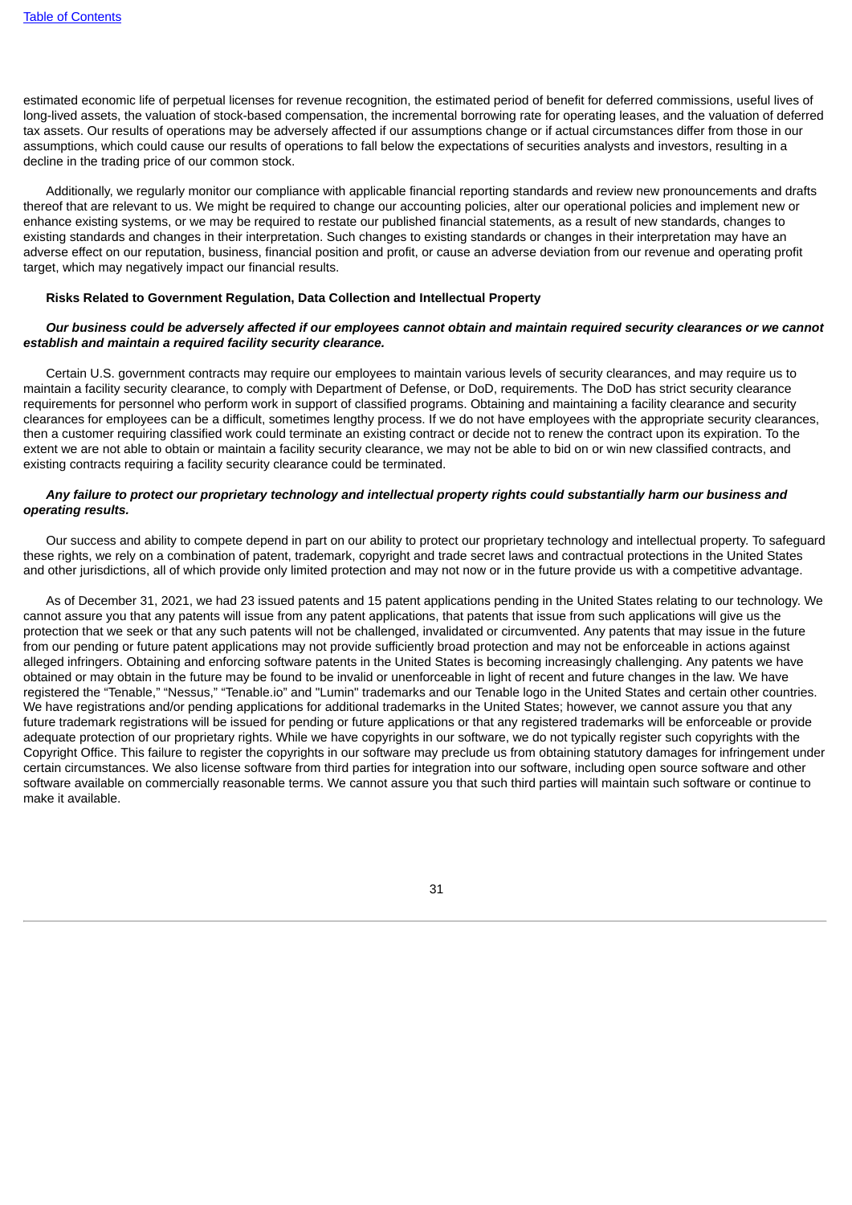estimated economic life of perpetual licenses for revenue recognition, the estimated period of benefit for deferred commissions, useful lives of long-lived assets, the valuation of stock-based compensation, the incremental borrowing rate for operating leases, and the valuation of deferred tax assets. Our results of operations may be adversely affected if our assumptions change or if actual circumstances differ from those in our assumptions, which could cause our results of operations to fall below the expectations of securities analysts and investors, resulting in a decline in the trading price of our common stock.

Additionally, we regularly monitor our compliance with applicable financial reporting standards and review new pronouncements and drafts thereof that are relevant to us. We might be required to change our accounting policies, alter our operational policies and implement new or enhance existing systems, or we may be required to restate our published financial statements, as a result of new standards, changes to existing standards and changes in their interpretation. Such changes to existing standards or changes in their interpretation may have an adverse effect on our reputation, business, financial position and profit, or cause an adverse deviation from our revenue and operating profit target, which may negatively impact our financial results.

**Risks Related to Government Regulation, Data Collection and Intellectual Property**

***Our business could be adversely affected if our employees cannot obtain and maintain required security clearances or we cannot establish and maintain a required facility security clearance.***

Certain U.S. government contracts may require our employees to maintain various levels of security clearances, and may require us to maintain a facility security clearance, to comply with Department of Defense, or DoD, requirements. The DoD has strict security clearance requirements for personnel who perform work in support of classified programs. Obtaining and maintaining a facility clearance and security clearances for employees can be a difficult, sometimes lengthy process. If we do not have employees with the appropriate security clearances, then a customer requiring classified work could terminate an existing contract or decide not to renew the contract upon its expiration. To the extent we are not able to obtain or maintain a facility security clearance, we may not be able to bid on or win new classified contracts, and existing contracts requiring a facility security clearance could be terminated.

***Any failure to protect our proprietary technology and intellectual property rights could substantially harm our business and operating results.***

Our success and ability to compete depend in part on our ability to protect our proprietary technology and intellectual property. To safeguard these rights, we rely on a combination of patent, trademark, copyright and trade secret laws and contractual protections in the United States and other jurisdictions, all of which provide only limited protection and may not now or in the future provide us with a competitive advantage.

As of December 31, 2021, we had 23 issued patents and 15 patent applications pending in the United States relating to our technology. We cannot assure you that any patents will issue from any patent applications, that patents that issue from such applications will give us the protection that we seek or that any such patents will not be challenged, invalidated or circumvented. Any patents that may issue in the future from our pending or future patent applications may not provide sufficiently broad protection and may not be enforceable in actions against alleged infringers. Obtaining and enforcing software patents in the United States is becoming increasingly challenging. Any patents we have obtained or may obtain in the future may be found to be invalid or unenforceable in light of recent and future changes in the law. We have registered the "Tenable," "Nessus," "Tenable.io" and "Lumin" trademarks and our Tenable logo in the United States and certain other countries. We have registrations and/or pending applications for additional trademarks in the United States; however, we cannot assure you that any future trademark registrations will be issued for pending or future applications or that any registered trademarks will be enforceable or provide adequate protection of our proprietary rights. While we have copyrights in our software, we do not typically register such copyrights with the Copyright Office. This failure to register the copyrights in our software may preclude us from obtaining statutory damages for infringement under certain circumstances. We also license software from third parties for integration into our software, including open source software and other software available on commercially reasonable terms. We cannot assure you that such third parties will maintain such software or continue to make it available.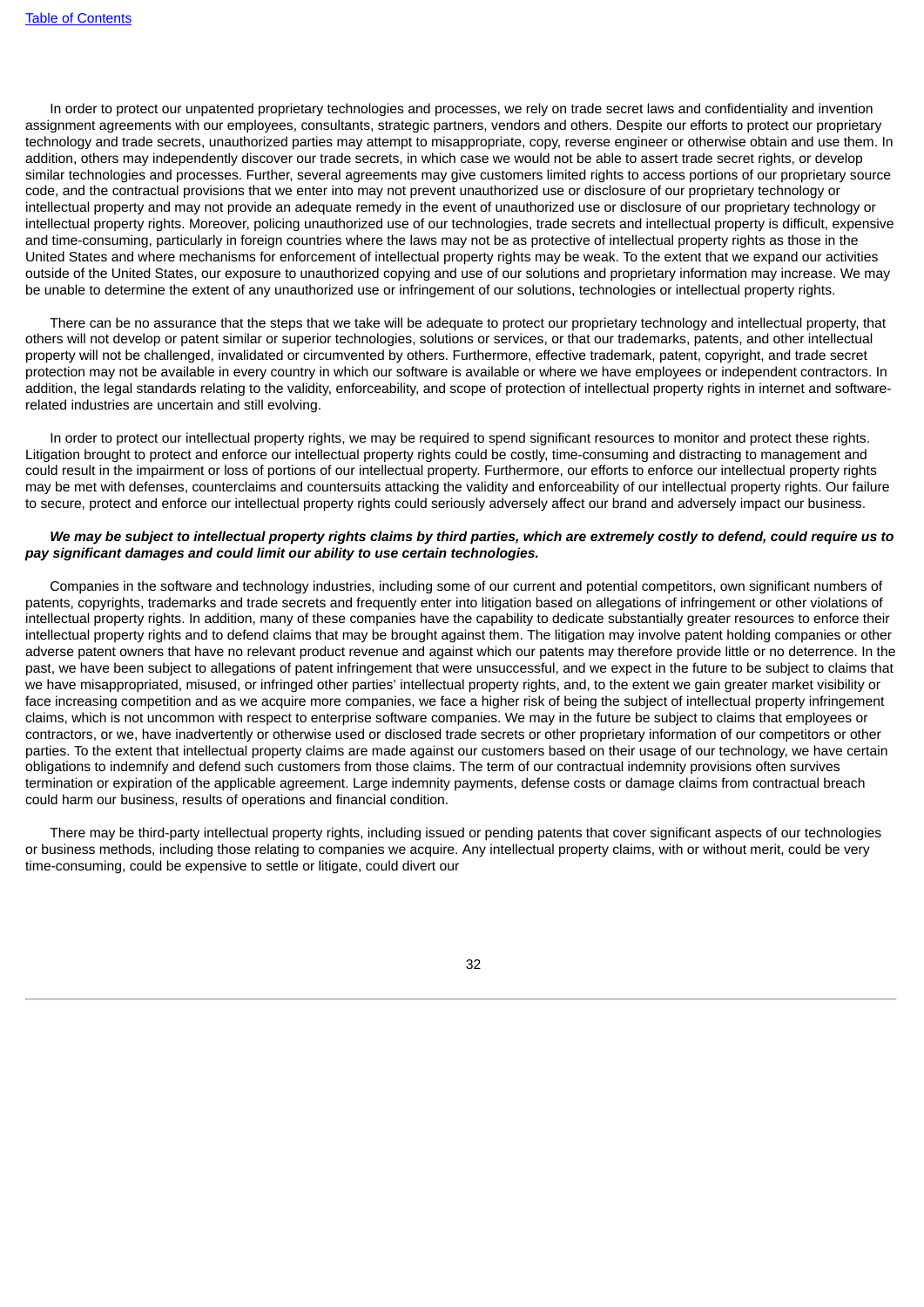In order to protect our unpatented proprietary technologies and processes, we rely on trade secret laws and confidentiality and invention assignment agreements with our employees, consultants, strategic partners, vendors and others. Despite our efforts to protect our proprietary technology and trade secrets, unauthorized parties may attempt to misappropriate, copy, reverse engineer or otherwise obtain and use them. In addition, others may independently discover our trade secrets, in which case we would not be able to assert trade secret rights, or develop similar technologies and processes. Further, several agreements may give customers limited rights to access portions of our proprietary source code, and the contractual provisions that we enter into may not prevent unauthorized use or disclosure of our proprietary technology or intellectual property rights and may not provide an adequate remedy in the event of unauthorized use or disclosure of our proprietary technology or intellectual property rights. Moreover, policing unauthorized use of our technologies, trade secrets and intellectual property is difficult, expensive and time-consuming, particularly in foreign countries where the laws may not be as protective of intellectual property rights as those in the United States and where mechanisms for enforcement of intellectual property rights may be weak. To the extent that we expand our activities outside of the United States, our exposure to unauthorized copying and use of our solutions and proprietary information may increase. We may be unable to determine the extent of any unauthorized use or infringement of our solutions, technologies or intellectual property rights.

There can be no assurance that the steps that we take will be adequate to protect our proprietary technology and intellectual property, that others will not develop or patent similar or superior technologies, solutions or services, or that our trademarks, patents, and other intellectual property will not be challenged, invalidated or circumvented by others. Furthermore, effective trademark, patent, copyright, and trade secret protection may not be available in every country in which our software is available or where we have employees or independent contractors. In addition, the legal standards relating to the validity, enforceability, and scope of protection of intellectual property rights in internet and software-related industries are uncertain and still evolving.

In order to protect our intellectual property rights, we may be required to spend significant resources to monitor and protect these rights. Litigation brought to protect and enforce our intellectual property rights could be costly, time-consuming and distracting to management and could result in the impairment or loss of portions of our intellectual property. Furthermore, our efforts to enforce our intellectual property rights may be met with defenses, counterclaims and countersuits attacking the validity and enforceability of our intellectual property rights. Our failure to secure, protect and enforce our intellectual property rights could seriously adversely affect our brand and adversely impact our business.

***We may be subject to intellectual property rights claims by third parties, which are extremely costly to defend, could require us to pay significant damages and could limit our ability to use certain technologies.***

Companies in the software and technology industries, including some of our current and potential competitors, own significant numbers of patents, copyrights, trademarks and trade secrets and frequently enter into litigation based on allegations of infringement or other violations of intellectual property rights. In addition, many of these companies have the capability to dedicate substantially greater resources to enforce their intellectual property rights and to defend claims that may be brought against them. The litigation may involve patent holding companies or other adverse patent owners that have no relevant product revenue and against which our patents may therefore provide little or no deterrence. In the past, we have been subject to allegations of patent infringement that were unsuccessful, and we expect in the future to be subject to claims that we have misappropriated, misused, or infringed other parties' intellectual property rights, and, to the extent we gain greater market visibility or face increasing competition and as we acquire more companies, we face a higher risk of being the subject of intellectual property infringement claims, which is not uncommon with respect to enterprise software companies. We may in the future be subject to claims that employees or contractors, or we, have inadvertently or otherwise used or disclosed trade secrets or other proprietary information of our competitors or other parties. To the extent that intellectual property claims are made against our customers based on their usage of our technology, we have certain obligations to indemnify and defend such customers from those claims. The term of our contractual indemnity provisions often survives termination or expiration of the applicable agreement. Large indemnity payments, defense costs or damage claims from contractual breach could harm our business, results of operations and financial condition.

There may be third-party intellectual property rights, including issued or pending patents that cover significant aspects of our technologies or business methods, including those relating to companies we acquire. Any intellectual property claims, with or without merit, could be very time-consuming, could be expensive to settle or litigate, could divert our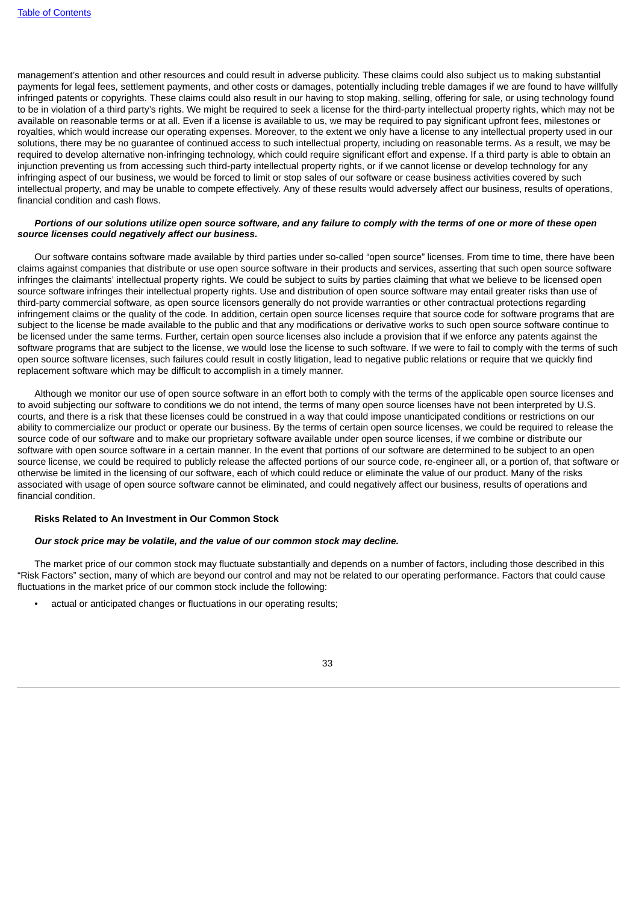management's attention and other resources and could result in adverse publicity. These claims could also subject us to making substantial payments for legal fees, settlement payments, and other costs or damages, potentially including treble damages if we are found to have willfully infringed patents or copyrights. These claims could also result in our having to stop making, selling, offering for sale, or using technology found to be in violation of a third party's rights. We might be required to seek a license for the third-party intellectual property rights, which may not be available on reasonable terms or at all. Even if a license is available to us, we may be required to pay significant upfront fees, milestones or royalties, which would increase our operating expenses. Moreover, to the extent we only have a license to any intellectual property used in our solutions, there may be no guarantee of continued access to such intellectual property, including on reasonable terms. As a result, we may be required to develop alternative non-infringing technology, which could require significant effort and expense. If a third party is able to obtain an injunction preventing us from accessing such third-party intellectual property rights, or if we cannot license or develop technology for any infringing aspect of our business, we would be forced to limit or stop sales of our software or cease business activities covered by such intellectual property, and may be unable to compete effectively. Any of these results would adversely affect our business, results of operations, financial condition and cash flows.

***Portions of our solutions utilize open source software, and any failure to comply with the terms of one or more of these open source licenses could negatively affect our business.***

Our software contains software made available by third parties under so-called "open source" licenses. From time to time, there have been claims against companies that distribute or use open source software in their products and services, asserting that such open source software infringes the claimants' intellectual property rights. We could be subject to suits by parties claiming that what we believe to be licensed open source software infringes their intellectual property rights. Use and distribution of open source software may entail greater risks than use of third-party commercial software, as open source licensors generally do not provide warranties or other contractual protections regarding infringement claims or the quality of the code. In addition, certain open source licenses require that source code for software programs that are subject to the license be made available to the public and that any modifications or derivative works to such open source software continue to be licensed under the same terms. Further, certain open source licenses also include a provision that if we enforce any patents against the software programs that are subject to the license, we would lose the license to such software. If we were to fail to comply with the terms of such open source software licenses, such failures could result in costly litigation, lead to negative public relations or require that we quickly find replacement software which may be difficult to accomplish in a timely manner.

Although we monitor our use of open source software in an effort both to comply with the terms of the applicable open source licenses and to avoid subjecting our software to conditions we do not intend, the terms of many open source licenses have not been interpreted by U.S. courts, and there is a risk that these licenses could be construed in a way that could impose unanticipated conditions or restrictions on our ability to commercialize our product or operate our business. By the terms of certain open source licenses, we could be required to release the source code of our software and to make our proprietary software available under open source licenses, if we combine or distribute our software with open source software in a certain manner. In the event that portions of our software are determined to be subject to an open source license, we could be required to publicly release the affected portions of our source code, re-engineer all, or a portion of, that software or otherwise be limited in the licensing of our software, each of which could reduce or eliminate the value of our product. Many of the risks associated with usage of open source software cannot be eliminated, and could negatively affect our business, results of operations and financial condition.

**Risks Related to An Investment in Our Common Stock**

***Our stock price may be volatile, and the value of our common stock may decline.***

The market price of our common stock may fluctuate substantially and depends on a number of factors, including those described in this "Risk Factors" section, many of which are beyond our control and may not be related to our operating performance. Factors that could cause fluctuations in the market price of our common stock include the following:

- actual or anticipated changes or fluctuations in our operating results;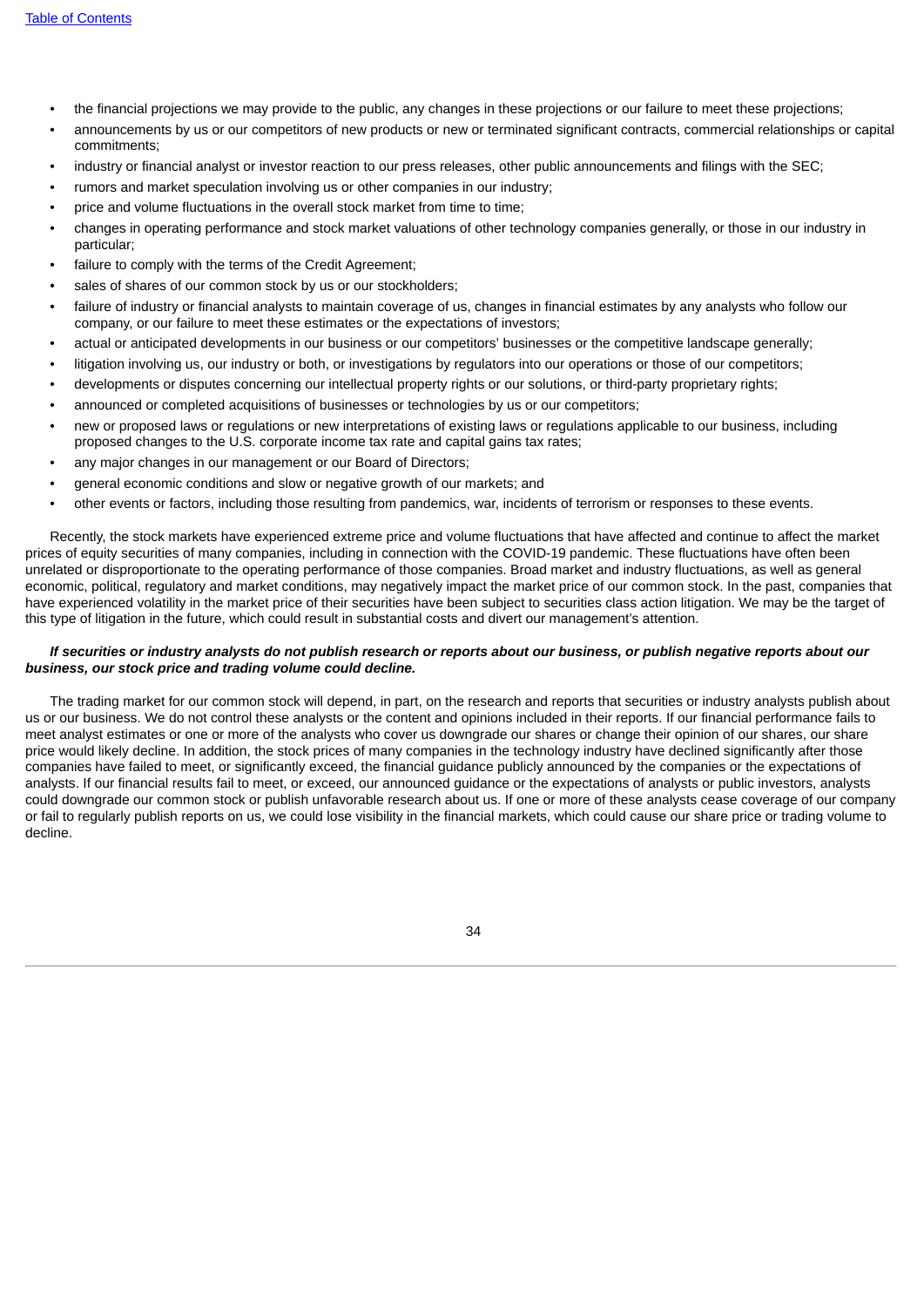- the financial projections we may provide to the public, any changes in these projections or our failure to meet these projections;
- announcements by us or our competitors of new products or new or terminated significant contracts, commercial relationships or capital commitments;
- industry or financial analyst or investor reaction to our press releases, other public announcements and filings with the SEC;
- rumors and market speculation involving us or other companies in our industry;
- price and volume fluctuations in the overall stock market from time to time;
- changes in operating performance and stock market valuations of other technology companies generally, or those in our industry in particular;
- failure to comply with the terms of the Credit Agreement;
- sales of shares of our common stock by us or our stockholders;
- failure of industry or financial analysts to maintain coverage of us, changes in financial estimates by any analysts who follow our company, or our failure to meet these estimates or the expectations of investors;
- actual or anticipated developments in our business or our competitors' businesses or the competitive landscape generally;
- litigation involving us, our industry or both, or investigations by regulators into our operations or those of our competitors;
- developments or disputes concerning our intellectual property rights or our solutions, or third-party proprietary rights;
- announced or completed acquisitions of businesses or technologies by us or our competitors;
- new or proposed laws or regulations or new interpretations of existing laws or regulations applicable to our business, including proposed changes to the U.S. corporate income tax rate and capital gains tax rates;
- any major changes in our management or our Board of Directors;
- general economic conditions and slow or negative growth of our markets; and
- other events or factors, including those resulting from pandemics, war, incidents of terrorism or responses to these events.

Recently, the stock markets have experienced extreme price and volume fluctuations that have affected and continue to affect the market prices of equity securities of many companies, including in connection with the COVID-19 pandemic. These fluctuations have often been unrelated or disproportionate to the operating performance of those companies. Broad market and industry fluctuations, as well as general economic, political, regulatory and market conditions, may negatively impact the market price of our common stock. In the past, companies that have experienced volatility in the market price of their securities have been subject to securities class action litigation. We may be the target of this type of litigation in the future, which could result in substantial costs and divert our management's attention.

***If securities or industry analysts do not publish research or reports about our business, or publish negative reports about our business, our stock price and trading volume could decline.***

The trading market for our common stock will depend, in part, on the research and reports that securities or industry analysts publish about us or our business. We do not control these analysts or the content and opinions included in their reports. If our financial performance fails to meet analyst estimates or one or more of the analysts who cover us downgrade our shares or change their opinion of our shares, our share price would likely decline. In addition, the stock prices of many companies in the technology industry have declined significantly after those companies have failed to meet, or significantly exceed, the financial guidance publicly announced by the companies or the expectations of analysts. If our financial results fail to meet, or exceed, our announced guidance or the expectations of analysts or public investors, analysts could downgrade our common stock or publish unfavorable research about us. If one or more of these analysts cease coverage of our company or fail to regularly publish reports on us, we could lose visibility in the financial markets, which could cause our share price or trading volume to decline.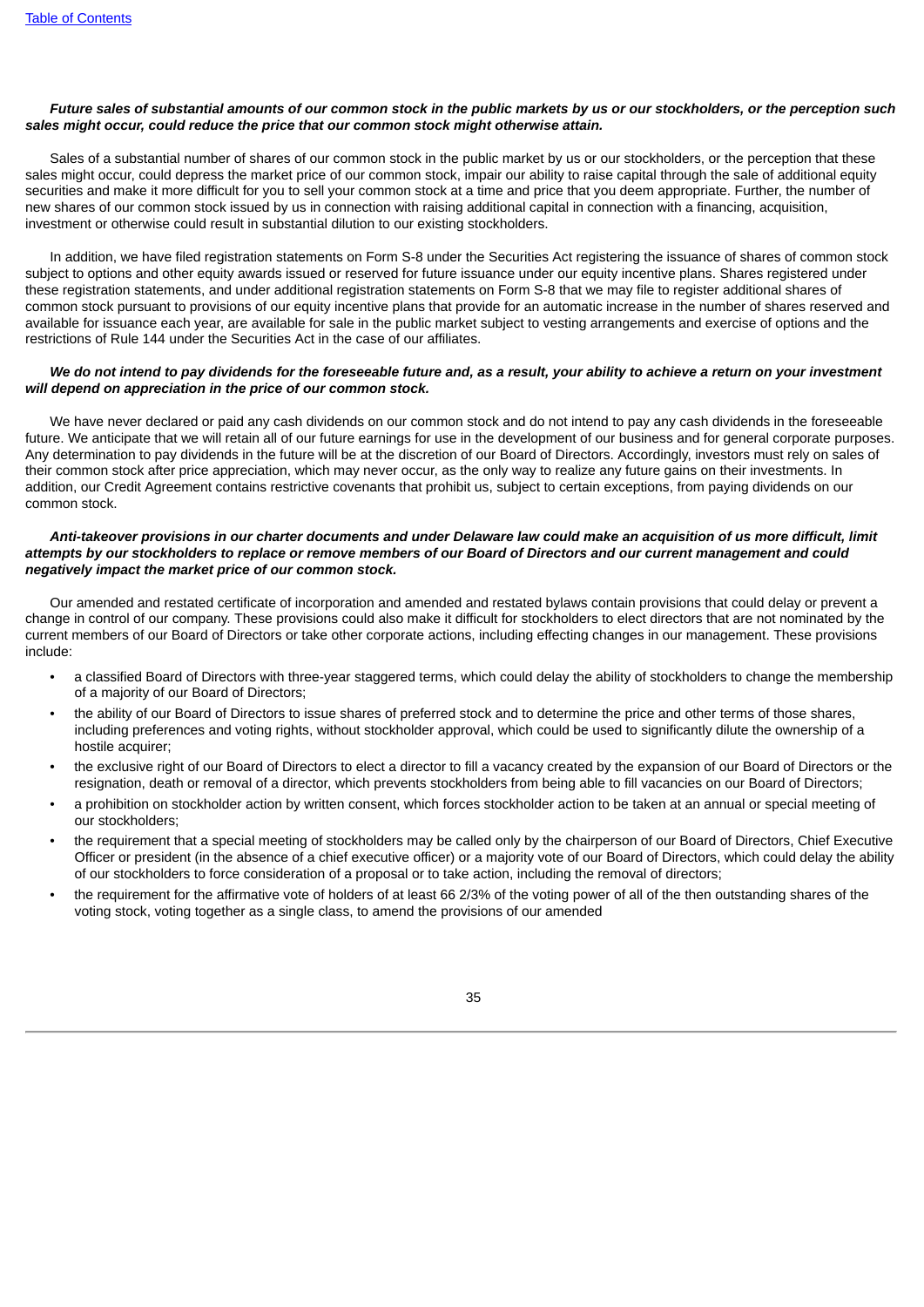***Future sales of substantial amounts of our common stock in the public markets by us or our stockholders, or the perception such sales might occur, could reduce the price that our common stock might otherwise attain.***

Sales of a substantial number of shares of our common stock in the public market by us or our stockholders, or the perception that these sales might occur, could depress the market price of our common stock, impair our ability to raise capital through the sale of additional equity securities and make it more difficult for you to sell your common stock at a time and price that you deem appropriate. Further, the number of new shares of our common stock issued by us in connection with raising additional capital in connection with a financing, acquisition, investment or otherwise could result in substantial dilution to our existing stockholders.

In addition, we have filed registration statements on Form S-8 under the Securities Act registering the issuance of shares of common stock subject to options and other equity awards issued or reserved for future issuance under our equity incentive plans. Shares registered under these registration statements, and under additional registration statements on Form S-8 that we may file to register additional shares of common stock pursuant to provisions of our equity incentive plans that provide for an automatic increase in the number of shares reserved and available for issuance each year, are available for sale in the public market subject to vesting arrangements and exercise of options and the restrictions of Rule 144 under the Securities Act in the case of our affiliates.

***We do not intend to pay dividends for the foreseeable future and, as a result, your ability to achieve a return on your investment will depend on appreciation in the price of our common stock.***

We have never declared or paid any cash dividends on our common stock and do not intend to pay any cash dividends in the foreseeable future. We anticipate that we will retain all of our future earnings for use in the development of our business and for general corporate purposes. Any determination to pay dividends in the future will be at the discretion of our Board of Directors. Accordingly, investors must rely on sales of their common stock after price appreciation, which may never occur, as the only way to realize any future gains on their investments. In addition, our Credit Agreement contains restrictive covenants that prohibit us, subject to certain exceptions, from paying dividends on our common stock.

***Anti-takeover provisions in our charter documents and under Delaware law could make an acquisition of us more difficult, limit attempts by our stockholders to replace or remove members of our Board of Directors and our current management and could negatively impact the market price of our common stock.***

Our amended and restated certificate of incorporation and amended and restated bylaws contain provisions that could delay or prevent a change in control of our company. These provisions could also make it difficult for stockholders to elect directors that are not nominated by the current members of our Board of Directors or take other corporate actions, including effecting changes in our management. These provisions include:

- a classified Board of Directors with three-year staggered terms, which could delay the ability of stockholders to change the membership of a majority of our Board of Directors;
- the ability of our Board of Directors to issue shares of preferred stock and to determine the price and other terms of those shares, including preferences and voting rights, without stockholder approval, which could be used to significantly dilute the ownership of a hostile acquirer;
- the exclusive right of our Board of Directors to elect a director to fill a vacancy created by the expansion of our Board of Directors or the resignation, death or removal of a director, which prevents stockholders from being able to fill vacancies on our Board of Directors;
- a prohibition on stockholder action by written consent, which forces stockholder action to be taken at an annual or special meeting of our stockholders;
- the requirement that a special meeting of stockholders may be called only by the chairperson of our Board of Directors, Chief Executive Officer or president (in the absence of a chief executive officer) or a majority vote of our Board of Directors, which could delay the ability of our stockholders to force consideration of a proposal or to take action, including the removal of directors;
- the requirement for the affirmative vote of holders of at least 66 2/3% of the voting power of all of the then outstanding shares of the voting stock, voting together as a single class, to amend the provisions of our amended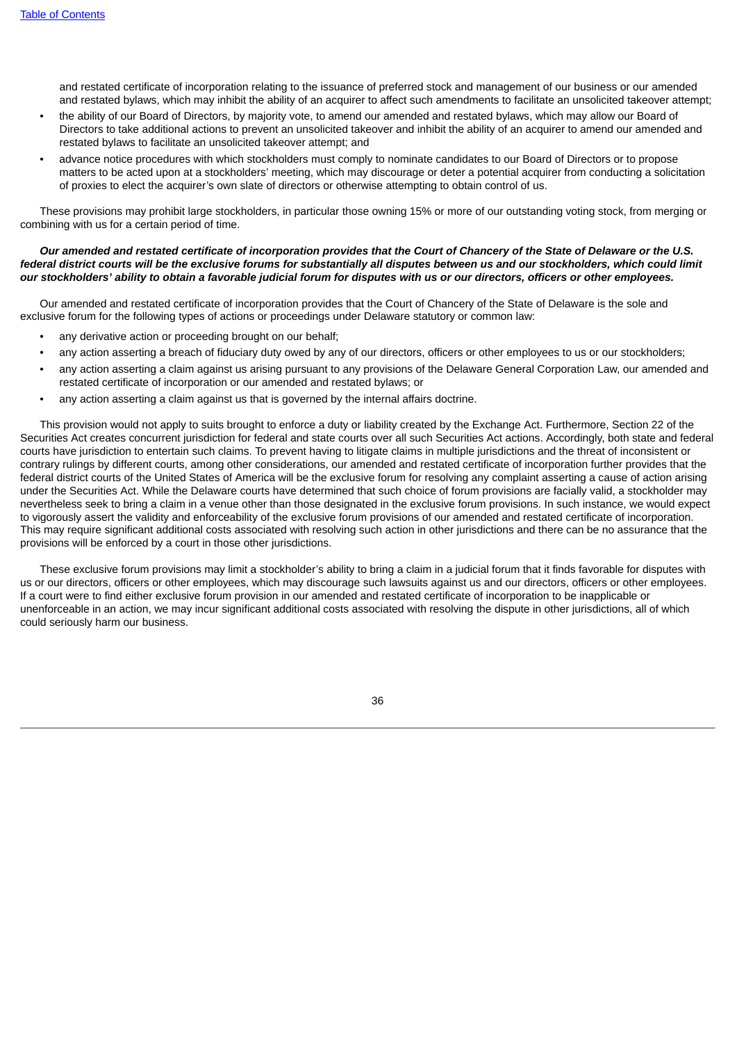and restated certificate of incorporation relating to the issuance of preferred stock and management of our business or our amended and restated bylaws, which may inhibit the ability of an acquirer to affect such amendments to facilitate an unsolicited takeover attempt;

- the ability of our Board of Directors, by majority vote, to amend our amended and restated bylaws, which may allow our Board of Directors to take additional actions to prevent an unsolicited takeover and inhibit the ability of an acquirer to amend our amended and restated bylaws to facilitate an unsolicited takeover attempt; and
- advance notice procedures with which stockholders must comply to nominate candidates to our Board of Directors or to propose matters to be acted upon at a stockholders' meeting, which may discourage or deter a potential acquirer from conducting a solicitation of proxies to elect the acquirer's own slate of directors or otherwise attempting to obtain control of us.

These provisions may prohibit large stockholders, in particular those owning 15% or more of our outstanding voting stock, from merging or combining with us for a certain period of time.

***Our amended and restated certificate of incorporation provides that the Court of Chancery of the State of Delaware or the U.S. federal district courts will be the exclusive forums for substantially all disputes between us and our stockholders, which could limit our stockholders' ability to obtain a favorable judicial forum for disputes with us or our directors, officers or other employees.***

Our amended and restated certificate of incorporation provides that the Court of Chancery of the State of Delaware is the sole and exclusive forum for the following types of actions or proceedings under Delaware statutory or common law:

- any derivative action or proceeding brought on our behalf;
- any action asserting a breach of fiduciary duty owed by any of our directors, officers or other employees to us or our stockholders;
- any action asserting a claim against us arising pursuant to any provisions of the Delaware General Corporation Law, our amended and restated certificate of incorporation or our amended and restated bylaws; or
- any action asserting a claim against us that is governed by the internal affairs doctrine.

This provision would not apply to suits brought to enforce a duty or liability created by the Exchange Act. Furthermore, Section 22 of the Securities Act creates concurrent jurisdiction for federal and state courts over all such Securities Act actions. Accordingly, both state and federal courts have jurisdiction to entertain such claims. To prevent having to litigate claims in multiple jurisdictions and the threat of inconsistent or contrary rulings by different courts, among other considerations, our amended and restated certificate of incorporation further provides that the federal district courts of the United States of America will be the exclusive forum for resolving any complaint asserting a cause of action arising under the Securities Act. While the Delaware courts have determined that such choice of forum provisions are facially valid, a stockholder may nevertheless seek to bring a claim in a venue other than those designated in the exclusive forum provisions. In such instance, we would expect to vigorously assert the validity and enforceability of the exclusive forum provisions of our amended and restated certificate of incorporation. This may require significant additional costs associated with resolving such action in other jurisdictions and there can be no assurance that the provisions will be enforced by a court in those other jurisdictions.

These exclusive forum provisions may limit a stockholder's ability to bring a claim in a judicial forum that it finds favorable for disputes with us or our directors, officers or other employees, which may discourage such lawsuits against us and our directors, officers or other employees. If a court were to find either exclusive forum provision in our amended and restated certificate of incorporation to be inapplicable or unenforceable in an action, we may incur significant additional costs associated with resolving the dispute in other jurisdictions, all of which could seriously harm our business.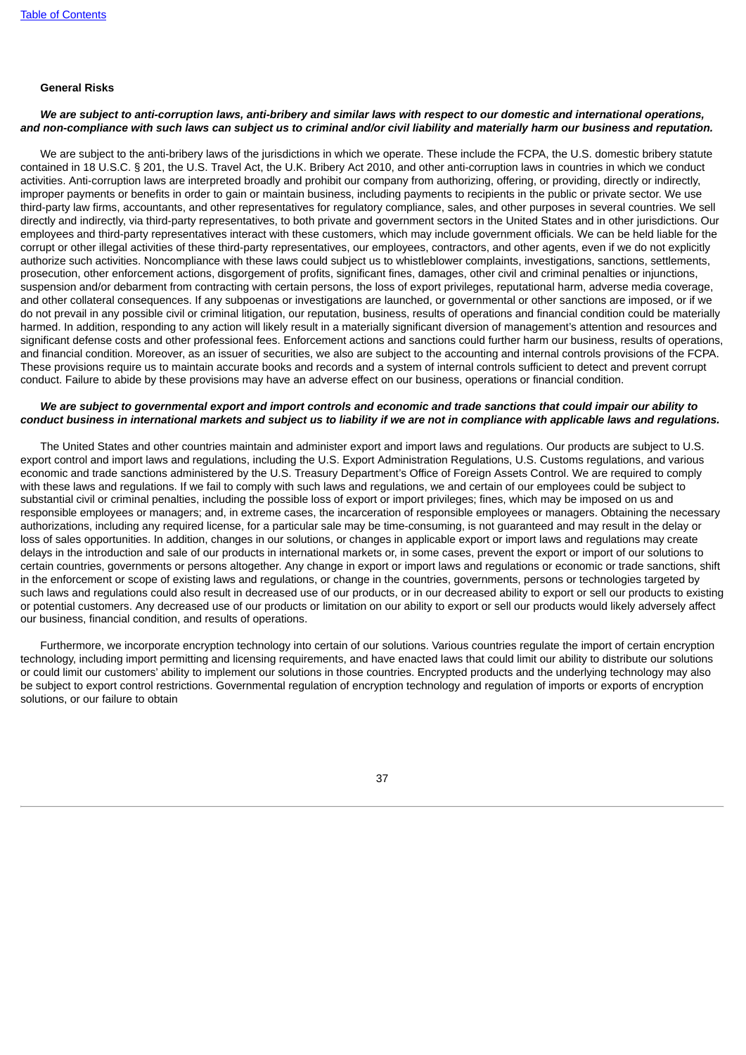**General Risks**

***We are subject to anti-corruption laws, anti-bribery and similar laws with respect to our domestic and international operations, and non-compliance with such laws can subject us to criminal and/or civil liability and materially harm our business and reputation.***

We are subject to the anti-bribery laws of the jurisdictions in which we operate. These include the FCPA, the U.S. domestic bribery statute contained in 18 U.S.C. § 201, the U.S. Travel Act, the U.K. Bribery Act 2010, and other anti-corruption laws in countries in which we conduct activities. Anti-corruption laws are interpreted broadly and prohibit our company from authorizing, offering, or providing, directly or indirectly, improper payments or benefits in order to gain or maintain business, including payments to recipients in the public or private sector. We use third-party law firms, accountants, and other representatives for regulatory compliance, sales, and other purposes in several countries. We sell directly and indirectly, via third-party representatives, to both private and government sectors in the United States and in other jurisdictions. Our employees and third-party representatives interact with these customers, which may include government officials. We can be held liable for the corrupt or other illegal activities of these third-party representatives, our employees, contractors, and other agents, even if we do not explicitly authorize such activities. Noncompliance with these laws could subject us to whistleblower complaints, investigations, sanctions, settlements, prosecution, other enforcement actions, disgorgement of profits, significant fines, damages, other civil and criminal penalties or injunctions, suspension and/or debarment from contracting with certain persons, the loss of export privileges, reputational harm, adverse media coverage, and other collateral consequences. If any subpoenas or investigations are launched, or governmental or other sanctions are imposed, or if we do not prevail in any possible civil or criminal litigation, our reputation, business, results of operations and financial condition could be materially harmed. In addition, responding to any action will likely result in a materially significant diversion of management's attention and resources and significant defense costs and other professional fees. Enforcement actions and sanctions could further harm our business, results of operations, and financial condition. Moreover, as an issuer of securities, we also are subject to the accounting and internal controls provisions of the FCPA. These provisions require us to maintain accurate books and records and a system of internal controls sufficient to detect and prevent corrupt conduct. Failure to abide by these provisions may have an adverse effect on our business, operations or financial condition.

***We are subject to governmental export and import controls and economic and trade sanctions that could impair our ability to conduct business in international markets and subject us to liability if we are not in compliance with applicable laws and regulations.***

The United States and other countries maintain and administer export and import laws and regulations. Our products are subject to U.S. export control and import laws and regulations, including the U.S. Export Administration Regulations, U.S. Customs regulations, and various economic and trade sanctions administered by the U.S. Treasury Department's Office of Foreign Assets Control. We are required to comply with these laws and regulations. If we fail to comply with such laws and regulations, we and certain of our employees could be subject to substantial civil or criminal penalties, including the possible loss of export or import privileges; fines, which may be imposed on us and responsible employees or managers; and, in extreme cases, the incarceration of responsible employees or managers. Obtaining the necessary authorizations, including any required license, for a particular sale may be time-consuming, is not guaranteed and may result in the delay or loss of sales opportunities. In addition, changes in our solutions, or changes in applicable export or import laws and regulations may create delays in the introduction and sale of our products in international markets or, in some cases, prevent the export or import of our solutions to certain countries, governments or persons altogether. Any change in export or import laws and regulations or economic or trade sanctions, shift in the enforcement or scope of existing laws and regulations, or change in the countries, governments, persons or technologies targeted by such laws and regulations could also result in decreased use of our products, or in our decreased ability to export or sell our products to existing or potential customers. Any decreased use of our products or limitation on our ability to export or sell our products would likely adversely affect our business, financial condition, and results of operations.

Furthermore, we incorporate encryption technology into certain of our solutions. Various countries regulate the import of certain encryption technology, including import permitting and licensing requirements, and have enacted laws that could limit our ability to distribute our solutions or could limit our customers' ability to implement our solutions in those countries. Encrypted products and the underlying technology may also be subject to export control restrictions. Governmental regulation of encryption technology and regulation of imports or exports of encryption solutions, or our failure to obtain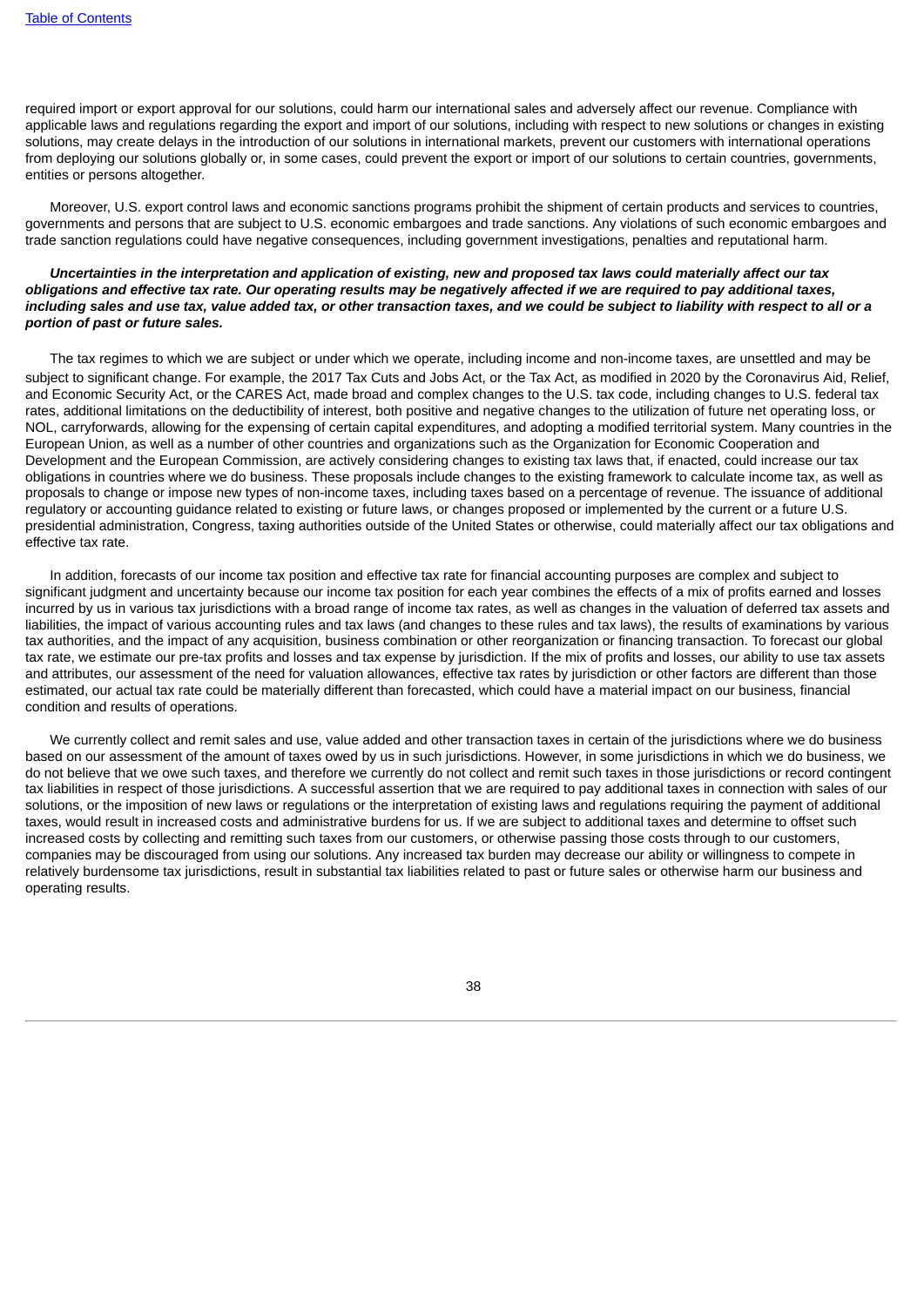required import or export approval for our solutions, could harm our international sales and adversely affect our revenue. Compliance with applicable laws and regulations regarding the export and import of our solutions, including with respect to new solutions or changes in existing solutions, may create delays in the introduction of our solutions in international markets, prevent our customers with international operations from deploying our solutions globally or, in some cases, could prevent the export or import of our solutions to certain countries, governments, entities or persons altogether.

Moreover, U.S. export control laws and economic sanctions programs prohibit the shipment of certain products and services to countries, governments and persons that are subject to U.S. economic embargoes and trade sanctions. Any violations of such economic embargoes and trade sanction regulations could have negative consequences, including government investigations, penalties and reputational harm.

***Uncertainties in the interpretation and application of existing, new and proposed tax laws could materially affect our tax obligations and effective tax rate. Our operating results may be negatively affected if we are required to pay additional taxes, including sales and use tax, value added tax, or other transaction taxes, and we could be subject to liability with respect to all or a portion of past or future sales.***

The tax regimes to which we are subject or under which we operate, including income and non-income taxes, are unsettled and may be subject to significant change. For example, the 2017 Tax Cuts and Jobs Act, or the Tax Act, as modified in 2020 by the Coronavirus Aid, Relief, and Economic Security Act, or the CARES Act, made broad and complex changes to the U.S. tax code, including changes to U.S. federal tax rates, additional limitations on the deductibility of interest, both positive and negative changes to the utilization of future net operating loss, or NOL, carryforwards, allowing for the expensing of certain capital expenditures, and adopting a modified territorial system. Many countries in the European Union, as well as a number of other countries and organizations such as the Organization for Economic Cooperation and Development and the European Commission, are actively considering changes to existing tax laws that, if enacted, could increase our tax obligations in countries where we do business. These proposals include changes to the existing framework to calculate income tax, as well as proposals to change or impose new types of non-income taxes, including taxes based on a percentage of revenue. The issuance of additional regulatory or accounting guidance related to existing or future laws, or changes proposed or implemented by the current or a future U.S. presidential administration, Congress, taxing authorities outside of the United States or otherwise, could materially affect our tax obligations and effective tax rate.

In addition, forecasts of our income tax position and effective tax rate for financial accounting purposes are complex and subject to significant judgment and uncertainty because our income tax position for each year combines the effects of a mix of profits earned and losses incurred by us in various tax jurisdictions with a broad range of income tax rates, as well as changes in the valuation of deferred tax assets and liabilities, the impact of various accounting rules and tax laws (and changes to these rules and tax laws), the results of examinations by various tax authorities, and the impact of any acquisition, business combination or other reorganization or financing transaction. To forecast our global tax rate, we estimate our pre-tax profits and losses and tax expense by jurisdiction. If the mix of profits and losses, our ability to use tax assets and attributes, our assessment of the need for valuation allowances, effective tax rates by jurisdiction or other factors are different than those estimated, our actual tax rate could be materially different than forecasted, which could have a material impact on our business, financial condition and results of operations.

We currently collect and remit sales and use, value added and other transaction taxes in certain of the jurisdictions where we do business based on our assessment of the amount of taxes owed by us in such jurisdictions. However, in some jurisdictions in which we do business, we do not believe that we owe such taxes, and therefore we currently do not collect and remit such taxes in those jurisdictions or record contingent tax liabilities in respect of those jurisdictions. A successful assertion that we are required to pay additional taxes in connection with sales of our solutions, or the imposition of new laws or regulations or the interpretation of existing laws and regulations requiring the payment of additional taxes, would result in increased costs and administrative burdens for us. If we are subject to additional taxes and determine to offset such increased costs by collecting and remitting such taxes from our customers, or otherwise passing those costs through to our customers, companies may be discouraged from using our solutions. Any increased tax burden may decrease our ability or willingness to compete in relatively burdensome tax jurisdictions, result in substantial tax liabilities related to past or future sales or otherwise harm our business and operating results.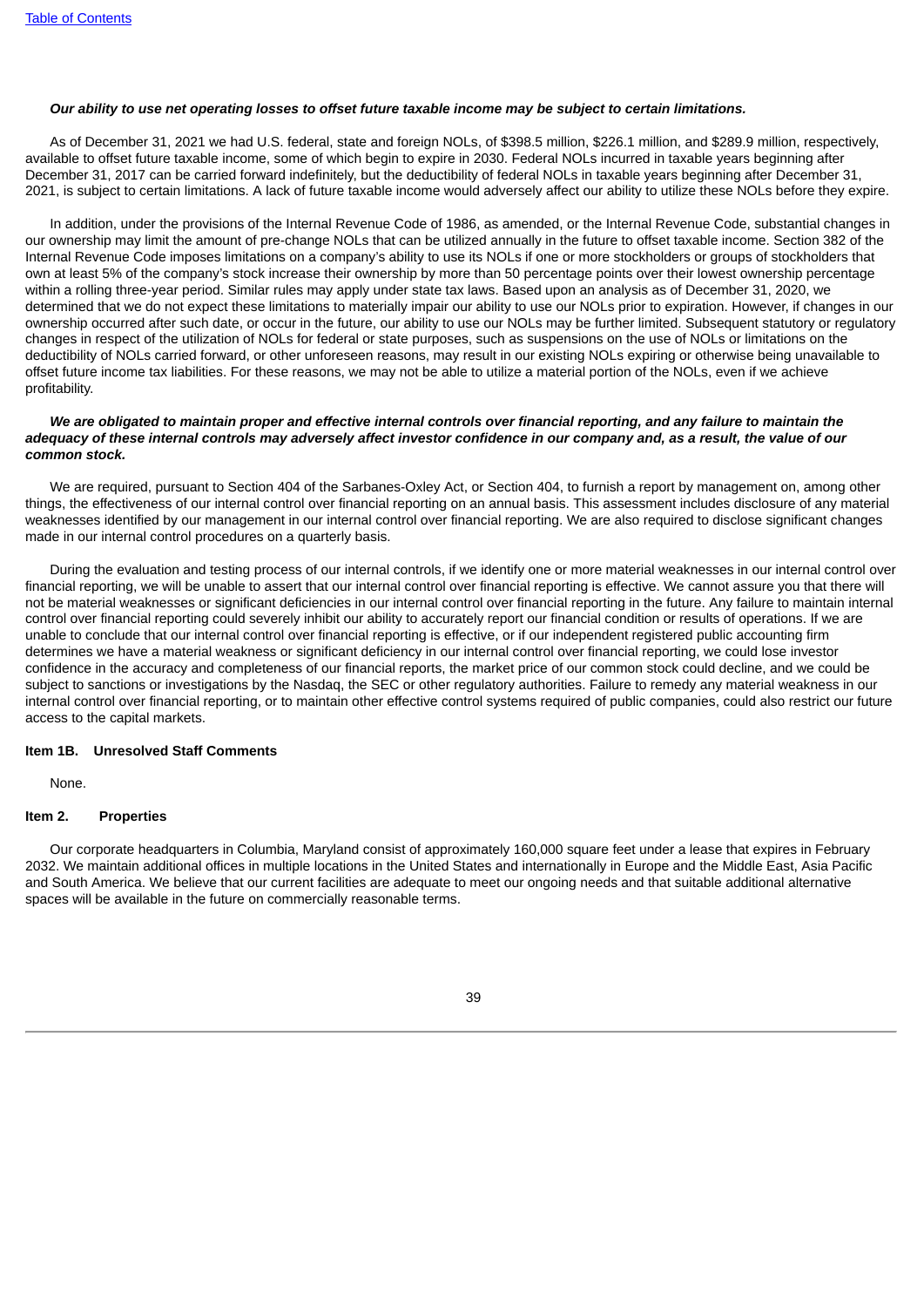***Our ability to use net operating losses to offset future taxable income may be subject to certain limitations.***

As of December 31, 2021 we had U.S. federal, state and foreign NOLs, of $398.5 million, $226.1 million, and $289.9 million, respectively, available to offset future taxable income, some of which begin to expire in 2030. Federal NOLs incurred in taxable years beginning after December 31, 2017 can be carried forward indefinitely, but the deductibility of federal NOLs in taxable years beginning after December 31, 2021, is subject to certain limitations. A lack of future taxable income would adversely affect our ability to utilize these NOLs before they expire.

In addition, under the provisions of the Internal Revenue Code of 1986, as amended, or the Internal Revenue Code, substantial changes in our ownership may limit the amount of pre-change NOLs that can be utilized annually in the future to offset taxable income. Section 382 of the Internal Revenue Code imposes limitations on a company's ability to use its NOLs if one or more stockholders or groups of stockholders that own at least 5% of the company's stock increase their ownership by more than 50 percentage points over their lowest ownership percentage within a rolling three-year period. Similar rules may apply under state tax laws. Based upon an analysis as of December 31, 2020, we determined that we do not expect these limitations to materially impair our ability to use our NOLs prior to expiration. However, if changes in our ownership occurred after such date, or occur in the future, our ability to use our NOLs may be further limited. Subsequent statutory or regulatory changes in respect of the utilization of NOLs for federal or state purposes, such as suspensions on the use of NOLs or limitations on the deductibility of NOLs carried forward, or other unforeseen reasons, may result in our existing NOLs expiring or otherwise being unavailable to offset future income tax liabilities. For these reasons, we may not be able to utilize a material portion of the NOLs, even if we achieve profitability.

***We are obligated to maintain proper and effective internal controls over financial reporting, and any failure to maintain the adequacy of these internal controls may adversely affect investor confidence in our company and, as a result, the value of our common stock.***

We are required, pursuant to Section 404 of the Sarbanes-Oxley Act, or Section 404, to furnish a report by management on, among other things, the effectiveness of our internal control over financial reporting on an annual basis. This assessment includes disclosure of any material weaknesses identified by our management in our internal control over financial reporting. We are also required to disclose significant changes made in our internal control procedures on a quarterly basis.

During the evaluation and testing process of our internal controls, if we identify one or more material weaknesses in our internal control over financial reporting, we will be unable to assert that our internal control over financial reporting is effective. We cannot assure you that there will not be material weaknesses or significant deficiencies in our internal control over financial reporting in the future. Any failure to maintain internal control over financial reporting could severely inhibit our ability to accurately report our financial condition or results of operations. If we are unable to conclude that our internal control over financial reporting is effective, or if our independent registered public accounting firm determines we have a material weakness or significant deficiency in our internal control over financial reporting, we could lose investor confidence in the accuracy and completeness of our financial reports, the market price of our common stock could decline, and we could be subject to sanctions or investigations by the Nasdaq, the SEC or other regulatory authorities. Failure to remedy any material weakness in our internal control over financial reporting, or to maintain other effective control systems required of public companies, could also restrict our future access to the capital markets.

## Item 1B. Unresolved Staff Comments

None.

## Item 2. Properties

Our corporate headquarters in Columbia, Maryland consist of approximately 160,000 square feet under a lease that expires in February 2032. We maintain additional offices in multiple locations in the United States and internationally in Europe and the Middle East, Asia Pacific and South America. We believe that our current facilities are adequate to meet our ongoing needs and that suitable additional alternative spaces will be available in the future on commercially reasonable terms.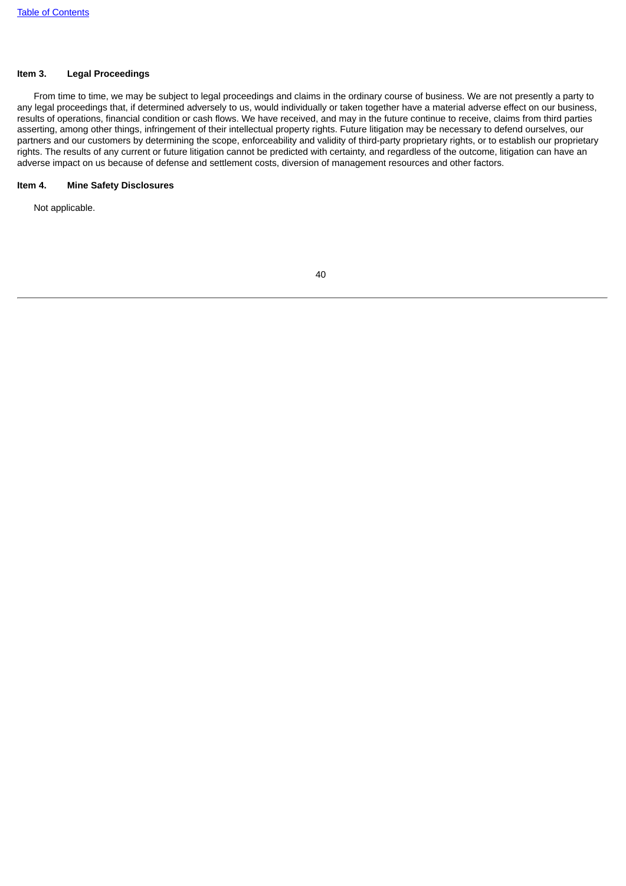### Item 3. Legal Proceedings

From time to time, we may be subject to legal proceedings and claims in the ordinary course of business. We are not presently a party to any legal proceedings that, if determined adversely to us, would individually or taken together have a material adverse effect on our business, results of operations, financial condition or cash flows. We have received, and may in the future continue to receive, claims from third parties asserting, among other things, infringement of their intellectual property rights. Future litigation may be necessary to defend ourselves, our partners and our customers by determining the scope, enforceability and validity of third-party proprietary rights, or to establish our proprietary rights. The results of any current or future litigation cannot be predicted with certainty, and regardless of the outcome, litigation can have an adverse impact on us because of defense and settlement costs, diversion of management resources and other factors.

### Item 4. Mine Safety Disclosures

Not applicable.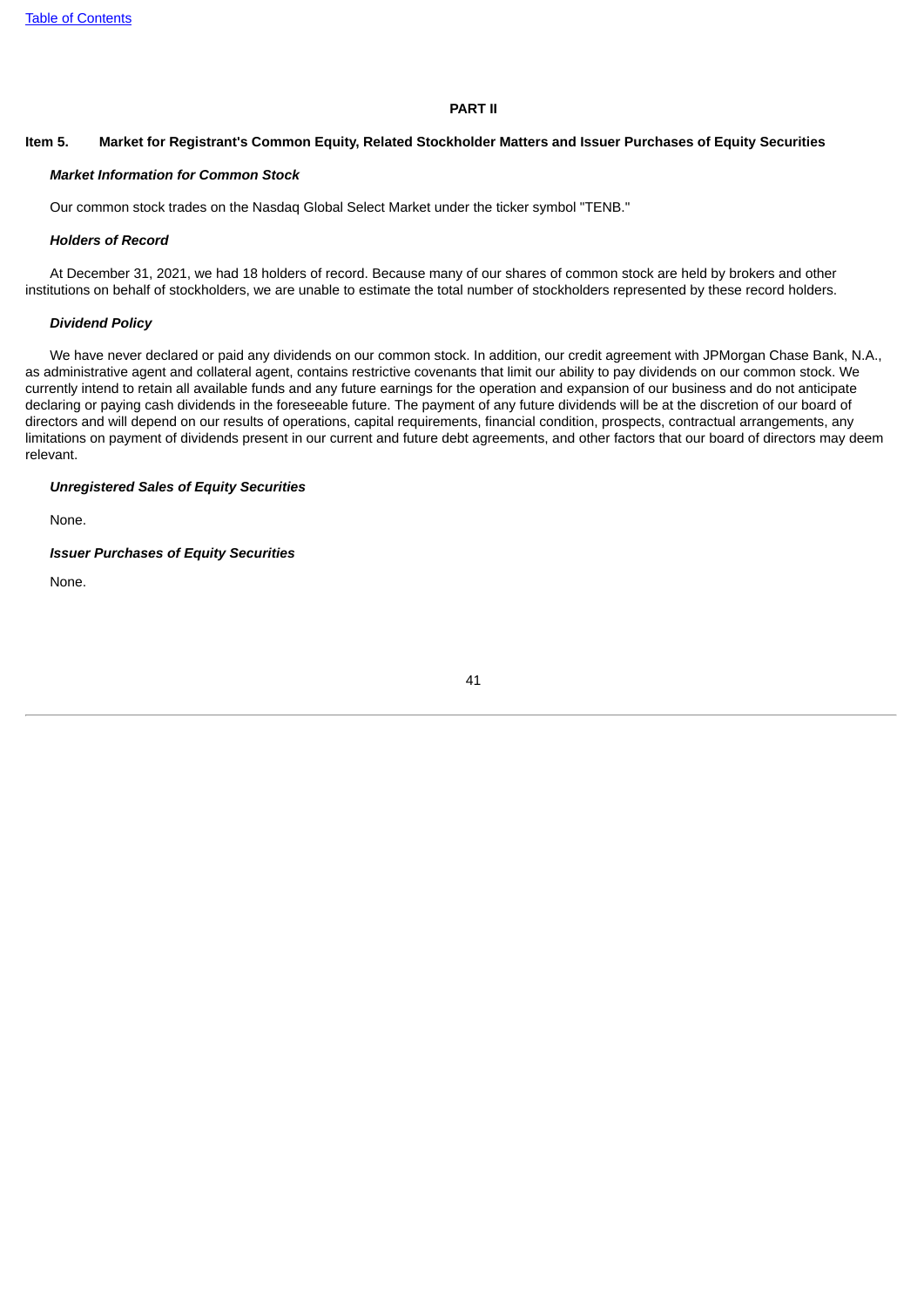# PART II

## Item 5. Market for Registrant's Common Equity, Related Stockholder Matters and Issuer Purchases of Equity Securities

***Market Information for Common Stock***

Our common stock trades on the Nasdaq Global Select Market under the ticker symbol "TENB."

***Holders of Record***

At December 31, 2021, we had 18 holders of record. Because many of our shares of common stock are held by brokers and other institutions on behalf of stockholders, we are unable to estimate the total number of stockholders represented by these record holders.

***Dividend Policy***

We have never declared or paid any dividends on our common stock. In addition, our credit agreement with JPMorgan Chase Bank, N.A., as administrative agent and collateral agent, contains restrictive covenants that limit our ability to pay dividends on our common stock. We currently intend to retain all available funds and any future earnings for the operation and expansion of our business and do not anticipate declaring or paying cash dividends in the foreseeable future. The payment of any future dividends will be at the discretion of our board of directors and will depend on our results of operations, capital requirements, financial condition, prospects, contractual arrangements, any limitations on payment of dividends present in our current and future debt agreements, and other factors that our board of directors may deem relevant.

***Unregistered Sales of Equity Securities***

None.

***Issuer Purchases of Equity Securities***

None.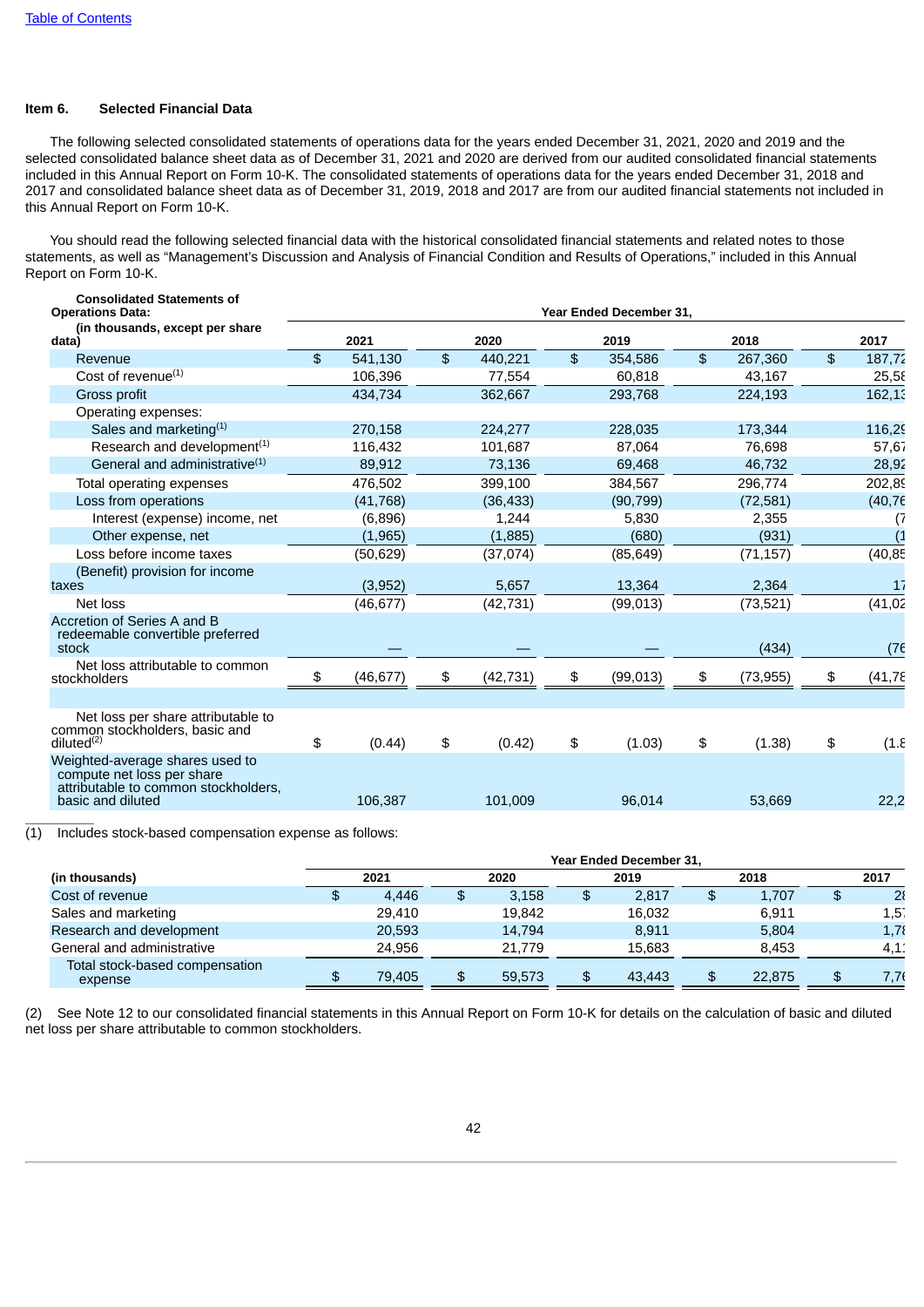[Table of Contents](#)

### Item 6. Selected Financial Data

The following selected consolidated statements of operations data for the years ended December 31, 2021, 2020 and 2019 and the selected consolidated balance sheet data as of December 31, 2021 and 2020 are derived from our audited consolidated financial statements included in this Annual Report on Form 10-K. The consolidated statements of operations data for the years ended December 31, 2018 and 2017 and consolidated balance sheet data as of December 31, 2019, 2018 and 2017 are from our audited financial statements not included in this Annual Report on Form 10-K.

You should read the following selected financial data with the historical consolidated financial statements and related notes to those statements, as well as "Management's Discussion and Analysis of Financial Condition and Results of Operations," included in this Annual Report on Form 10-K.

| **Consolidated Statements of Operations Data:** | **Year Ended December 31,** | | | | |
|---|---|---|---|---|---|
| **(in thousands, except per share data)** | **2021** | **2020** | **2019** | **2018** | **2017** |
| Revenue | $ 541,130 | $ 440,221 | $ 354,586 | $ 267,360 | $ 187,72 |
| Cost of revenue[1] | 106,396 | 77,554 | 60,818 | 43,167 | 25,58 |
| Gross profit | 434,734 | 362,667 | 293,768 | 224,193 | 162,13 |
| Operating expenses: | | | | | |
| Sales and marketing[1] | 270,158 | 224,277 | 228,035 | 173,344 | 116,29 |
| Research and development[1] | 116,432 | 101,687 | 87,064 | 76,698 | 57,67 |
| General and administrative[1] | 89,912 | 73,136 | 69,468 | 46,732 | 28,92 |
| Total operating expenses | 476,502 | 399,100 | 384,567 | 296,774 | 202,89 |
| Loss from operations | (41,768) | (36,433) | (90,799) | (72,581) | (40,76 |
| Interest (expense) income, net | (6,896) | 1,244 | 5,830 | 2,355 | (7 |
| Other expense, net | (1,965) | (1,885) | (680) | (931) | (1 |
| Loss before income taxes | (50,629) | (37,074) | (85,649) | (71,157) | (40,85 |
| (Benefit) provision for income taxes | (3,952) | 5,657 | 13,364 | 2,364 | 17 |
| Net loss | (46,677) | (42,731) | (99,013) | (73,521) | (41,02 |
| Accretion of Series A and B redeemable convertible preferred stock | — | — | — | (434) | (76 |
| Net loss attributable to common stockholders | $ (46,677) | $ (42,731) | $ (99,013) | $ (73,955) | $ (41,78 |
| | | | | | |
| Net loss per share attributable to common stockholders, basic and diluted[2] | $ (0.44) | $ (0.42) | $ (1.03) | $ (1.38) | $ (1.8 |
| Weighted-average shares used to compute net loss per share attributable to common stockholders, basic and diluted | 106,387 | 101,009 | 96,014 | 53,669 | 22,2 |

(1) Includes stock-based compensation expense as follows:

| | **Year Ended December 31,** | | | | |
|---|---|---|---|---|---|
| **(in thousands)** | **2021** | **2020** | **2019** | **2018** | **2017** |
| Cost of revenue | $ 4,446 | $ 3,158 | $ 2,817 | $ 1,707 | $ 28 |
| Sales and marketing | 29,410 | 19,842 | 16,032 | 6,911 | 1,57 |
| Research and development | 20,593 | 14,794 | 8,911 | 5,804 | 1,78 |
| General and administrative | 24,956 | 21,779 | 15,683 | 8,453 | 4,11 |
| Total stock-based compensation expense | $ 79,405 | $ 59,573 | $ 43,443 | $ 22,875 | $ 7,76 |

(2) See Note 12 to our consolidated financial statements in this Annual Report on Form 10-K for details on the calculation of basic and diluted net loss per share attributable to common stockholders.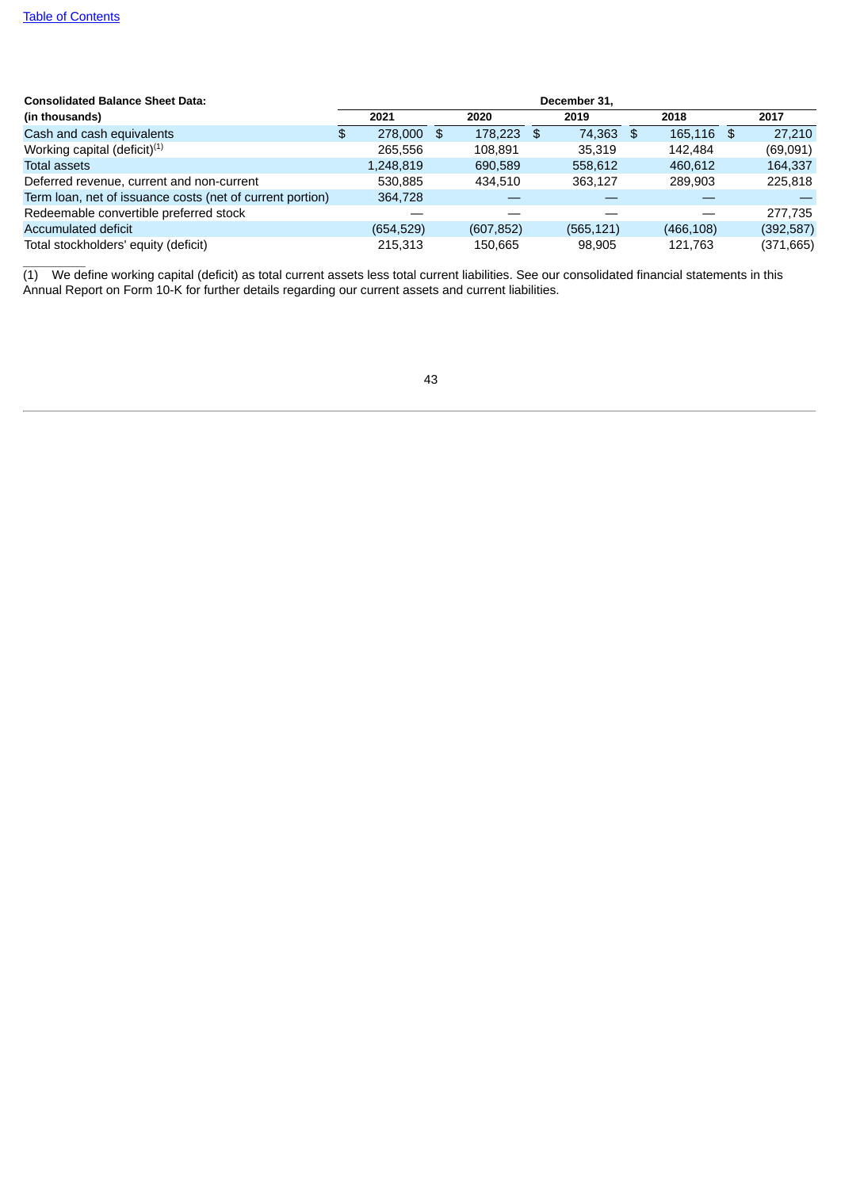| Consolidated Balance Sheet Data: | December 31, | | | | |
|---|---|---|---|---|---|
| (in thousands) | 2021 | 2020 | 2019 | 2018 | 2017 |
| Cash and cash equivalents | $ 278,000 | $ 178,223 | $ 74,363 | $ 165,116 | $ 27,210 |
| Working capital (deficit)[(1)] | 265,556 | 108,891 | 35,319 | 142,484 | (69,091) |
| Total assets | 1,248,819 | 690,589 | 558,612 | 460,612 | 164,337 |
| Deferred revenue, current and non-current | 530,885 | 434,510 | 363,127 | 289,903 | 225,818 |
| Term loan, net of issuance costs (net of current portion) | 364,728 | — | — | — | — |
| Redeemable convertible preferred stock | — | — | — | — | 277,735 |
| Accumulated deficit | (654,529) | (607,852) | (565,121) | (466,108) | (392,587) |
| Total stockholders' equity (deficit) | 215,313 | 150,665 | 98,905 | 121,763 | (371,665) |

(1) We define working capital (deficit) as total current assets less total current liabilities. See our consolidated financial statements in this Annual Report on Form 10-K for further details regarding our current assets and current liabilities.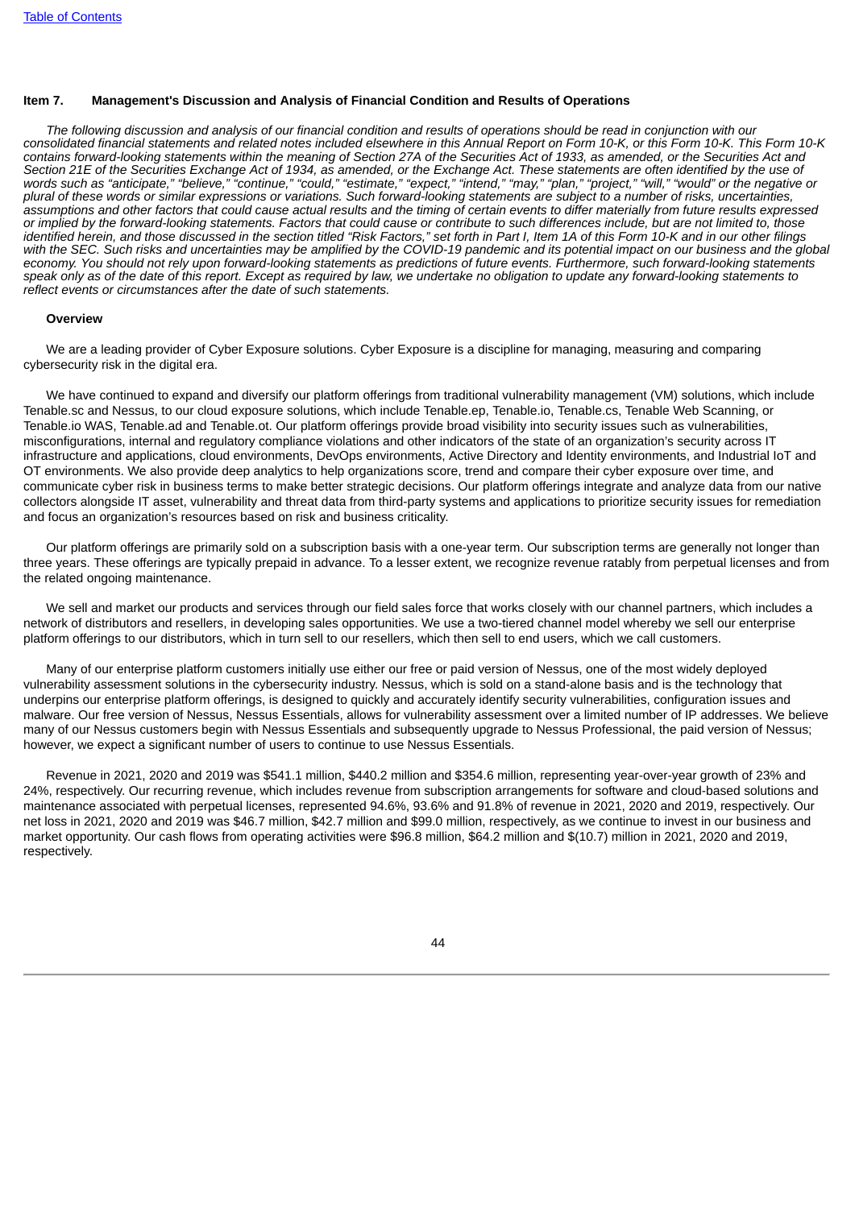## Item 7. Management's Discussion and Analysis of Financial Condition and Results of Operations

*The following discussion and analysis of our financial condition and results of operations should be read in conjunction with our consolidated financial statements and related notes included elsewhere in this Annual Report on Form 10-K, or this Form 10-K. This Form 10-K contains forward-looking statements within the meaning of Section 27A of the Securities Act of 1933, as amended, or the Securities Act and Section 21E of the Securities Exchange Act of 1934, as amended, or the Exchange Act. These statements are often identified by the use of words such as "anticipate," "believe," "continue," "could," "estimate," "expect," "intend," "may," "plan," "project," "will," "would" or the negative or plural of these words or similar expressions or variations. Such forward-looking statements are subject to a number of risks, uncertainties, assumptions and other factors that could cause actual results and the timing of certain events to differ materially from future results expressed or implied by the forward-looking statements. Factors that could cause or contribute to such differences include, but are not limited to, those identified herein, and those discussed in the section titled "Risk Factors," set forth in Part I, Item 1A of this Form 10-K and in our other filings with the SEC. Such risks and uncertainties may be amplified by the COVID-19 pandemic and its potential impact on our business and the global economy. You should not rely upon forward-looking statements as predictions of future events. Furthermore, such forward-looking statements speak only as of the date of this report. Except as required by law, we undertake no obligation to update any forward-looking statements to reflect events or circumstances after the date of such statements.*

### Overview

We are a leading provider of Cyber Exposure solutions. Cyber Exposure is a discipline for managing, measuring and comparing cybersecurity risk in the digital era.

We have continued to expand and diversify our platform offerings from traditional vulnerability management (VM) solutions, which include Tenable.sc and Nessus, to our cloud exposure solutions, which include Tenable.ep, Tenable.io, Tenable.cs, Tenable Web Scanning, or Tenable.io WAS, Tenable.ad and Tenable.ot. Our platform offerings provide broad visibility into security issues such as vulnerabilities, misconfigurations, internal and regulatory compliance violations and other indicators of the state of an organization's security across IT infrastructure and applications, cloud environments, DevOps environments, Active Directory and Identity environments, and Industrial IoT and OT environments. We also provide deep analytics to help organizations score, trend and compare their cyber exposure over time, and communicate cyber risk in business terms to make better strategic decisions. Our platform offerings integrate and analyze data from our native collectors alongside IT asset, vulnerability and threat data from third-party systems and applications to prioritize security issues for remediation and focus an organization's resources based on risk and business criticality.

Our platform offerings are primarily sold on a subscription basis with a one-year term. Our subscription terms are generally not longer than three years. These offerings are typically prepaid in advance. To a lesser extent, we recognize revenue ratably from perpetual licenses and from the related ongoing maintenance.

We sell and market our products and services through our field sales force that works closely with our channel partners, which includes a network of distributors and resellers, in developing sales opportunities. We use a two-tiered channel model whereby we sell our enterprise platform offerings to our distributors, which in turn sell to our resellers, which then sell to end users, which we call customers.

Many of our enterprise platform customers initially use either our free or paid version of Nessus, one of the most widely deployed vulnerability assessment solutions in the cybersecurity industry. Nessus, which is sold on a stand-alone basis and is the technology that underpins our enterprise platform offerings, is designed to quickly and accurately identify security vulnerabilities, configuration issues and malware. Our free version of Nessus, Nessus Essentials, allows for vulnerability assessment over a limited number of IP addresses. We believe many of our Nessus customers begin with Nessus Essentials and subsequently upgrade to Nessus Professional, the paid version of Nessus; however, we expect a significant number of users to continue to use Nessus Essentials.

Revenue in 2021, 2020 and 2019 was $541.1 million, $440.2 million and $354.6 million, representing year-over-year growth of 23% and 24%, respectively. Our recurring revenue, which includes revenue from subscription arrangements for software and cloud-based solutions and maintenance associated with perpetual licenses, represented 94.6%, 93.6% and 91.8% of revenue in 2021, 2020 and 2019, respectively. Our net loss in 2021, 2020 and 2019 was $46.7 million, $42.7 million and $99.0 million, respectively, as we continue to invest in our business and market opportunity. Our cash flows from operating activities were $96.8 million, $64.2 million and $(10.7) million in 2021, 2020 and 2019, respectively.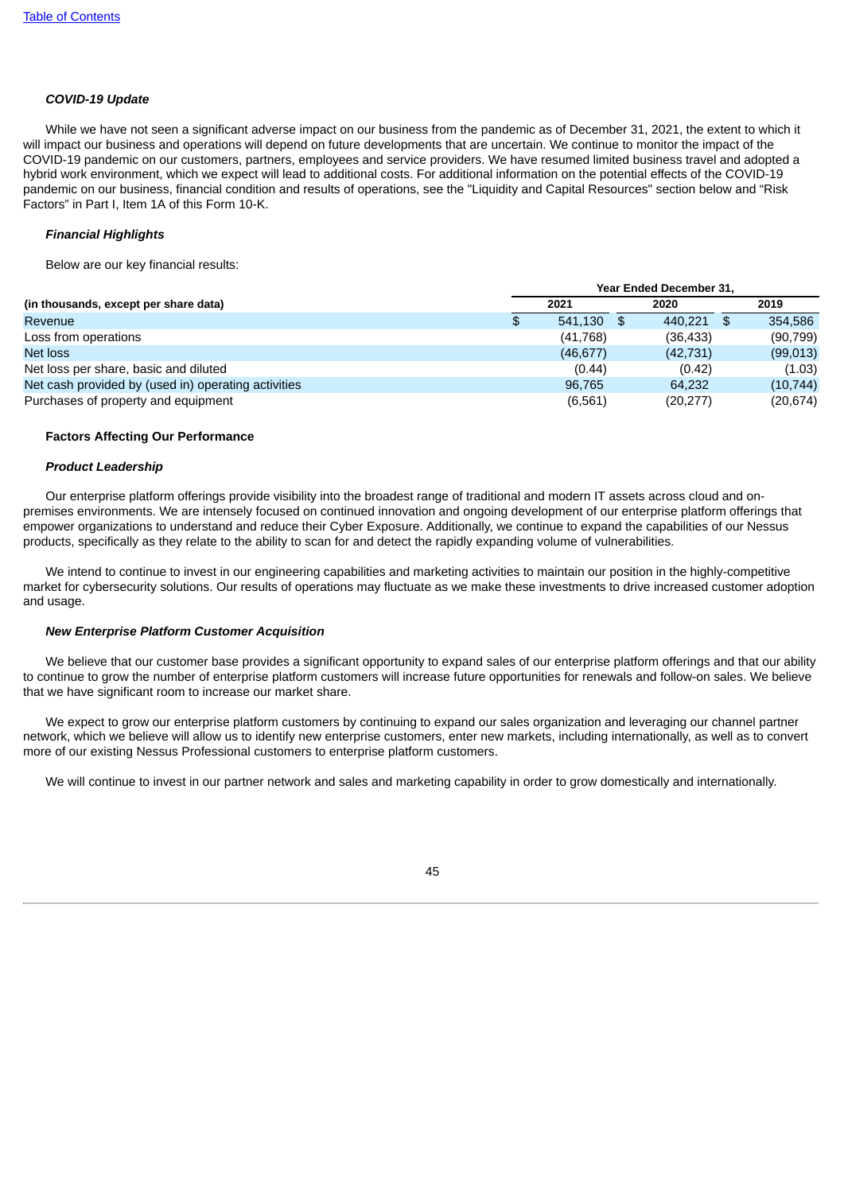*COVID-19 Update*

While we have not seen a significant adverse impact on our business from the pandemic as of December 31, 2021, the extent to which it will impact our business and operations will depend on future developments that are uncertain. We continue to monitor the impact of the COVID-19 pandemic on our customers, partners, employees and service providers. We have resumed limited business travel and adopted a hybrid work environment, which we expect will lead to additional costs. For additional information on the potential effects of the COVID-19 pandemic on our business, financial condition and results of operations, see the "Liquidity and Capital Resources" section below and “Risk Factors” in Part I, Item 1A of this Form 10-K.

*Financial Highlights*

Below are our key financial results:

| (in thousands, except per share data) | Year Ended December 31, | | |
|---|---|---|---|
| | 2021 | 2020 | 2019 |
| Revenue | $ 541,130 | $ 440,221 | $ 354,586 |
| Loss from operations | (41,768) | (36,433) | (90,799) |
| Net loss | (46,677) | (42,731) | (99,013) |
| Net loss per share, basic and diluted | (0.44) | (0.42) | (1.03) |
| Net cash provided by (used in) operating activities | 96,765 | 64,232 | (10,744) |
| Purchases of property and equipment | (6,561) | (20,277) | (20,674) |

**Factors Affecting Our Performance**

*Product Leadership*

Our enterprise platform offerings provide visibility into the broadest range of traditional and modern IT assets across cloud and on-premises environments. We are intensely focused on continued innovation and ongoing development of our enterprise platform offerings that empower organizations to understand and reduce their Cyber Exposure. Additionally, we continue to expand the capabilities of our Nessus products, specifically as they relate to the ability to scan for and detect the rapidly expanding volume of vulnerabilities.

We intend to continue to invest in our engineering capabilities and marketing activities to maintain our position in the highly-competitive market for cybersecurity solutions. Our results of operations may fluctuate as we make these investments to drive increased customer adoption and usage.

*New Enterprise Platform Customer Acquisition*

We believe that our customer base provides a significant opportunity to expand sales of our enterprise platform offerings and that our ability to continue to grow the number of enterprise platform customers will increase future opportunities for renewals and follow-on sales. We believe that we have significant room to increase our market share.

We expect to grow our enterprise platform customers by continuing to expand our sales organization and leveraging our channel partner network, which we believe will allow us to identify new enterprise customers, enter new markets, including internationally, as well as to convert more of our existing Nessus Professional customers to enterprise platform customers.

We will continue to invest in our partner network and sales and marketing capability in order to grow domestically and internationally.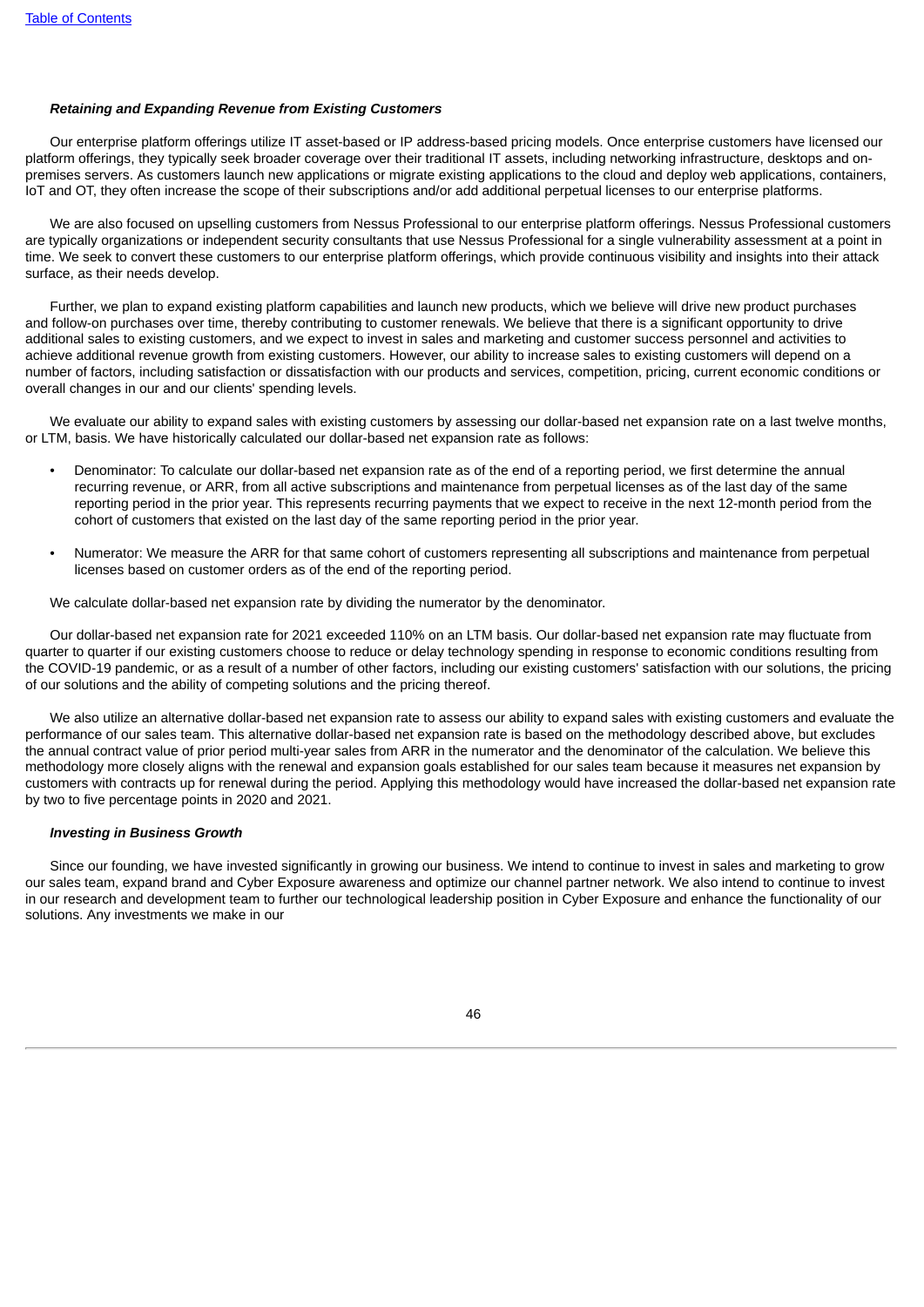***Retaining and Expanding Revenue from Existing Customers***

Our enterprise platform offerings utilize IT asset-based or IP address-based pricing models. Once enterprise customers have licensed our platform offerings, they typically seek broader coverage over their traditional IT assets, including networking infrastructure, desktops and on-premises servers. As customers launch new applications or migrate existing applications to the cloud and deploy web applications, containers, IoT and OT, they often increase the scope of their subscriptions and/or add additional perpetual licenses to our enterprise platforms.

We are also focused on upselling customers from Nessus Professional to our enterprise platform offerings. Nessus Professional customers are typically organizations or independent security consultants that use Nessus Professional for a single vulnerability assessment at a point in time. We seek to convert these customers to our enterprise platform offerings, which provide continuous visibility and insights into their attack surface, as their needs develop.

Further, we plan to expand existing platform capabilities and launch new products, which we believe will drive new product purchases and follow-on purchases over time, thereby contributing to customer renewals. We believe that there is a significant opportunity to drive additional sales to existing customers, and we expect to invest in sales and marketing and customer success personnel and activities to achieve additional revenue growth from existing customers. However, our ability to increase sales to existing customers will depend on a number of factors, including satisfaction or dissatisfaction with our products and services, competition, pricing, current economic conditions or overall changes in our and our clients' spending levels.

We evaluate our ability to expand sales with existing customers by assessing our dollar-based net expansion rate on a last twelve months, or LTM, basis. We have historically calculated our dollar-based net expansion rate as follows:

- Denominator: To calculate our dollar-based net expansion rate as of the end of a reporting period, we first determine the annual recurring revenue, or ARR, from all active subscriptions and maintenance from perpetual licenses as of the last day of the same reporting period in the prior year. This represents recurring payments that we expect to receive in the next 12-month period from the cohort of customers that existed on the last day of the same reporting period in the prior year.

- Numerator: We measure the ARR for that same cohort of customers representing all subscriptions and maintenance from perpetual licenses based on customer orders as of the end of the reporting period.

We calculate dollar-based net expansion rate by dividing the numerator by the denominator.

Our dollar-based net expansion rate for 2021 exceeded 110% on an LTM basis. Our dollar-based net expansion rate may fluctuate from quarter to quarter if our existing customers choose to reduce or delay technology spending in response to economic conditions resulting from the COVID-19 pandemic, or as a result of a number of other factors, including our existing customers' satisfaction with our solutions, the pricing of our solutions and the ability of competing solutions and the pricing thereof.

We also utilize an alternative dollar-based net expansion rate to assess our ability to expand sales with existing customers and evaluate the performance of our sales team. This alternative dollar-based net expansion rate is based on the methodology described above, but excludes the annual contract value of prior period multi-year sales from ARR in the numerator and the denominator of the calculation. We believe this methodology more closely aligns with the renewal and expansion goals established for our sales team because it measures net expansion by customers with contracts up for renewal during the period. Applying this methodology would have increased the dollar-based net expansion rate by two to five percentage points in 2020 and 2021.

***Investing in Business Growth***

Since our founding, we have invested significantly in growing our business. We intend to continue to invest in sales and marketing to grow our sales team, expand brand and Cyber Exposure awareness and optimize our channel partner network. We also intend to continue to invest in our research and development team to further our technological leadership position in Cyber Exposure and enhance the functionality of our solutions. Any investments we make in our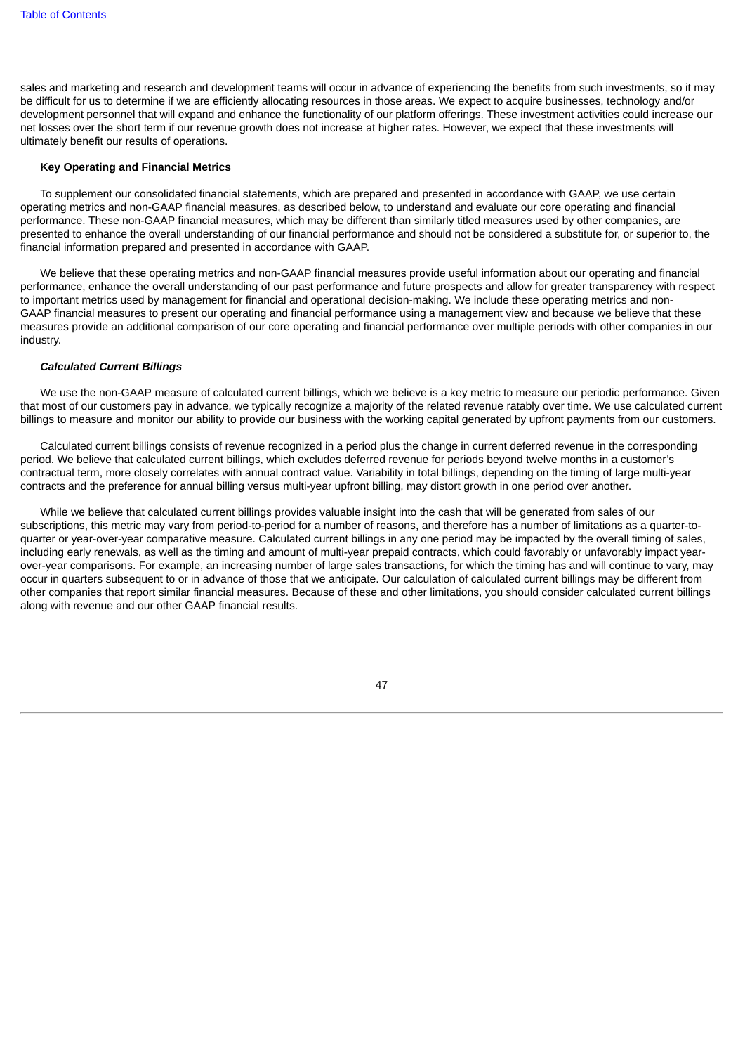sales and marketing and research and development teams will occur in advance of experiencing the benefits from such investments, so it may be difficult for us to determine if we are efficiently allocating resources in those areas. We expect to acquire businesses, technology and/or development personnel that will expand and enhance the functionality of our platform offerings. These investment activities could increase our net losses over the short term if our revenue growth does not increase at higher rates. However, we expect that these investments will ultimately benefit our results of operations.

**Key Operating and Financial Metrics**

To supplement our consolidated financial statements, which are prepared and presented in accordance with GAAP, we use certain operating metrics and non-GAAP financial measures, as described below, to understand and evaluate our core operating and financial performance. These non-GAAP financial measures, which may be different than similarly titled measures used by other companies, are presented to enhance the overall understanding of our financial performance and should not be considered a substitute for, or superior to, the financial information prepared and presented in accordance with GAAP.

We believe that these operating metrics and non-GAAP financial measures provide useful information about our operating and financial performance, enhance the overall understanding of our past performance and future prospects and allow for greater transparency with respect to important metrics used by management for financial and operational decision-making. We include these operating metrics and non-GAAP financial measures to present our operating and financial performance using a management view and because we believe that these measures provide an additional comparison of our core operating and financial performance over multiple periods with other companies in our industry.

***Calculated Current Billings***

We use the non-GAAP measure of calculated current billings, which we believe is a key metric to measure our periodic performance. Given that most of our customers pay in advance, we typically recognize a majority of the related revenue ratably over time. We use calculated current billings to measure and monitor our ability to provide our business with the working capital generated by upfront payments from our customers.

Calculated current billings consists of revenue recognized in a period plus the change in current deferred revenue in the corresponding period. We believe that calculated current billings, which excludes deferred revenue for periods beyond twelve months in a customer's contractual term, more closely correlates with annual contract value. Variability in total billings, depending on the timing of large multi-year contracts and the preference for annual billing versus multi-year upfront billing, may distort growth in one period over another.

While we believe that calculated current billings provides valuable insight into the cash that will be generated from sales of our subscriptions, this metric may vary from period-to-period for a number of reasons, and therefore has a number of limitations as a quarter-to-quarter or year-over-year comparative measure. Calculated current billings in any one period may be impacted by the overall timing of sales, including early renewals, as well as the timing and amount of multi-year prepaid contracts, which could favorably or unfavorably impact year-over-year comparisons. For example, an increasing number of large sales transactions, for which the timing has and will continue to vary, may occur in quarters subsequent to or in advance of those that we anticipate. Our calculation of calculated current billings may be different from other companies that report similar financial measures. Because of these and other limitations, you should consider calculated current billings along with revenue and our other GAAP financial results.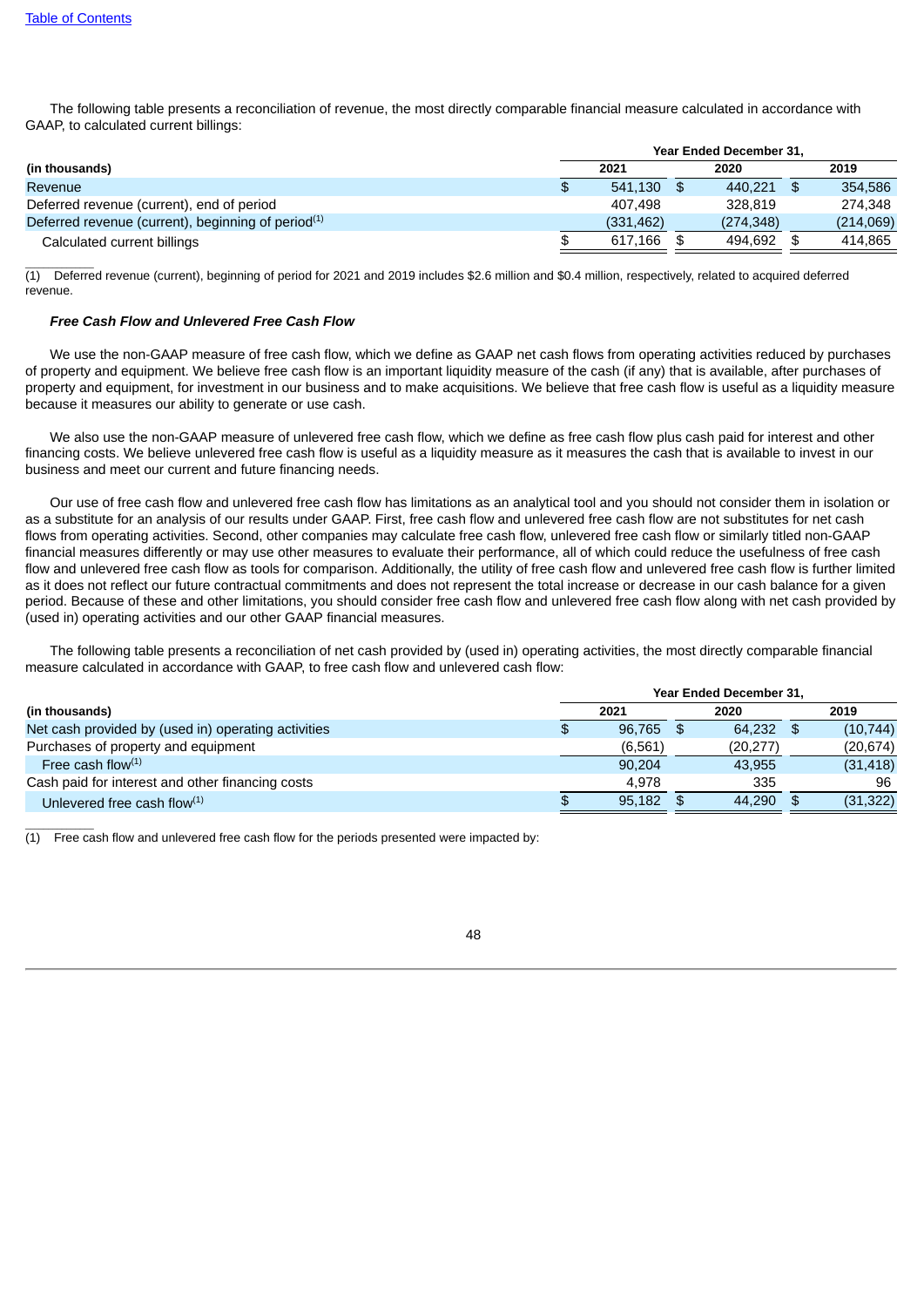The following table presents a reconciliation of revenue, the most directly comparable financial measure calculated in accordance with GAAP, to calculated current billings:

| | Year Ended December 31, | | |
|---|---|---|---|
| (in thousands) | 2021 | 2020 | 2019 |
| Revenue | $ 541,130 | $ 440,221 | $ 354,586 |
| Deferred revenue (current), end of period | 407,498 | 328,819 | 274,348 |
| Deferred revenue (current), beginning of period[(1)] | (331,462) | (274,348) | (214,069) |
| Calculated current billings | $ 617,166 | $ 494,692 | $ 414,865 |

(1) Deferred revenue (current), beginning of period for 2021 and 2019 includes $2.6 million and $0.4 million, respectively, related to acquired deferred revenue.

***Free Cash Flow and Unlevered Free Cash Flow***

We use the non-GAAP measure of free cash flow, which we define as GAAP net cash flows from operating activities reduced by purchases of property and equipment. We believe free cash flow is an important liquidity measure of the cash (if any) that is available, after purchases of property and equipment, for investment in our business and to make acquisitions. We believe that free cash flow is useful as a liquidity measure because it measures our ability to generate or use cash.

We also use the non-GAAP measure of unlevered free cash flow, which we define as free cash flow plus cash paid for interest and other financing costs. We believe unlevered free cash flow is useful as a liquidity measure as it measures the cash that is available to invest in our business and meet our current and future financing needs.

Our use of free cash flow and unlevered free cash flow has limitations as an analytical tool and you should not consider them in isolation or as a substitute for an analysis of our results under GAAP. First, free cash flow and unlevered free cash flow are not substitutes for net cash flows from operating activities. Second, other companies may calculate free cash flow, unlevered free cash flow or similarly titled non-GAAP financial measures differently or may use other measures to evaluate their performance, all of which could reduce the usefulness of free cash flow and unlevered free cash flow as tools for comparison. Additionally, the utility of free cash flow and unlevered free cash flow is further limited as it does not reflect our future contractual commitments and does not represent the total increase or decrease in our cash balance for a given period. Because of these and other limitations, you should consider free cash flow and unlevered free cash flow along with net cash provided by (used in) operating activities and our other GAAP financial measures.

The following table presents a reconciliation of net cash provided by (used in) operating activities, the most directly comparable financial measure calculated in accordance with GAAP, to free cash flow and unlevered cash flow:

| | Year Ended December 31, | | |
|---|---|---|---|
| (in thousands) | 2021 | 2020 | 2019 |
| Net cash provided by (used in) operating activities | $ 96,765 | $ 64,232 | $ (10,744) |
| Purchases of property and equipment | (6,561) | (20,277) | (20,674) |
| Free cash flow[(1)] | 90,204 | 43,955 | (31,418) |
| Cash paid for interest and other financing costs | 4,978 | 335 | 96 |
| Unlevered free cash flow[(1)] | $ 95,182 | $ 44,290 | $ (31,322) |

(1) Free cash flow and unlevered free cash flow for the periods presented were impacted by: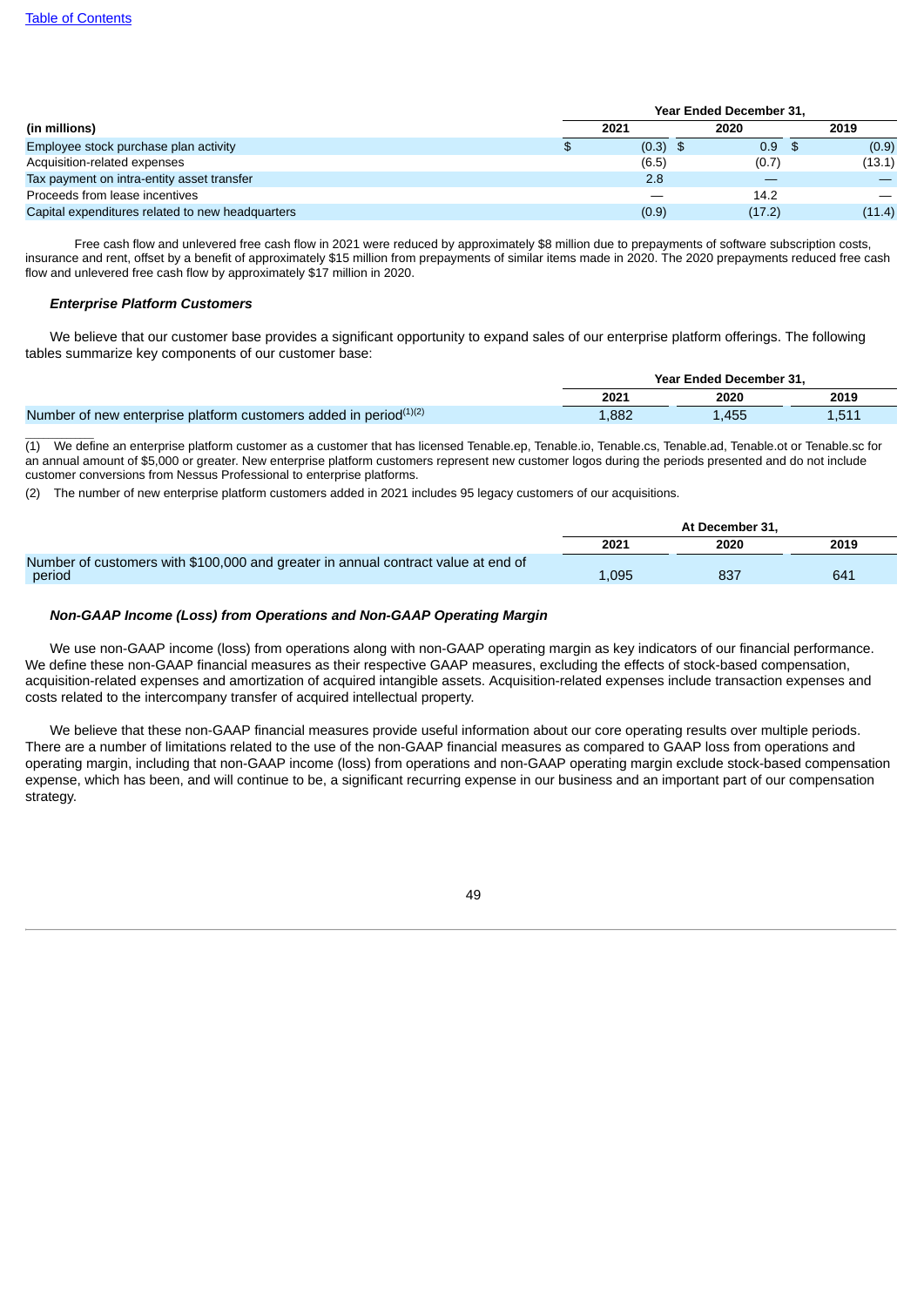| (in millions) | Year Ended December 31, | | |
|---|---|---|---|
| | 2021 | 2020 | 2019 |
| Employee stock purchase plan activity | $ (0.3) | $ 0.9 | $ (0.9) |
| Acquisition-related expenses | (6.5) | (0.7) | (13.1) |
| Tax payment on intra-entity asset transfer | 2.8 | — | — |
| Proceeds from lease incentives | — | 14.2 | — |
| Capital expenditures related to new headquarters | (0.9) | (17.2) | (11.4) |

Free cash flow and unlevered free cash flow in 2021 were reduced by approximately $8 million due to prepayments of software subscription costs, insurance and rent, offset by a benefit of approximately $15 million from prepayments of similar items made in 2020. The 2020 prepayments reduced free cash flow and unlevered free cash flow by approximately $17 million in 2020.

***Enterprise Platform Customers***

We believe that our customer base provides a significant opportunity to expand sales of our enterprise platform offerings. The following tables summarize key components of our customer base:

| | Year Ended December 31, | | |
|---|---|---|---|
| | 2021 | 2020 | 2019 |
| Number of new enterprise platform customers added in period[(1)(2)] | 1,882 | 1,455 | 1,511 |

(1) We define an enterprise platform customer as a customer that has licensed Tenable.ep, Tenable.io, Tenable.cs, Tenable.ad, Tenable.ot or Tenable.sc for an annual amount of $5,000 or greater. New enterprise platform customers represent new customer logos during the periods presented and do not include customer conversions from Nessus Professional to enterprise platforms.

(2) The number of new enterprise platform customers added in 2021 includes 95 legacy customers of our acquisitions.

| | At December 31, | | |
|---|---|---|---|
| | 2021 | 2020 | 2019 |
| Number of customers with $100,000 and greater in annual contract value at end of period | 1,095 | 837 | 641 |

***Non-GAAP Income (Loss) from Operations and Non-GAAP Operating Margin***

We use non-GAAP income (loss) from operations along with non-GAAP operating margin as key indicators of our financial performance. We define these non-GAAP financial measures as their respective GAAP measures, excluding the effects of stock-based compensation, acquisition-related expenses and amortization of acquired intangible assets. Acquisition-related expenses include transaction expenses and costs related to the intercompany transfer of acquired intellectual property.

We believe that these non-GAAP financial measures provide useful information about our core operating results over multiple periods. There are a number of limitations related to the use of the non-GAAP financial measures as compared to GAAP loss from operations and operating margin, including that non-GAAP income (loss) from operations and non-GAAP operating margin exclude stock-based compensation expense, which has been, and will continue to be, a significant recurring expense in our business and an important part of our compensation strategy.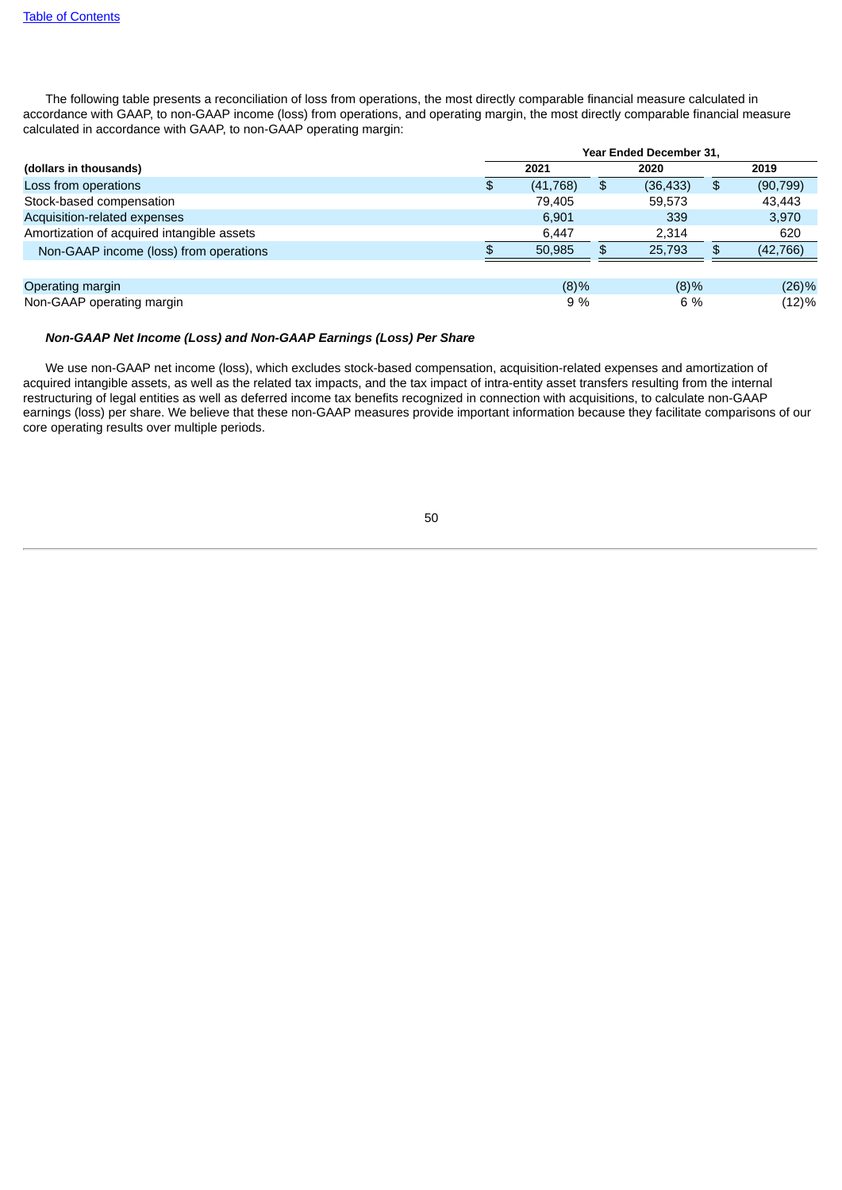The following table presents a reconciliation of loss from operations, the most directly comparable financial measure calculated in accordance with GAAP, to non-GAAP income (loss) from operations, and operating margin, the most directly comparable financial measure calculated in accordance with GAAP, to non-GAAP operating margin:

| | Year Ended December 31, | | |
|---|---|---|---|
| (dollars in thousands) | 2021 | 2020 | 2019 |
| Loss from operations | $ (41,768) | $ (36,433) | $ (90,799) |
| Stock-based compensation | 79,405 | 59,573 | 43,443 |
| Acquisition-related expenses | 6,901 | 339 | 3,970 |
| Amortization of acquired intangible assets | 6,447 | 2,314 | 620 |
| Non-GAAP income (loss) from operations | $ 50,985 | $ 25,793 | $ (42,766) |
| | | | |
| Operating margin | (8)% | (8)% | (26)% |
| Non-GAAP operating margin | 9 % | 6 % | (12)% |

***Non-GAAP Net Income (Loss) and Non-GAAP Earnings (Loss) Per Share***

We use non-GAAP net income (loss), which excludes stock-based compensation, acquisition-related expenses and amortization of acquired intangible assets, as well as the related tax impacts, and the tax impact of intra-entity asset transfers resulting from the internal restructuring of legal entities as well as deferred income tax benefits recognized in connection with acquisitions, to calculate non-GAAP earnings (loss) per share. We believe that these non-GAAP measures provide important information because they facilitate comparisons of our core operating results over multiple periods.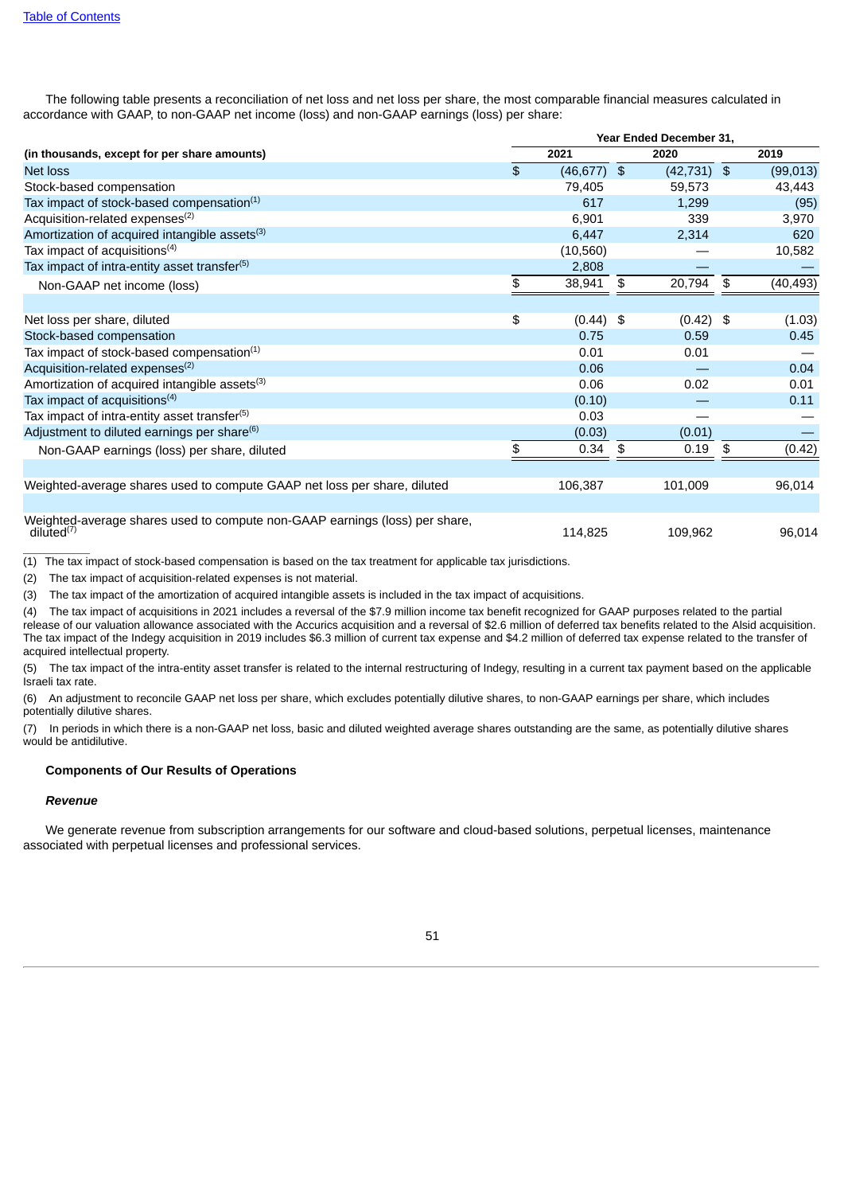The following table presents a reconciliation of net loss and net loss per share, the most comparable financial measures calculated in accordance with GAAP, to non-GAAP net income (loss) and non-GAAP earnings (loss) per share:

| | Year Ended December 31, | | |
|---|---|---|---|
| (in thousands, except for per share amounts) | 2021 | 2020 | 2019 |
| Net loss | $ (46,677) | $ (42,731) | $ (99,013) |
| Stock-based compensation | 79,405 | 59,573 | 43,443 |
| Tax impact of stock-based compensation(1) | 617 | 1,299 | (95) |
| Acquisition-related expenses(2) | 6,901 | 339 | 3,970 |
| Amortization of acquired intangible assets(3) | 6,447 | 2,314 | 620 |
| Tax impact of acquisitions(4) | (10,560) | — | 10,582 |
| Tax impact of intra-entity asset transfer(5) | 2,808 | — | — |
| Non-GAAP net income (loss) | $ 38,941 | $ 20,794 | $ (40,493) |
| | | | |
| Net loss per share, diluted | $ (0.44) | $ (0.42) | $ (1.03) |
| Stock-based compensation | 0.75 | 0.59 | 0.45 |
| Tax impact of stock-based compensation(1) | 0.01 | 0.01 | — |
| Acquisition-related expenses(2) | 0.06 | — | 0.04 |
| Amortization of acquired intangible assets(3) | 0.06 | 0.02 | 0.01 |
| Tax impact of acquisitions(4) | (0.10) | — | 0.11 |
| Tax impact of intra-entity asset transfer(5) | 0.03 | — | — |
| Adjustment to diluted earnings per share(6) | (0.03) | (0.01) | — |
| Non-GAAP earnings (loss) per share, diluted | $ 0.34 | $ 0.19 | $ (0.42) |
| | | | |
| Weighted-average shares used to compute GAAP net loss per share, diluted | 106,387 | 101,009 | 96,014 |
| | | | |
| Weighted-average shares used to compute non-GAAP earnings (loss) per share, diluted(7) | 114,825 | 109,962 | 96,014 |

(1) The tax impact of stock-based compensation is based on the tax treatment for applicable tax jurisdictions.

(2) The tax impact of acquisition-related expenses is not material.

(3) The tax impact of the amortization of acquired intangible assets is included in the tax impact of acquisitions.

(4) The tax impact of acquisitions in 2021 includes a reversal of the $7.9 million income tax benefit recognized for GAAP purposes related to the partial release of our valuation allowance associated with the Accurics acquisition and a reversal of $2.6 million of deferred tax benefits related to the Alsid acquisition. The tax impact of the Indegy acquisition in 2019 includes $6.3 million of current tax expense and $4.2 million of deferred tax expense related to the transfer of acquired intellectual property.

(5) The tax impact of the intra-entity asset transfer is related to the internal restructuring of Indegy, resulting in a current tax payment based on the applicable Israeli tax rate.

(6) An adjustment to reconcile GAAP net loss per share, which excludes potentially dilutive shares, to non-GAAP earnings per share, which includes potentially dilutive shares.

(7) In periods in which there is a non-GAAP net loss, basic and diluted weighted average shares outstanding are the same, as potentially dilutive shares would be antidilutive.

### Components of Our Results of Operations

#### *Revenue*

We generate revenue from subscription arrangements for our software and cloud-based solutions, perpetual licenses, maintenance associated with perpetual licenses and professional services.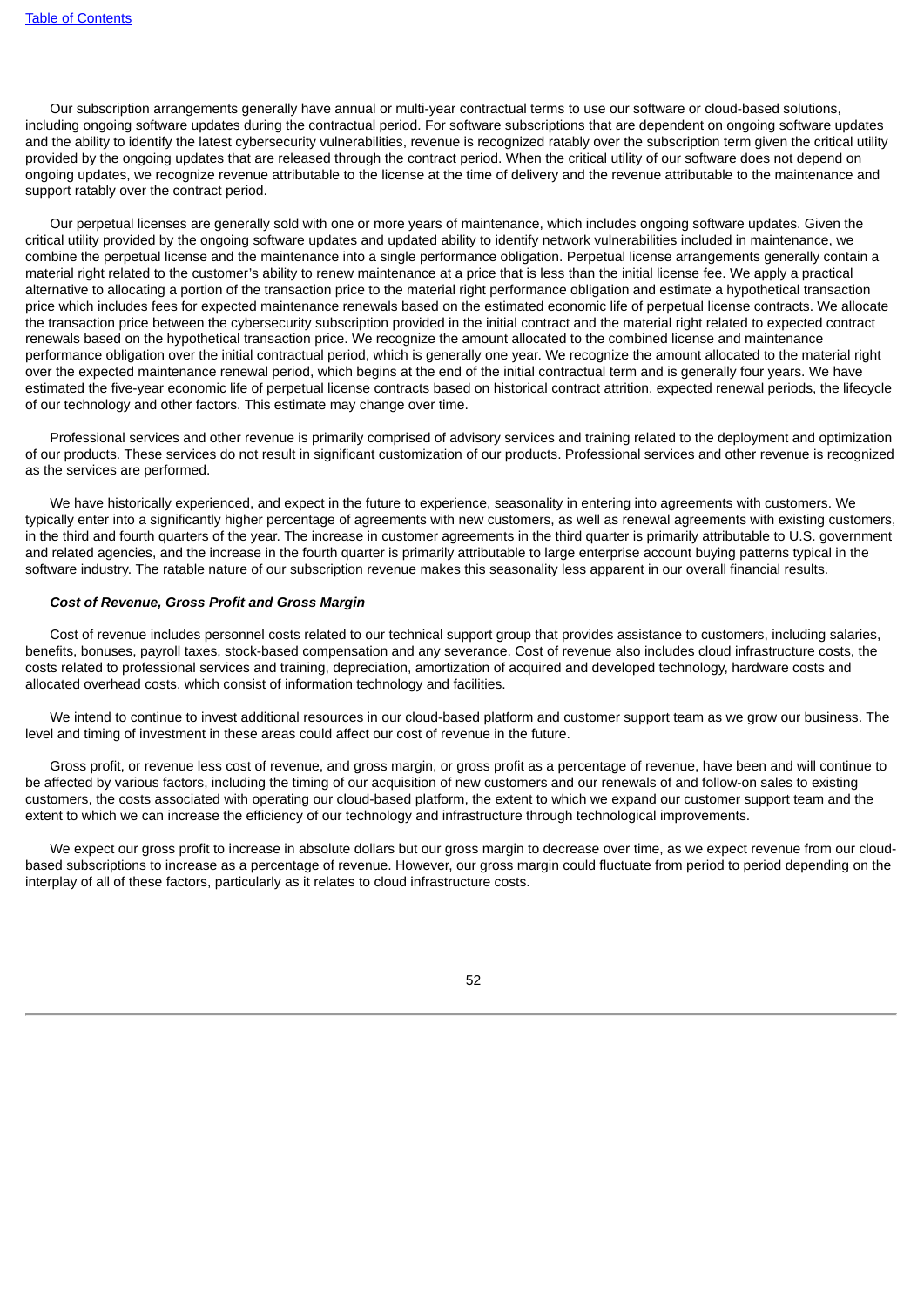Our subscription arrangements generally have annual or multi-year contractual terms to use our software or cloud-based solutions, including ongoing software updates during the contractual period. For software subscriptions that are dependent on ongoing software updates and the ability to identify the latest cybersecurity vulnerabilities, revenue is recognized ratably over the subscription term given the critical utility provided by the ongoing updates that are released through the contract period. When the critical utility of our software does not depend on ongoing updates, we recognize revenue attributable to the license at the time of delivery and the revenue attributable to the maintenance and support ratably over the contract period.

Our perpetual licenses are generally sold with one or more years of maintenance, which includes ongoing software updates. Given the critical utility provided by the ongoing software updates and updated ability to identify network vulnerabilities included in maintenance, we combine the perpetual license and the maintenance into a single performance obligation. Perpetual license arrangements generally contain a material right related to the customer's ability to renew maintenance at a price that is less than the initial license fee. We apply a practical alternative to allocating a portion of the transaction price to the material right performance obligation and estimate a hypothetical transaction price which includes fees for expected maintenance renewals based on the estimated economic life of perpetual license contracts. We allocate the transaction price between the cybersecurity subscription provided in the initial contract and the material right related to expected contract renewals based on the hypothetical transaction price. We recognize the amount allocated to the combined license and maintenance performance obligation over the initial contractual period, which is generally one year. We recognize the amount allocated to the material right over the expected maintenance renewal period, which begins at the end of the initial contractual term and is generally four years. We have estimated the five-year economic life of perpetual license contracts based on historical contract attrition, expected renewal periods, the lifecycle of our technology and other factors. This estimate may change over time.

Professional services and other revenue is primarily comprised of advisory services and training related to the deployment and optimization of our products. These services do not result in significant customization of our products. Professional services and other revenue is recognized as the services are performed.

We have historically experienced, and expect in the future to experience, seasonality in entering into agreements with customers. We typically enter into a significantly higher percentage of agreements with new customers, as well as renewal agreements with existing customers, in the third and fourth quarters of the year. The increase in customer agreements in the third quarter is primarily attributable to U.S. government and related agencies, and the increase in the fourth quarter is primarily attributable to large enterprise account buying patterns typical in the software industry. The ratable nature of our subscription revenue makes this seasonality less apparent in our overall financial results.

***Cost of Revenue, Gross Profit and Gross Margin***

Cost of revenue includes personnel costs related to our technical support group that provides assistance to customers, including salaries, benefits, bonuses, payroll taxes, stock-based compensation and any severance. Cost of revenue also includes cloud infrastructure costs, the costs related to professional services and training, depreciation, amortization of acquired and developed technology, hardware costs and allocated overhead costs, which consist of information technology and facilities.

We intend to continue to invest additional resources in our cloud-based platform and customer support team as we grow our business. The level and timing of investment in these areas could affect our cost of revenue in the future.

Gross profit, or revenue less cost of revenue, and gross margin, or gross profit as a percentage of revenue, have been and will continue to be affected by various factors, including the timing of our acquisition of new customers and our renewals of and follow-on sales to existing customers, the costs associated with operating our cloud-based platform, the extent to which we expand our customer support team and the extent to which we can increase the efficiency of our technology and infrastructure through technological improvements.

We expect our gross profit to increase in absolute dollars but our gross margin to decrease over time, as we expect revenue from our cloud-based subscriptions to increase as a percentage of revenue. However, our gross margin could fluctuate from period to period depending on the interplay of all of these factors, particularly as it relates to cloud infrastructure costs.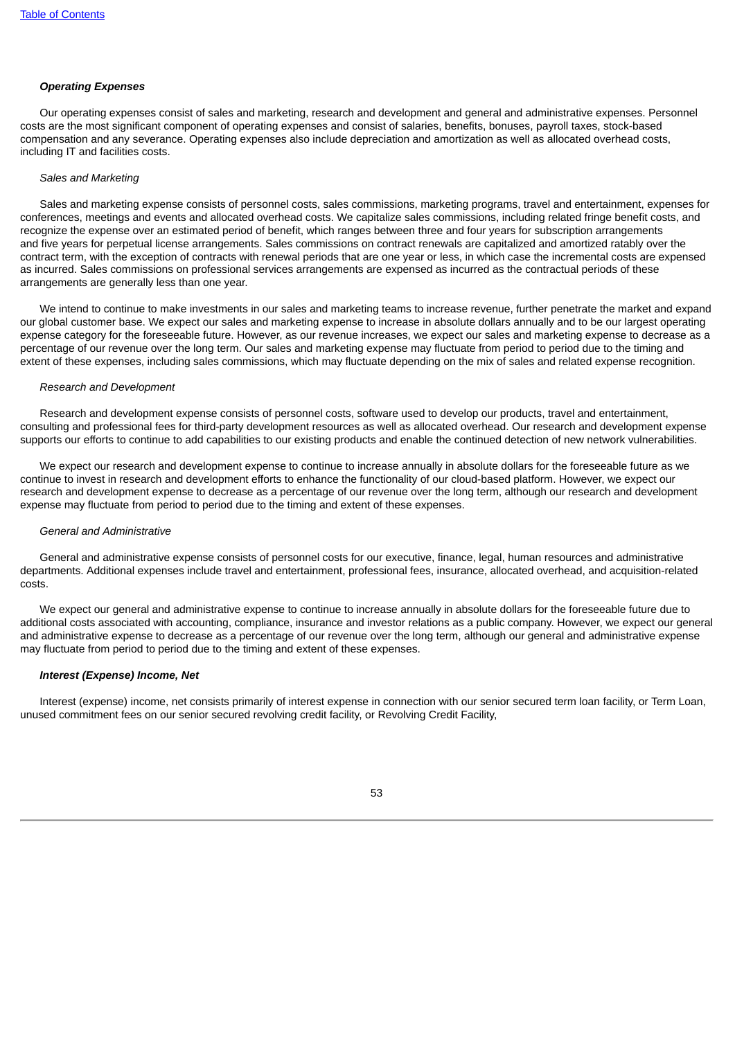### *Operating Expenses*

Our operating expenses consist of sales and marketing, research and development and general and administrative expenses. Personnel costs are the most significant component of operating expenses and consist of salaries, benefits, bonuses, payroll taxes, stock-based compensation and any severance. Operating expenses also include depreciation and amortization as well as allocated overhead costs, including IT and facilities costs.

*Sales and Marketing*

Sales and marketing expense consists of personnel costs, sales commissions, marketing programs, travel and entertainment, expenses for conferences, meetings and events and allocated overhead costs. We capitalize sales commissions, including related fringe benefit costs, and recognize the expense over an estimated period of benefit, which ranges between three and four years for subscription arrangements and five years for perpetual license arrangements. Sales commissions on contract renewals are capitalized and amortized ratably over the contract term, with the exception of contracts with renewal periods that are one year or less, in which case the incremental costs are expensed as incurred. Sales commissions on professional services arrangements are expensed as incurred as the contractual periods of these arrangements are generally less than one year.

We intend to continue to make investments in our sales and marketing teams to increase revenue, further penetrate the market and expand our global customer base. We expect our sales and marketing expense to increase in absolute dollars annually and to be our largest operating expense category for the foreseeable future. However, as our revenue increases, we expect our sales and marketing expense to decrease as a percentage of our revenue over the long term. Our sales and marketing expense may fluctuate from period to period due to the timing and extent of these expenses, including sales commissions, which may fluctuate depending on the mix of sales and related expense recognition.

*Research and Development*

Research and development expense consists of personnel costs, software used to develop our products, travel and entertainment, consulting and professional fees for third-party development resources as well as allocated overhead. Our research and development expense supports our efforts to continue to add capabilities to our existing products and enable the continued detection of new network vulnerabilities.

We expect our research and development expense to continue to increase annually in absolute dollars for the foreseeable future as we continue to invest in research and development efforts to enhance the functionality of our cloud-based platform. However, we expect our research and development expense to decrease as a percentage of our revenue over the long term, although our research and development expense may fluctuate from period to period due to the timing and extent of these expenses.

*General and Administrative*

General and administrative expense consists of personnel costs for our executive, finance, legal, human resources and administrative departments. Additional expenses include travel and entertainment, professional fees, insurance, allocated overhead, and acquisition-related costs.

We expect our general and administrative expense to continue to increase annually in absolute dollars for the foreseeable future due to additional costs associated with accounting, compliance, insurance and investor relations as a public company. However, we expect our general and administrative expense to decrease as a percentage of our revenue over the long term, although our general and administrative expense may fluctuate from period to period due to the timing and extent of these expenses.

### *Interest (Expense) Income, Net*

Interest (expense) income, net consists primarily of interest expense in connection with our senior secured term loan facility, or Term Loan, unused commitment fees on our senior secured revolving credit facility, or Revolving Credit Facility,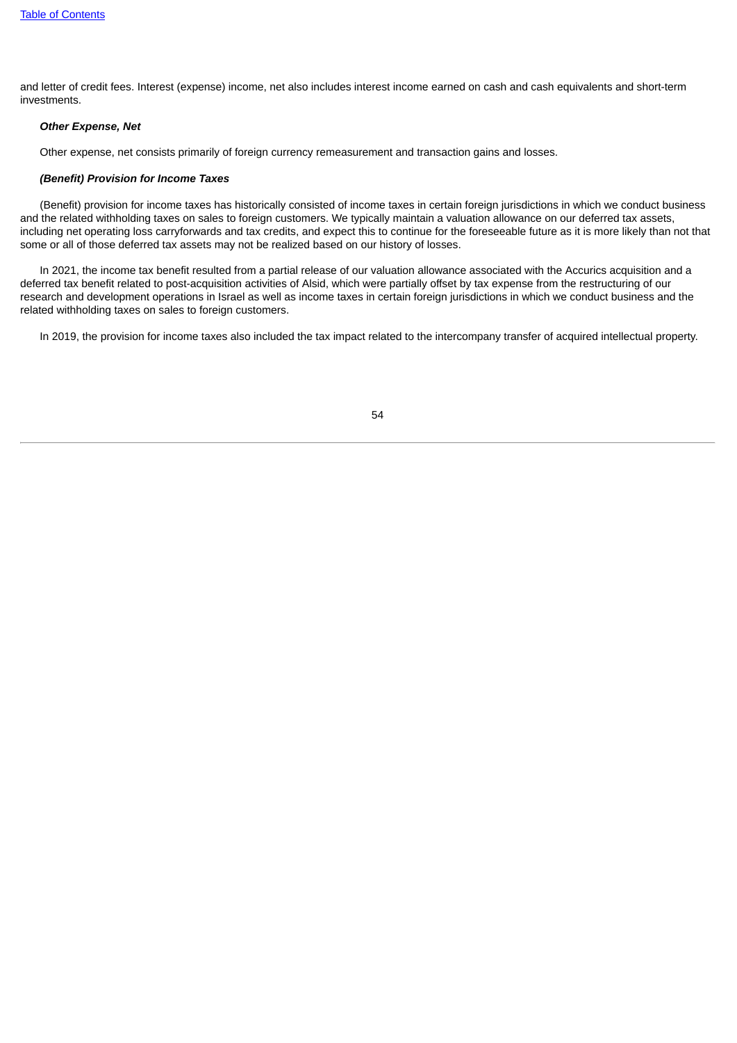and letter of credit fees. Interest (expense) income, net also includes interest income earned on cash and cash equivalents and short-term investments.

***Other Expense, Net***

Other expense, net consists primarily of foreign currency remeasurement and transaction gains and losses.

***(Benefit) Provision for Income Taxes***

(Benefit) provision for income taxes has historically consisted of income taxes in certain foreign jurisdictions in which we conduct business and the related withholding taxes on sales to foreign customers. We typically maintain a valuation allowance on our deferred tax assets, including net operating loss carryforwards and tax credits, and expect this to continue for the foreseeable future as it is more likely than not that some or all of those deferred tax assets may not be realized based on our history of losses.

In 2021, the income tax benefit resulted from a partial release of our valuation allowance associated with the Accurics acquisition and a deferred tax benefit related to post-acquisition activities of Alsid, which were partially offset by tax expense from the restructuring of our research and development operations in Israel as well as income taxes in certain foreign jurisdictions in which we conduct business and the related withholding taxes on sales to foreign customers.

In 2019, the provision for income taxes also included the tax impact related to the intercompany transfer of acquired intellectual property.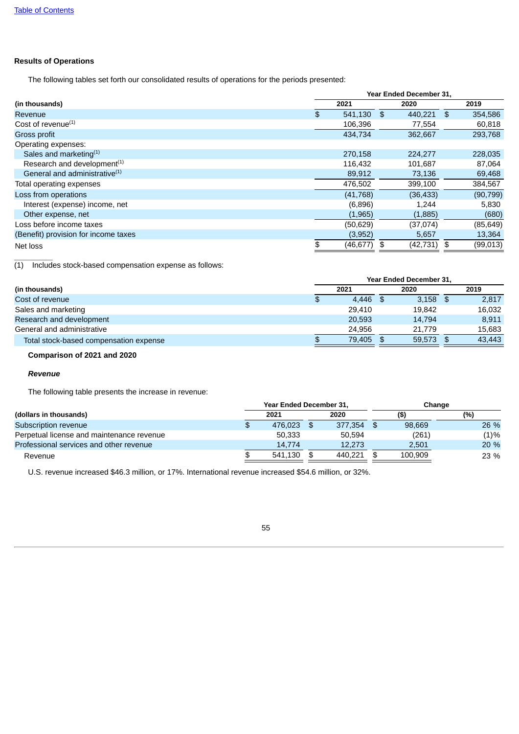[Table of Contents](#)

**Results of Operations**

The following tables set forth our consolidated results of operations for the periods presented:

| (in thousands) | Year Ended December 31, 2021 | 2020 | 2019 |
|---|---|---|---|
| Revenue | $ 541,130 | $ 440,221 | $ 354,586 |
| Cost of revenue[(1)] | 106,396 | 77,554 | 60,818 |
| Gross profit | 434,734 | 362,667 | 293,768 |
| Operating expenses: | | | |
| Sales and marketing[(1)] | 270,158 | 224,277 | 228,035 |
| Research and development[(1)] | 116,432 | 101,687 | 87,064 |
| General and administrative[(1)] | 89,912 | 73,136 | 69,468 |
| Total operating expenses | 476,502 | 399,100 | 384,567 |
| Loss from operations | (41,768) | (36,433) | (90,799) |
| Interest (expense) income, net | (6,896) | 1,244 | 5,830 |
| Other expense, net | (1,965) | (1,885) | (680) |
| Loss before income taxes | (50,629) | (37,074) | (85,649) |
| (Benefit) provision for income taxes | (3,952) | 5,657 | 13,364 |
| Net loss | $ (46,677) | $ (42,731) | $ (99,013) |

(1) Includes stock-based compensation expense as follows:

| (in thousands) | Year Ended December 31, 2021 | 2020 | 2019 |
|---|---|---|---|
| Cost of revenue | $ 4,446 | $ 3,158 | $ 2,817 |
| Sales and marketing | 29,410 | 19,842 | 16,032 |
| Research and development | 20,593 | 14,794 | 8,911 |
| General and administrative | 24,956 | 21,779 | 15,683 |
| Total stock-based compensation expense | $ 79,405 | $ 59,573 | $ 43,443 |

**Comparison of 2021 and 2020**

***Revenue***

The following table presents the increase in revenue:

| (dollars in thousands) | Year Ended December 31, 2021 | 2020 | Change ($) | (%) |
|---|---|---|---|---|
| Subscription revenue | $ 476,023 | $ 377,354 | $ 98,669 | 26 % |
| Perpetual license and maintenance revenue | 50,333 | 50,594 | (261) | (1)% |
| Professional services and other revenue | 14,774 | 12,273 | 2,501 | 20 % |
| Revenue | $ 541,130 | $ 440,221 | $ 100,909 | 23 % |

U.S. revenue increased $46.3 million, or 17%. International revenue increased $54.6 million, or 32%.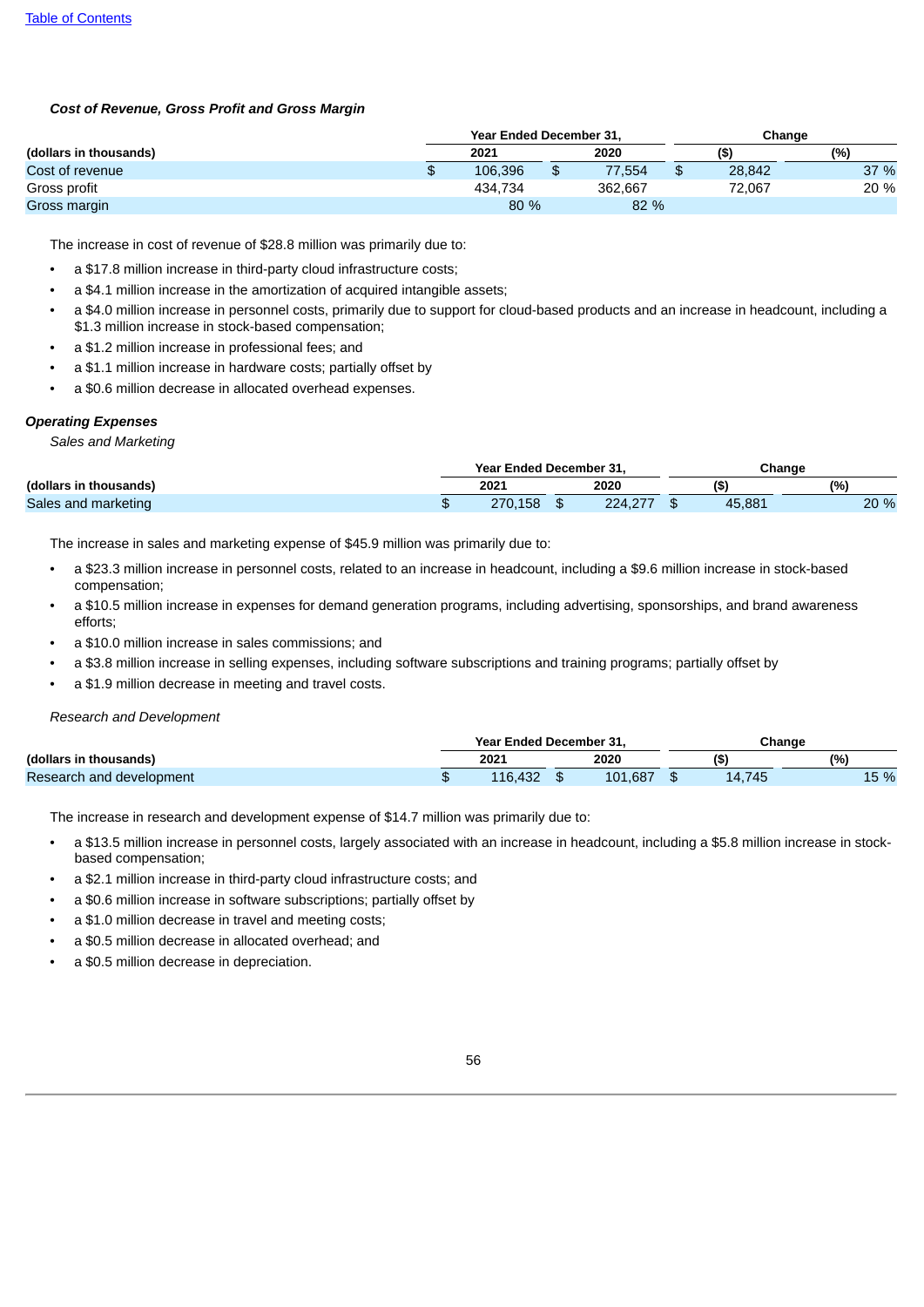[Table of Contents](#)

***Cost of Revenue, Gross Profit and Gross Margin***

| (dollars in thousands) | Year Ended December 31, 2021 | Year Ended December 31, 2020 | Change ($) | Change (%) |
|---|---|---|---|---|
| Cost of revenue | $ 106,396 | $ 77,554 | $ 28,842 | 37 % |
| Gross profit | 434,734 | 362,667 | 72,067 | 20 % |
| Gross margin | 80 % | 82 % | | |

The increase in cost of revenue of $28.8 million was primarily due to:

- a $17.8 million increase in third-party cloud infrastructure costs;
- a $4.1 million increase in the amortization of acquired intangible assets;
- a $4.0 million increase in personnel costs, primarily due to support for cloud-based products and an increase in headcount, including a $1.3 million increase in stock-based compensation;
- a $1.2 million increase in professional fees; and
- a $1.1 million increase in hardware costs; partially offset by
- a $0.6 million decrease in allocated overhead expenses.

***Operating Expenses***

*Sales and Marketing*

| (dollars in thousands) | Year Ended December 31, 2021 | Year Ended December 31, 2020 | Change ($) | Change (%) |
|---|---|---|---|---|
| Sales and marketing | $ 270,158 | $ 224,277 | $ 45,881 | 20 % |

The increase in sales and marketing expense of $45.9 million was primarily due to:

- a $23.3 million increase in personnel costs, related to an increase in headcount, including a $9.6 million increase in stock-based compensation;
- a $10.5 million increase in expenses for demand generation programs, including advertising, sponsorships, and brand awareness efforts;
- a $10.0 million increase in sales commissions; and
- a $3.8 million increase in selling expenses, including software subscriptions and training programs; partially offset by
- a $1.9 million decrease in meeting and travel costs.

*Research and Development*

| (dollars in thousands) | Year Ended December 31, 2021 | Year Ended December 31, 2020 | Change ($) | Change (%) |
|---|---|---|---|---|
| Research and development | $ 116,432 | $ 101,687 | $ 14,745 | 15 % |

The increase in research and development expense of $14.7 million was primarily due to:

- a $13.5 million increase in personnel costs, largely associated with an increase in headcount, including a $5.8 million increase in stock-based compensation;
- a $2.1 million increase in third-party cloud infrastructure costs; and
- a $0.6 million increase in software subscriptions; partially offset by
- a $1.0 million decrease in travel and meeting costs;
- a $0.5 million decrease in allocated overhead; and
- a $0.5 million decrease in depreciation.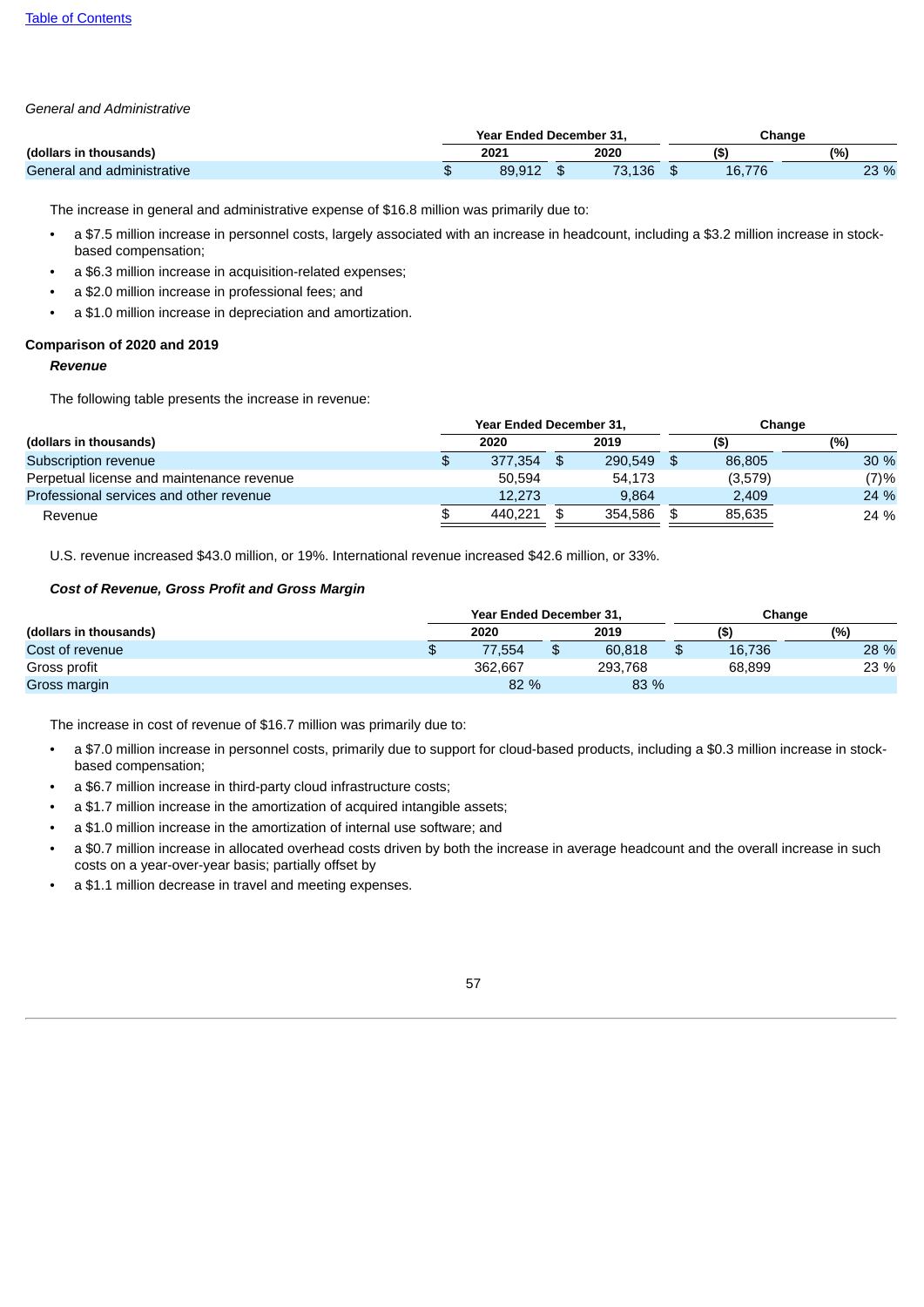*General and Administrative*

| (dollars in thousands) | Year Ended December 31, | | Change | |
|---|---|---|---|---|
| | 2021 | 2020 | ($) | (%) |
| General and administrative | $ 89,912 | $ 73,136 | $ 16,776 | 23 % |

The increase in general and administrative expense of $16.8 million was primarily due to:

- a $7.5 million increase in personnel costs, largely associated with an increase in headcount, including a $3.2 million increase in stock-based compensation;
- a $6.3 million increase in acquisition-related expenses;
- a $2.0 million increase in professional fees; and
- a $1.0 million increase in depreciation and amortization.

**Comparison of 2020 and 2019**

***Revenue***

The following table presents the increase in revenue:

| (dollars in thousands) | Year Ended December 31, | | Change | |
|---|---|---|---|---|
| | 2020 | 2019 | ($) | (%) |
| Subscription revenue | $ 377,354 | $ 290,549 | $ 86,805 | 30 % |
| Perpetual license and maintenance revenue | 50,594 | 54,173 | (3,579) | (7)% |
| Professional services and other revenue | 12,273 | 9,864 | 2,409 | 24 % |
| Revenue | $ 440,221 | $ 354,586 | $ 85,635 | 24 % |

U.S. revenue increased $43.0 million, or 19%. International revenue increased $42.6 million, or 33%.

***Cost of Revenue, Gross Profit and Gross Margin***

| (dollars in thousands) | Year Ended December 31, | | Change | |
|---|---|---|---|---|
| | 2020 | 2019 | ($) | (%) |
| Cost of revenue | $ 77,554 | $ 60,818 | $ 16,736 | 28 % |
| Gross profit | 362,667 | 293,768 | 68,899 | 23 % |
| Gross margin | 82 % | 83 % | | |

The increase in cost of revenue of $16.7 million was primarily due to:

- a $7.0 million increase in personnel costs, primarily due to support for cloud-based products, including a $0.3 million increase in stock-based compensation;
- a $6.7 million increase in third-party cloud infrastructure costs;
- a $1.7 million increase in the amortization of acquired intangible assets;
- a $1.0 million increase in the amortization of internal use software; and
- a $0.7 million increase in allocated overhead costs driven by both the increase in average headcount and the overall increase in such costs on a year-over-year basis; partially offset by
- a $1.1 million decrease in travel and meeting expenses.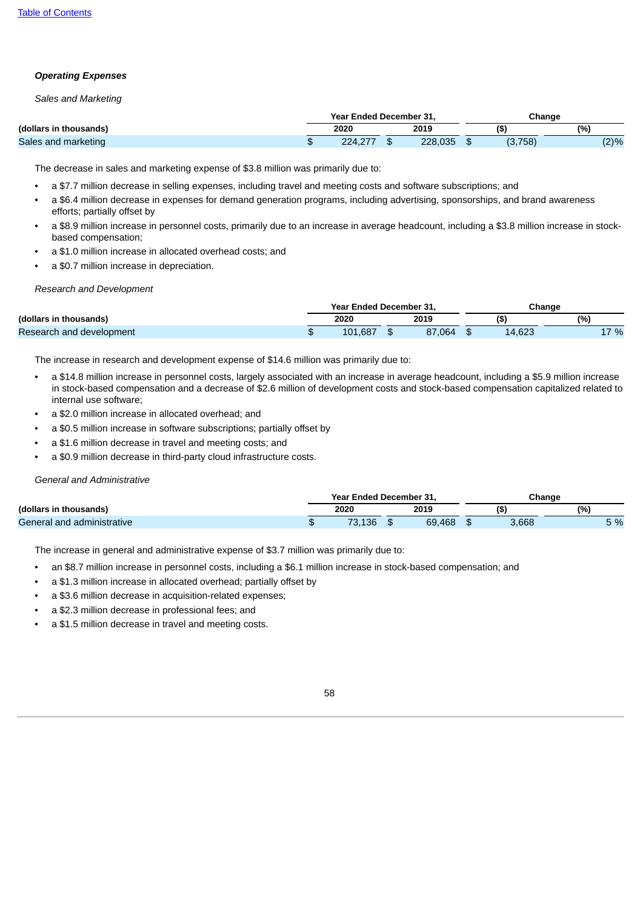***Operating Expenses***

*Sales and Marketing*

| (dollars in thousands) | Year Ended December 31, 2020 | Year Ended December 31, 2019 | Change ($) | Change (%) |
|---|---|---|---|---|
| Sales and marketing | $ 224,277 | $ 228,035 | $ (3,758) | (2)% |

The decrease in sales and marketing expense of $3.8 million was primarily due to:

- a $7.7 million decrease in selling expenses, including travel and meeting costs and software subscriptions; and
- a $6.4 million decrease in expenses for demand generation programs, including advertising, sponsorships, and brand awareness efforts; partially offset by
- a $8.9 million increase in personnel costs, primarily due to an increase in average headcount, including a $3.8 million increase in stock-based compensation;
- a $1.0 million increase in allocated overhead costs; and
- a $0.7 million increase in depreciation.

*Research and Development*

| (dollars in thousands) | Year Ended December 31, 2020 | Year Ended December 31, 2019 | Change ($) | Change (%) |
|---|---|---|---|---|
| Research and development | $ 101,687 | $ 87,064 | $ 14,623 | 17 % |

The increase in research and development expense of $14.6 million was primarily due to:

- a $14.8 million increase in personnel costs, largely associated with an increase in average headcount, including a $5.9 million increase in stock-based compensation and a decrease of $2.6 million of development costs and stock-based compensation capitalized related to internal use software;
- a $2.0 million increase in allocated overhead; and
- a $0.5 million increase in software subscriptions; partially offset by
- a $1.6 million decrease in travel and meeting costs; and
- a $0.9 million decrease in third-party cloud infrastructure costs.

*General and Administrative*

| (dollars in thousands) | Year Ended December 31, 2020 | Year Ended December 31, 2019 | Change ($) | Change (%) |
|---|---|---|---|---|
| General and administrative | $ 73,136 | $ 69,468 | $ 3,668 | 5 % |

The increase in general and administrative expense of $3.7 million was primarily due to:

- an $8.7 million increase in personnel costs, including a $6.1 million increase in stock-based compensation; and
- a $1.3 million increase in allocated overhead; partially offset by
- a $3.6 million decrease in acquisition-related expenses;
- a $2.3 million decrease in professional fees; and
- a $1.5 million decrease in travel and meeting costs.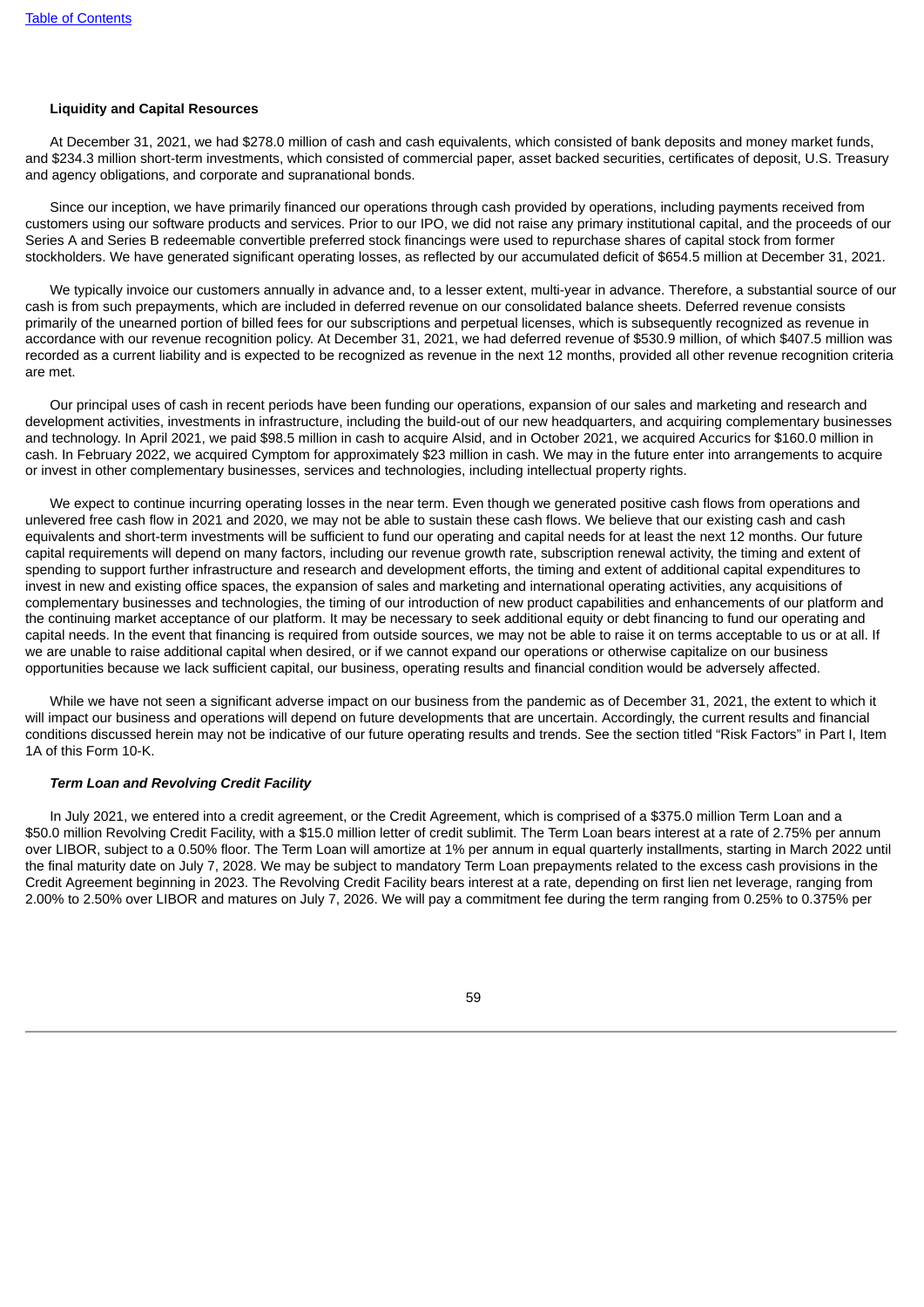**Liquidity and Capital Resources**

At December 31, 2021, we had $278.0 million of cash and cash equivalents, which consisted of bank deposits and money market funds, and $234.3 million short-term investments, which consisted of commercial paper, asset backed securities, certificates of deposit, U.S. Treasury and agency obligations, and corporate and supranational bonds.

Since our inception, we have primarily financed our operations through cash provided by operations, including payments received from customers using our software products and services. Prior to our IPO, we did not raise any primary institutional capital, and the proceeds of our Series A and Series B redeemable convertible preferred stock financings were used to repurchase shares of capital stock from former stockholders. We have generated significant operating losses, as reflected by our accumulated deficit of $654.5 million at December 31, 2021.

We typically invoice our customers annually in advance and, to a lesser extent, multi-year in advance. Therefore, a substantial source of our cash is from such prepayments, which are included in deferred revenue on our consolidated balance sheets. Deferred revenue consists primarily of the unearned portion of billed fees for our subscriptions and perpetual licenses, which is subsequently recognized as revenue in accordance with our revenue recognition policy. At December 31, 2021, we had deferred revenue of $530.9 million, of which $407.5 million was recorded as a current liability and is expected to be recognized as revenue in the next 12 months, provided all other revenue recognition criteria are met.

Our principal uses of cash in recent periods have been funding our operations, expansion of our sales and marketing and research and development activities, investments in infrastructure, including the build-out of our new headquarters, and acquiring complementary businesses and technology. In April 2021, we paid $98.5 million in cash to acquire Alsid, and in October 2021, we acquired Accurics for $160.0 million in cash. In February 2022, we acquired Cymptom for approximately $23 million in cash. We may in the future enter into arrangements to acquire or invest in other complementary businesses, services and technologies, including intellectual property rights.

We expect to continue incurring operating losses in the near term. Even though we generated positive cash flows from operations and unlevered free cash flow in 2021 and 2020, we may not be able to sustain these cash flows. We believe that our existing cash and cash equivalents and short-term investments will be sufficient to fund our operating and capital needs for at least the next 12 months. Our future capital requirements will depend on many factors, including our revenue growth rate, subscription renewal activity, the timing and extent of spending to support further infrastructure and research and development efforts, the timing and extent of additional capital expenditures to invest in new and existing office spaces, the expansion of sales and marketing and international operating activities, any acquisitions of complementary businesses and technologies, the timing of our introduction of new product capabilities and enhancements of our platform and the continuing market acceptance of our platform. It may be necessary to seek additional equity or debt financing to fund our operating and capital needs. In the event that financing is required from outside sources, we may not be able to raise it on terms acceptable to us or at all. If we are unable to raise additional capital when desired, or if we cannot expand our operations or otherwise capitalize on our business opportunities because we lack sufficient capital, our business, operating results and financial condition would be adversely affected.

While we have not seen a significant adverse impact on our business from the pandemic as of December 31, 2021, the extent to which it will impact our business and operations will depend on future developments that are uncertain. Accordingly, the current results and financial conditions discussed herein may not be indicative of our future operating results and trends. See the section titled "Risk Factors" in Part I, Item 1A of this Form 10-K.

***Term Loan and Revolving Credit Facility***

In July 2021, we entered into a credit agreement, or the Credit Agreement, which is comprised of a $375.0 million Term Loan and a $50.0 million Revolving Credit Facility, with a $15.0 million letter of credit sublimit. The Term Loan bears interest at a rate of 2.75% per annum over LIBOR, subject to a 0.50% floor. The Term Loan will amortize at 1% per annum in equal quarterly installments, starting in March 2022 until the final maturity date on July 7, 2028. We may be subject to mandatory Term Loan prepayments related to the excess cash provisions in the Credit Agreement beginning in 2023. The Revolving Credit Facility bears interest at a rate, depending on first lien net leverage, ranging from 2.00% to 2.50% over LIBOR and matures on July 7, 2026. We will pay a commitment fee during the term ranging from 0.25% to 0.375% per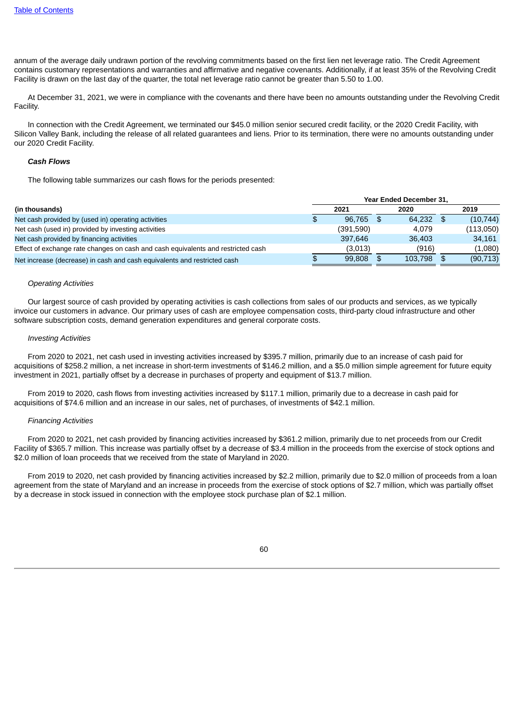annum of the average daily undrawn portion of the revolving commitments based on the first lien net leverage ratio. The Credit Agreement contains customary representations and warranties and affirmative and negative covenants. Additionally, if at least 35% of the Revolving Credit Facility is drawn on the last day of the quarter, the total net leverage ratio cannot be greater than 5.50 to 1.00.

At December 31, 2021, we were in compliance with the covenants and there have been no amounts outstanding under the Revolving Credit Facility.

In connection with the Credit Agreement, we terminated our $45.0 million senior secured credit facility, or the 2020 Credit Facility, with Silicon Valley Bank, including the release of all related guarantees and liens. Prior to its termination, there were no amounts outstanding under our 2020 Credit Facility.

***Cash Flows***

The following table summarizes our cash flows for the periods presented:

| | Year Ended December 31, | | |
|---|---|---|---|
| **(in thousands)** | **2021** | **2020** | **2019** |
| Net cash provided by (used in) operating activities | $ 96,765 | $ 64,232 | $ (10,744) |
| Net cash (used in) provided by investing activities | (391,590) | 4,079 | (113,050) |
| Net cash provided by financing activities | 397,646 | 36,403 | 34,161 |
| Effect of exchange rate changes on cash and cash equivalents and restricted cash | (3,013) | (916) | (1,080) |
| Net increase (decrease) in cash and cash equivalents and restricted cash | $ 99,808 | $ 103,798 | $ (90,713) |

*Operating Activities*

Our largest source of cash provided by operating activities is cash collections from sales of our products and services, as we typically invoice our customers in advance. Our primary uses of cash are employee compensation costs, third-party cloud infrastructure and other software subscription costs, demand generation expenditures and general corporate costs.

*Investing Activities*

From 2020 to 2021, net cash used in investing activities increased by $395.7 million, primarily due to an increase of cash paid for acquisitions of $258.2 million, a net increase in short-term investments of $146.2 million, and a $5.0 million simple agreement for future equity investment in 2021, partially offset by a decrease in purchases of property and equipment of $13.7 million.

From 2019 to 2020, cash flows from investing activities increased by $117.1 million, primarily due to a decrease in cash paid for acquisitions of $74.6 million and an increase in our sales, net of purchases, of investments of $42.1 million.

*Financing Activities*

From 2020 to 2021, net cash provided by financing activities increased by $361.2 million, primarily due to net proceeds from our Credit Facility of $365.7 million. This increase was partially offset by a decrease of $3.4 million in the proceeds from the exercise of stock options and $2.0 million of loan proceeds that we received from the state of Maryland in 2020.

From 2019 to 2020, net cash provided by financing activities increased by $2.2 million, primarily due to $2.0 million of proceeds from a loan agreement from the state of Maryland and an increase in proceeds from the exercise of stock options of $2.7 million, which was partially offset by a decrease in stock issued in connection with the employee stock purchase plan of $2.1 million.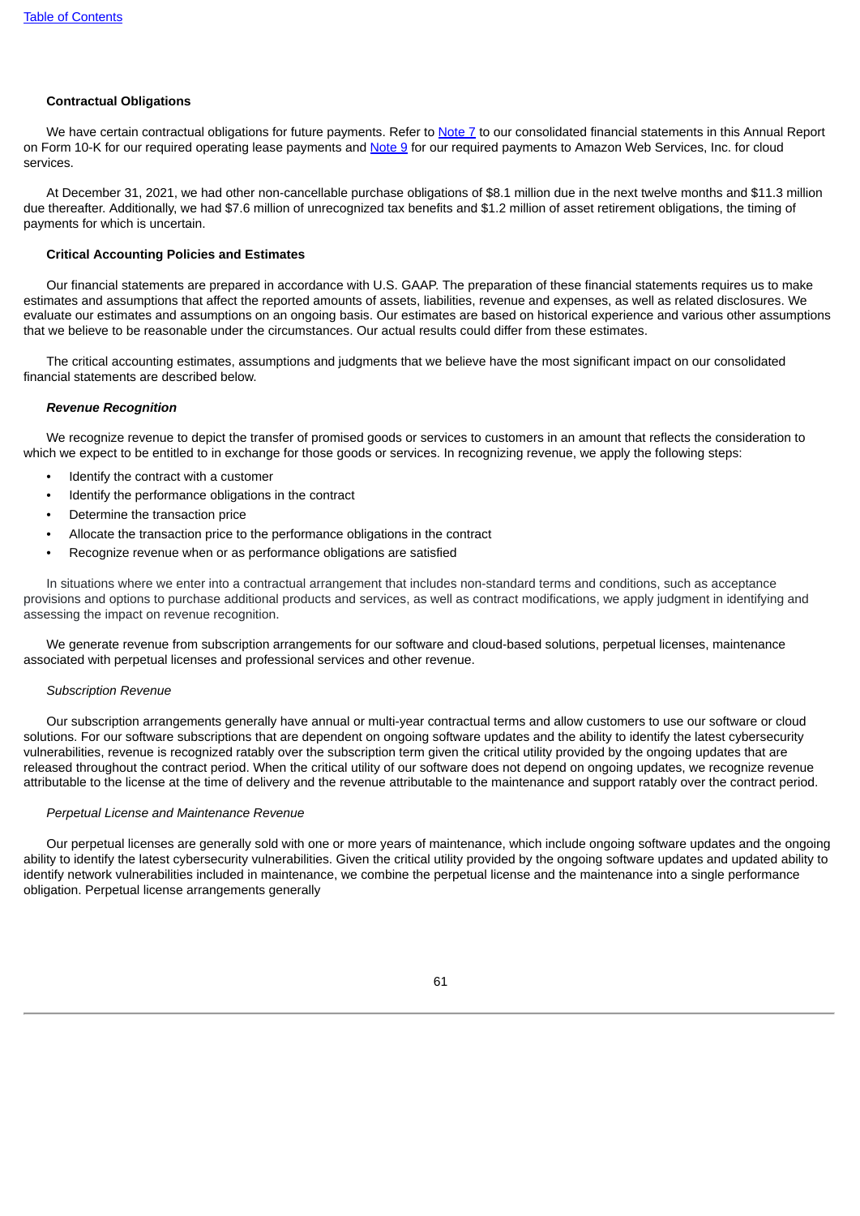**Contractual Obligations**

We have certain contractual obligations for future payments. Refer to Note 7 to our consolidated financial statements in this Annual Report on Form 10-K for our required operating lease payments and Note 9 for our required payments to Amazon Web Services, Inc. for cloud services.

At December 31, 2021, we had other non-cancellable purchase obligations of $8.1 million due in the next twelve months and $11.3 million due thereafter. Additionally, we had $7.6 million of unrecognized tax benefits and $1.2 million of asset retirement obligations, the timing of payments for which is uncertain.

**Critical Accounting Policies and Estimates**

Our financial statements are prepared in accordance with U.S. GAAP. The preparation of these financial statements requires us to make estimates and assumptions that affect the reported amounts of assets, liabilities, revenue and expenses, as well as related disclosures. We evaluate our estimates and assumptions on an ongoing basis. Our estimates are based on historical experience and various other assumptions that we believe to be reasonable under the circumstances. Our actual results could differ from these estimates.

The critical accounting estimates, assumptions and judgments that we believe have the most significant impact on our consolidated financial statements are described below.

***Revenue Recognition***

We recognize revenue to depict the transfer of promised goods or services to customers in an amount that reflects the consideration to which we expect to be entitled to in exchange for those goods or services. In recognizing revenue, we apply the following steps:

- Identify the contract with a customer
- Identify the performance obligations in the contract
- Determine the transaction price
- Allocate the transaction price to the performance obligations in the contract
- Recognize revenue when or as performance obligations are satisfied

In situations where we enter into a contractual arrangement that includes non-standard terms and conditions, such as acceptance provisions and options to purchase additional products and services, as well as contract modifications, we apply judgment in identifying and assessing the impact on revenue recognition.

We generate revenue from subscription arrangements for our software and cloud-based solutions, perpetual licenses, maintenance associated with perpetual licenses and professional services and other revenue.

*Subscription Revenue*

Our subscription arrangements generally have annual or multi-year contractual terms and allow customers to use our software or cloud solutions. For our software subscriptions that are dependent on ongoing software updates and the ability to identify the latest cybersecurity vulnerabilities, revenue is recognized ratably over the subscription term given the critical utility provided by the ongoing updates that are released throughout the contract period. When the critical utility of our software does not depend on ongoing updates, we recognize revenue attributable to the license at the time of delivery and the revenue attributable to the maintenance and support ratably over the contract period.

*Perpetual License and Maintenance Revenue*

Our perpetual licenses are generally sold with one or more years of maintenance, which include ongoing software updates and the ongoing ability to identify the latest cybersecurity vulnerabilities. Given the critical utility provided by the ongoing software updates and updated ability to identify network vulnerabilities included in maintenance, we combine the perpetual license and the maintenance into a single performance obligation. Perpetual license arrangements generally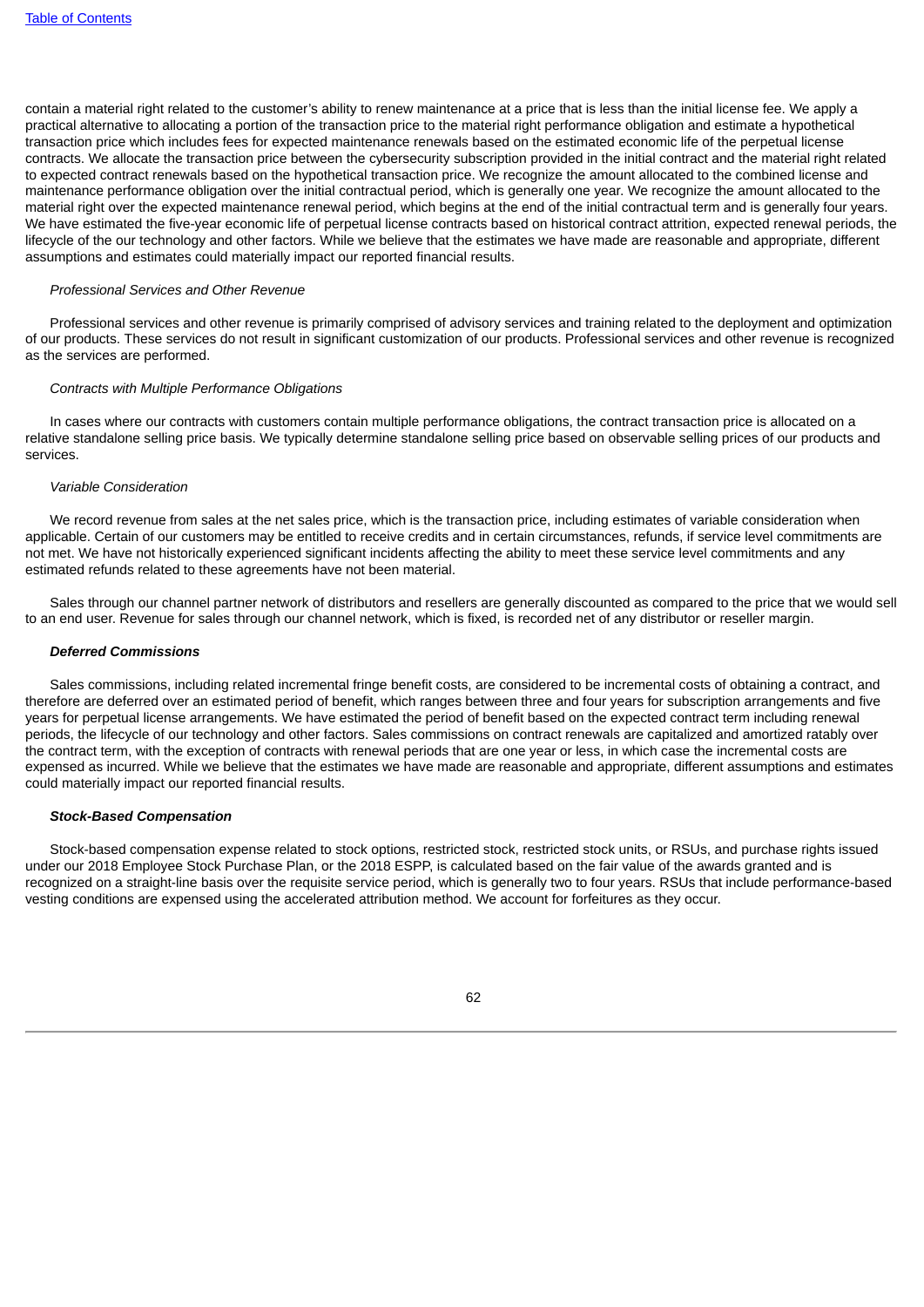contain a material right related to the customer's ability to renew maintenance at a price that is less than the initial license fee. We apply a practical alternative to allocating a portion of the transaction price to the material right performance obligation and estimate a hypothetical transaction price which includes fees for expected maintenance renewals based on the estimated economic life of the perpetual license contracts. We allocate the transaction price between the cybersecurity subscription provided in the initial contract and the material right related to expected contract renewals based on the hypothetical transaction price. We recognize the amount allocated to the combined license and maintenance performance obligation over the initial contractual period, which is generally one year. We recognize the amount allocated to the material right over the expected maintenance renewal period, which begins at the end of the initial contractual term and is generally four years. We have estimated the five-year economic life of perpetual license contracts based on historical contract attrition, expected renewal periods, the lifecycle of the our technology and other factors. While we believe that the estimates we have made are reasonable and appropriate, different assumptions and estimates could materially impact our reported financial results.

*Professional Services and Other Revenue*

Professional services and other revenue is primarily comprised of advisory services and training related to the deployment and optimization of our products. These services do not result in significant customization of our products. Professional services and other revenue is recognized as the services are performed.

*Contracts with Multiple Performance Obligations*

In cases where our contracts with customers contain multiple performance obligations, the contract transaction price is allocated on a relative standalone selling price basis. We typically determine standalone selling price based on observable selling prices of our products and services.

*Variable Consideration*

We record revenue from sales at the net sales price, which is the transaction price, including estimates of variable consideration when applicable. Certain of our customers may be entitled to receive credits and in certain circumstances, refunds, if service level commitments are not met. We have not historically experienced significant incidents affecting the ability to meet these service level commitments and any estimated refunds related to these agreements have not been material.

Sales through our channel partner network of distributors and resellers are generally discounted as compared to the price that we would sell to an end user. Revenue for sales through our channel network, which is fixed, is recorded net of any distributor or reseller margin.

***Deferred Commissions***

Sales commissions, including related incremental fringe benefit costs, are considered to be incremental costs of obtaining a contract, and therefore are deferred over an estimated period of benefit, which ranges between three and four years for subscription arrangements and five years for perpetual license arrangements. We have estimated the period of benefit based on the expected contract term including renewal periods, the lifecycle of our technology and other factors. Sales commissions on contract renewals are capitalized and amortized ratably over the contract term, with the exception of contracts with renewal periods that are one year or less, in which case the incremental costs are expensed as incurred. While we believe that the estimates we have made are reasonable and appropriate, different assumptions and estimates could materially impact our reported financial results.

***Stock-Based Compensation***

Stock-based compensation expense related to stock options, restricted stock, restricted stock units, or RSUs, and purchase rights issued under our 2018 Employee Stock Purchase Plan, or the 2018 ESPP, is calculated based on the fair value of the awards granted and is recognized on a straight-line basis over the requisite service period, which is generally two to four years. RSUs that include performance-based vesting conditions are expensed using the accelerated attribution method. We account for forfeitures as they occur.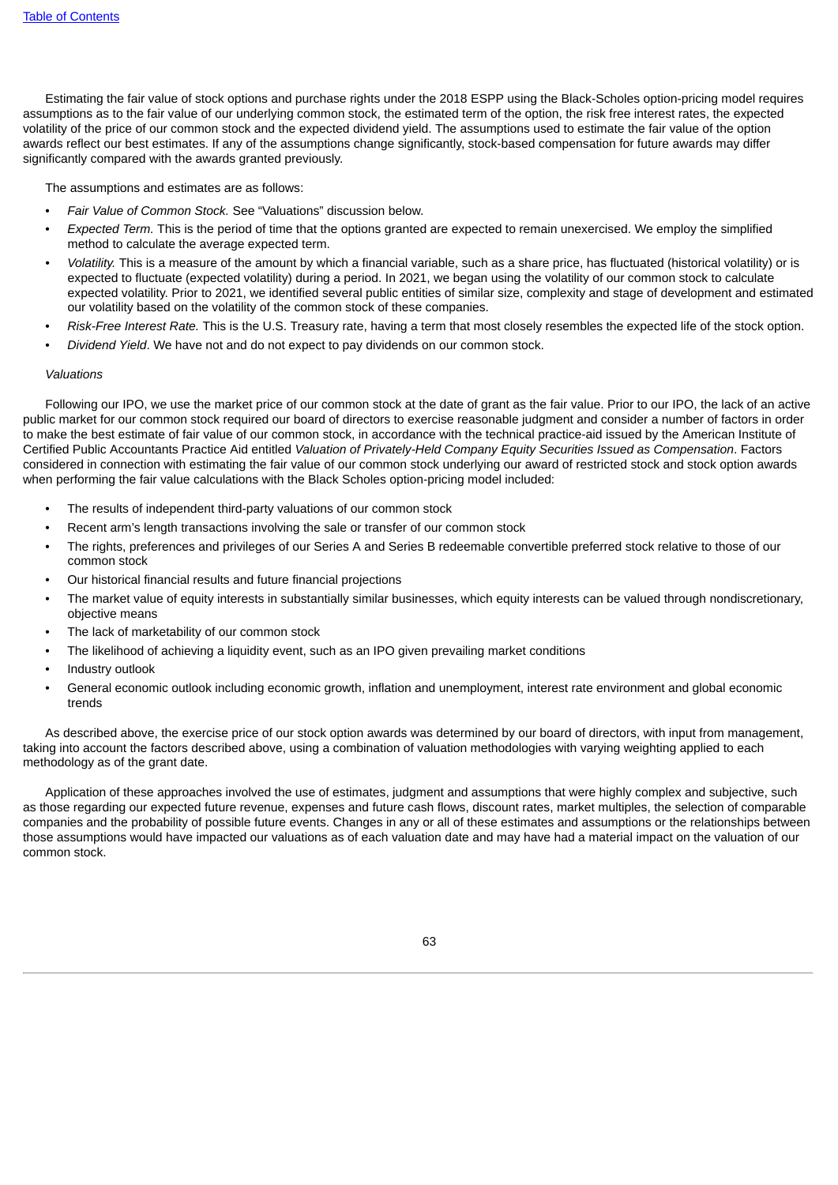Estimating the fair value of stock options and purchase rights under the 2018 ESPP using the Black-Scholes option-pricing model requires assumptions as to the fair value of our underlying common stock, the estimated term of the option, the risk free interest rates, the expected volatility of the price of our common stock and the expected dividend yield. The assumptions used to estimate the fair value of the option awards reflect our best estimates. If any of the assumptions change significantly, stock-based compensation for future awards may differ significantly compared with the awards granted previously.

The assumptions and estimates are as follows:

- *Fair Value of Common Stock.* See "Valuations" discussion below.
- *Expected Term.* This is the period of time that the options granted are expected to remain unexercised. We employ the simplified method to calculate the average expected term.
- *Volatility.* This is a measure of the amount by which a financial variable, such as a share price, has fluctuated (historical volatility) or is expected to fluctuate (expected volatility) during a period. In 2021, we began using the volatility of our common stock to calculate expected volatility. Prior to 2021, we identified several public entities of similar size, complexity and stage of development and estimated our volatility based on the volatility of the common stock of these companies.
- *Risk-Free Interest Rate.* This is the U.S. Treasury rate, having a term that most closely resembles the expected life of the stock option.
- *Dividend Yield*. We have not and do not expect to pay dividends on our common stock.

*Valuations*

Following our IPO, we use the market price of our common stock at the date of grant as the fair value. Prior to our IPO, the lack of an active public market for our common stock required our board of directors to exercise reasonable judgment and consider a number of factors in order to make the best estimate of fair value of our common stock, in accordance with the technical practice-aid issued by the American Institute of Certified Public Accountants Practice Aid entitled *Valuation of Privately-Held Company Equity Securities Issued as Compensation*. Factors considered in connection with estimating the fair value of our common stock underlying our award of restricted stock and stock option awards when performing the fair value calculations with the Black Scholes option-pricing model included:

- The results of independent third-party valuations of our common stock
- Recent arm's length transactions involving the sale or transfer of our common stock
- The rights, preferences and privileges of our Series A and Series B redeemable convertible preferred stock relative to those of our common stock
- Our historical financial results and future financial projections
- The market value of equity interests in substantially similar businesses, which equity interests can be valued through nondiscretionary, objective means
- The lack of marketability of our common stock
- The likelihood of achieving a liquidity event, such as an IPO given prevailing market conditions
- Industry outlook
- General economic outlook including economic growth, inflation and unemployment, interest rate environment and global economic trends

As described above, the exercise price of our stock option awards was determined by our board of directors, with input from management, taking into account the factors described above, using a combination of valuation methodologies with varying weighting applied to each methodology as of the grant date.

Application of these approaches involved the use of estimates, judgment and assumptions that were highly complex and subjective, such as those regarding our expected future revenue, expenses and future cash flows, discount rates, market multiples, the selection of comparable companies and the probability of possible future events. Changes in any or all of these estimates and assumptions or the relationships between those assumptions would have impacted our valuations as of each valuation date and may have had a material impact on the valuation of our common stock.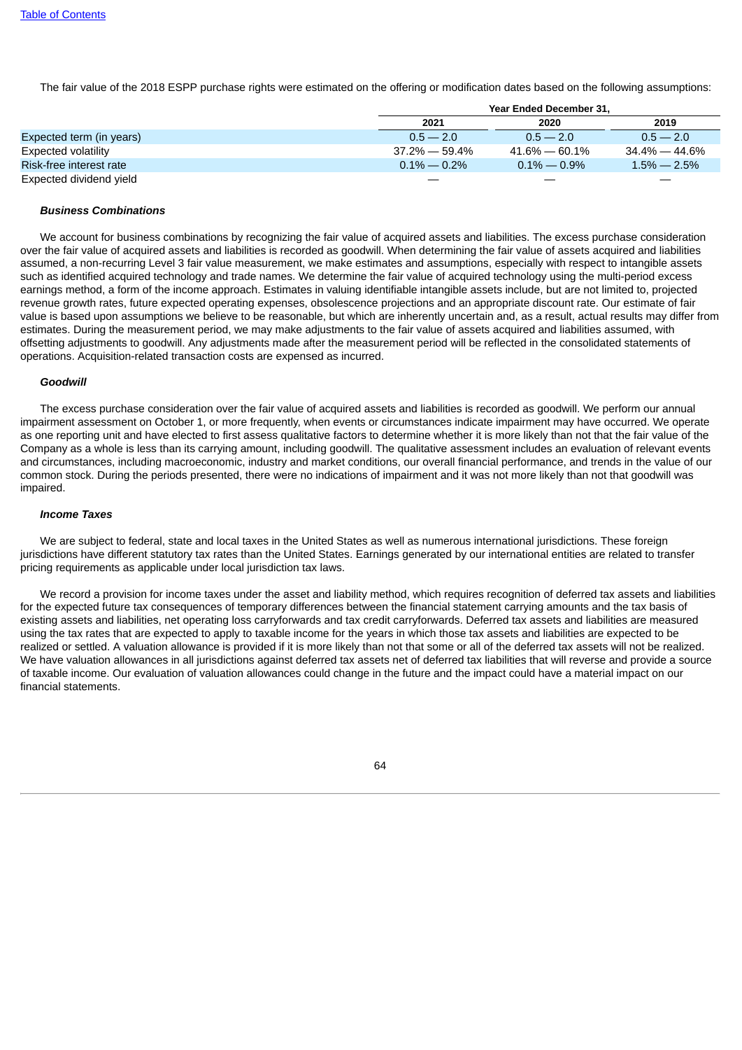The fair value of the 2018 ESPP purchase rights were estimated on the offering or modification dates based on the following assumptions:

| | Year Ended December 31, | | |
|---|---|---|---|
| | 2021 | 2020 | 2019 |
| Expected term (in years) | 0.5 — 2.0 | 0.5 — 2.0 | 0.5 — 2.0 |
| Expected volatility | 37.2% — 59.4% | 41.6% — 60.1% | 34.4% — 44.6% |
| Risk-free interest rate | 0.1% — 0.2% | 0.1% — 0.9% | 1.5% — 2.5% |
| Expected dividend yield | — | — | — |

***Business Combinations***

We account for business combinations by recognizing the fair value of acquired assets and liabilities. The excess purchase consideration over the fair value of acquired assets and liabilities is recorded as goodwill. When determining the fair value of assets acquired and liabilities assumed, a non-recurring Level 3 fair value measurement, we make estimates and assumptions, especially with respect to intangible assets such as identified acquired technology and trade names. We determine the fair value of acquired technology using the multi-period excess earnings method, a form of the income approach. Estimates in valuing identifiable intangible assets include, but are not limited to, projected revenue growth rates, future expected operating expenses, obsolescence projections and an appropriate discount rate. Our estimate of fair value is based upon assumptions we believe to be reasonable, but which are inherently uncertain and, as a result, actual results may differ from estimates. During the measurement period, we may make adjustments to the fair value of assets acquired and liabilities assumed, with offsetting adjustments to goodwill. Any adjustments made after the measurement period will be reflected in the consolidated statements of operations. Acquisition-related transaction costs are expensed as incurred.

***Goodwill***

The excess purchase consideration over the fair value of acquired assets and liabilities is recorded as goodwill. We perform our annual impairment assessment on October 1, or more frequently, when events or circumstances indicate impairment may have occurred. We operate as one reporting unit and have elected to first assess qualitative factors to determine whether it is more likely than not that the fair value of the Company as a whole is less than its carrying amount, including goodwill. The qualitative assessment includes an evaluation of relevant events and circumstances, including macroeconomic, industry and market conditions, our overall financial performance, and trends in the value of our common stock. During the periods presented, there were no indications of impairment and it was not more likely than not that goodwill was impaired.

***Income Taxes***

We are subject to federal, state and local taxes in the United States as well as numerous international jurisdictions. These foreign jurisdictions have different statutory tax rates than the United States. Earnings generated by our international entities are related to transfer pricing requirements as applicable under local jurisdiction tax laws.

We record a provision for income taxes under the asset and liability method, which requires recognition of deferred tax assets and liabilities for the expected future tax consequences of temporary differences between the financial statement carrying amounts and the tax basis of existing assets and liabilities, net operating loss carryforwards and tax credit carryforwards. Deferred tax assets and liabilities are measured using the tax rates that are expected to apply to taxable income for the years in which those tax assets and liabilities are expected to be realized or settled. A valuation allowance is provided if it is more likely than not that some or all of the deferred tax assets will not be realized. We have valuation allowances in all jurisdictions against deferred tax assets net of deferred tax liabilities that will reverse and provide a source of taxable income. Our evaluation of valuation allowances could change in the future and the impact could have a material impact on our financial statements.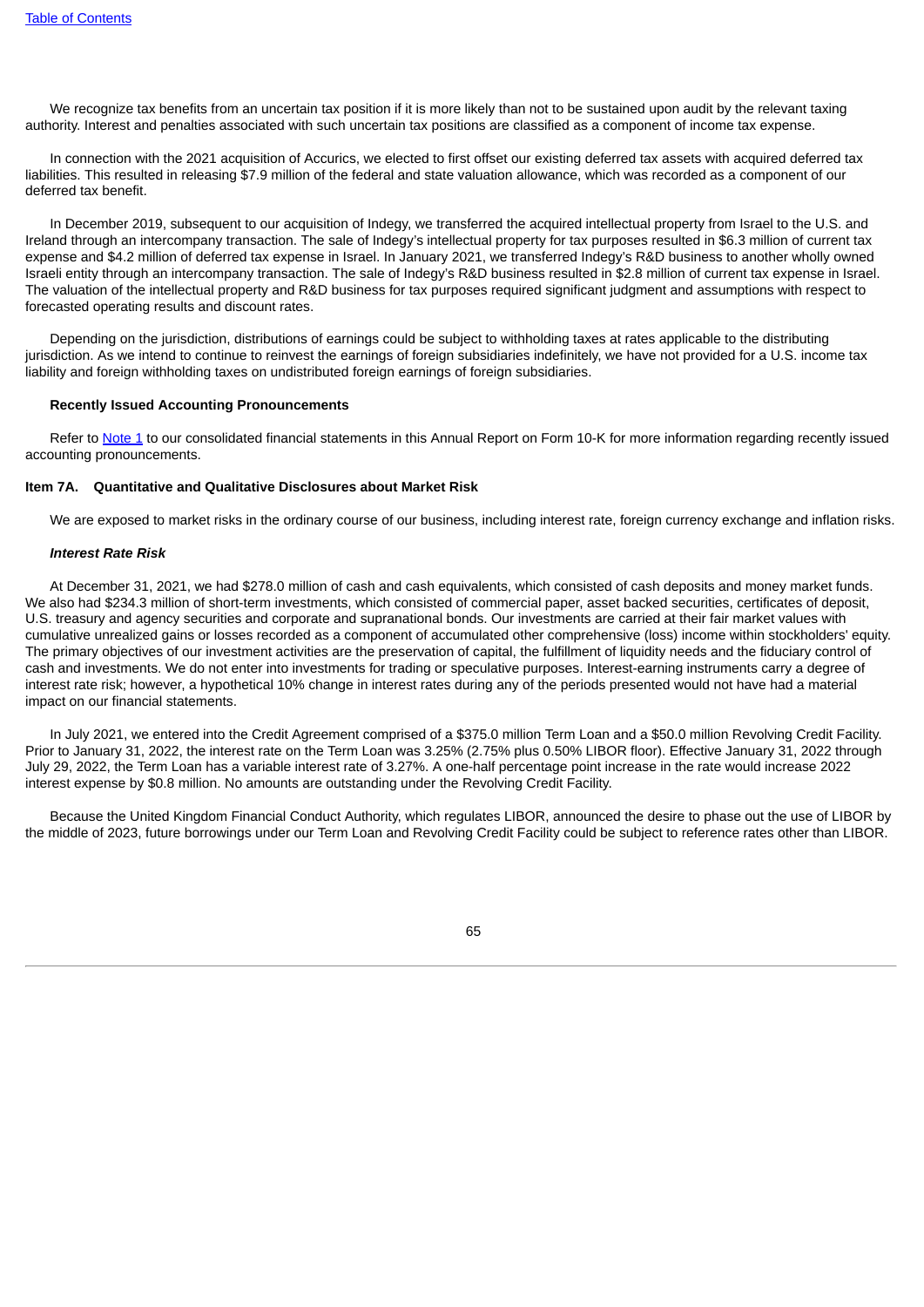We recognize tax benefits from an uncertain tax position if it is more likely than not to be sustained upon audit by the relevant taxing authority. Interest and penalties associated with such uncertain tax positions are classified as a component of income tax expense.

In connection with the 2021 acquisition of Accurics, we elected to first offset our existing deferred tax assets with acquired deferred tax liabilities. This resulted in releasing $7.9 million of the federal and state valuation allowance, which was recorded as a component of our deferred tax benefit.

In December 2019, subsequent to our acquisition of Indegy, we transferred the acquired intellectual property from Israel to the U.S. and Ireland through an intercompany transaction. The sale of Indegy's intellectual property for tax purposes resulted in $6.3 million of current tax expense and $4.2 million of deferred tax expense in Israel. In January 2021, we transferred Indegy's R&D business to another wholly owned Israeli entity through an intercompany transaction. The sale of Indegy's R&D business resulted in $2.8 million of current tax expense in Israel. The valuation of the intellectual property and R&D business for tax purposes required significant judgment and assumptions with respect to forecasted operating results and discount rates.

Depending on the jurisdiction, distributions of earnings could be subject to withholding taxes at rates applicable to the distributing jurisdiction. As we intend to continue to reinvest the earnings of foreign subsidiaries indefinitely, we have not provided for a U.S. income tax liability and foreign withholding taxes on undistributed foreign earnings of foreign subsidiaries.

**Recently Issued Accounting Pronouncements**

Refer to Note 1 to our consolidated financial statements in this Annual Report on Form 10-K for more information regarding recently issued accounting pronouncements.

## Item 7A. Quantitative and Qualitative Disclosures about Market Risk

We are exposed to market risks in the ordinary course of our business, including interest rate, foreign currency exchange and inflation risks.

***Interest Rate Risk***

At December 31, 2021, we had $278.0 million of cash and cash equivalents, which consisted of cash deposits and money market funds. We also had $234.3 million of short-term investments, which consisted of commercial paper, asset backed securities, certificates of deposit, U.S. treasury and agency securities and corporate and supranational bonds. Our investments are carried at their fair market values with cumulative unrealized gains or losses recorded as a component of accumulated other comprehensive (loss) income within stockholders' equity. The primary objectives of our investment activities are the preservation of capital, the fulfillment of liquidity needs and the fiduciary control of cash and investments. We do not enter into investments for trading or speculative purposes. Interest-earning instruments carry a degree of interest rate risk; however, a hypothetical 10% change in interest rates during any of the periods presented would not have had a material impact on our financial statements.

In July 2021, we entered into the Credit Agreement comprised of a $375.0 million Term Loan and a $50.0 million Revolving Credit Facility. Prior to January 31, 2022, the interest rate on the Term Loan was 3.25% (2.75% plus 0.50% LIBOR floor). Effective January 31, 2022 through July 29, 2022, the Term Loan has a variable interest rate of 3.27%. A one-half percentage point increase in the rate would increase 2022 interest expense by $0.8 million. No amounts are outstanding under the Revolving Credit Facility.

Because the United Kingdom Financial Conduct Authority, which regulates LIBOR, announced the desire to phase out the use of LIBOR by the middle of 2023, future borrowings under our Term Loan and Revolving Credit Facility could be subject to reference rates other than LIBOR.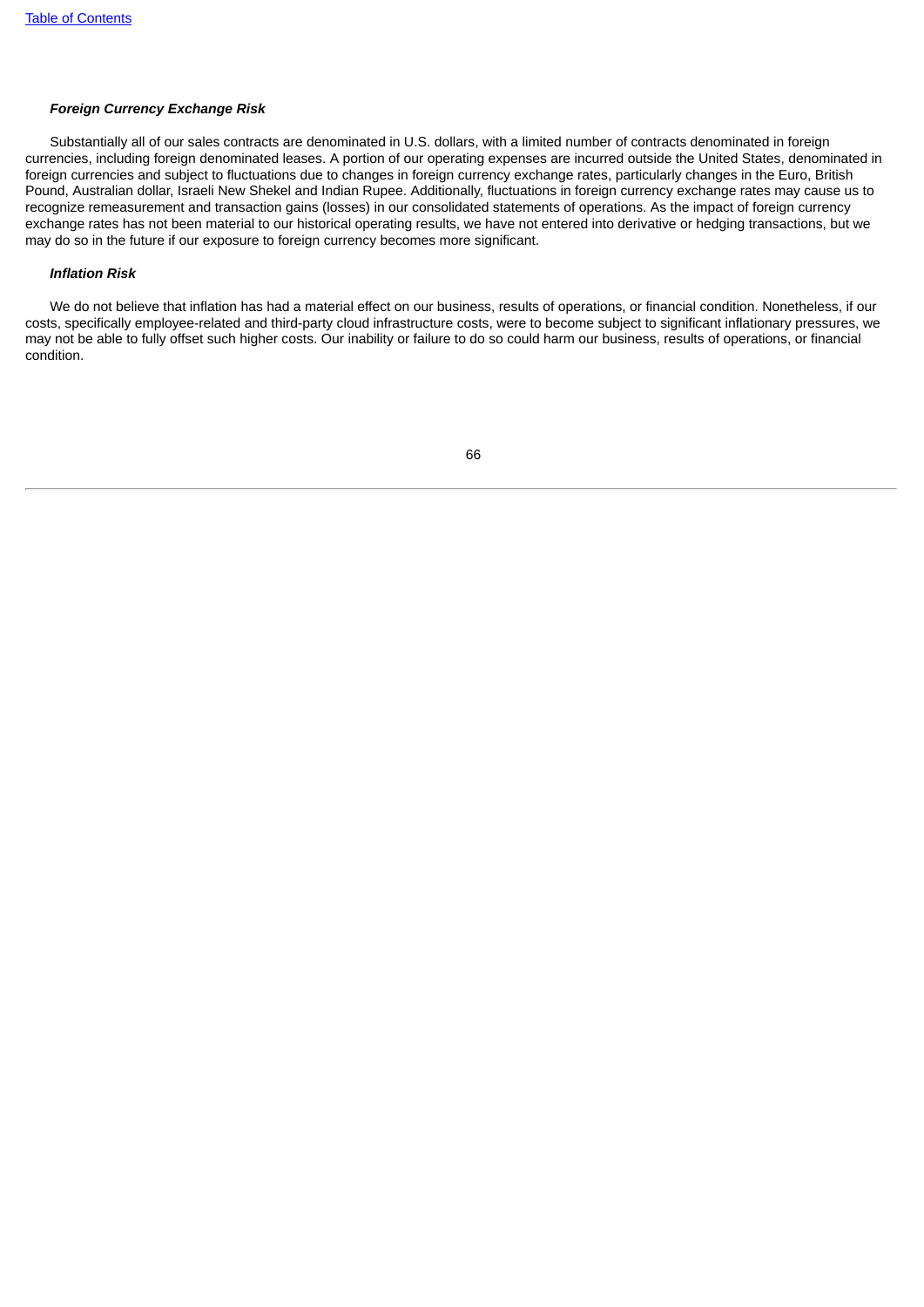***Foreign Currency Exchange Risk***

Substantially all of our sales contracts are denominated in U.S. dollars, with a limited number of contracts denominated in foreign currencies, including foreign denominated leases. A portion of our operating expenses are incurred outside the United States, denominated in foreign currencies and subject to fluctuations due to changes in foreign currency exchange rates, particularly changes in the Euro, British Pound, Australian dollar, Israeli New Shekel and Indian Rupee. Additionally, fluctuations in foreign currency exchange rates may cause us to recognize remeasurement and transaction gains (losses) in our consolidated statements of operations. As the impact of foreign currency exchange rates has not been material to our historical operating results, we have not entered into derivative or hedging transactions, but we may do so in the future if our exposure to foreign currency becomes more significant.

***Inflation Risk***

We do not believe that inflation has had a material effect on our business, results of operations, or financial condition. Nonetheless, if our costs, specifically employee-related and third-party cloud infrastructure costs, were to become subject to significant inflationary pressures, we may not be able to fully offset such higher costs. Our inability or failure to do so could harm our business, results of operations, or financial condition.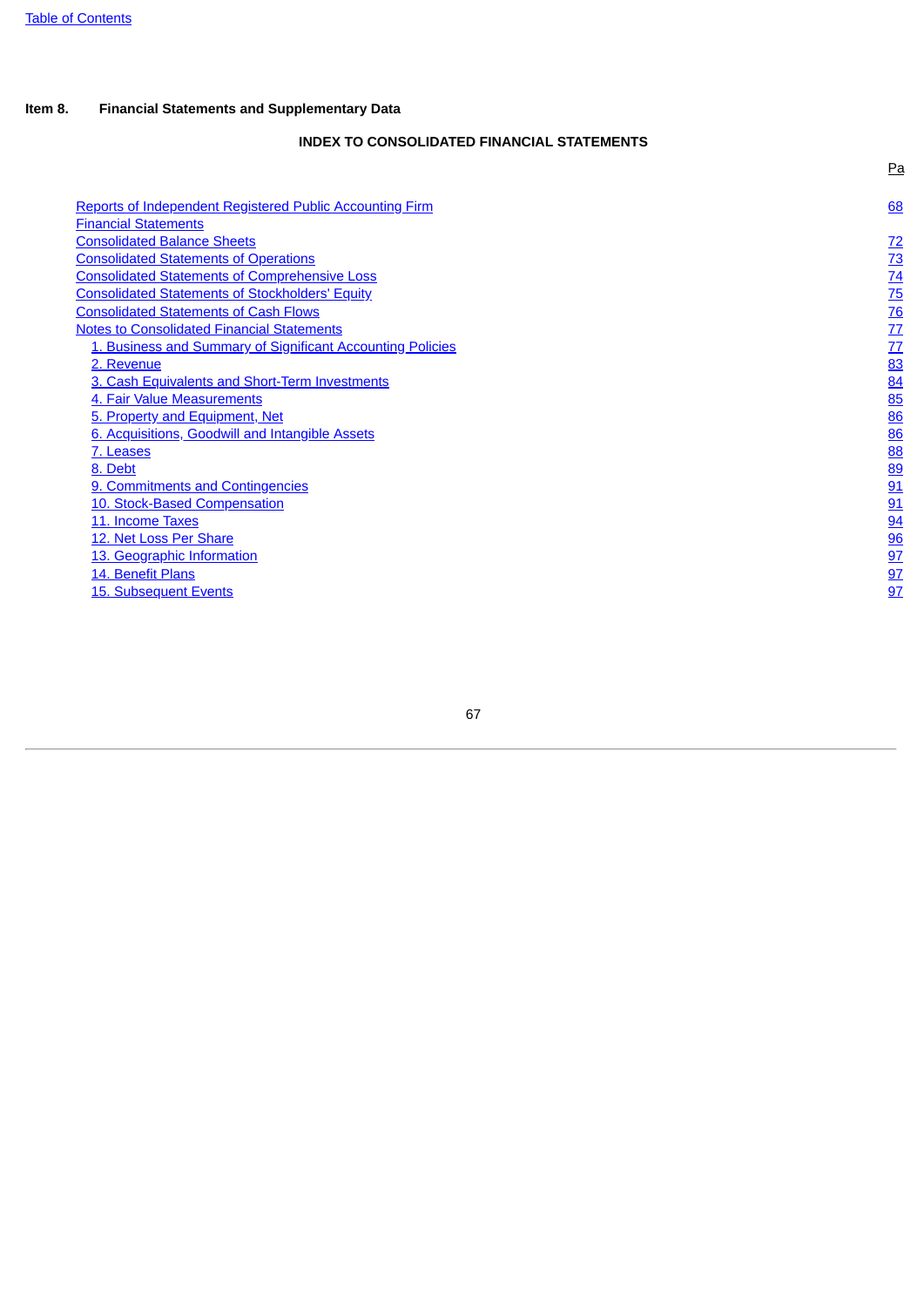Table of Contents

**Item 8. Financial Statements and Supplementary Data**

**INDEX TO CONSOLIDATED FINANCIAL STATEMENTS**

| | Pa |
|---|---|
| Reports of Independent Registered Public Accounting Firm | 68 |
| Financial Statements | |
| Consolidated Balance Sheets | 72 |
| Consolidated Statements of Operations | 73 |
| Consolidated Statements of Comprehensive Loss | 74 |
| Consolidated Statements of Stockholders' Equity | 75 |
| Consolidated Statements of Cash Flows | 76 |
| Notes to Consolidated Financial Statements | 77 |
| 1. Business and Summary of Significant Accounting Policies | 77 |
| 2. Revenue | 83 |
| 3. Cash Equivalents and Short-Term Investments | 84 |
| 4. Fair Value Measurements | 85 |
| 5. Property and Equipment, Net | 86 |
| 6. Acquisitions, Goodwill and Intangible Assets | 86 |
| 7. Leases | 88 |
| 8. Debt | 89 |
| 9. Commitments and Contingencies | 91 |
| 10. Stock-Based Compensation | 91 |
| 11. Income Taxes | 94 |
| 12. Net Loss Per Share | 96 |
| 13. Geographic Information | 97 |
| 14. Benefit Plans | 97 |
| 15. Subsequent Events | 97 |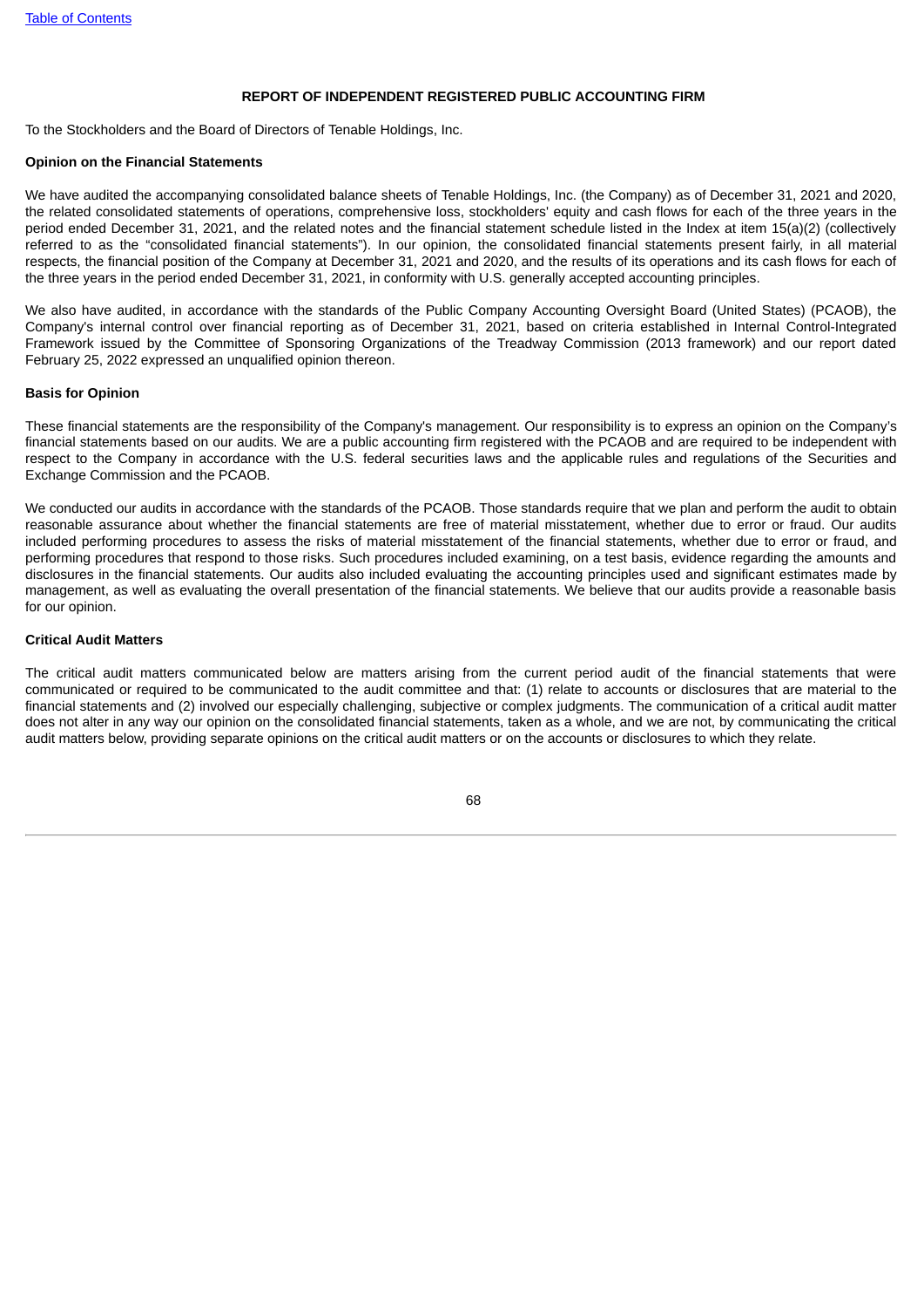**REPORT OF INDEPENDENT REGISTERED PUBLIC ACCOUNTING FIRM**

To the Stockholders and the Board of Directors of Tenable Holdings, Inc.

**Opinion on the Financial Statements**

We have audited the accompanying consolidated balance sheets of Tenable Holdings, Inc. (the Company) as of December 31, 2021 and 2020, the related consolidated statements of operations, comprehensive loss, stockholders' equity and cash flows for each of the three years in the period ended December 31, 2021, and the related notes and the financial statement schedule listed in the Index at item 15(a)(2) (collectively referred to as the "consolidated financial statements"). In our opinion, the consolidated financial statements present fairly, in all material respects, the financial position of the Company at December 31, 2021 and 2020, and the results of its operations and its cash flows for each of the three years in the period ended December 31, 2021, in conformity with U.S. generally accepted accounting principles.

We also have audited, in accordance with the standards of the Public Company Accounting Oversight Board (United States) (PCAOB), the Company's internal control over financial reporting as of December 31, 2021, based on criteria established in Internal Control-Integrated Framework issued by the Committee of Sponsoring Organizations of the Treadway Commission (2013 framework) and our report dated February 25, 2022 expressed an unqualified opinion thereon.

**Basis for Opinion**

These financial statements are the responsibility of the Company's management. Our responsibility is to express an opinion on the Company's financial statements based on our audits. We are a public accounting firm registered with the PCAOB and are required to be independent with respect to the Company in accordance with the U.S. federal securities laws and the applicable rules and regulations of the Securities and Exchange Commission and the PCAOB.

We conducted our audits in accordance with the standards of the PCAOB. Those standards require that we plan and perform the audit to obtain reasonable assurance about whether the financial statements are free of material misstatement, whether due to error or fraud. Our audits included performing procedures to assess the risks of material misstatement of the financial statements, whether due to error or fraud, and performing procedures that respond to those risks. Such procedures included examining, on a test basis, evidence regarding the amounts and disclosures in the financial statements. Our audits also included evaluating the accounting principles used and significant estimates made by management, as well as evaluating the overall presentation of the financial statements. We believe that our audits provide a reasonable basis for our opinion.

**Critical Audit Matters**

The critical audit matters communicated below are matters arising from the current period audit of the financial statements that were communicated or required to be communicated to the audit committee and that: (1) relate to accounts or disclosures that are material to the financial statements and (2) involved our especially challenging, subjective or complex judgments. The communication of a critical audit matter does not alter in any way our opinion on the consolidated financial statements, taken as a whole, and we are not, by communicating the critical audit matters below, providing separate opinions on the critical audit matters or on the accounts or disclosures to which they relate.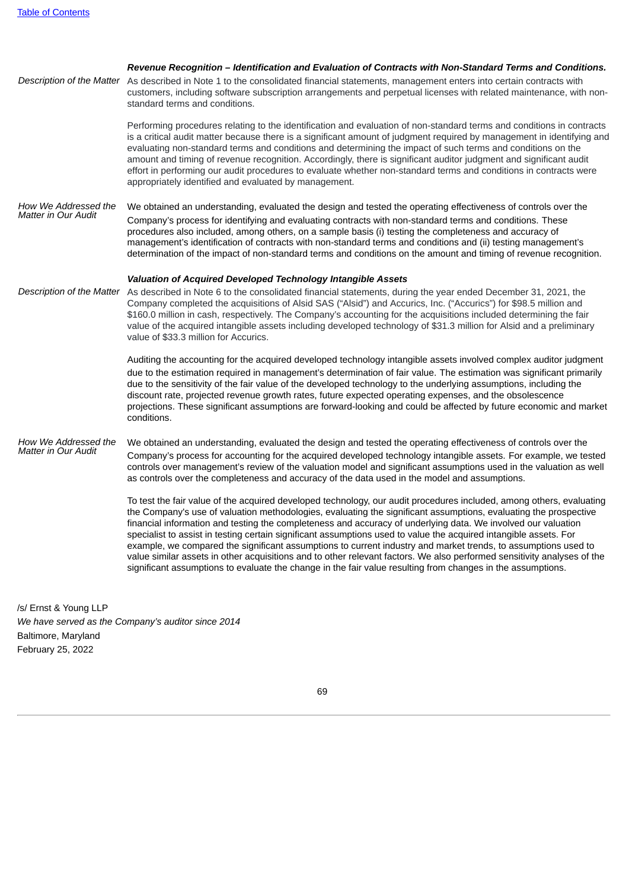***Revenue Recognition – Identification and Evaluation of Contracts with Non-Standard Terms and Conditions.***

| | |
|---|---|
| *Description of the Matter* | As described in Note 1 to the consolidated financial statements, management enters into certain contracts with customers, including software subscription arrangements and perpetual licenses with related maintenance, with non-standard terms and conditions.<br><br>Performing procedures relating to the identification and evaluation of non-standard terms and conditions in contracts is a critical audit matter because there is a significant amount of judgment required by management in identifying and evaluating non-standard terms and conditions and determining the impact of such terms and conditions on the amount and timing of revenue recognition. Accordingly, there is significant auditor judgment and significant audit effort in performing our audit procedures to evaluate whether non-standard terms and conditions in contracts were appropriately identified and evaluated by management. |
| *How We Addressed the Matter in Our Audit* | We obtained an understanding, evaluated the design and tested the operating effectiveness of controls over the Company's process for identifying and evaluating contracts with non-standard terms and conditions. These procedures also included, among others, on a sample basis (i) testing the completeness and accuracy of management's identification of contracts with non-standard terms and conditions and (ii) testing management's determination of the impact of non-standard terms and conditions on the amount and timing of revenue recognition. |

***Valuation of Acquired Developed Technology Intangible Assets***

| | |
|---|---|
| *Description of the Matter* | As described in Note 6 to the consolidated financial statements, during the year ended December 31, 2021, the Company completed the acquisitions of Alsid SAS ("Alsid") and Accurics, Inc. ("Accurics") for $98.5 million and $160.0 million in cash, respectively. The Company's accounting for the acquisitions included determining the fair value of the acquired intangible assets including developed technology of $31.3 million for Alsid and a preliminary value of $33.3 million for Accurics.<br><br>Auditing the accounting for the acquired developed technology intangible assets involved complex auditor judgment due to the estimation required in management's determination of fair value. The estimation was significant primarily due to the sensitivity of the fair value of the developed technology to the underlying assumptions, including the discount rate, projected revenue growth rates, future expected operating expenses, and the obsolescence projections. These significant assumptions are forward-looking and could be affected by future economic and market conditions. |
| *How We Addressed the Matter in Our Audit* | We obtained an understanding, evaluated the design and tested the operating effectiveness of controls over the Company's process for accounting for the acquired developed technology intangible assets. For example, we tested controls over management's review of the valuation model and significant assumptions used in the valuation as well as controls over the completeness and accuracy of the data used in the model and assumptions.<br><br>To test the fair value of the acquired developed technology, our audit procedures included, among others, evaluating the Company's use of valuation methodologies, evaluating the significant assumptions, evaluating the prospective financial information and testing the completeness and accuracy of underlying data. We involved our valuation specialist to assist in testing certain significant assumptions used to value the acquired intangible assets. For example, we compared the significant assumptions to current industry and market trends, to assumptions used to value similar assets in other acquisitions and to other relevant factors. We also performed sensitivity analyses of the significant assumptions to evaluate the change in the fair value resulting from changes in the assumptions. |

/s/ Ernst & Young LLP

*We have served as the Company's auditor since 2014*

Baltimore, Maryland

February 25, 2022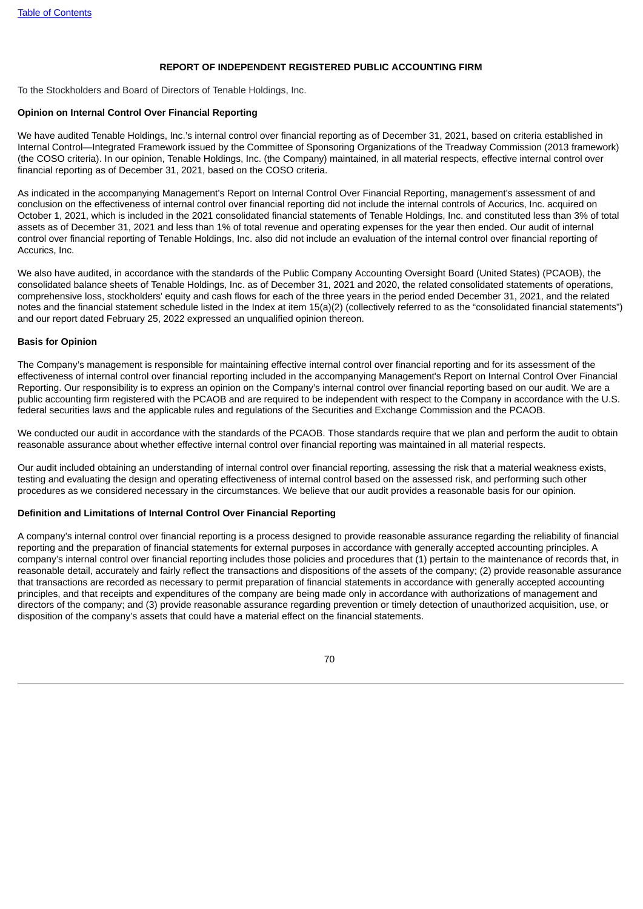## REPORT OF INDEPENDENT REGISTERED PUBLIC ACCOUNTING FIRM

To the Stockholders and Board of Directors of Tenable Holdings, Inc.

**Opinion on Internal Control Over Financial Reporting**

We have audited Tenable Holdings, Inc.'s internal control over financial reporting as of December 31, 2021, based on criteria established in Internal Control—Integrated Framework issued by the Committee of Sponsoring Organizations of the Treadway Commission (2013 framework) (the COSO criteria). In our opinion, Tenable Holdings, Inc. (the Company) maintained, in all material respects, effective internal control over financial reporting as of December 31, 2021, based on the COSO criteria.

As indicated in the accompanying Management's Report on Internal Control Over Financial Reporting, management's assessment of and conclusion on the effectiveness of internal control over financial reporting did not include the internal controls of Accurics, Inc. acquired on October 1, 2021, which is included in the 2021 consolidated financial statements of Tenable Holdings, Inc. and constituted less than 3% of total assets as of December 31, 2021 and less than 1% of total revenue and operating expenses for the year then ended. Our audit of internal control over financial reporting of Tenable Holdings, Inc. also did not include an evaluation of the internal control over financial reporting of Accurics, Inc.

We also have audited, in accordance with the standards of the Public Company Accounting Oversight Board (United States) (PCAOB), the consolidated balance sheets of Tenable Holdings, Inc. as of December 31, 2021 and 2020, the related consolidated statements of operations, comprehensive loss, stockholders' equity and cash flows for each of the three years in the period ended December 31, 2021, and the related notes and the financial statement schedule listed in the Index at item 15(a)(2) (collectively referred to as the "consolidated financial statements") and our report dated February 25, 2022 expressed an unqualified opinion thereon.

**Basis for Opinion**

The Company's management is responsible for maintaining effective internal control over financial reporting and for its assessment of the effectiveness of internal control over financial reporting included in the accompanying Management's Report on Internal Control Over Financial Reporting. Our responsibility is to express an opinion on the Company's internal control over financial reporting based on our audit. We are a public accounting firm registered with the PCAOB and are required to be independent with respect to the Company in accordance with the U.S. federal securities laws and the applicable rules and regulations of the Securities and Exchange Commission and the PCAOB.

We conducted our audit in accordance with the standards of the PCAOB. Those standards require that we plan and perform the audit to obtain reasonable assurance about whether effective internal control over financial reporting was maintained in all material respects.

Our audit included obtaining an understanding of internal control over financial reporting, assessing the risk that a material weakness exists, testing and evaluating the design and operating effectiveness of internal control based on the assessed risk, and performing such other procedures as we considered necessary in the circumstances. We believe that our audit provides a reasonable basis for our opinion.

**Definition and Limitations of Internal Control Over Financial Reporting**

A company's internal control over financial reporting is a process designed to provide reasonable assurance regarding the reliability of financial reporting and the preparation of financial statements for external purposes in accordance with generally accepted accounting principles. A company's internal control over financial reporting includes those policies and procedures that (1) pertain to the maintenance of records that, in reasonable detail, accurately and fairly reflect the transactions and dispositions of the assets of the company; (2) provide reasonable assurance that transactions are recorded as necessary to permit preparation of financial statements in accordance with generally accepted accounting principles, and that receipts and expenditures of the company are being made only in accordance with authorizations of management and directors of the company; and (3) provide reasonable assurance regarding prevention or timely detection of unauthorized acquisition, use, or disposition of the company's assets that could have a material effect on the financial statements.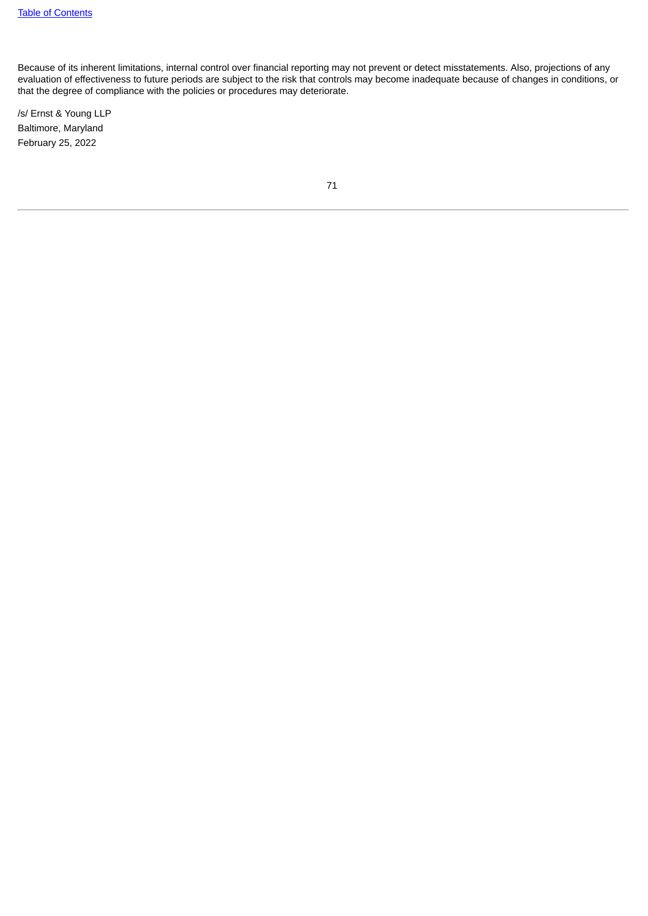Because of its inherent limitations, internal control over financial reporting may not prevent or detect misstatements. Also, projections of any evaluation of effectiveness to future periods are subject to the risk that controls may become inadequate because of changes in conditions, or that the degree of compliance with the policies or procedures may deteriorate.

/s/ Ernst & Young LLP

Baltimore, Maryland

February 25, 2022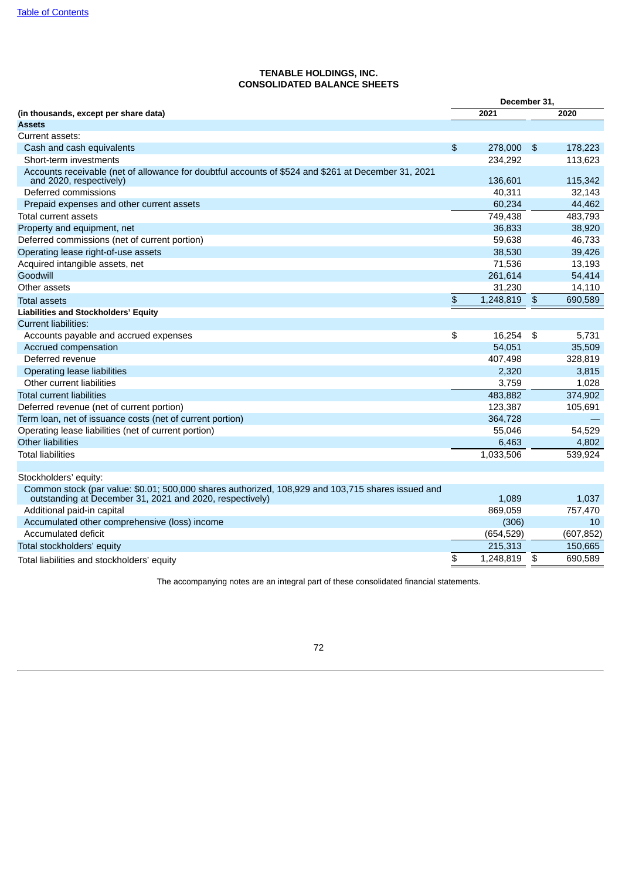Table of Contents

**TENABLE HOLDINGS, INC.**
**CONSOLIDATED BALANCE SHEETS**

| (in thousands, except per share data) | December 31, 2021 | December 31, 2020 |
|---|---|---|
| **Assets** | | |
| Current assets: | | |
| Cash and cash equivalents | $ 278,000 | $ 178,223 |
| Short-term investments | 234,292 | 113,623 |
| Accounts receivable (net of allowance for doubtful accounts of $524 and $261 at December 31, 2021 and 2020, respectively) | 136,601 | 115,342 |
| Deferred commissions | 40,311 | 32,143 |
| Prepaid expenses and other current assets | 60,234 | 44,462 |
| Total current assets | 749,438 | 483,793 |
| Property and equipment, net | 36,833 | 38,920 |
| Deferred commissions (net of current portion) | 59,638 | 46,733 |
| Operating lease right-of-use assets | 38,530 | 39,426 |
| Acquired intangible assets, net | 71,536 | 13,193 |
| Goodwill | 261,614 | 54,414 |
| Other assets | 31,230 | 14,110 |
| Total assets | $ 1,248,819 | $ 690,589 |
| **Liabilities and Stockholders' Equity** | | |
| Current liabilities: | | |
| Accounts payable and accrued expenses | $ 16,254 | $ 5,731 |
| Accrued compensation | 54,051 | 35,509 |
| Deferred revenue | 407,498 | 328,819 |
| Operating lease liabilities | 2,320 | 3,815 |
| Other current liabilities | 3,759 | 1,028 |
| Total current liabilities | 483,882 | 374,902 |
| Deferred revenue (net of current portion) | 123,387 | 105,691 |
| Term loan, net of issuance costs (net of current portion) | 364,728 | — |
| Operating lease liabilities (net of current portion) | 55,046 | 54,529 |
| Other liabilities | 6,463 | 4,802 |
| Total liabilities | 1,033,506 | 539,924 |
| | | |
| Stockholders' equity: | | |
| Common stock (par value: $0.01; 500,000 shares authorized, 108,929 and 103,715 shares issued and outstanding at December 31, 2021 and 2020, respectively) | 1,089 | 1,037 |
| Additional paid-in capital | 869,059 | 757,470 |
| Accumulated other comprehensive (loss) income | (306) | 10 |
| Accumulated deficit | (654,529) | (607,852) |
| Total stockholders' equity | 215,313 | 150,665 |
| Total liabilities and stockholders' equity | $ 1,248,819 | $ 690,589 |

The accompanying notes are an integral part of these consolidated financial statements.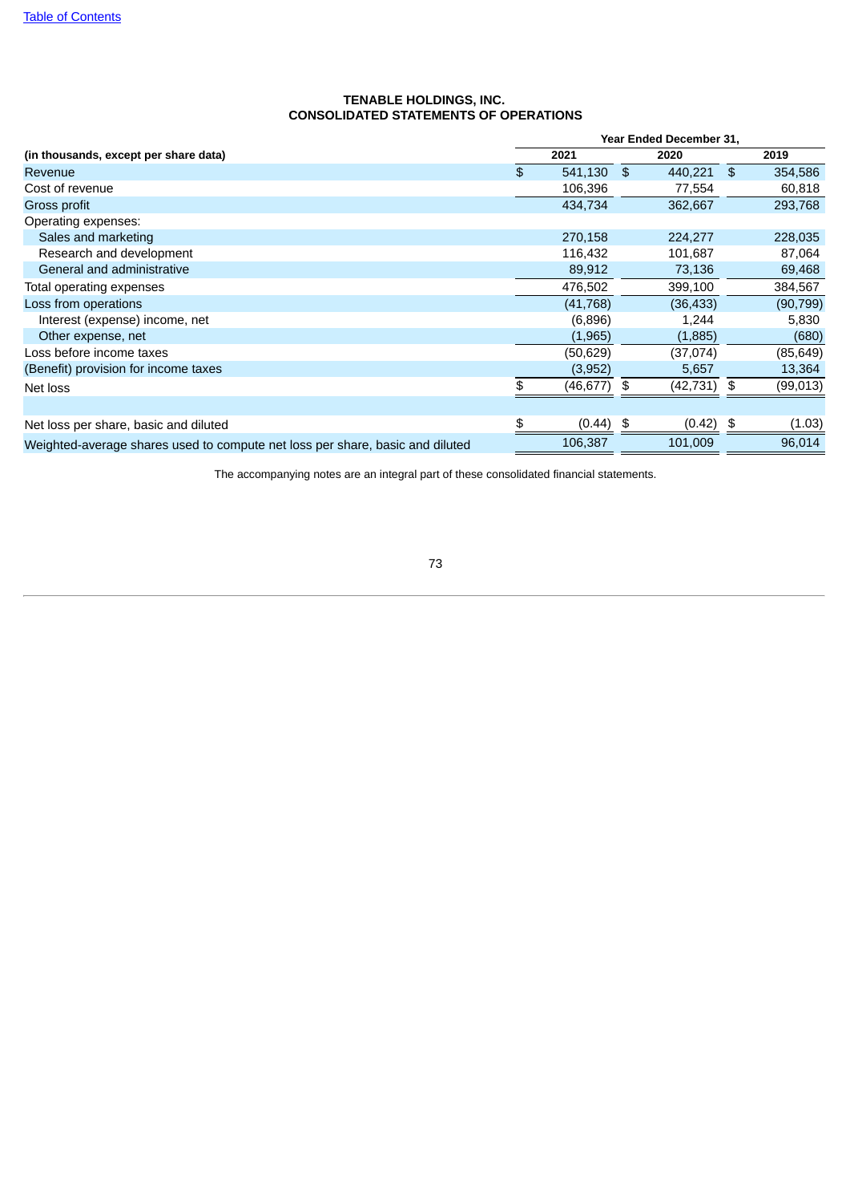[Table of Contents](#)

**TENABLE HOLDINGS, INC.**
**CONSOLIDATED STATEMENTS OF OPERATIONS**

| | Year Ended December 31, | | |
|---|---|---|---|
| **(in thousands, except per share data)** | **2021** | **2020** | **2019** |
| Revenue | $ 541,130 | $ 440,221 | $ 354,586 |
| Cost of revenue | 106,396 | 77,554 | 60,818 |
| Gross profit | 434,734 | 362,667 | 293,768 |
| Operating expenses: | | | |
| Sales and marketing | 270,158 | 224,277 | 228,035 |
| Research and development | 116,432 | 101,687 | 87,064 |
| General and administrative | 89,912 | 73,136 | 69,468 |
| Total operating expenses | 476,502 | 399,100 | 384,567 |
| Loss from operations | (41,768) | (36,433) | (90,799) |
| Interest (expense) income, net | (6,896) | 1,244 | 5,830 |
| Other expense, net | (1,965) | (1,885) | (680) |
| Loss before income taxes | (50,629) | (37,074) | (85,649) |
| (Benefit) provision for income taxes | (3,952) | 5,657 | 13,364 |
| Net loss | $ (46,677) | $ (42,731) | $ (99,013) |
| | | | |
| Net loss per share, basic and diluted | $ (0.44) | $ (0.42) | $ (1.03) |
| Weighted-average shares used to compute net loss per share, basic and diluted | 106,387 | 101,009 | 96,014 |

The accompanying notes are an integral part of these consolidated financial statements.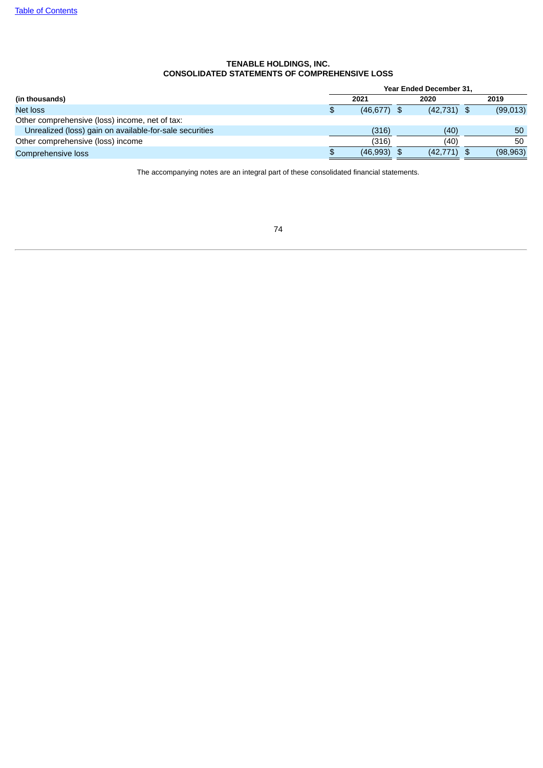**TENABLE HOLDINGS, INC.**
**CONSOLIDATED STATEMENTS OF COMPREHENSIVE LOSS**

| | Year Ended December 31, | | |
|---|---|---|---|
| **(in thousands)** | **2021** | **2020** | **2019** |
| Net loss | $ (46,677) | $ (42,731) | $ (99,013) |
| Other comprehensive (loss) income, net of tax: | | | |
| Unrealized (loss) gain on available-for-sale securities | (316) | (40) | 50 |
| Other comprehensive (loss) income | (316) | (40) | 50 |
| Comprehensive loss | $ (46,993) | $ (42,771) | $ (98,963) |

The accompanying notes are an integral part of these consolidated financial statements.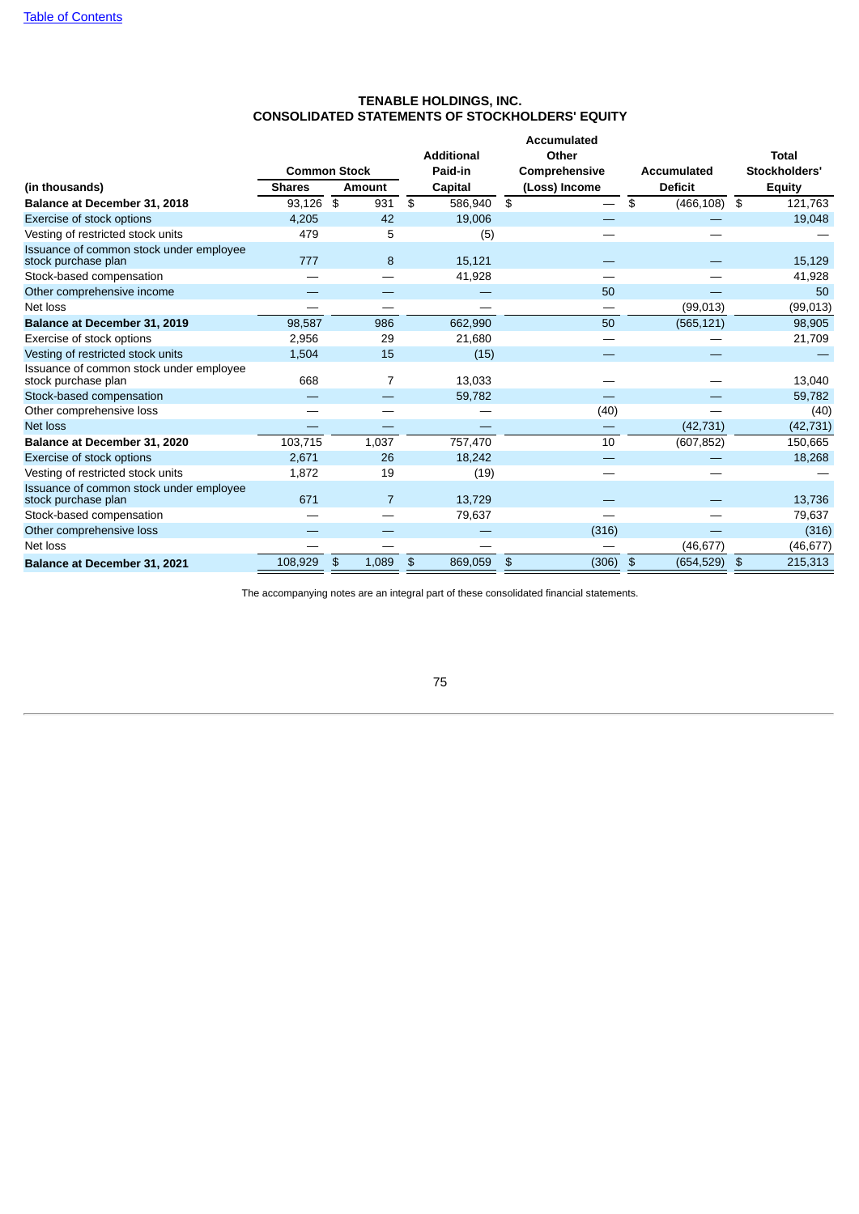[Table of Contents](#)

**TENABLE HOLDINGS, INC.**
**CONSOLIDATED STATEMENTS OF STOCKHOLDERS' EQUITY**

| (in thousands) | Common Stock | | Additional Paid-in Capital | Accumulated Other Comprehensive (Loss) Income | Accumulated Deficit | Total Stockholders' Equity |
|---|---|---|---|---|---|---|
| | Shares | Amount | | | | |
| **Balance at December 31, 2018** | 93,126 | $ 931 | $ 586,940 | $ — | $ (466,108) | $ 121,763 |
| Exercise of stock options | 4,205 | 42 | 19,006 | — | — | 19,048 |
| Vesting of restricted stock units | 479 | 5 | (5) | — | — | — |
| Issuance of common stock under employee stock purchase plan | 777 | 8 | 15,121 | — | — | 15,129 |
| Stock-based compensation | — | — | 41,928 | — | — | 41,928 |
| Other comprehensive income | — | — | — | 50 | — | 50 |
| Net loss | — | — | — | — | (99,013) | (99,013) |
| **Balance at December 31, 2019** | 98,587 | 986 | 662,990 | 50 | (565,121) | 98,905 |
| Exercise of stock options | 2,956 | 29 | 21,680 | — | — | 21,709 |
| Vesting of restricted stock units | 1,504 | 15 | (15) | — | — | — |
| Issuance of common stock under employee stock purchase plan | 668 | 7 | 13,033 | — | — | 13,040 |
| Stock-based compensation | — | — | 59,782 | — | — | 59,782 |
| Other comprehensive loss | — | — | — | (40) | — | (40) |
| Net loss | — | — | — | — | (42,731) | (42,731) |
| **Balance at December 31, 2020** | 103,715 | 1,037 | 757,470 | 10 | (607,852) | 150,665 |
| Exercise of stock options | 2,671 | 26 | 18,242 | — | — | 18,268 |
| Vesting of restricted stock units | 1,872 | 19 | (19) | — | — | — |
| Issuance of common stock under employee stock purchase plan | 671 | 7 | 13,729 | — | — | 13,736 |
| Stock-based compensation | — | — | 79,637 | — | — | 79,637 |
| Other comprehensive loss | — | — | — | (316) | — | (316) |
| Net loss | — | — | — | — | (46,677) | (46,677) |
| **Balance at December 31, 2021** | 108,929 | $ 1,089 | $ 869,059 | $ (306) | $ (654,529) | $ 215,313 |

The accompanying notes are an integral part of these consolidated financial statements.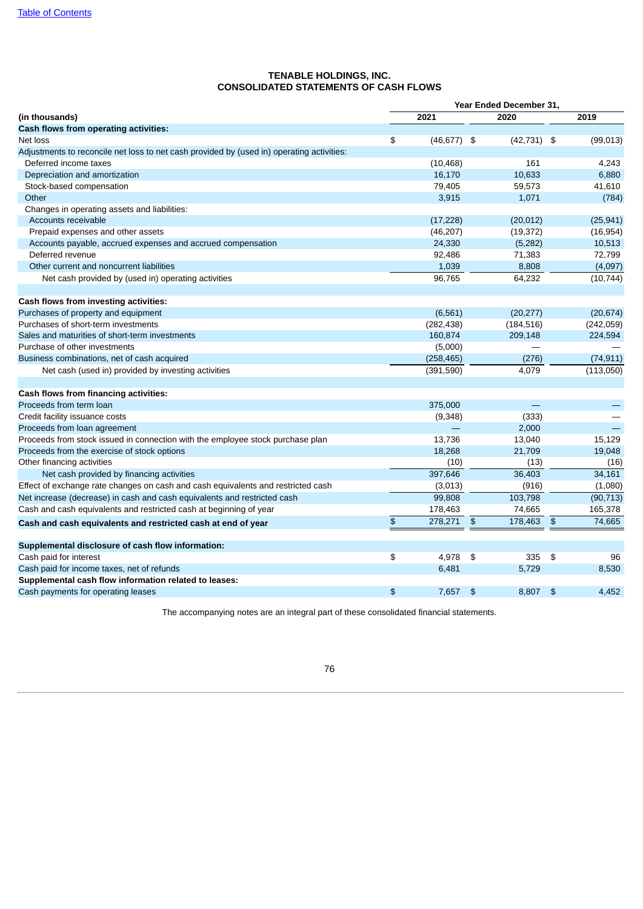Table of Contents

# TENABLE HOLDINGS, INC.
# CONSOLIDATED STATEMENTS OF CASH FLOWS

| (in thousands) | Year Ended December 31, 2021 | 2020 | 2019 |
|---|---|---|---|
| **Cash flows from operating activities:** | | | |
| Net loss | $ (46,677) | $ (42,731) | $ (99,013) |
| Adjustments to reconcile net loss to net cash provided by (used in) operating activities: | | | |
| Deferred income taxes | (10,468) | 161 | 4,243 |
| Depreciation and amortization | 16,170 | 10,633 | 6,880 |
| Stock-based compensation | 79,405 | 59,573 | 41,610 |
| Other | 3,915 | 1,071 | (784) |
| Changes in operating assets and liabilities: | | | |
| Accounts receivable | (17,228) | (20,012) | (25,941) |
| Prepaid expenses and other assets | (46,207) | (19,372) | (16,954) |
| Accounts payable, accrued expenses and accrued compensation | 24,330 | (5,282) | 10,513 |
| Deferred revenue | 92,486 | 71,383 | 72,799 |
| Other current and noncurrent liabilities | 1,039 | 8,808 | (4,097) |
| Net cash provided by (used in) operating activities | 96,765 | 64,232 | (10,744) |
| | | | |
| **Cash flows from investing activities:** | | | |
| Purchases of property and equipment | (6,561) | (20,277) | (20,674) |
| Purchases of short-term investments | (282,438) | (184,516) | (242,059) |
| Sales and maturities of short-term investments | 160,874 | 209,148 | 224,594 |
| Purchase of other investments | (5,000) | — | — |
| Business combinations, net of cash acquired | (258,465) | (276) | (74,911) |
| Net cash (used in) provided by investing activities | (391,590) | 4,079 | (113,050) |
| | | | |
| **Cash flows from financing activities:** | | | |
| Proceeds from term loan | 375,000 | — | — |
| Credit facility issuance costs | (9,348) | (333) | — |
| Proceeds from loan agreement | — | 2,000 | — |
| Proceeds from stock issued in connection with the employee stock purchase plan | 13,736 | 13,040 | 15,129 |
| Proceeds from the exercise of stock options | 18,268 | 21,709 | 19,048 |
| Other financing activities | (10) | (13) | (16) |
| Net cash provided by financing activities | 397,646 | 36,403 | 34,161 |
| Effect of exchange rate changes on cash and cash equivalents and restricted cash | (3,013) | (916) | (1,080) |
| Net increase (decrease) in cash and cash equivalents and restricted cash | 99,808 | 103,798 | (90,713) |
| Cash and cash equivalents and restricted cash at beginning of year | 178,463 | 74,665 | 165,378 |
| **Cash and cash equivalents and restricted cash at end of year** | $ 278,271 | $ 178,463 | $ 74,665 |
| | | | |
| **Supplemental disclosure of cash flow information:** | | | |
| Cash paid for interest | $ 4,978 | $ 335 | $ 96 |
| Cash paid for income taxes, net of refunds | 6,481 | 5,729 | 8,530 |
| **Supplemental cash flow information related to leases:** | | | |
| Cash payments for operating leases | $ 7,657 | $ 8,807 | $ 4,452 |

The accompanying notes are an integral part of these consolidated financial statements.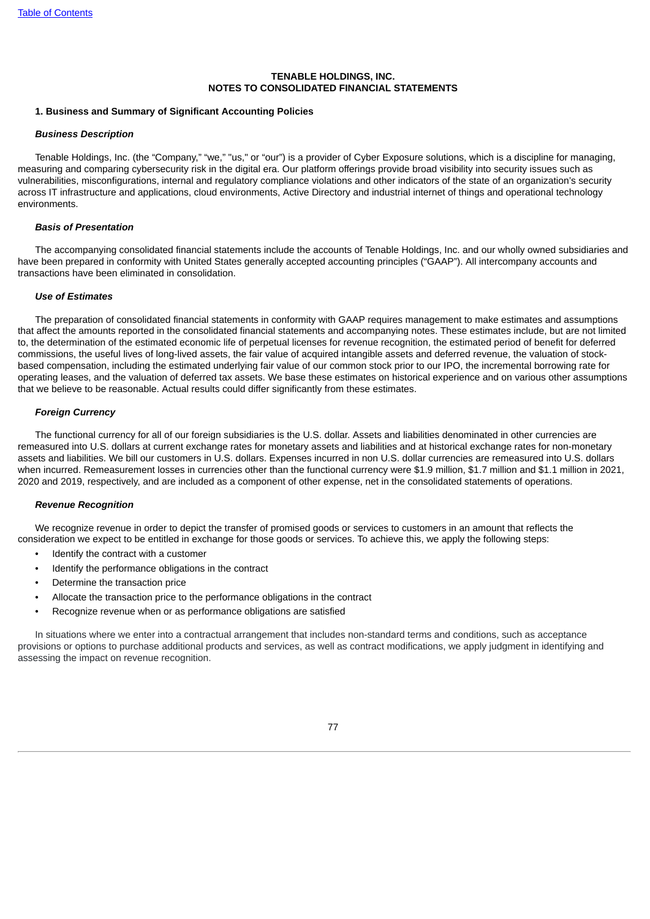**TENABLE HOLDINGS, INC.**
**NOTES TO CONSOLIDATED FINANCIAL STATEMENTS**

**1. Business and Summary of Significant Accounting Policies**

***Business Description***

Tenable Holdings, Inc. (the "Company," "we," "us," or "our") is a provider of Cyber Exposure solutions, which is a discipline for managing, measuring and comparing cybersecurity risk in the digital era. Our platform offerings provide broad visibility into security issues such as vulnerabilities, misconfigurations, internal and regulatory compliance violations and other indicators of the state of an organization's security across IT infrastructure and applications, cloud environments, Active Directory and industrial internet of things and operational technology environments.

***Basis of Presentation***

The accompanying consolidated financial statements include the accounts of Tenable Holdings, Inc. and our wholly owned subsidiaries and have been prepared in conformity with United States generally accepted accounting principles ("GAAP"). All intercompany accounts and transactions have been eliminated in consolidation.

***Use of Estimates***

The preparation of consolidated financial statements in conformity with GAAP requires management to make estimates and assumptions that affect the amounts reported in the consolidated financial statements and accompanying notes. These estimates include, but are not limited to, the determination of the estimated economic life of perpetual licenses for revenue recognition, the estimated period of benefit for deferred commissions, the useful lives of long-lived assets, the fair value of acquired intangible assets and deferred revenue, the valuation of stock-based compensation, including the estimated underlying fair value of our common stock prior to our IPO, the incremental borrowing rate for operating leases, and the valuation of deferred tax assets. We base these estimates on historical experience and on various other assumptions that we believe to be reasonable. Actual results could differ significantly from these estimates.

***Foreign Currency***

The functional currency for all of our foreign subsidiaries is the U.S. dollar. Assets and liabilities denominated in other currencies are remeasured into U.S. dollars at current exchange rates for monetary assets and liabilities and at historical exchange rates for non-monetary assets and liabilities. We bill our customers in U.S. dollars. Expenses incurred in non U.S. dollar currencies are remeasured into U.S. dollars when incurred. Remeasurement losses in currencies other than the functional currency were $1.9 million, $1.7 million and $1.1 million in 2021, 2020 and 2019, respectively, and are included as a component of other expense, net in the consolidated statements of operations.

***Revenue Recognition***

We recognize revenue in order to depict the transfer of promised goods or services to customers in an amount that reflects the consideration we expect to be entitled in exchange for those goods or services. To achieve this, we apply the following steps:

- Identify the contract with a customer
- Identify the performance obligations in the contract
- Determine the transaction price
- Allocate the transaction price to the performance obligations in the contract
- Recognize revenue when or as performance obligations are satisfied

In situations where we enter into a contractual arrangement that includes non-standard terms and conditions, such as acceptance provisions or options to purchase additional products and services, as well as contract modifications, we apply judgment in identifying and assessing the impact on revenue recognition.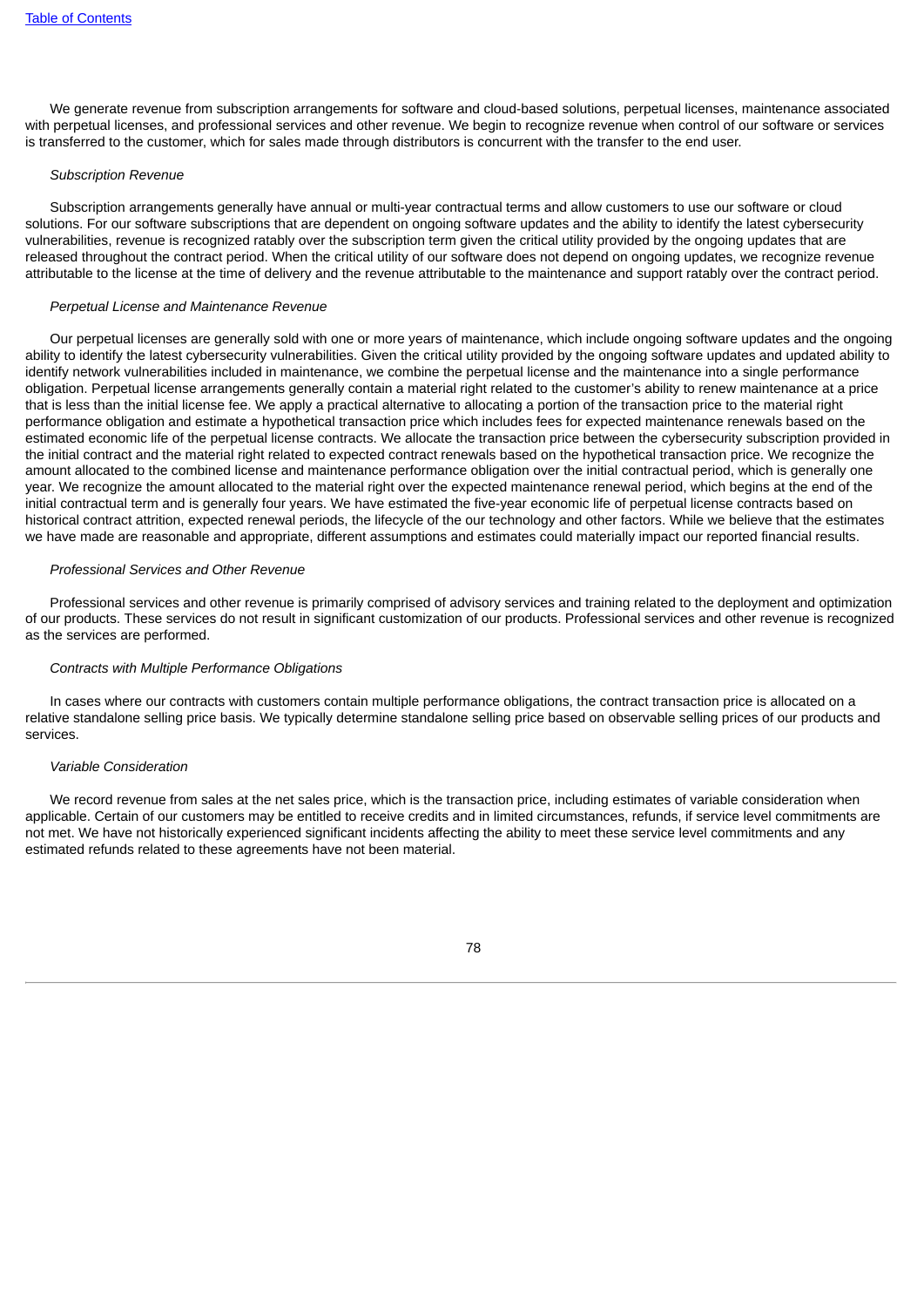We generate revenue from subscription arrangements for software and cloud-based solutions, perpetual licenses, maintenance associated with perpetual licenses, and professional services and other revenue. We begin to recognize revenue when control of our software or services is transferred to the customer, which for sales made through distributors is concurrent with the transfer to the end user.

*Subscription Revenue*

Subscription arrangements generally have annual or multi-year contractual terms and allow customers to use our software or cloud solutions. For our software subscriptions that are dependent on ongoing software updates and the ability to identify the latest cybersecurity vulnerabilities, revenue is recognized ratably over the subscription term given the critical utility provided by the ongoing updates that are released throughout the contract period. When the critical utility of our software does not depend on ongoing updates, we recognize revenue attributable to the license at the time of delivery and the revenue attributable to the maintenance and support ratably over the contract period.

*Perpetual License and Maintenance Revenue*

Our perpetual licenses are generally sold with one or more years of maintenance, which include ongoing software updates and the ongoing ability to identify the latest cybersecurity vulnerabilities. Given the critical utility provided by the ongoing software updates and updated ability to identify network vulnerabilities included in maintenance, we combine the perpetual license and the maintenance into a single performance obligation. Perpetual license arrangements generally contain a material right related to the customer's ability to renew maintenance at a price that is less than the initial license fee. We apply a practical alternative to allocating a portion of the transaction price to the material right performance obligation and estimate a hypothetical transaction price which includes fees for expected maintenance renewals based on the estimated economic life of the perpetual license contracts. We allocate the transaction price between the cybersecurity subscription provided in the initial contract and the material right related to expected contract renewals based on the hypothetical transaction price. We recognize the amount allocated to the combined license and maintenance performance obligation over the initial contractual period, which is generally one year. We recognize the amount allocated to the material right over the expected maintenance renewal period, which begins at the end of the initial contractual term and is generally four years. We have estimated the five-year economic life of perpetual license contracts based on historical contract attrition, expected renewal periods, the lifecycle of the our technology and other factors. While we believe that the estimates we have made are reasonable and appropriate, different assumptions and estimates could materially impact our reported financial results.

*Professional Services and Other Revenue*

Professional services and other revenue is primarily comprised of advisory services and training related to the deployment and optimization of our products. These services do not result in significant customization of our products. Professional services and other revenue is recognized as the services are performed.

*Contracts with Multiple Performance Obligations*

In cases where our contracts with customers contain multiple performance obligations, the contract transaction price is allocated on a relative standalone selling price basis. We typically determine standalone selling price based on observable selling prices of our products and services.

*Variable Consideration*

We record revenue from sales at the net sales price, which is the transaction price, including estimates of variable consideration when applicable. Certain of our customers may be entitled to receive credits and in limited circumstances, refunds, if service level commitments are not met. We have not historically experienced significant incidents affecting the ability to meet these service level commitments and any estimated refunds related to these agreements have not been material.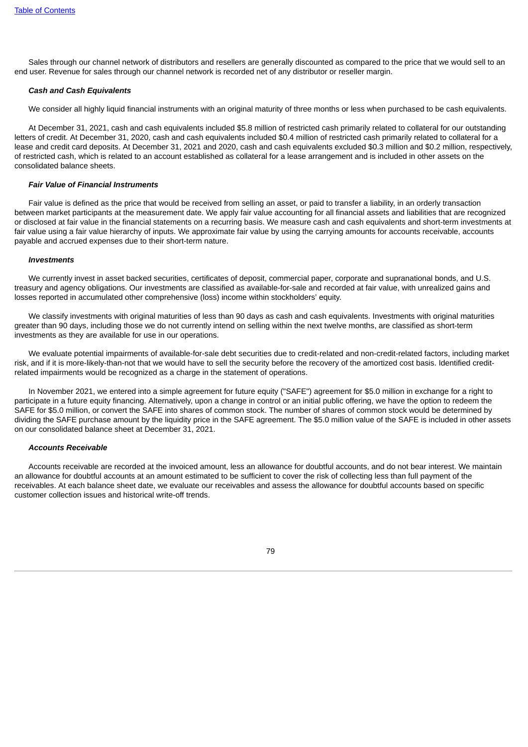Sales through our channel network of distributors and resellers are generally discounted as compared to the price that we would sell to an end user. Revenue for sales through our channel network is recorded net of any distributor or reseller margin.

***Cash and Cash Equivalents***

We consider all highly liquid financial instruments with an original maturity of three months or less when purchased to be cash equivalents.

At December 31, 2021, cash and cash equivalents included $5.8 million of restricted cash primarily related to collateral for our outstanding letters of credit. At December 31, 2020, cash and cash equivalents included $0.4 million of restricted cash primarily related to collateral for a lease and credit card deposits. At December 31, 2021 and 2020, cash and cash equivalents excluded $0.3 million and $0.2 million, respectively, of restricted cash, which is related to an account established as collateral for a lease arrangement and is included in other assets on the consolidated balance sheets.

***Fair Value of Financial Instruments***

Fair value is defined as the price that would be received from selling an asset, or paid to transfer a liability, in an orderly transaction between market participants at the measurement date. We apply fair value accounting for all financial assets and liabilities that are recognized or disclosed at fair value in the financial statements on a recurring basis. We measure cash and cash equivalents and short-term investments at fair value using a fair value hierarchy of inputs. We approximate fair value by using the carrying amounts for accounts receivable, accounts payable and accrued expenses due to their short-term nature.

***Investments***

We currently invest in asset backed securities, certificates of deposit, commercial paper, corporate and supranational bonds, and U.S. treasury and agency obligations. Our investments are classified as available-for-sale and recorded at fair value, with unrealized gains and losses reported in accumulated other comprehensive (loss) income within stockholders' equity.

We classify investments with original maturities of less than 90 days as cash and cash equivalents. Investments with original maturities greater than 90 days, including those we do not currently intend on selling within the next twelve months, are classified as short-term investments as they are available for use in our operations.

We evaluate potential impairments of available-for-sale debt securities due to credit-related and non-credit-related factors, including market risk, and if it is more-likely-than-not that we would have to sell the security before the recovery of the amortized cost basis. Identified credit-related impairments would be recognized as a charge in the statement of operations.

In November 2021, we entered into a simple agreement for future equity ("SAFE") agreement for $5.0 million in exchange for a right to participate in a future equity financing. Alternatively, upon a change in control or an initial public offering, we have the option to redeem the SAFE for $5.0 million, or convert the SAFE into shares of common stock. The number of shares of common stock would be determined by dividing the SAFE purchase amount by the liquidity price in the SAFE agreement. The $5.0 million value of the SAFE is included in other assets on our consolidated balance sheet at December 31, 2021.

***Accounts Receivable***

Accounts receivable are recorded at the invoiced amount, less an allowance for doubtful accounts, and do not bear interest. We maintain an allowance for doubtful accounts at an amount estimated to be sufficient to cover the risk of collecting less than full payment of the receivables. At each balance sheet date, we evaluate our receivables and assess the allowance for doubtful accounts based on specific customer collection issues and historical write-off trends.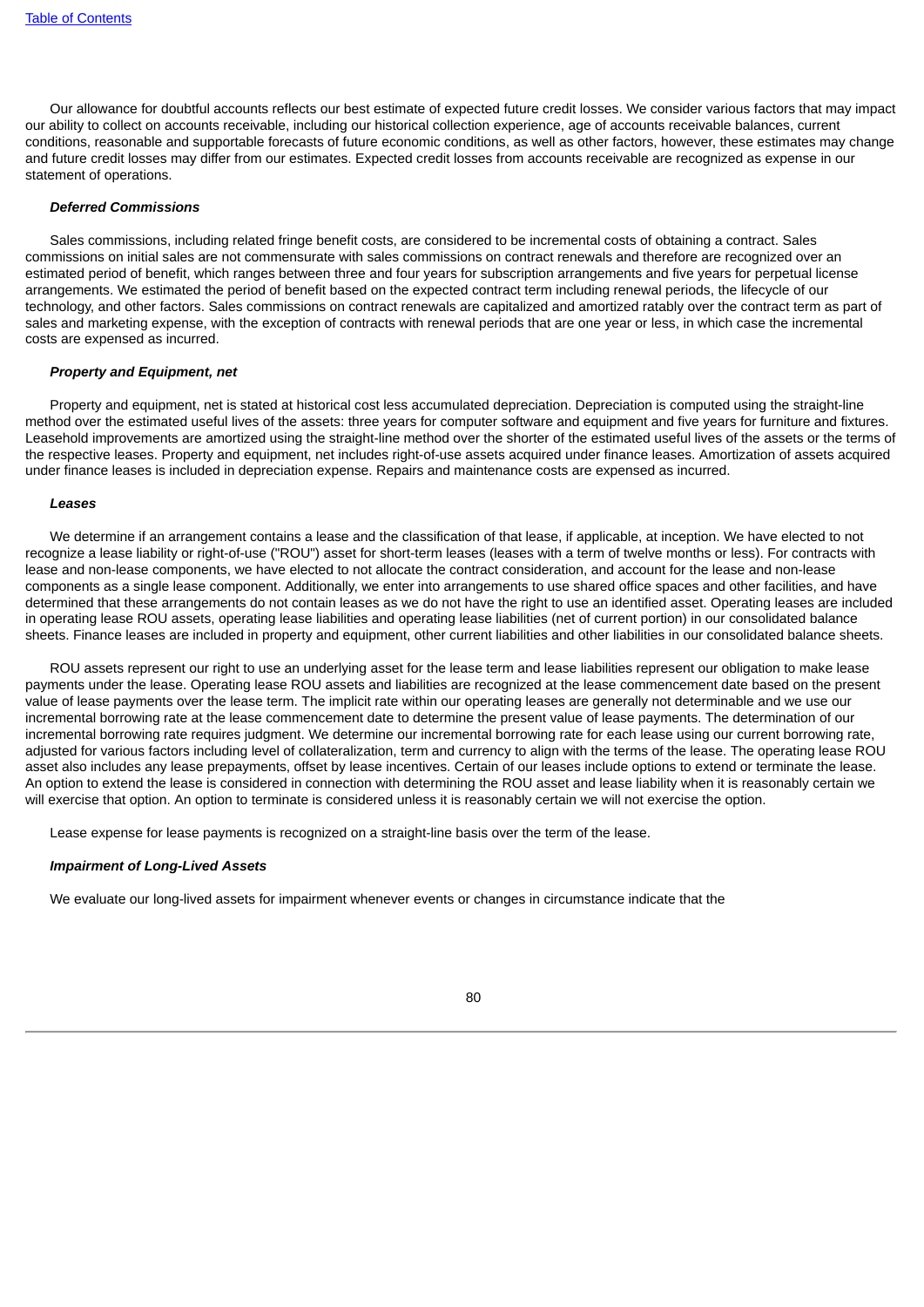Our allowance for doubtful accounts reflects our best estimate of expected future credit losses. We consider various factors that may impact our ability to collect on accounts receivable, including our historical collection experience, age of accounts receivable balances, current conditions, reasonable and supportable forecasts of future economic conditions, as well as other factors, however, these estimates may change and future credit losses may differ from our estimates. Expected credit losses from accounts receivable are recognized as expense in our statement of operations.

***Deferred Commissions***

Sales commissions, including related fringe benefit costs, are considered to be incremental costs of obtaining a contract. Sales commissions on initial sales are not commensurate with sales commissions on contract renewals and therefore are recognized over an estimated period of benefit, which ranges between three and four years for subscription arrangements and five years for perpetual license arrangements. We estimated the period of benefit based on the expected contract term including renewal periods, the lifecycle of our technology, and other factors. Sales commissions on contract renewals are capitalized and amortized ratably over the contract term as part of sales and marketing expense, with the exception of contracts with renewal periods that are one year or less, in which case the incremental costs are expensed as incurred.

***Property and Equipment, net***

Property and equipment, net is stated at historical cost less accumulated depreciation. Depreciation is computed using the straight-line method over the estimated useful lives of the assets: three years for computer software and equipment and five years for furniture and fixtures. Leasehold improvements are amortized using the straight-line method over the shorter of the estimated useful lives of the assets or the terms of the respective leases. Property and equipment, net includes right-of-use assets acquired under finance leases. Amortization of assets acquired under finance leases is included in depreciation expense. Repairs and maintenance costs are expensed as incurred.

***Leases***

We determine if an arrangement contains a lease and the classification of that lease, if applicable, at inception. We have elected to not recognize a lease liability or right-of-use ("ROU") asset for short-term leases (leases with a term of twelve months or less). For contracts with lease and non-lease components, we have elected to not allocate the contract consideration, and account for the lease and non-lease components as a single lease component. Additionally, we enter into arrangements to use shared office spaces and other facilities, and have determined that these arrangements do not contain leases as we do not have the right to use an identified asset. Operating leases are included in operating lease ROU assets, operating lease liabilities and operating lease liabilities (net of current portion) in our consolidated balance sheets. Finance leases are included in property and equipment, other current liabilities and other liabilities in our consolidated balance sheets.

ROU assets represent our right to use an underlying asset for the lease term and lease liabilities represent our obligation to make lease payments under the lease. Operating lease ROU assets and liabilities are recognized at the lease commencement date based on the present value of lease payments over the lease term. The implicit rate within our operating leases are generally not determinable and we use our incremental borrowing rate at the lease commencement date to determine the present value of lease payments. The determination of our incremental borrowing rate requires judgment. We determine our incremental borrowing rate for each lease using our current borrowing rate, adjusted for various factors including level of collateralization, term and currency to align with the terms of the lease. The operating lease ROU asset also includes any lease prepayments, offset by lease incentives. Certain of our leases include options to extend or terminate the lease. An option to extend the lease is considered in connection with determining the ROU asset and lease liability when it is reasonably certain we will exercise that option. An option to terminate is considered unless it is reasonably certain we will not exercise the option.

Lease expense for lease payments is recognized on a straight-line basis over the term of the lease.

***Impairment of Long-Lived Assets***

We evaluate our long-lived assets for impairment whenever events or changes in circumstance indicate that the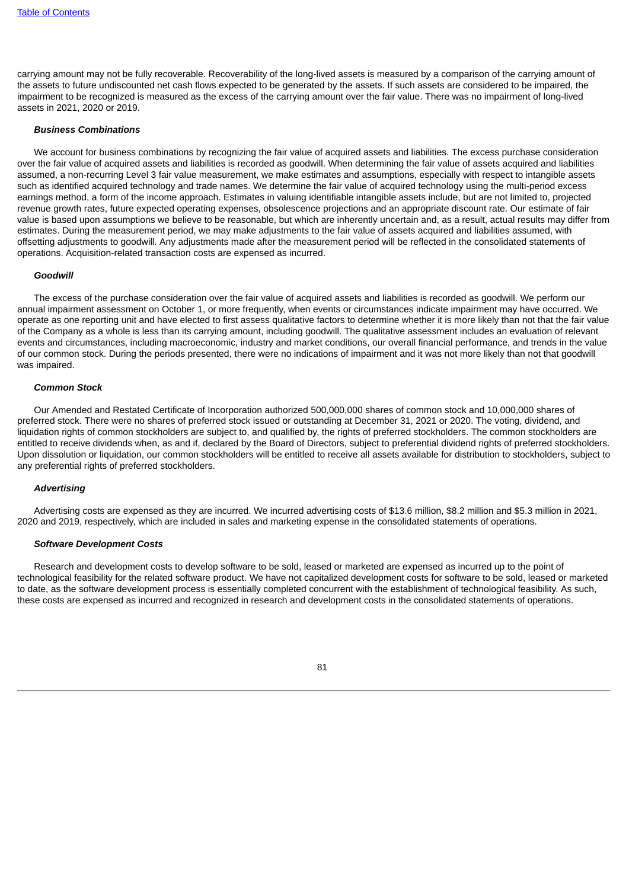carrying amount may not be fully recoverable. Recoverability of the long-lived assets is measured by a comparison of the carrying amount of the assets to future undiscounted net cash flows expected to be generated by the assets. If such assets are considered to be impaired, the impairment to be recognized is measured as the excess of the carrying amount over the fair value. There was no impairment of long-lived assets in 2021, 2020 or 2019.

***Business Combinations***

We account for business combinations by recognizing the fair value of acquired assets and liabilities. The excess purchase consideration over the fair value of acquired assets and liabilities is recorded as goodwill. When determining the fair value of assets acquired and liabilities assumed, a non-recurring Level 3 fair value measurement, we make estimates and assumptions, especially with respect to intangible assets such as identified acquired technology and trade names. We determine the fair value of acquired technology using the multi-period excess earnings method, a form of the income approach. Estimates in valuing identifiable intangible assets include, but are not limited to, projected revenue growth rates, future expected operating expenses, obsolescence projections and an appropriate discount rate. Our estimate of fair value is based upon assumptions we believe to be reasonable, but which are inherently uncertain and, as a result, actual results may differ from estimates. During the measurement period, we may make adjustments to the fair value of assets acquired and liabilities assumed, with offsetting adjustments to goodwill. Any adjustments made after the measurement period will be reflected in the consolidated statements of operations. Acquisition-related transaction costs are expensed as incurred.

***Goodwill***

The excess of the purchase consideration over the fair value of acquired assets and liabilities is recorded as goodwill. We perform our annual impairment assessment on October 1, or more frequently, when events or circumstances indicate impairment may have occurred. We operate as one reporting unit and have elected to first assess qualitative factors to determine whether it is more likely than not that the fair value of the Company as a whole is less than its carrying amount, including goodwill. The qualitative assessment includes an evaluation of relevant events and circumstances, including macroeconomic, industry and market conditions, our overall financial performance, and trends in the value of our common stock. During the periods presented, there were no indications of impairment and it was not more likely than not that goodwill was impaired.

***Common Stock***

Our Amended and Restated Certificate of Incorporation authorized 500,000,000 shares of common stock and 10,000,000 shares of preferred stock. There were no shares of preferred stock issued or outstanding at December 31, 2021 or 2020. The voting, dividend, and liquidation rights of common stockholders are subject to, and qualified by, the rights of preferred stockholders. The common stockholders are entitled to receive dividends when, as and if, declared by the Board of Directors, subject to preferential dividend rights of preferred stockholders. Upon dissolution or liquidation, our common stockholders will be entitled to receive all assets available for distribution to stockholders, subject to any preferential rights of preferred stockholders.

***Advertising***

Advertising costs are expensed as they are incurred. We incurred advertising costs of $13.6 million, $8.2 million and $5.3 million in 2021, 2020 and 2019, respectively, which are included in sales and marketing expense in the consolidated statements of operations.

***Software Development Costs***

Research and development costs to develop software to be sold, leased or marketed are expensed as incurred up to the point of technological feasibility for the related software product. We have not capitalized development costs for software to be sold, leased or marketed to date, as the software development process is essentially completed concurrent with the establishment of technological feasibility. As such, these costs are expensed as incurred and recognized in research and development costs in the consolidated statements of operations.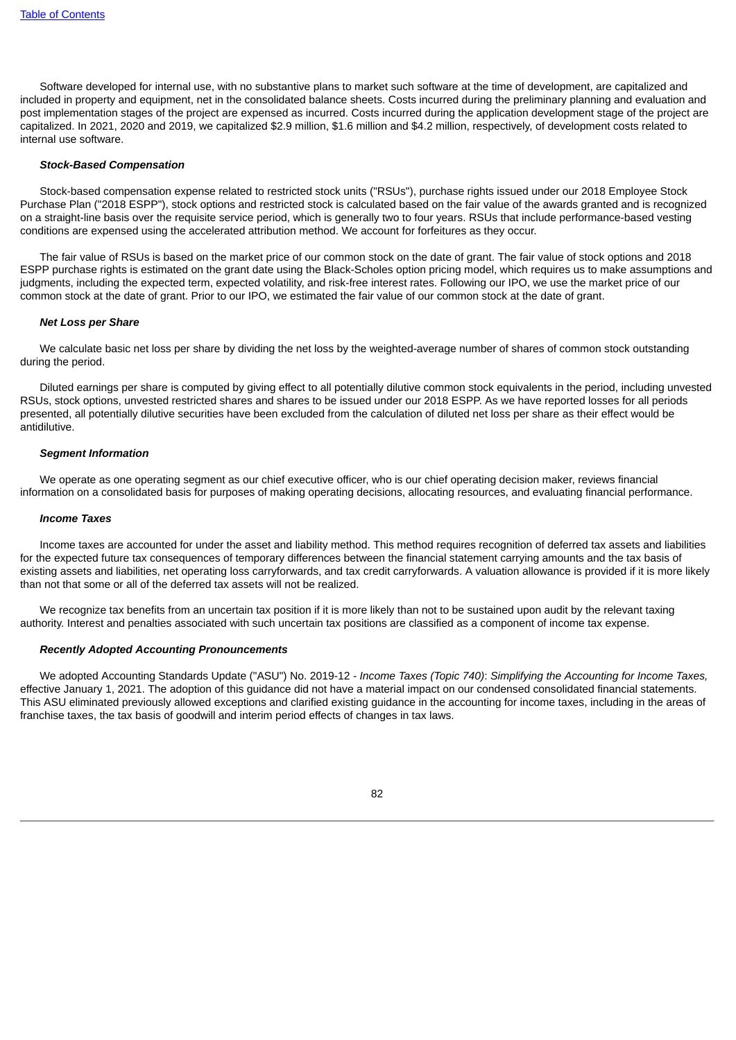Software developed for internal use, with no substantive plans to market such software at the time of development, are capitalized and included in property and equipment, net in the consolidated balance sheets. Costs incurred during the preliminary planning and evaluation and post implementation stages of the project are expensed as incurred. Costs incurred during the application development stage of the project are capitalized. In 2021, 2020 and 2019, we capitalized $2.9 million, $1.6 million and $4.2 million, respectively, of development costs related to internal use software.

***Stock-Based Compensation***

Stock-based compensation expense related to restricted stock units ("RSUs"), purchase rights issued under our 2018 Employee Stock Purchase Plan ("2018 ESPP"), stock options and restricted stock is calculated based on the fair value of the awards granted and is recognized on a straight-line basis over the requisite service period, which is generally two to four years. RSUs that include performance-based vesting conditions are expensed using the accelerated attribution method. We account for forfeitures as they occur.

The fair value of RSUs is based on the market price of our common stock on the date of grant. The fair value of stock options and 2018 ESPP purchase rights is estimated on the grant date using the Black-Scholes option pricing model, which requires us to make assumptions and judgments, including the expected term, expected volatility, and risk-free interest rates. Following our IPO, we use the market price of our common stock at the date of grant. Prior to our IPO, we estimated the fair value of our common stock at the date of grant.

***Net Loss per Share***

We calculate basic net loss per share by dividing the net loss by the weighted-average number of shares of common stock outstanding during the period.

Diluted earnings per share is computed by giving effect to all potentially dilutive common stock equivalents in the period, including unvested RSUs, stock options, unvested restricted shares and shares to be issued under our 2018 ESPP. As we have reported losses for all periods presented, all potentially dilutive securities have been excluded from the calculation of diluted net loss per share as their effect would be antidilutive.

***Segment Information***

We operate as one operating segment as our chief executive officer, who is our chief operating decision maker, reviews financial information on a consolidated basis for purposes of making operating decisions, allocating resources, and evaluating financial performance.

***Income Taxes***

Income taxes are accounted for under the asset and liability method. This method requires recognition of deferred tax assets and liabilities for the expected future tax consequences of temporary differences between the financial statement carrying amounts and the tax basis of existing assets and liabilities, net operating loss carryforwards, and tax credit carryforwards. A valuation allowance is provided if it is more likely than not that some or all of the deferred tax assets will not be realized.

We recognize tax benefits from an uncertain tax position if it is more likely than not to be sustained upon audit by the relevant taxing authority. Interest and penalties associated with such uncertain tax positions are classified as a component of income tax expense.

***Recently Adopted Accounting Pronouncements***

We adopted Accounting Standards Update ("ASU") No. 2019-12 - *Income Taxes (Topic 740)*: *Simplifying the Accounting for Income Taxes,* effective January 1, 2021. The adoption of this guidance did not have a material impact on our condensed consolidated financial statements. This ASU eliminated previously allowed exceptions and clarified existing guidance in the accounting for income taxes, including in the areas of franchise taxes, the tax basis of goodwill and interim period effects of changes in tax laws.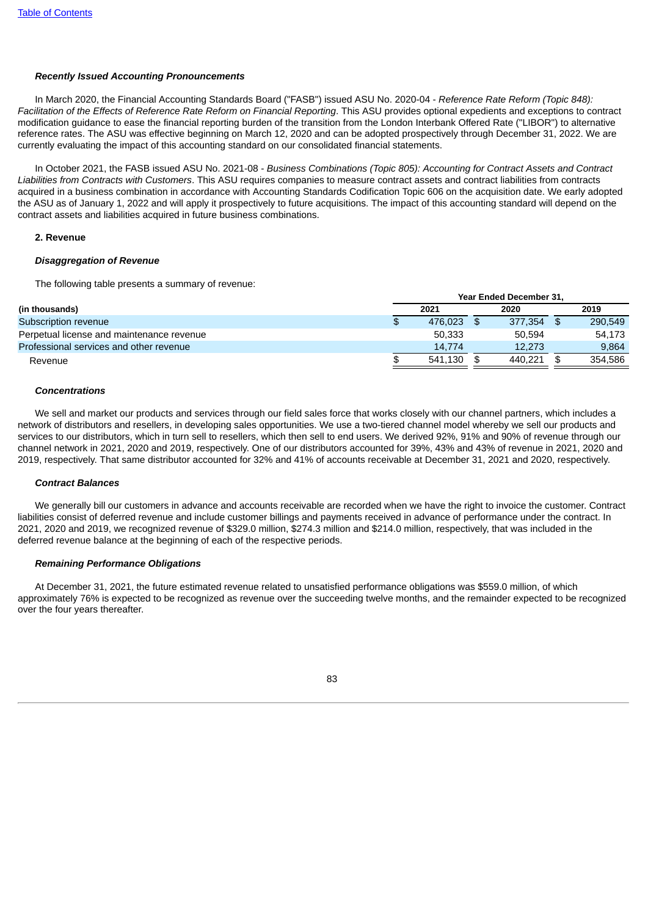***Recently Issued Accounting Pronouncements***

In March 2020, the Financial Accounting Standards Board ("FASB") issued ASU No. 2020-04 - *Reference Rate Reform (Topic 848): Facilitation of the Effects of Reference Rate Reform on Financial Reporting*. This ASU provides optional expedients and exceptions to contract modification guidance to ease the financial reporting burden of the transition from the London Interbank Offered Rate ("LIBOR") to alternative reference rates. The ASU was effective beginning on March 12, 2020 and can be adopted prospectively through December 31, 2022. We are currently evaluating the impact of this accounting standard on our consolidated financial statements.

In October 2021, the FASB issued ASU No. 2021-08 - *Business Combinations (Topic 805): Accounting for Contract Assets and Contract Liabilities from Contracts with Customers*. This ASU requires companies to measure contract assets and contract liabilities from contracts acquired in a business combination in accordance with Accounting Standards Codification Topic 606 on the acquisition date. We early adopted the ASU as of January 1, 2022 and will apply it prospectively to future acquisitions. The impact of this accounting standard will depend on the contract assets and liabilities acquired in future business combinations.

**2. Revenue**

***Disaggregation of Revenue***

The following table presents a summary of revenue:

| | Year Ended December 31, | | |
|---|---|---|---|
| **(in thousands)** | **2021** | **2020** | **2019** |
| Subscription revenue | $ 476,023 | $ 377,354 | $ 290,549 |
| Perpetual license and maintenance revenue | 50,333 | 50,594 | 54,173 |
| Professional services and other revenue | 14,774 | 12,273 | 9,864 |
| Revenue | $ 541,130 | $ 440,221 | $ 354,586 |

***Concentrations***

We sell and market our products and services through our field sales force that works closely with our channel partners, which includes a network of distributors and resellers, in developing sales opportunities. We use a two-tiered channel model whereby we sell our products and services to our distributors, which in turn sell to resellers, which then sell to end users. We derived 92%, 91% and 90% of revenue through our channel network in 2021, 2020 and 2019, respectively. One of our distributors accounted for 39%, 43% and 43% of revenue in 2021, 2020 and 2019, respectively. That same distributor accounted for 32% and 41% of accounts receivable at December 31, 2021 and 2020, respectively.

***Contract Balances***

We generally bill our customers in advance and accounts receivable are recorded when we have the right to invoice the customer. Contract liabilities consist of deferred revenue and include customer billings and payments received in advance of performance under the contract. In 2021, 2020 and 2019, we recognized revenue of $329.0 million, $274.3 million and $214.0 million, respectively, that was included in the deferred revenue balance at the beginning of each of the respective periods.

***Remaining Performance Obligations***

At December 31, 2021, the future estimated revenue related to unsatisfied performance obligations was $559.0 million, of which approximately 76% is expected to be recognized as revenue over the succeeding twelve months, and the remainder expected to be recognized over the four years thereafter.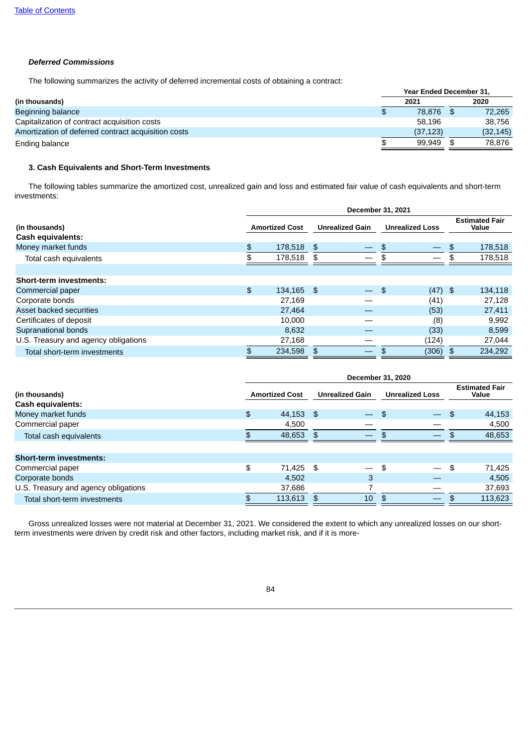[Table of Contents](#)

***Deferred Commissions***

The following summarizes the activity of deferred incremental costs of obtaining a contract:

| (in thousands) | Year Ended December 31, 2021 | Year Ended December 31, 2020 |
|---|---|---|
| Beginning balance | $ 78,876 | $ 72,265 |
| Capitalization of contract acquisition costs | 58,196 | 38,756 |
| Amortization of deferred contract acquisition costs | (37,123) | (32,145) |
| Ending balance | $ 99,949 | $ 78,876 |

**3. Cash Equivalents and Short-Term Investments**

The following tables summarize the amortized cost, unrealized gain and loss and estimated fair value of cash equivalents and short-term investments:

| | December 31, 2021 | | | |
|---|---|---|---|---|
| (in thousands) | Amortized Cost | Unrealized Gain | Unrealized Loss | Estimated Fair Value |
| **Cash equivalents:** | | | | |
| Money market funds | $ 178,518 | $ — | $ — | $ 178,518 |
| Total cash equivalents | $ 178,518 | $ — | $ — | $ 178,518 |
| | | | | |
| **Short-term investments:** | | | | |
| Commercial paper | $ 134,165 | $ — | $ (47) | $ 134,118 |
| Corporate bonds | 27,169 | — | (41) | 27,128 |
| Asset backed securities | 27,464 | — | (53) | 27,411 |
| Certificates of deposit | 10,000 | — | (8) | 9,992 |
| Supranational bonds | 8,632 | — | (33) | 8,599 |
| U.S. Treasury and agency obligations | 27,168 | — | (124) | 27,044 |
| Total short-term investments | $ 234,598 | $ — | $ (306) | $ 234,292 |

| | December 31, 2020 | | | |
|---|---|---|---|---|
| (in thousands) | Amortized Cost | Unrealized Gain | Unrealized Loss | Estimated Fair Value |
| **Cash equivalents:** | | | | |
| Money market funds | $ 44,153 | $ — | $ — | $ 44,153 |
| Commercial paper | 4,500 | — | — | 4,500 |
| Total cash equivalents | $ 48,653 | $ — | $ — | $ 48,653 |
| | | | | |
| **Short-term investments:** | | | | |
| Commercial paper | $ 71,425 | $ — | $ — | $ 71,425 |
| Corporate bonds | 4,502 | 3 | — | 4,505 |
| U.S. Treasury and agency obligations | 37,686 | 7 | — | 37,693 |
| Total short-term investments | $ 113,613 | $ 10 | $ — | $ 113,623 |

Gross unrealized losses were not material at December 31, 2021. We considered the extent to which any unrealized losses on our short-term investments were driven by credit risk and other factors, including market risk, and if it is more-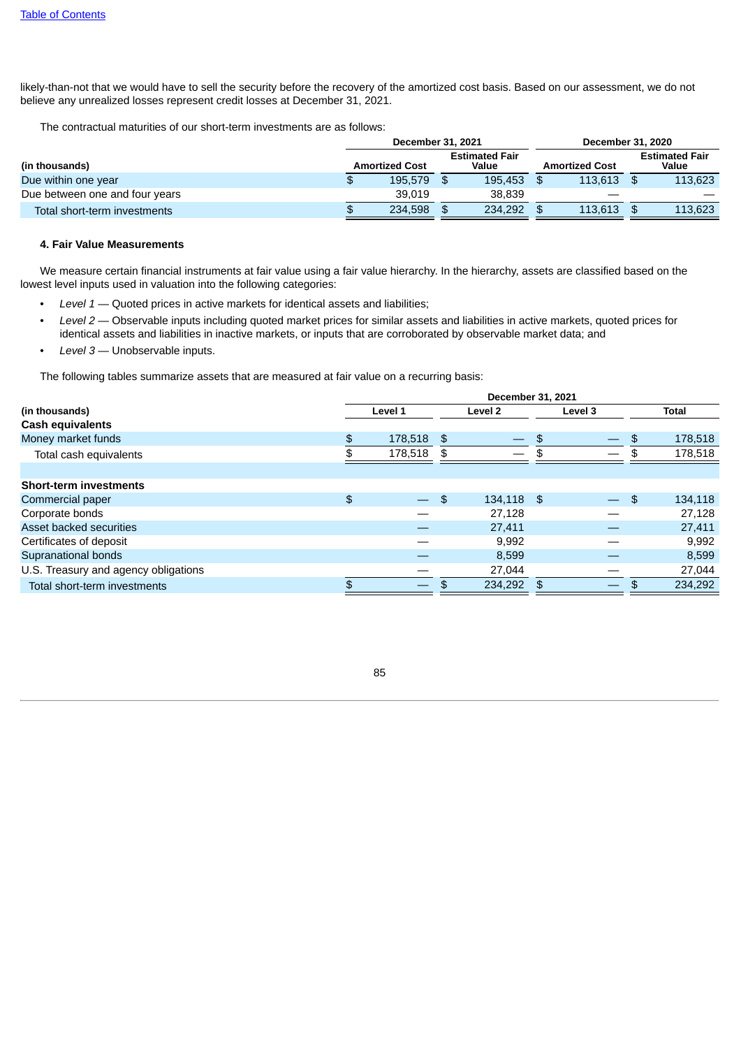likely-than-not that we would have to sell the security before the recovery of the amortized cost basis. Based on our assessment, we do not believe any unrealized losses represent credit losses at December 31, 2021.

The contractual maturities of our short-term investments are as follows:

| | December 31, 2021 | | December 31, 2020 | |
|---|---|---|---|---|
| (in thousands) | Amortized Cost | Estimated Fair Value | Amortized Cost | Estimated Fair Value |
| Due within one year | $ 195,579 | $ 195,453 | $ 113,613 | $ 113,623 |
| Due between one and four years | 39,019 | 38,839 | — | — |
| Total short-term investments | $ 234,598 | $ 234,292 | $ 113,613 | $ 113,623 |

#### 4. Fair Value Measurements

We measure certain financial instruments at fair value using a fair value hierarchy. In the hierarchy, assets are classified based on the lowest level inputs used in valuation into the following categories:

- *Level 1* — Quoted prices in active markets for identical assets and liabilities;
- *Level 2* — Observable inputs including quoted market prices for similar assets and liabilities in active markets, quoted prices for identical assets and liabilities in inactive markets, or inputs that are corroborated by observable market data; and
- *Level 3* — Unobservable inputs.

The following tables summarize assets that are measured at fair value on a recurring basis:

| | December 31, 2021 | | | |
|---|---|---|---|---|
| (in thousands) | Level 1 | Level 2 | Level 3 | Total |
| **Cash equivalents** | | | | |
| Money market funds | $ 178,518 | $ — | $ — | $ 178,518 |
| Total cash equivalents | $ 178,518 | $ — | $ — | $ 178,518 |
| | | | | |
| **Short-term investments** | | | | |
| Commercial paper | $ — | $ 134,118 | $ — | $ 134,118 |
| Corporate bonds | — | 27,128 | — | 27,128 |
| Asset backed securities | — | 27,411 | — | 27,411 |
| Certificates of deposit | — | 9,992 | — | 9,992 |
| Supranational bonds | — | 8,599 | — | 8,599 |
| U.S. Treasury and agency obligations | — | 27,044 | — | 27,044 |
| Total short-term investments | $ — | $ 234,292 | $ — | $ 234,292 |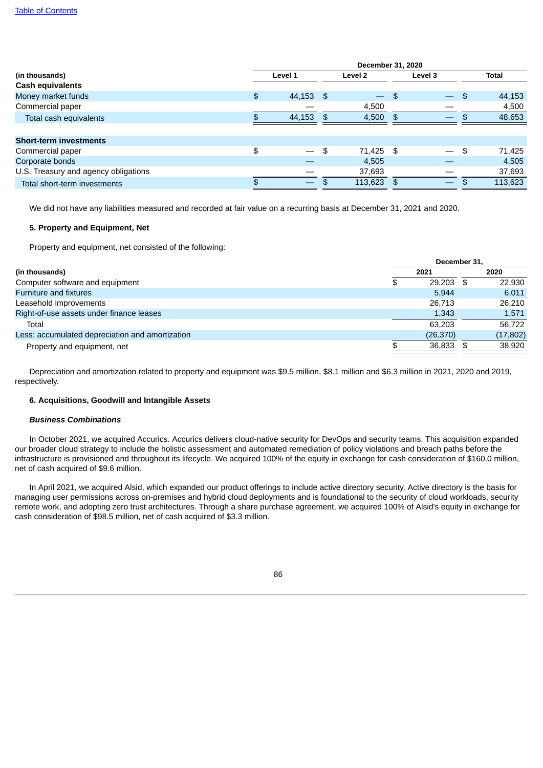| (in thousands) | December 31, 2020 | | | |
|---|---|---|---|---|
| | Level 1 | Level 2 | Level 3 | Total |
| **Cash equivalents** | | | | |
| Money market funds | $ 44,153 | $ — | $ — | $ 44,153 |
| Commercial paper | — | 4,500 | — | 4,500 |
| Total cash equivalents | $ 44,153 | $ 4,500 | $ — | $ 48,653 |
| | | | | |
| **Short-term investments** | | | | |
| Commercial paper | $ — | $ 71,425 | $ — | $ 71,425 |
| Corporate bonds | — | 4,505 | — | 4,505 |
| U.S. Treasury and agency obligations | — | 37,693 | — | 37,693 |
| Total short-term investments | $ — | $ 113,623 | $ — | $ 113,623 |

We did not have any liabilities measured and recorded at fair value on a recurring basis at December 31, 2021 and 2020.

### 5. Property and Equipment, Net

Property and equipment, net consisted of the following:

| (in thousands) | December 31, | |
|---|---|---|
| | 2021 | 2020 |
| Computer software and equipment | $ 29,203 | $ 22,930 |
| Furniture and fixtures | 5,944 | 6,011 |
| Leasehold improvements | 26,713 | 26,210 |
| Right-of-use assets under finance leases | 1,343 | 1,571 |
| Total | 63,203 | 56,722 |
| Less: accumulated depreciation and amortization | (26,370) | (17,802) |
| Property and equipment, net | $ 36,833 | $ 38,920 |

Depreciation and amortization related to property and equipment was $9.5 million, $8.1 million and $6.3 million in 2021, 2020 and 2019, respectively.

### 6. Acquisitions, Goodwill and Intangible Assets

***Business Combinations***

In October 2021, we acquired Accurics. Accurics delivers cloud-native security for DevOps and security teams. This acquisition expanded our broader cloud strategy to include the holistic assessment and automated remediation of policy violations and breach paths before the infrastructure is provisioned and throughout its lifecycle. We acquired 100% of the equity in exchange for cash consideration of $160.0 million, net of cash acquired of $9.6 million.

In April 2021, we acquired Alsid, which expanded our product offerings to include active directory security. Active directory is the basis for managing user permissions across on-premises and hybrid cloud deployments and is foundational to the security of cloud workloads, security remote work, and adopting zero trust architectures. Through a share purchase agreement, we acquired 100% of Alsid's equity in exchange for cash consideration of $98.5 million, net of cash acquired of $3.3 million.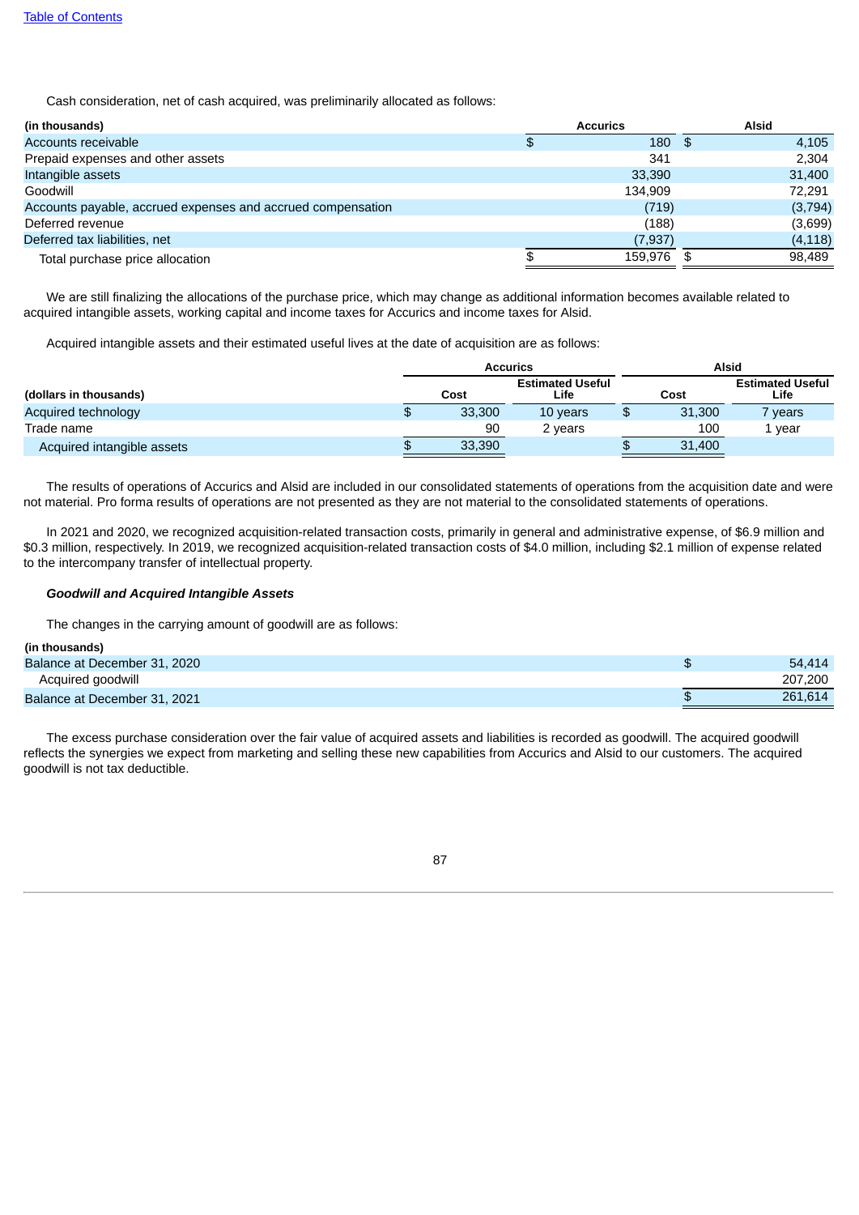Cash consideration, net of cash acquired, was preliminarily allocated as follows:

| (in thousands) | Accurics | Alsid |
|---|---|---|
| Accounts receivable | $ 180 | $ 4,105 |
| Prepaid expenses and other assets | 341 | 2,304 |
| Intangible assets | 33,390 | 31,400 |
| Goodwill | 134,909 | 72,291 |
| Accounts payable, accrued expenses and accrued compensation | (719) | (3,794) |
| Deferred revenue | (188) | (3,699) |
| Deferred tax liabilities, net | (7,937) | (4,118) |
| Total purchase price allocation | $ 159,976 | $ 98,489 |

We are still finalizing the allocations of the purchase price, which may change as additional information becomes available related to acquired intangible assets, working capital and income taxes for Accurics and income taxes for Alsid.

Acquired intangible assets and their estimated useful lives at the date of acquisition are as follows:

| | Accurics | | Alsid | |
|---|---|---|---|---|
| (dollars in thousands) | Cost | Estimated Useful Life | Cost | Estimated Useful Life |
| Acquired technology | $ 33,300 | 10 years | $ 31,300 | 7 years |
| Trade name | 90 | 2 years | 100 | 1 year |
| Acquired intangible assets | $ 33,390 | | $ 31,400 | |

The results of operations of Accurics and Alsid are included in our consolidated statements of operations from the acquisition date and were not material. Pro forma results of operations are not presented as they are not material to the consolidated statements of operations.

In 2021 and 2020, we recognized acquisition-related transaction costs, primarily in general and administrative expense, of $6.9 million and $0.3 million, respectively. In 2019, we recognized acquisition-related transaction costs of $4.0 million, including $2.1 million of expense related to the intercompany transfer of intellectual property.

***Goodwill and Acquired Intangible Assets***

The changes in the carrying amount of goodwill are as follows:

| (in thousands) | |
|---|---|
| Balance at December 31, 2020 | $ 54,414 |
| Acquired goodwill | 207,200 |
| Balance at December 31, 2021 | $ 261,614 |

The excess purchase consideration over the fair value of acquired assets and liabilities is recorded as goodwill. The acquired goodwill reflects the synergies we expect from marketing and selling these new capabilities from Accurics and Alsid to our customers. The acquired goodwill is not tax deductible.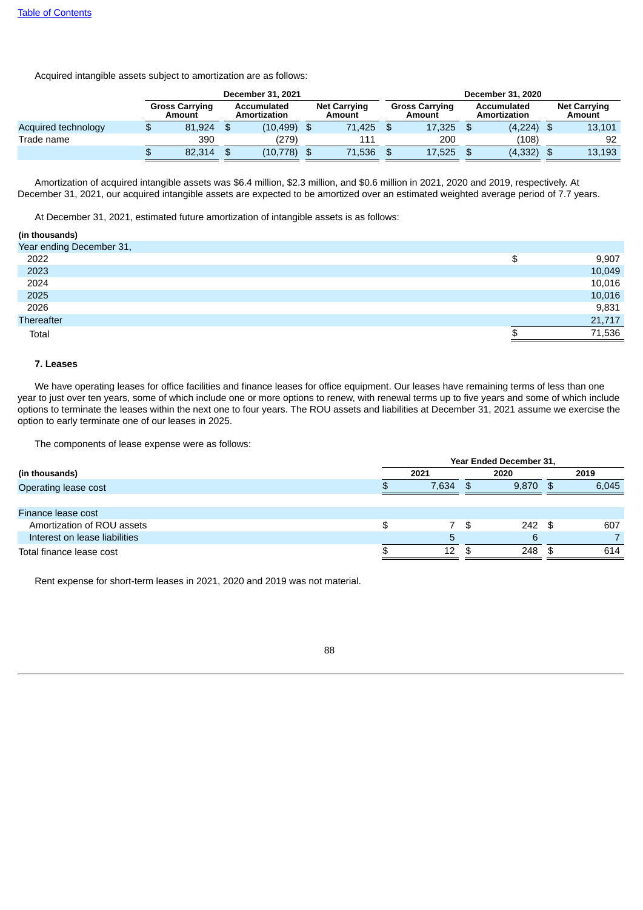Acquired intangible assets subject to amortization are as follows:

| | December 31, 2021 | | | December 31, 2020 | | |
|---|---|---|---|---|---|---|
| | Gross Carrying Amount | Accumulated Amortization | Net Carrying Amount | Gross Carrying Amount | Accumulated Amortization | Net Carrying Amount |
| Acquired technology | $ 81,924 | $ (10,499) | $ 71,425 | $ 17,325 | $ (4,224) | $ 13,101 |
| Trade name | 390 | (279) | 111 | 200 | (108) | 92 |
| | $ 82,314 | $ (10,778) | $ 71,536 | $ 17,525 | $ (4,332) | $ 13,193 |

Amortization of acquired intangible assets was $6.4 million, $2.3 million, and $0.6 million in 2021, 2020 and 2019, respectively. At December 31, 2021, our acquired intangible assets are expected to be amortized over an estimated weighted average period of 7.7 years.

At December 31, 2021, estimated future amortization of intangible assets is as follows:

| (in thousands) | |
|---|---|
| Year ending December 31, | |
| 2022 | $ 9,907 |
| 2023 | 10,049 |
| 2024 | 10,016 |
| 2025 | 10,016 |
| 2026 | 9,831 |
| Thereafter | 21,717 |
| Total | $ 71,536 |

**7. Leases**

We have operating leases for office facilities and finance leases for office equipment. Our leases have remaining terms of less than one year to just over ten years, some of which include one or more options to renew, with renewal terms up to five years and some of which include options to terminate the leases within the next one to four years. The ROU assets and liabilities at December 31, 2021 assume we exercise the option to early terminate one of our leases in 2025.

The components of lease expense were as follows:

| | Year Ended December 31, | | |
|---|---|---|---|
| (in thousands) | 2021 | 2020 | 2019 |
| Operating lease cost | $ 7,634 | $ 9,870 | $ 6,045 |
| | | | |
| Finance lease cost | | | |
| Amortization of ROU assets | $ 7 | $ 242 | $ 607 |
| Interest on lease liabilities | 5 | 6 | 7 |
| Total finance lease cost | $ 12 | $ 248 | $ 614 |

Rent expense for short-term leases in 2021, 2020 and 2019 was not material.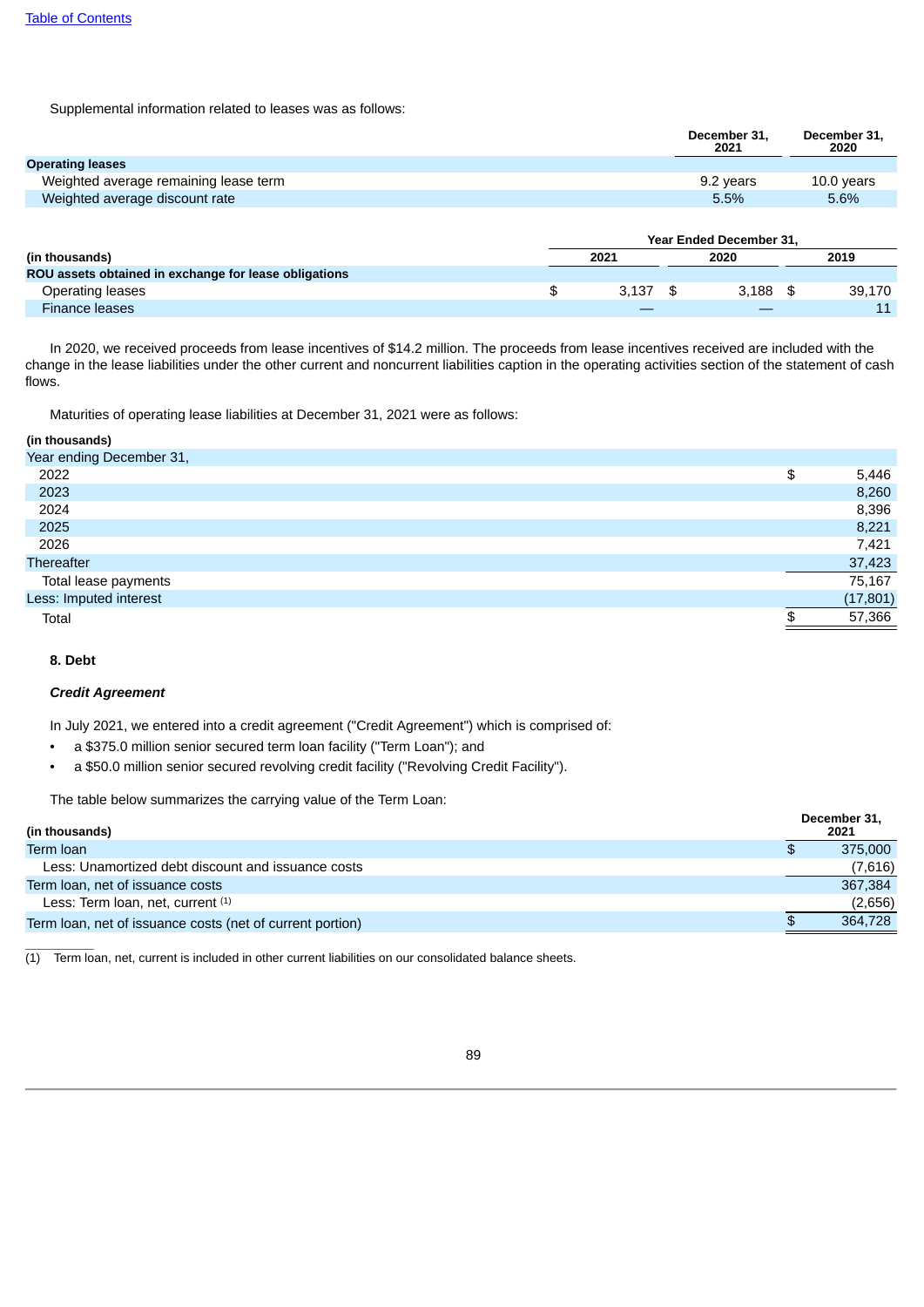Supplemental information related to leases was as follows:

| | December 31, 2021 | December 31, 2020 |
|---|---|---|
| **Operating leases** | | |
| Weighted average remaining lease term | 9.2 years | 10.0 years |
| Weighted average discount rate | 5.5% | 5.6% |

| | Year Ended December 31, | | |
|---|---|---|---|
| **(in thousands)** | **2021** | **2020** | **2019** |
| **ROU assets obtained in exchange for lease obligations** | | | |
| Operating leases | $ 3,137 | $ 3,188 | $ 39,170 |
| Finance leases | — | — | 11 |

In 2020, we received proceeds from lease incentives of $14.2 million. The proceeds from lease incentives received are included with the change in the lease liabilities under the other current and noncurrent liabilities caption in the operating activities section of the statement of cash flows.

Maturities of operating lease liabilities at December 31, 2021 were as follows:

| **(in thousands)** | |
|---|---|
| Year ending December 31, | |
| 2022 | $ 5,446 |
| 2023 | 8,260 |
| 2024 | 8,396 |
| 2025 | 8,221 |
| 2026 | 7,421 |
| Thereafter | 37,423 |
| Total lease payments | 75,167 |
| Less: Imputed interest | (17,801) |
| Total | $ 57,366 |

**8. Debt**

***Credit Agreement***

In July 2021, we entered into a credit agreement ("Credit Agreement") which is comprised of:

- a $375.0 million senior secured term loan facility ("Term Loan"); and
- a $50.0 million senior secured revolving credit facility ("Revolving Credit Facility").

The table below summarizes the carrying value of the Term Loan:

| **(in thousands)** | **December 31, 2021** |
|---|---|
| Term loan | $ 375,000 |
| Less: Unamortized debt discount and issuance costs | (7,616) |
| Term loan, net of issuance costs | 367,384 |
| Less: Term loan, net, current (1) | (2,656) |
| Term loan, net of issuance costs (net of current portion) | $ 364,728 |

(1) Term loan, net, current is included in other current liabilities on our consolidated balance sheets.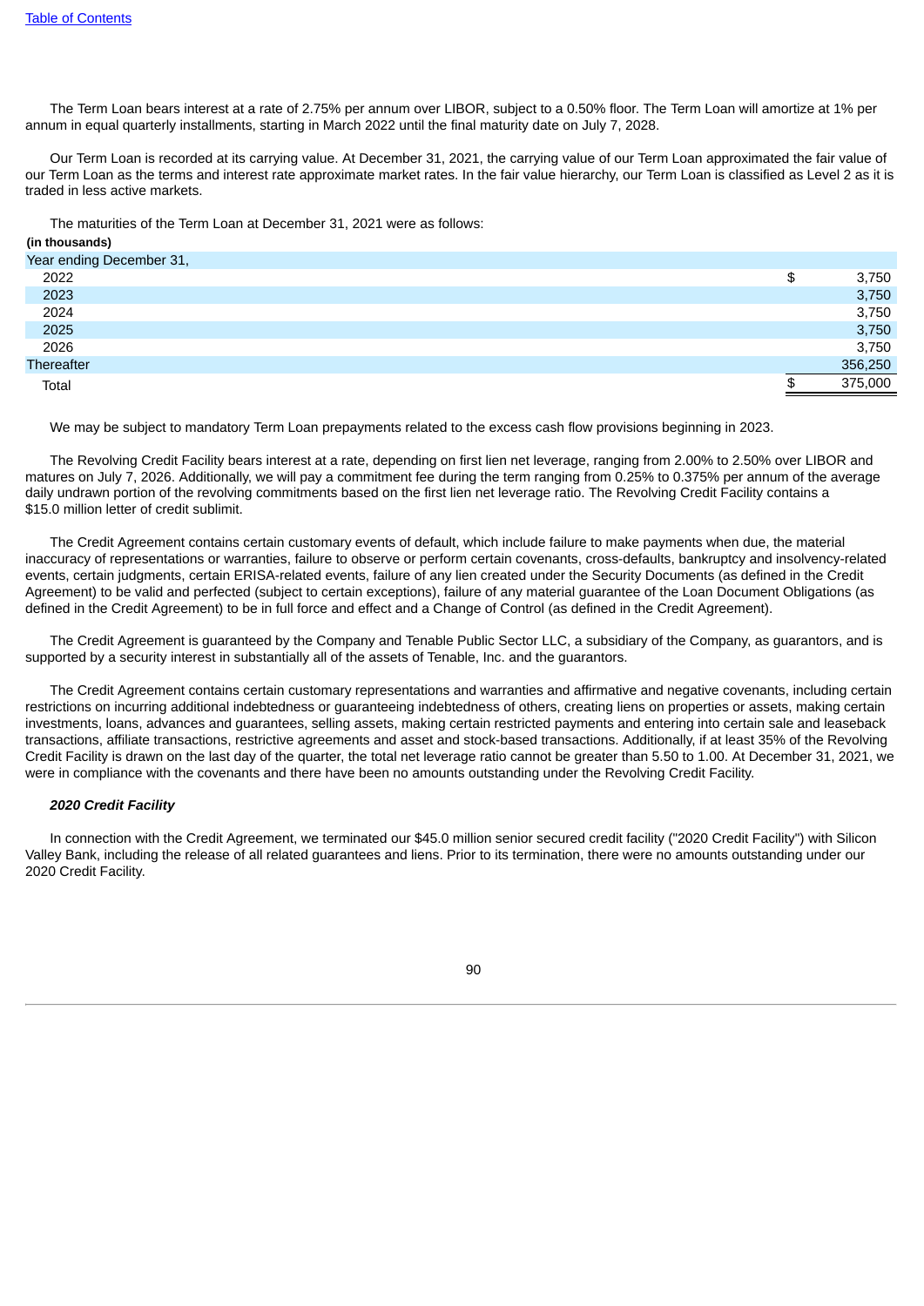The Term Loan bears interest at a rate of 2.75% per annum over LIBOR, subject to a 0.50% floor. The Term Loan will amortize at 1% per annum in equal quarterly installments, starting in March 2022 until the final maturity date on July 7, 2028.

Our Term Loan is recorded at its carrying value. At December 31, 2021, the carrying value of our Term Loan approximated the fair value of our Term Loan as the terms and interest rate approximate market rates. In the fair value hierarchy, our Term Loan is classified as Level 2 as it is traded in less active markets.

The maturities of the Term Loan at December 31, 2021 were as follows:

**(in thousands)**

| Year ending December 31, | |
|---|---|
| 2022 | $ 3,750 |
| 2023 | 3,750 |
| 2024 | 3,750 |
| 2025 | 3,750 |
| 2026 | 3,750 |
| Thereafter | 356,250 |
| Total | $ 375,000 |

We may be subject to mandatory Term Loan prepayments related to the excess cash flow provisions beginning in 2023.

The Revolving Credit Facility bears interest at a rate, depending on first lien net leverage, ranging from 2.00% to 2.50% over LIBOR and matures on July 7, 2026. Additionally, we will pay a commitment fee during the term ranging from 0.25% to 0.375% per annum of the average daily undrawn portion of the revolving commitments based on the first lien net leverage ratio. The Revolving Credit Facility contains a $15.0 million letter of credit sublimit.

The Credit Agreement contains certain customary events of default, which include failure to make payments when due, the material inaccuracy of representations or warranties, failure to observe or perform certain covenants, cross-defaults, bankruptcy and insolvency-related events, certain judgments, certain ERISA-related events, failure of any lien created under the Security Documents (as defined in the Credit Agreement) to be valid and perfected (subject to certain exceptions), failure of any material guarantee of the Loan Document Obligations (as defined in the Credit Agreement) to be in full force and effect and a Change of Control (as defined in the Credit Agreement).

The Credit Agreement is guaranteed by the Company and Tenable Public Sector LLC, a subsidiary of the Company, as guarantors, and is supported by a security interest in substantially all of the assets of Tenable, Inc. and the guarantors.

The Credit Agreement contains certain customary representations and warranties and affirmative and negative covenants, including certain restrictions on incurring additional indebtedness or guaranteeing indebtedness of others, creating liens on properties or assets, making certain investments, loans, advances and guarantees, selling assets, making certain restricted payments and entering into certain sale and leaseback transactions, affiliate transactions, restrictive agreements and asset and stock-based transactions. Additionally, if at least 35% of the Revolving Credit Facility is drawn on the last day of the quarter, the total net leverage ratio cannot be greater than 5.50 to 1.00. At December 31, 2021, we were in compliance with the covenants and there have been no amounts outstanding under the Revolving Credit Facility.

***2020 Credit Facility***

In connection with the Credit Agreement, we terminated our $45.0 million senior secured credit facility ("2020 Credit Facility") with Silicon Valley Bank, including the release of all related guarantees and liens. Prior to its termination, there were no amounts outstanding under our 2020 Credit Facility.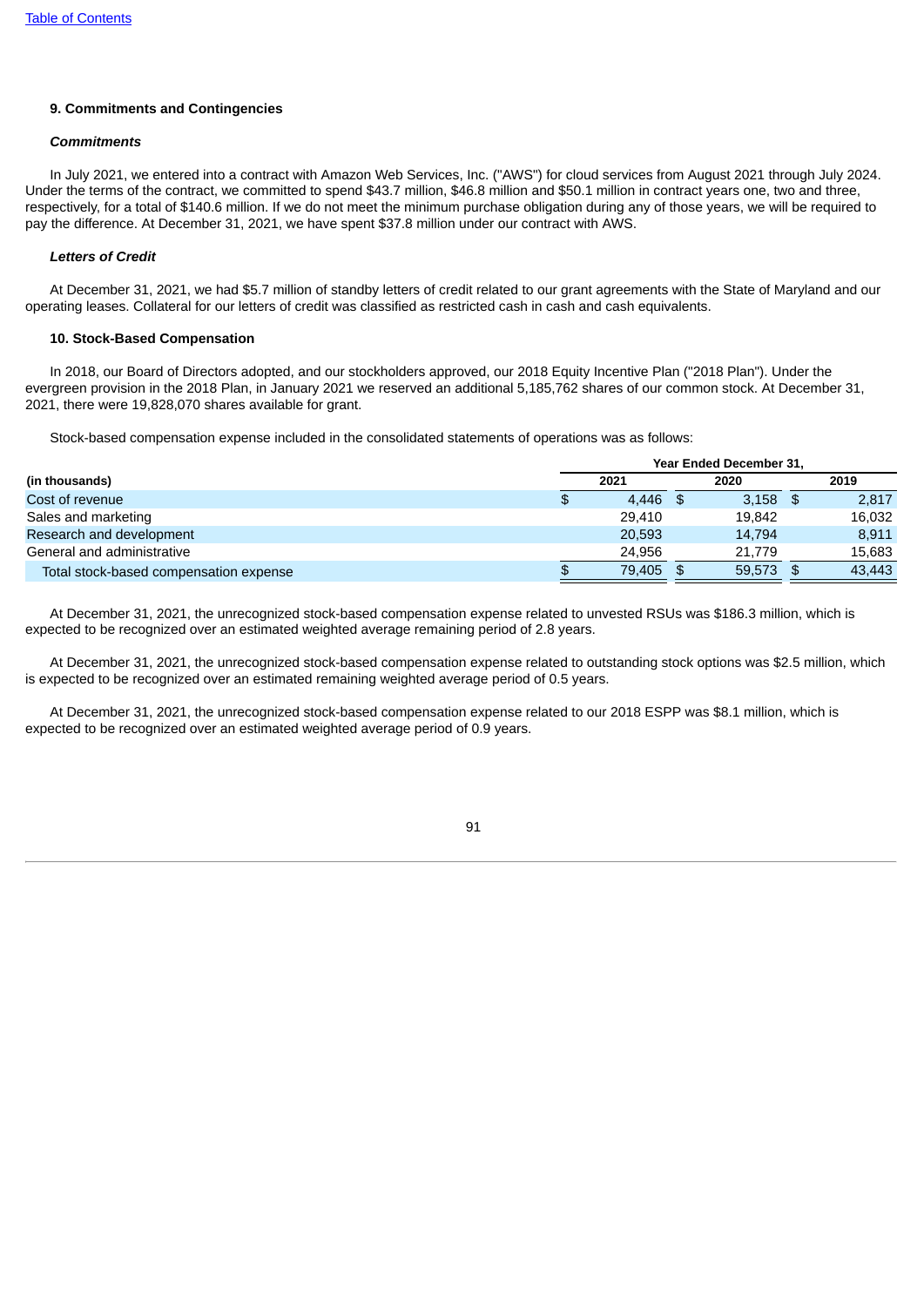### 9. Commitments and Contingencies

#### *Commitments*

In July 2021, we entered into a contract with Amazon Web Services, Inc. ("AWS") for cloud services from August 2021 through July 2024. Under the terms of the contract, we committed to spend $43.7 million, $46.8 million and $50.1 million in contract years one, two and three, respectively, for a total of $140.6 million. If we do not meet the minimum purchase obligation during any of those years, we will be required to pay the difference. At December 31, 2021, we have spent $37.8 million under our contract with AWS.

#### *Letters of Credit*

At December 31, 2021, we had $5.7 million of standby letters of credit related to our grant agreements with the State of Maryland and our operating leases. Collateral for our letters of credit was classified as restricted cash in cash and cash equivalents.

### 10. Stock-Based Compensation

In 2018, our Board of Directors adopted, and our stockholders approved, our 2018 Equity Incentive Plan ("2018 Plan"). Under the evergreen provision in the 2018 Plan, in January 2021 we reserved an additional 5,185,762 shares of our common stock. At December 31, 2021, there were 19,828,070 shares available for grant.

Stock-based compensation expense included in the consolidated statements of operations was as follows:

| | Year Ended December 31, | | |
|---|---|---|---|
| **(in thousands)** | **2021** | **2020** | **2019** |
| Cost of revenue | $ 4,446 | $ 3,158 | $ 2,817 |
| Sales and marketing | 29,410 | 19,842 | 16,032 |
| Research and development | 20,593 | 14,794 | 8,911 |
| General and administrative | 24,956 | 21,779 | 15,683 |
| Total stock-based compensation expense | $ 79,405 | $ 59,573 | $ 43,443 |

At December 31, 2021, the unrecognized stock-based compensation expense related to unvested RSUs was $186.3 million, which is expected to be recognized over an estimated weighted average remaining period of 2.8 years.

At December 31, 2021, the unrecognized stock-based compensation expense related to outstanding stock options was $2.5 million, which is expected to be recognized over an estimated remaining weighted average period of 0.5 years.

At December 31, 2021, the unrecognized stock-based compensation expense related to our 2018 ESPP was $8.1 million, which is expected to be recognized over an estimated weighted average period of 0.9 years.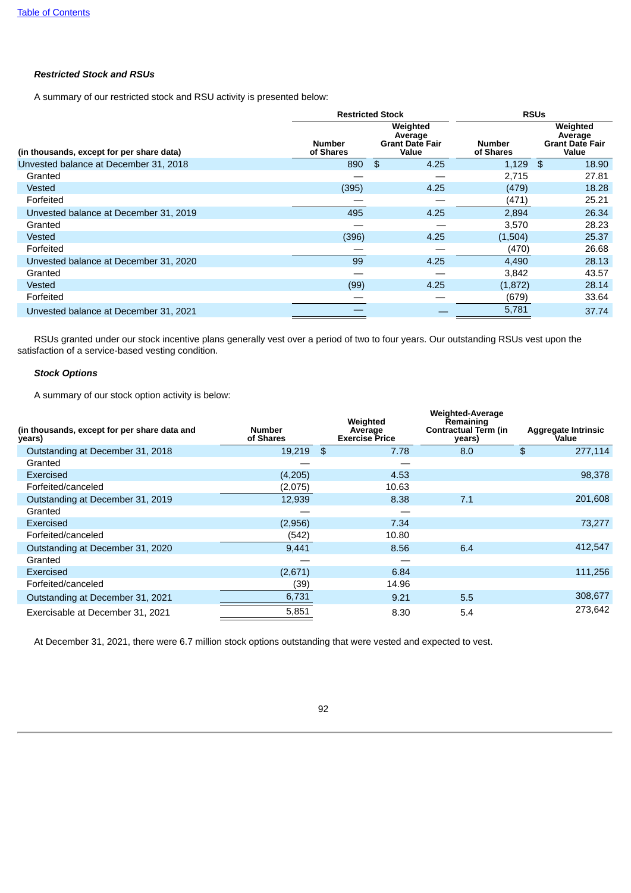***Restricted Stock and RSUs***

A summary of our restricted stock and RSU activity is presented below:

| (in thousands, except for per share data) | Restricted Stock | | RSUs | |
|---|---|---|---|---|
| | Number of Shares | Weighted Average Grant Date Fair Value | Number of Shares | Weighted Average Grant Date Fair Value |
| Unvested balance at December 31, 2018 | 890 | $ 4.25 | 1,129 | $ 18.90 |
| Granted | — | — | 2,715 | 27.81 |
| Vested | (395) | 4.25 | (479) | 18.28 |
| Forfeited | — | — | (471) | 25.21 |
| Unvested balance at December 31, 2019 | 495 | 4.25 | 2,894 | 26.34 |
| Granted | — | — | 3,570 | 28.23 |
| Vested | (396) | 4.25 | (1,504) | 25.37 |
| Forfeited | — | — | (470) | 26.68 |
| Unvested balance at December 31, 2020 | 99 | 4.25 | 4,490 | 28.13 |
| Granted | — | — | 3,842 | 43.57 |
| Vested | (99) | 4.25 | (1,872) | 28.14 |
| Forfeited | — | — | (679) | 33.64 |
| Unvested balance at December 31, 2021 | — | — | 5,781 | 37.74 |

RSUs granted under our stock incentive plans generally vest over a period of two to four years. Our outstanding RSUs vest upon the satisfaction of a service-based vesting condition.

***Stock Options***

A summary of our stock option activity is below:

| (in thousands, except for per share data and years) | Number of Shares | Weighted Average Exercise Price | Weighted-Average Remaining Contractual Term (in years) | Aggregate Intrinsic Value |
|---|---|---|---|---|
| Outstanding at December 31, 2018 | 19,219 | $ 7.78 | 8.0 | $ 277,114 |
| Granted | — | — | | |
| Exercised | (4,205) | 4.53 | | 98,378 |
| Forfeited/canceled | (2,075) | 10.63 | | |
| Outstanding at December 31, 2019 | 12,939 | 8.38 | 7.1 | 201,608 |
| Granted | — | — | | |
| Exercised | (2,956) | 7.34 | | 73,277 |
| Forfeited/canceled | (542) | 10.80 | | |
| Outstanding at December 31, 2020 | 9,441 | 8.56 | 6.4 | 412,547 |
| Granted | — | — | | |
| Exercised | (2,671) | 6.84 | | 111,256 |
| Forfeited/canceled | (39) | 14.96 | | |
| Outstanding at December 31, 2021 | 6,731 | 9.21 | 5.5 | 308,677 |
| Exercisable at December 31, 2021 | 5,851 | 8.30 | 5.4 | 273,642 |

At December 31, 2021, there were 6.7 million stock options outstanding that were vested and expected to vest.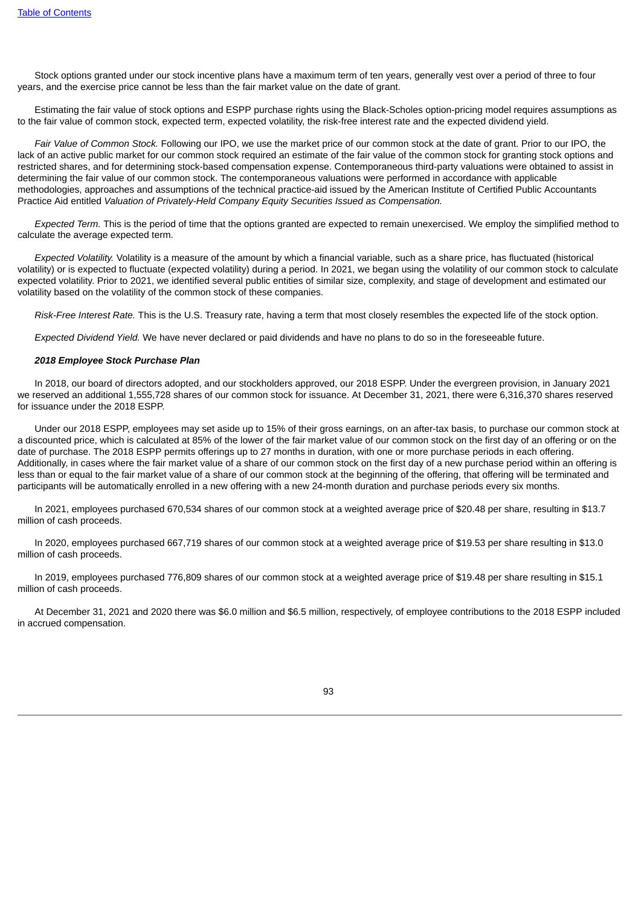Stock options granted under our stock incentive plans have a maximum term of ten years, generally vest over a period of three to four years, and the exercise price cannot be less than the fair market value on the date of grant.

Estimating the fair value of stock options and ESPP purchase rights using the Black-Scholes option-pricing model requires assumptions as to the fair value of common stock, expected term, expected volatility, the risk-free interest rate and the expected dividend yield.

*Fair Value of Common Stock.* Following our IPO, we use the market price of our common stock at the date of grant. Prior to our IPO, the lack of an active public market for our common stock required an estimate of the fair value of the common stock for granting stock options and restricted shares, and for determining stock-based compensation expense. Contemporaneous third-party valuations were obtained to assist in determining the fair value of our common stock. The contemporaneous valuations were performed in accordance with applicable methodologies, approaches and assumptions of the technical practice-aid issued by the American Institute of Certified Public Accountants Practice Aid entitled *Valuation of Privately-Held Company Equity Securities Issued as Compensation.*

*Expected Term.* This is the period of time that the options granted are expected to remain unexercised. We employ the simplified method to calculate the average expected term.

*Expected Volatility.* Volatility is a measure of the amount by which a financial variable, such as a share price, has fluctuated (historical volatility) or is expected to fluctuate (expected volatility) during a period. In 2021, we began using the volatility of our common stock to calculate expected volatility. Prior to 2021, we identified several public entities of similar size, complexity, and stage of development and estimated our volatility based on the volatility of the common stock of these companies.

*Risk-Free Interest Rate.* This is the U.S. Treasury rate, having a term that most closely resembles the expected life of the stock option.

*Expected Dividend Yield.* We have never declared or paid dividends and have no plans to do so in the foreseeable future.

***2018 Employee Stock Purchase Plan***

In 2018, our board of directors adopted, and our stockholders approved, our 2018 ESPP. Under the evergreen provision, in January 2021 we reserved an additional 1,555,728 shares of our common stock for issuance. At December 31, 2021, there were 6,316,370 shares reserved for issuance under the 2018 ESPP.

Under our 2018 ESPP, employees may set aside up to 15% of their gross earnings, on an after-tax basis, to purchase our common stock at a discounted price, which is calculated at 85% of the lower of the fair market value of our common stock on the first day of an offering or on the date of purchase. The 2018 ESPP permits offerings up to 27 months in duration, with one or more purchase periods in each offering. Additionally, in cases where the fair market value of a share of our common stock on the first day of a new purchase period within an offering is less than or equal to the fair market value of a share of our common stock at the beginning of the offering, that offering will be terminated and participants will be automatically enrolled in a new offering with a new 24-month duration and purchase periods every six months.

In 2021, employees purchased 670,534 shares of our common stock at a weighted average price of $20.48 per share, resulting in $13.7 million of cash proceeds.

In 2020, employees purchased 667,719 shares of our common stock at a weighted average price of $19.53 per share resulting in $13.0 million of cash proceeds.

In 2019, employees purchased 776,809 shares of our common stock at a weighted average price of $19.48 per share resulting in $15.1 million of cash proceeds.

At December 31, 2021 and 2020 there was $6.0 million and $6.5 million, respectively, of employee contributions to the 2018 ESPP included in accrued compensation.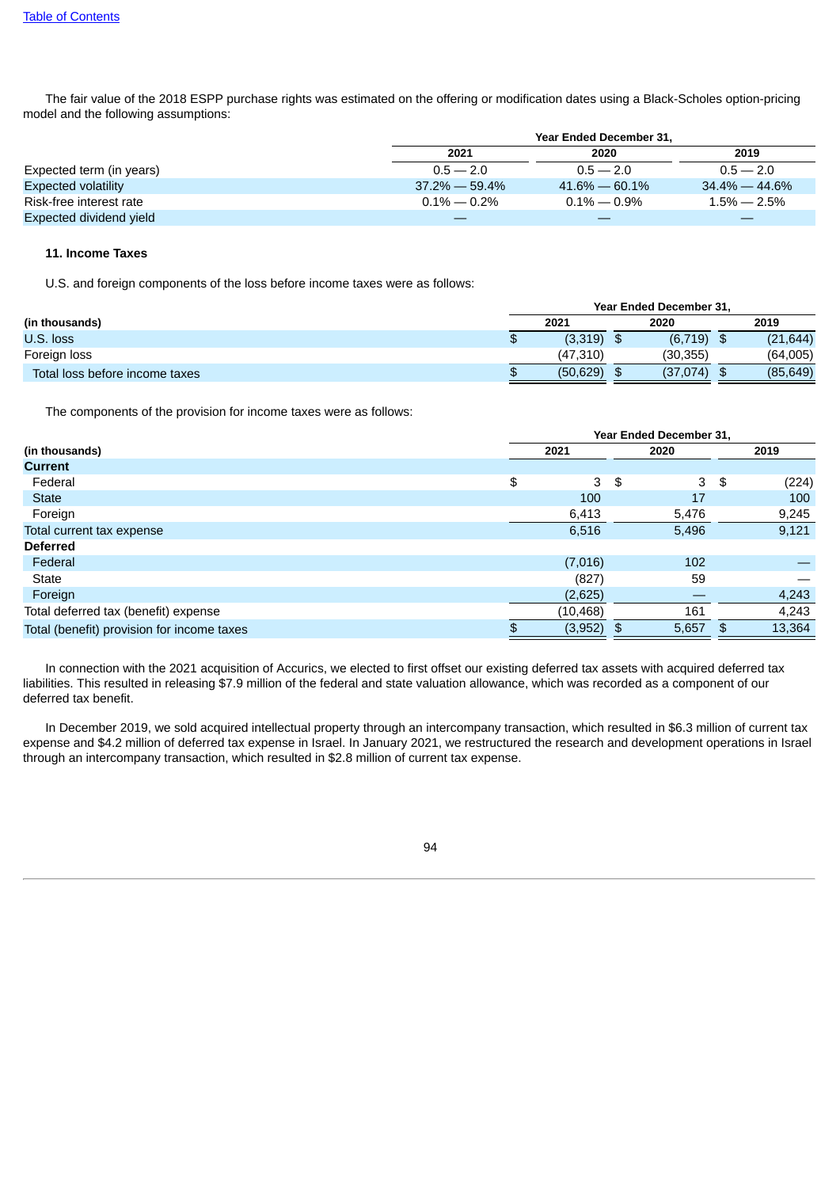The fair value of the 2018 ESPP purchase rights was estimated on the offering or modification dates using a Black-Scholes option-pricing model and the following assumptions:

| | Year Ended December 31, | | |
|---|---|---|---|
| | 2021 | 2020 | 2019 |
| Expected term (in years) | 0.5 — 2.0 | 0.5 — 2.0 | 0.5 — 2.0 |
| Expected volatility | 37.2% — 59.4% | 41.6% — 60.1% | 34.4% — 44.6% |
| Risk-free interest rate | 0.1% — 0.2% | 0.1% — 0.9% | 1.5% — 2.5% |
| Expected dividend yield | — | — | — |

**11. Income Taxes**

U.S. and foreign components of the loss before income taxes were as follows:

| | Year Ended December 31, | | |
|---|---|---|---|
| (in thousands) | 2021 | 2020 | 2019 |
| U.S. loss | $ (3,319) | $ (6,719) | $ (21,644) |
| Foreign loss | (47,310) | (30,355) | (64,005) |
| Total loss before income taxes | $ (50,629) | $ (37,074) | $ (85,649) |

The components of the provision for income taxes were as follows:

| | Year Ended December 31, | | |
|---|---|---|---|
| (in thousands) | 2021 | 2020 | 2019 |
| **Current** | | | |
| Federal | $ 3 | $ 3 | $ (224) |
| State | 100 | 17 | 100 |
| Foreign | 6,413 | 5,476 | 9,245 |
| Total current tax expense | 6,516 | 5,496 | 9,121 |
| **Deferred** | | | |
| Federal | (7,016) | 102 | — |
| State | (827) | 59 | — |
| Foreign | (2,625) | — | 4,243 |
| Total deferred tax (benefit) expense | (10,468) | 161 | 4,243 |
| Total (benefit) provision for income taxes | $ (3,952) | $ 5,657 | $ 13,364 |

In connection with the 2021 acquisition of Accurics, we elected to first offset our existing deferred tax assets with acquired deferred tax liabilities. This resulted in releasing $7.9 million of the federal and state valuation allowance, which was recorded as a component of our deferred tax benefit.

In December 2019, we sold acquired intellectual property through an intercompany transaction, which resulted in $6.3 million of current tax expense and $4.2 million of deferred tax expense in Israel. In January 2021, we restructured the research and development operations in Israel through an intercompany transaction, which resulted in $2.8 million of current tax expense.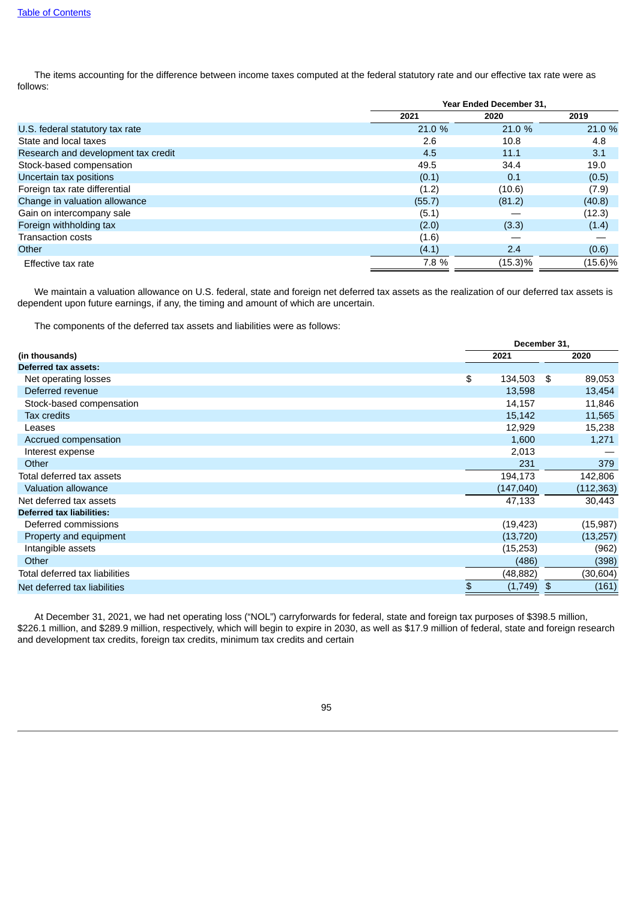The items accounting for the difference between income taxes computed at the federal statutory rate and our effective tax rate were as follows:

| | Year Ended December 31, | | |
|---|---|---|---|
| | 2021 | 2020 | 2019 |
| U.S. federal statutory tax rate | 21.0 % | 21.0 % | 21.0 % |
| State and local taxes | 2.6 | 10.8 | 4.8 |
| Research and development tax credit | 4.5 | 11.1 | 3.1 |
| Stock-based compensation | 49.5 | 34.4 | 19.0 |
| Uncertain tax positions | (0.1) | 0.1 | (0.5) |
| Foreign tax rate differential | (1.2) | (10.6) | (7.9) |
| Change in valuation allowance | (55.7) | (81.2) | (40.8) |
| Gain on intercompany sale | (5.1) | — | (12.3) |
| Foreign withholding tax | (2.0) | (3.3) | (1.4) |
| Transaction costs | (1.6) | — | — |
| Other | (4.1) | 2.4 | (0.6) |
| Effective tax rate | 7.8 % | (15.3)% | (15.6)% |

We maintain a valuation allowance on U.S. federal, state and foreign net deferred tax assets as the realization of our deferred tax assets is dependent upon future earnings, if any, the timing and amount of which are uncertain.

The components of the deferred tax assets and liabilities were as follows:

| | December 31, | |
|---|---|---|
| **(in thousands)** | 2021 | 2020 |
| **Deferred tax assets:** | | |
| Net operating losses | $ 134,503 | $ 89,053 |
| Deferred revenue | 13,598 | 13,454 |
| Stock-based compensation | 14,157 | 11,846 |
| Tax credits | 15,142 | 11,565 |
| Leases | 12,929 | 15,238 |
| Accrued compensation | 1,600 | 1,271 |
| Interest expense | 2,013 | — |
| Other | 231 | 379 |
| Total deferred tax assets | 194,173 | 142,806 |
| Valuation allowance | (147,040) | (112,363) |
| Net deferred tax assets | 47,133 | 30,443 |
| **Deferred tax liabilities:** | | |
| Deferred commissions | (19,423) | (15,987) |
| Property and equipment | (13,720) | (13,257) |
| Intangible assets | (15,253) | (962) |
| Other | (486) | (398) |
| Total deferred tax liabilities | (48,882) | (30,604) |
| Net deferred tax liabilities | $ (1,749) | $ (161) |

At December 31, 2021, we had net operating loss ("NOL") carryforwards for federal, state and foreign tax purposes of $398.5 million, $226.1 million, and $289.9 million, respectively, which will begin to expire in 2030, as well as $17.9 million of federal, state and foreign research and development tax credits, foreign tax credits, minimum tax credits and certain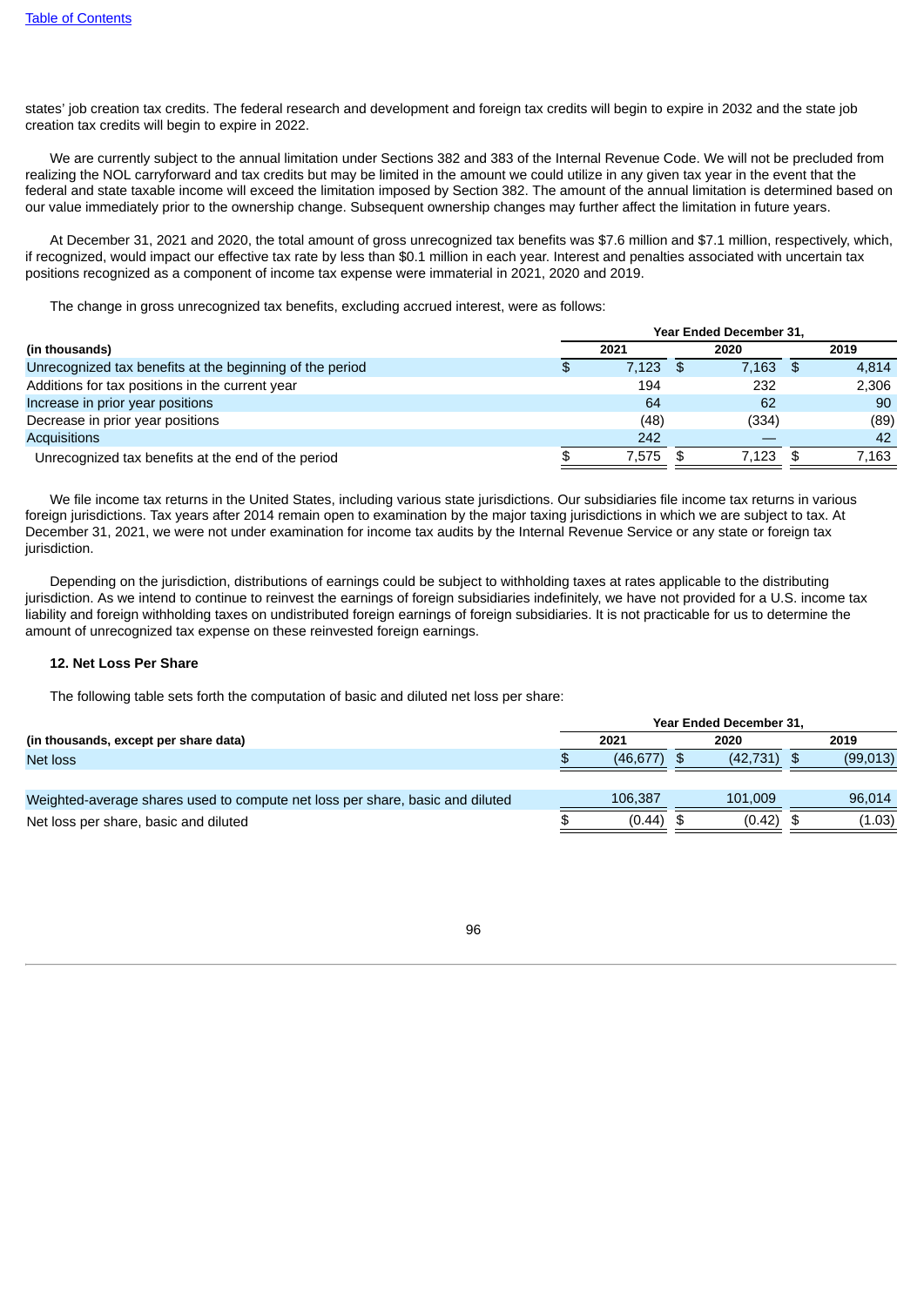states' job creation tax credits. The federal research and development and foreign tax credits will begin to expire in 2032 and the state job creation tax credits will begin to expire in 2022.

We are currently subject to the annual limitation under Sections 382 and 383 of the Internal Revenue Code. We will not be precluded from realizing the NOL carryforward and tax credits but may be limited in the amount we could utilize in any given tax year in the event that the federal and state taxable income will exceed the limitation imposed by Section 382. The amount of the annual limitation is determined based on our value immediately prior to the ownership change. Subsequent ownership changes may further affect the limitation in future years.

At December 31, 2021 and 2020, the total amount of gross unrecognized tax benefits was $7.6 million and $7.1 million, respectively, which, if recognized, would impact our effective tax rate by less than $0.1 million in each year. Interest and penalties associated with uncertain tax positions recognized as a component of income tax expense were immaterial in 2021, 2020 and 2019.

The change in gross unrecognized tax benefits, excluding accrued interest, were as follows:

| | Year Ended December 31, | | |
|---|---|---|---|
| **(in thousands)** | **2021** | **2020** | **2019** |
| Unrecognized tax benefits at the beginning of the period | $ 7,123 | $ 7,163 | $ 4,814 |
| Additions for tax positions in the current year | 194 | 232 | 2,306 |
| Increase in prior year positions | 64 | 62 | 90 |
| Decrease in prior year positions | (48) | (334) | (89) |
| Acquisitions | 242 | — | 42 |
| Unrecognized tax benefits at the end of the period | $ 7,575 | $ 7,123 | $ 7,163 |

We file income tax returns in the United States, including various state jurisdictions. Our subsidiaries file income tax returns in various foreign jurisdictions. Tax years after 2014 remain open to examination by the major taxing jurisdictions in which we are subject to tax. At December 31, 2021, we were not under examination for income tax audits by the Internal Revenue Service or any state or foreign tax jurisdiction.

Depending on the jurisdiction, distributions of earnings could be subject to withholding taxes at rates applicable to the distributing jurisdiction. As we intend to continue to reinvest the earnings of foreign subsidiaries indefinitely, we have not provided for a U.S. income tax liability and foreign withholding taxes on undistributed foreign earnings of foreign subsidiaries. It is not practicable for us to determine the amount of unrecognized tax expense on these reinvested foreign earnings.

### 12. Net Loss Per Share

The following table sets forth the computation of basic and diluted net loss per share:

| | Year Ended December 31, | | |
|---|---|---|---|
| **(in thousands, except per share data)** | **2021** | **2020** | **2019** |
| Net loss | $ (46,677) | $ (42,731) | $ (99,013) |
| Weighted-average shares used to compute net loss per share, basic and diluted | 106,387 | 101,009 | 96,014 |
| Net loss per share, basic and diluted | $ (0.44) | $ (0.42) | $ (1.03) |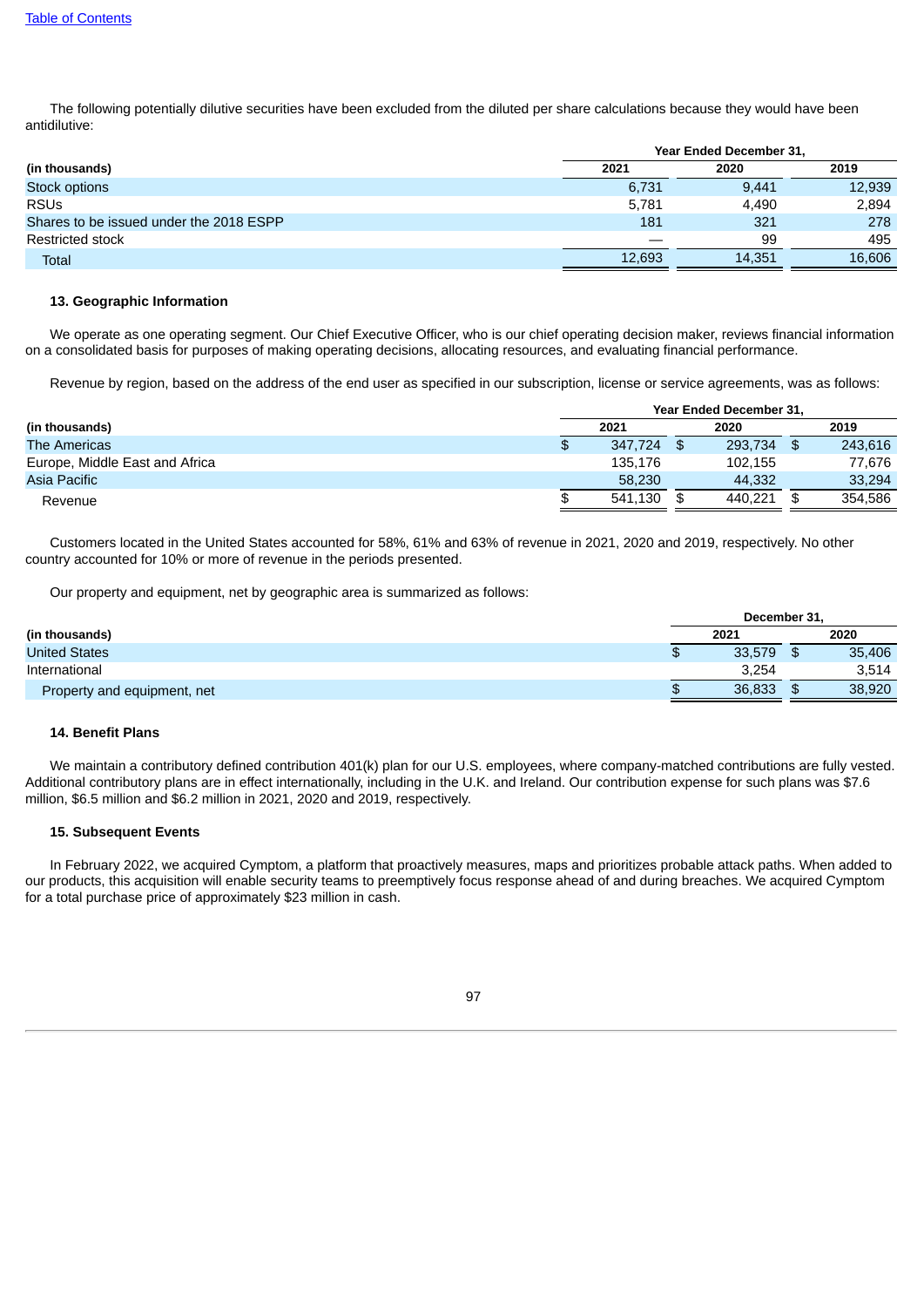The following potentially dilutive securities have been excluded from the diluted per share calculations because they would have been antidilutive:

| (in thousands) | Year Ended December 31, 2021 | 2020 | 2019 |
|---|---|---|---|
| Stock options | 6,731 | 9,441 | 12,939 |
| RSUs | 5,781 | 4,490 | 2,894 |
| Shares to be issued under the 2018 ESPP | 181 | 321 | 278 |
| Restricted stock | — | 99 | 495 |
| Total | 12,693 | 14,351 | 16,606 |

### 13. Geographic Information

We operate as one operating segment. Our Chief Executive Officer, who is our chief operating decision maker, reviews financial information on a consolidated basis for purposes of making operating decisions, allocating resources, and evaluating financial performance.

Revenue by region, based on the address of the end user as specified in our subscription, license or service agreements, was as follows:

| (in thousands) | Year Ended December 31, 2021 | 2020 | 2019 |
|---|---|---|---|
| The Americas | $ 347,724 | $ 293,734 | $ 243,616 |
| Europe, Middle East and Africa | 135,176 | 102,155 | 77,676 |
| Asia Pacific | 58,230 | 44,332 | 33,294 |
| Revenue | $ 541,130 | $ 440,221 | $ 354,586 |

Customers located in the United States accounted for 58%, 61% and 63% of revenue in 2021, 2020 and 2019, respectively. No other country accounted for 10% or more of revenue in the periods presented.

Our property and equipment, net by geographic area is summarized as follows:

| (in thousands) | December 31, 2021 | 2020 |
|---|---|---|
| United States | $ 33,579 | $ 35,406 |
| International | 3,254 | 3,514 |
| Property and equipment, net | $ 36,833 | $ 38,920 |

### 14. Benefit Plans

We maintain a contributory defined contribution 401(k) plan for our U.S. employees, where company-matched contributions are fully vested. Additional contributory plans are in effect internationally, including in the U.K. and Ireland. Our contribution expense for such plans was $7.6 million, $6.5 million and $6.2 million in 2021, 2020 and 2019, respectively.

### 15. Subsequent Events

In February 2022, we acquired Cymptom, a platform that proactively measures, maps and prioritizes probable attack paths. When added to our products, this acquisition will enable security teams to preemptively focus response ahead of and during breaches. We acquired Cymptom for a total purchase price of approximately $23 million in cash.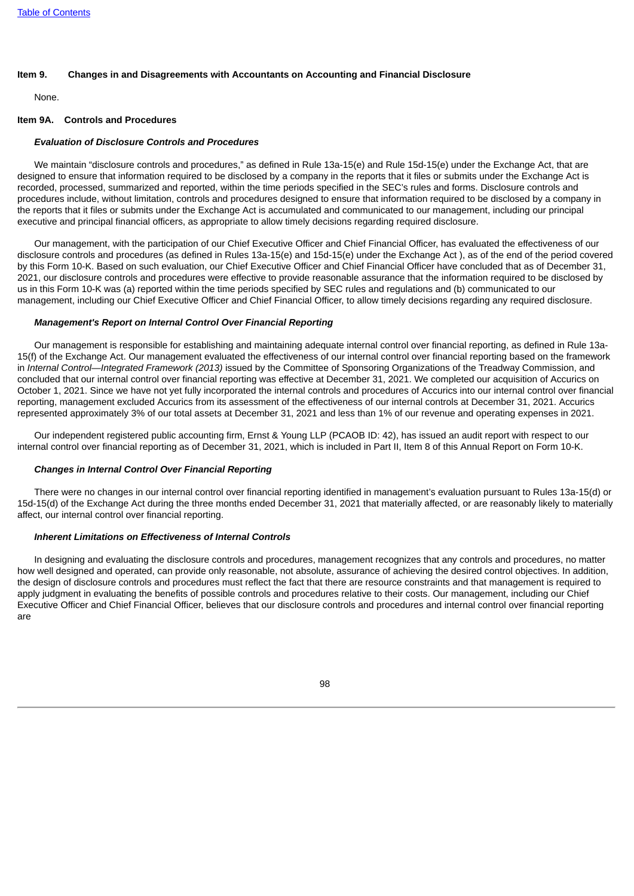## Item 9. Changes in and Disagreements with Accountants on Accounting and Financial Disclosure

None.

## Item 9A. Controls and Procedures

***Evaluation of Disclosure Controls and Procedures***

We maintain "disclosure controls and procedures," as defined in Rule 13a-15(e) and Rule 15d-15(e) under the Exchange Act, that are designed to ensure that information required to be disclosed by a company in the reports that it files or submits under the Exchange Act is recorded, processed, summarized and reported, within the time periods specified in the SEC's rules and forms. Disclosure controls and procedures include, without limitation, controls and procedures designed to ensure that information required to be disclosed by a company in the reports that it files or submits under the Exchange Act is accumulated and communicated to our management, including our principal executive and principal financial officers, as appropriate to allow timely decisions regarding required disclosure.

Our management, with the participation of our Chief Executive Officer and Chief Financial Officer, has evaluated the effectiveness of our disclosure controls and procedures (as defined in Rules 13a-15(e) and 15d-15(e) under the Exchange Act ), as of the end of the period covered by this Form 10-K. Based on such evaluation, our Chief Executive Officer and Chief Financial Officer have concluded that as of December 31, 2021, our disclosure controls and procedures were effective to provide reasonable assurance that the information required to be disclosed by us in this Form 10-K was (a) reported within the time periods specified by SEC rules and regulations and (b) communicated to our management, including our Chief Executive Officer and Chief Financial Officer, to allow timely decisions regarding any required disclosure.

***Management's Report on Internal Control Over Financial Reporting***

Our management is responsible for establishing and maintaining adequate internal control over financial reporting, as defined in Rule 13a-15(f) of the Exchange Act. Our management evaluated the effectiveness of our internal control over financial reporting based on the framework in *Internal Control—Integrated Framework (2013)* issued by the Committee of Sponsoring Organizations of the Treadway Commission, and concluded that our internal control over financial reporting was effective at December 31, 2021. We completed our acquisition of Accurics on October 1, 2021. Since we have not yet fully incorporated the internal controls and procedures of Accurics into our internal control over financial reporting, management excluded Accurics from its assessment of the effectiveness of our internal controls at December 31, 2021. Accurics represented approximately 3% of our total assets at December 31, 2021 and less than 1% of our revenue and operating expenses in 2021.

Our independent registered public accounting firm, Ernst & Young LLP (PCAOB ID: 42), has issued an audit report with respect to our internal control over financial reporting as of December 31, 2021, which is included in Part II, Item 8 of this Annual Report on Form 10-K.

***Changes in Internal Control Over Financial Reporting***

There were no changes in our internal control over financial reporting identified in management's evaluation pursuant to Rules 13a-15(d) or 15d-15(d) of the Exchange Act during the three months ended December 31, 2021 that materially affected, or are reasonably likely to materially affect, our internal control over financial reporting.

***Inherent Limitations on Effectiveness of Internal Controls***

In designing and evaluating the disclosure controls and procedures, management recognizes that any controls and procedures, no matter how well designed and operated, can provide only reasonable, not absolute, assurance of achieving the desired control objectives. In addition, the design of disclosure controls and procedures must reflect the fact that there are resource constraints and that management is required to apply judgment in evaluating the benefits of possible controls and procedures relative to their costs. Our management, including our Chief Executive Officer and Chief Financial Officer, believes that our disclosure controls and procedures and internal control over financial reporting are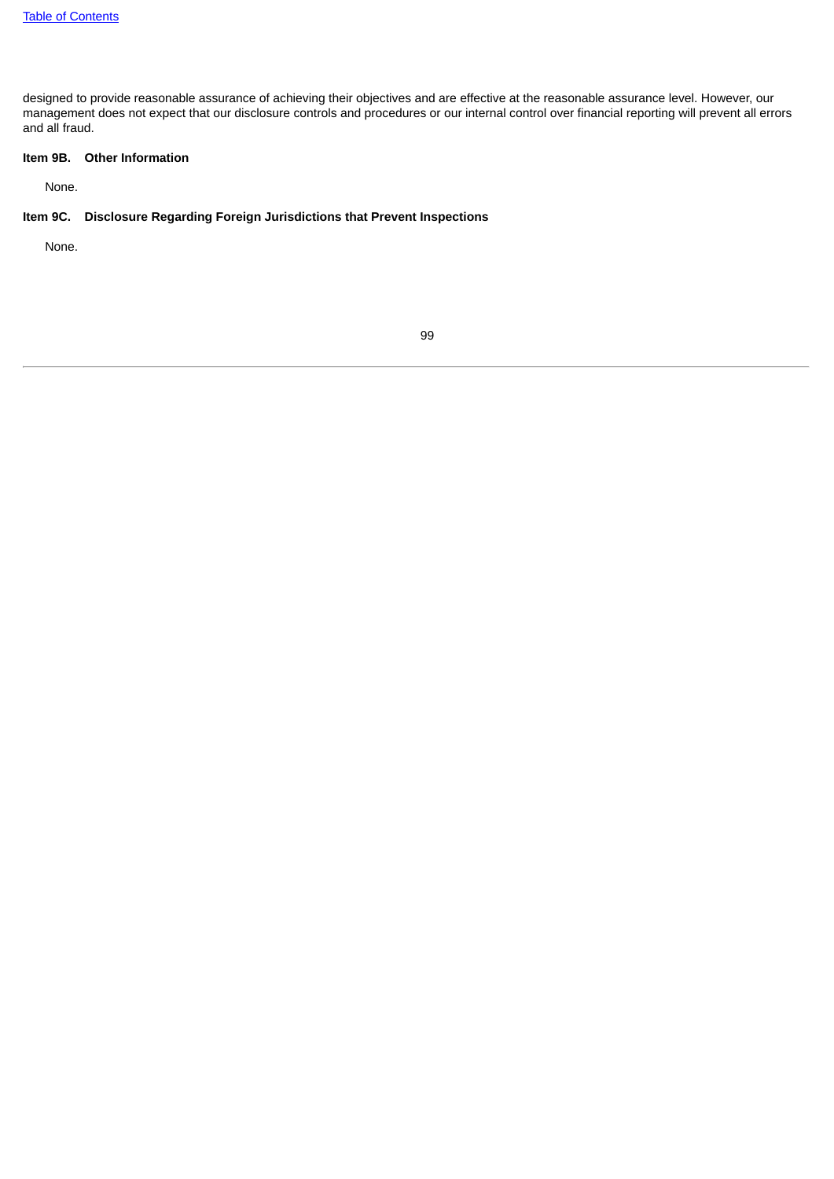designed to provide reasonable assurance of achieving their objectives and are effective at the reasonable assurance level. However, our management does not expect that our disclosure controls and procedures or our internal control over financial reporting will prevent all errors and all fraud.

**Item 9B. Other Information**

None.

**Item 9C. Disclosure Regarding Foreign Jurisdictions that Prevent Inspections**

None.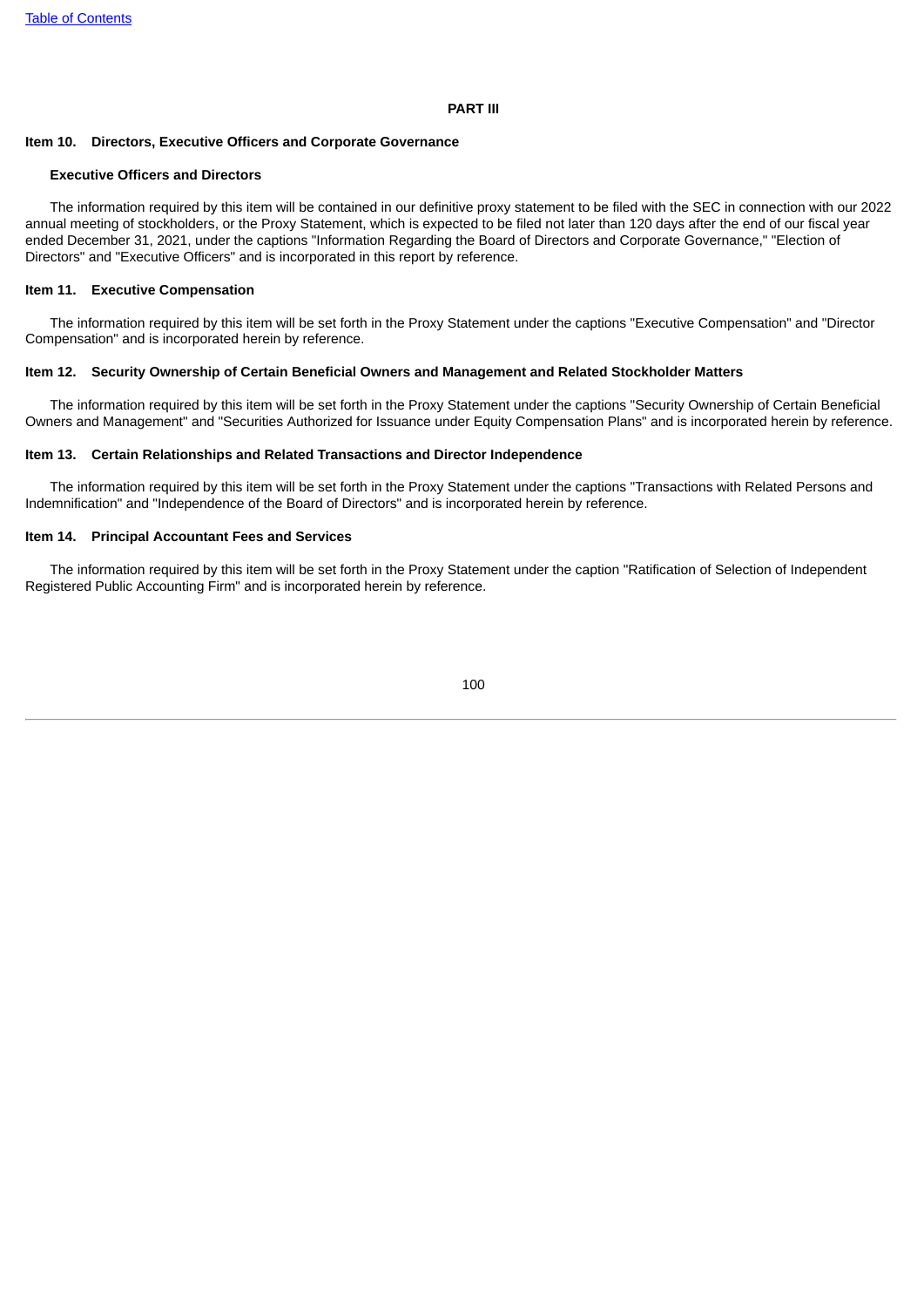# PART III

## Item 10. Directors, Executive Officers and Corporate Governance

### Executive Officers and Directors

The information required by this item will be contained in our definitive proxy statement to be filed with the SEC in connection with our 2022 annual meeting of stockholders, or the Proxy Statement, which is expected to be filed not later than 120 days after the end of our fiscal year ended December 31, 2021, under the captions "Information Regarding the Board of Directors and Corporate Governance," "Election of Directors" and "Executive Officers" and is incorporated in this report by reference.

## Item 11. Executive Compensation

The information required by this item will be set forth in the Proxy Statement under the captions "Executive Compensation" and "Director Compensation" and is incorporated herein by reference.

## Item 12. Security Ownership of Certain Beneficial Owners and Management and Related Stockholder Matters

The information required by this item will be set forth in the Proxy Statement under the captions "Security Ownership of Certain Beneficial Owners and Management" and "Securities Authorized for Issuance under Equity Compensation Plans" and is incorporated herein by reference.

## Item 13. Certain Relationships and Related Transactions and Director Independence

The information required by this item will be set forth in the Proxy Statement under the captions "Transactions with Related Persons and Indemnification" and "Independence of the Board of Directors" and is incorporated herein by reference.

## Item 14. Principal Accountant Fees and Services

The information required by this item will be set forth in the Proxy Statement under the caption "Ratification of Selection of Independent Registered Public Accounting Firm" and is incorporated herein by reference.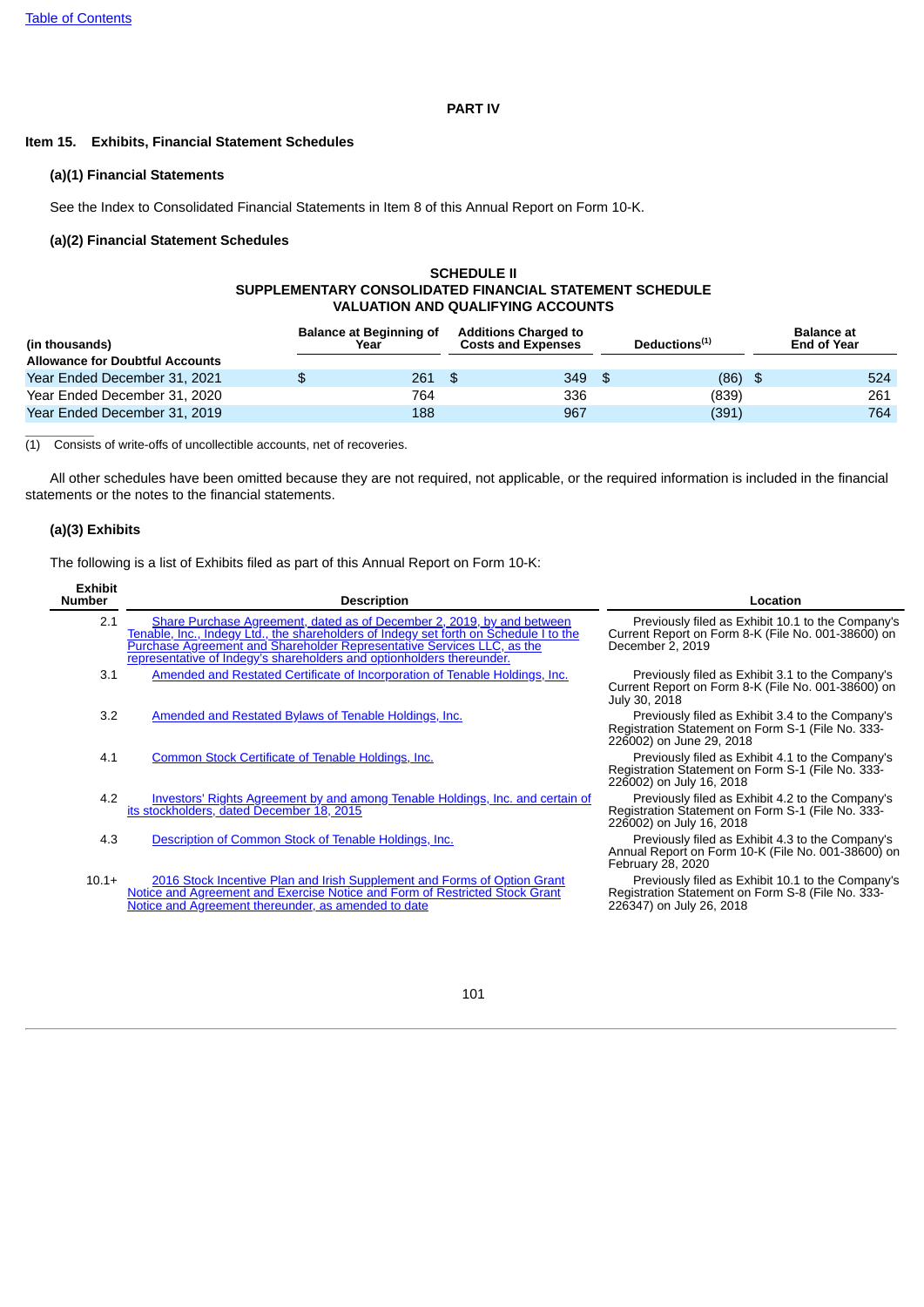# PART IV

## Item 15. Exhibits, Financial Statement Schedules

### (a)(1) Financial Statements

See the Index to Consolidated Financial Statements in Item 8 of this Annual Report on Form 10-K.

### (a)(2) Financial Statement Schedules

**SCHEDULE II**
**SUPPLEMENTARY CONSOLIDATED FINANCIAL STATEMENT SCHEDULE**
**VALUATION AND QUALIFYING ACCOUNTS**

| (in thousands) | Balance at Beginning of Year | Additions Charged to Costs and Expenses | Deductions[(1)] | Balance at End of Year |
|---|---|---|---|---|
| **Allowance for Doubtful Accounts** | | | | |
| Year Ended December 31, 2021 | $ 261 | $ 349 | $ (86) | $ 524 |
| Year Ended December 31, 2020 | 764 | 336 | (839) | 261 |
| Year Ended December 31, 2019 | 188 | 967 | (391) | 764 |

(1) Consists of write-offs of uncollectible accounts, net of recoveries.

All other schedules have been omitted because they are not required, not applicable, or the required information is included in the financial statements or the notes to the financial statements.

### (a)(3) Exhibits

The following is a list of Exhibits filed as part of this Annual Report on Form 10-K:

| Exhibit Number | Description | Location |
|---|---|---|
| 2.1 | Share Purchase Agreement, dated as of December 2, 2019, by and between Tenable, Inc., Indegy Ltd., the shareholders of Indegy set forth on Schedule I to the Purchase Agreement and Shareholder Representative Services LLC, as the representative of Indegy's shareholders and optionholders thereunder. | Previously filed as Exhibit 10.1 to the Company's Current Report on Form 8-K (File No. 001-38600) on December 2, 2019 |
| 3.1 | Amended and Restated Certificate of Incorporation of Tenable Holdings, Inc. | Previously filed as Exhibit 3.1 to the Company's Current Report on Form 8-K (File No. 001-38600) on July 30, 2018 |
| 3.2 | Amended and Restated Bylaws of Tenable Holdings, Inc. | Previously filed as Exhibit 3.4 to the Company's Registration Statement on Form S-1 (File No. 333-226002) on June 29, 2018 |
| 4.1 | Common Stock Certificate of Tenable Holdings, Inc. | Previously filed as Exhibit 4.1 to the Company's Registration Statement on Form S-1 (File No. 333-226002) on July 16, 2018 |
| 4.2 | Investors' Rights Agreement by and among Tenable Holdings, Inc. and certain of its stockholders, dated December 18, 2015 | Previously filed as Exhibit 4.2 to the Company's Registration Statement on Form S-1 (File No. 333-226002) on July 16, 2018 |
| 4.3 | Description of Common Stock of Tenable Holdings, Inc. | Previously filed as Exhibit 4.3 to the Company's Annual Report on Form 10-K (File No. 001-38600) on February 28, 2020 |
| 10.1+ | 2016 Stock Incentive Plan and Irish Supplement and Forms of Option Grant Notice and Agreement and Exercise Notice and Form of Restricted Stock Grant Notice and Agreement thereunder, as amended to date | Previously filed as Exhibit 10.1 to the Company's Registration Statement on Form S-8 (File No. 333-226347) on July 26, 2018 |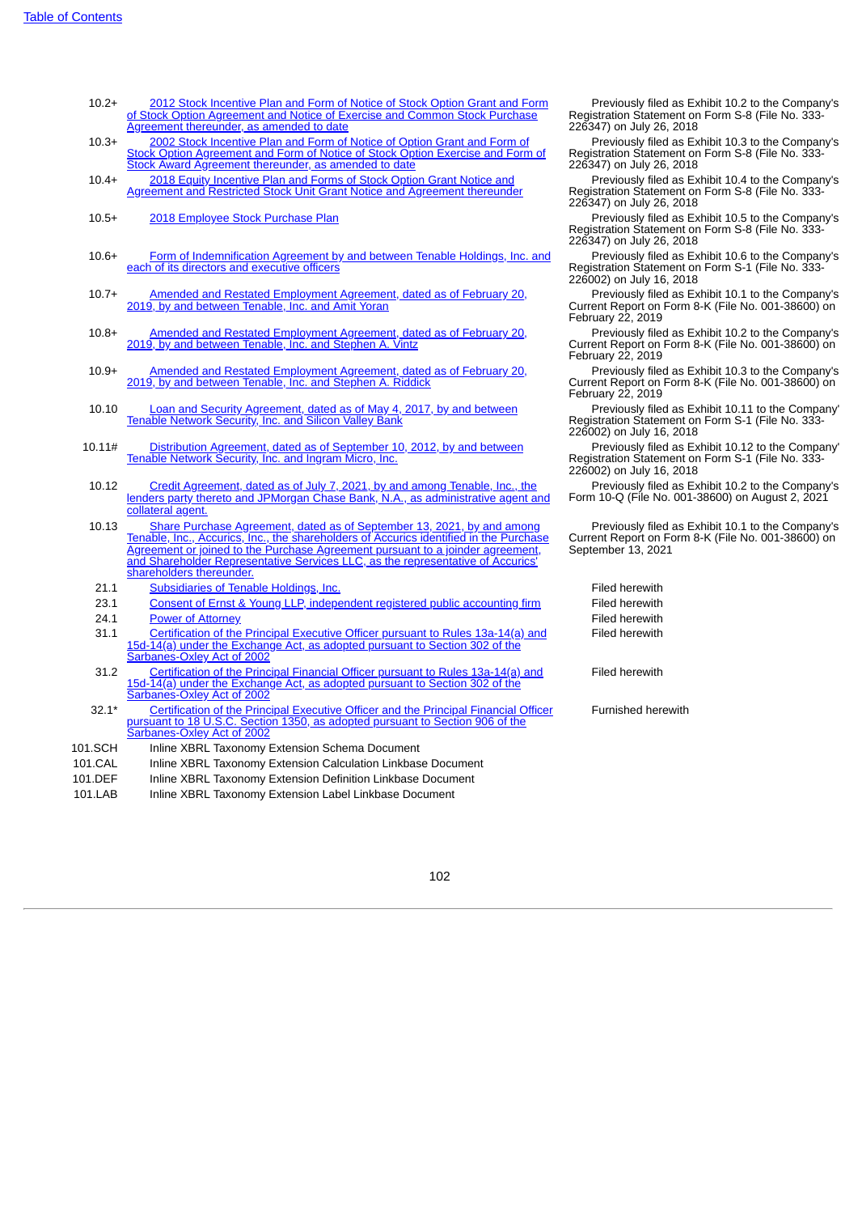| | | |
|---|---|---|
| 10.2+ | 2012 Stock Incentive Plan and Form of Notice of Stock Option Grant and Form of Stock Option Agreement and Notice of Exercise and Common Stock Purchase Agreement thereunder, as amended to date | Previously filed as Exhibit 10.2 to the Company's Registration Statement on Form S-8 (File No. 333-226347) on July 26, 2018 |
| 10.3+ | 2002 Stock Incentive Plan and Form of Notice of Option Grant and Form of Stock Option Agreement and Form of Notice of Stock Option Exercise and Form of Stock Award Agreement thereunder, as amended to date | Previously filed as Exhibit 10.3 to the Company's Registration Statement on Form S-8 (File No. 333-226347) on July 26, 2018 |
| 10.4+ | 2018 Equity Incentive Plan and Forms of Stock Option Grant Notice and Agreement and Restricted Stock Unit Grant Notice and Agreement thereunder | Previously filed as Exhibit 10.4 to the Company's Registration Statement on Form S-8 (File No. 333-226347) on July 26, 2018 |
| 10.5+ | 2018 Employee Stock Purchase Plan | Previously filed as Exhibit 10.5 to the Company's Registration Statement on Form S-8 (File No. 333-226347) on July 26, 2018 |
| 10.6+ | Form of Indemnification Agreement by and between Tenable Holdings, Inc. and each of its directors and executive officers | Previously filed as Exhibit 10.6 to the Company's Registration Statement on Form S-1 (File No. 333-226002) on July 16, 2018 |
| 10.7+ | Amended and Restated Employment Agreement, dated as of February 20, 2019, by and between Tenable, Inc. and Amit Yoran | Previously filed as Exhibit 10.1 to the Company's Current Report on Form 8-K (File No. 001-38600) on February 22, 2019 |
| 10.8+ | Amended and Restated Employment Agreement, dated as of February 20, 2019, by and between Tenable, Inc. and Stephen A. Vintz | Previously filed as Exhibit 10.2 to the Company's Current Report on Form 8-K (File No. 001-38600) on February 22, 2019 |
| 10.9+ | Amended and Restated Employment Agreement, dated as of February 20, 2019, by and between Tenable, Inc. and Stephen A. Riddick | Previously filed as Exhibit 10.3 to the Company's Current Report on Form 8-K (File No. 001-38600) on February 22, 2019 |
| 10.10 | Loan and Security Agreement, dated as of May 4, 2017, by and between Tenable Network Security, Inc. and Silicon Valley Bank | Previously filed as Exhibit 10.11 to the Company' Registration Statement on Form S-1 (File No. 333-226002) on July 16, 2018 |
| 10.11# | Distribution Agreement, dated as of September 10, 2012, by and between Tenable Network Security, Inc. and Ingram Micro, Inc. | Previously filed as Exhibit 10.12 to the Company' Registration Statement on Form S-1 (File No. 333-226002) on July 16, 2018 |
| 10.12 | Credit Agreement, dated as of July 7, 2021, by and among Tenable, Inc., the lenders party thereto and JPMorgan Chase Bank, N.A., as administrative agent and collateral agent. | Previously filed as Exhibit 10.2 to the Company's Form 10-Q (File No. 001-38600) on August 2, 2021 |
| 10.13 | Share Purchase Agreement, dated as of September 13, 2021, by and among Tenable, Inc., Accurics, Inc., the shareholders of Accurics identified in the Purchase Agreement or joined to the Purchase Agreement pursuant to a joinder agreement, and Shareholder Representative Services LLC, as the representative of Accurics' shareholders thereunder. | Previously filed as Exhibit 10.1 to the Company's Current Report on Form 8-K (File No. 001-38600) on September 13, 2021 |
| 21.1 | Subsidiaries of Tenable Holdings, Inc. | Filed herewith |
| 23.1 | Consent of Ernst & Young LLP, independent registered public accounting firm | Filed herewith |
| 24.1 | Power of Attorney | Filed herewith |
| 31.1 | Certification of the Principal Executive Officer pursuant to Rules 13a-14(a) and 15d-14(a) under the Exchange Act, as adopted pursuant to Section 302 of the Sarbanes-Oxley Act of 2002 | Filed herewith |
| 31.2 | Certification of the Principal Financial Officer pursuant to Rules 13a-14(a) and 15d-14(a) under the Exchange Act, as adopted pursuant to Section 302 of the Sarbanes-Oxley Act of 2002 | Filed herewith |
| 32.1* | Certification of the Principal Executive Officer and the Principal Financial Officer pursuant to 18 U.S.C. Section 1350, as adopted pursuant to Section 906 of the Sarbanes-Oxley Act of 2002 | Furnished herewith |
| 101.SCH | Inline XBRL Taxonomy Extension Schema Document | |
| 101.CAL | Inline XBRL Taxonomy Extension Calculation Linkbase Document | |
| 101.DEF | Inline XBRL Taxonomy Extension Definition Linkbase Document | |
| 101.LAB | Inline XBRL Taxonomy Extension Label Linkbase Document | |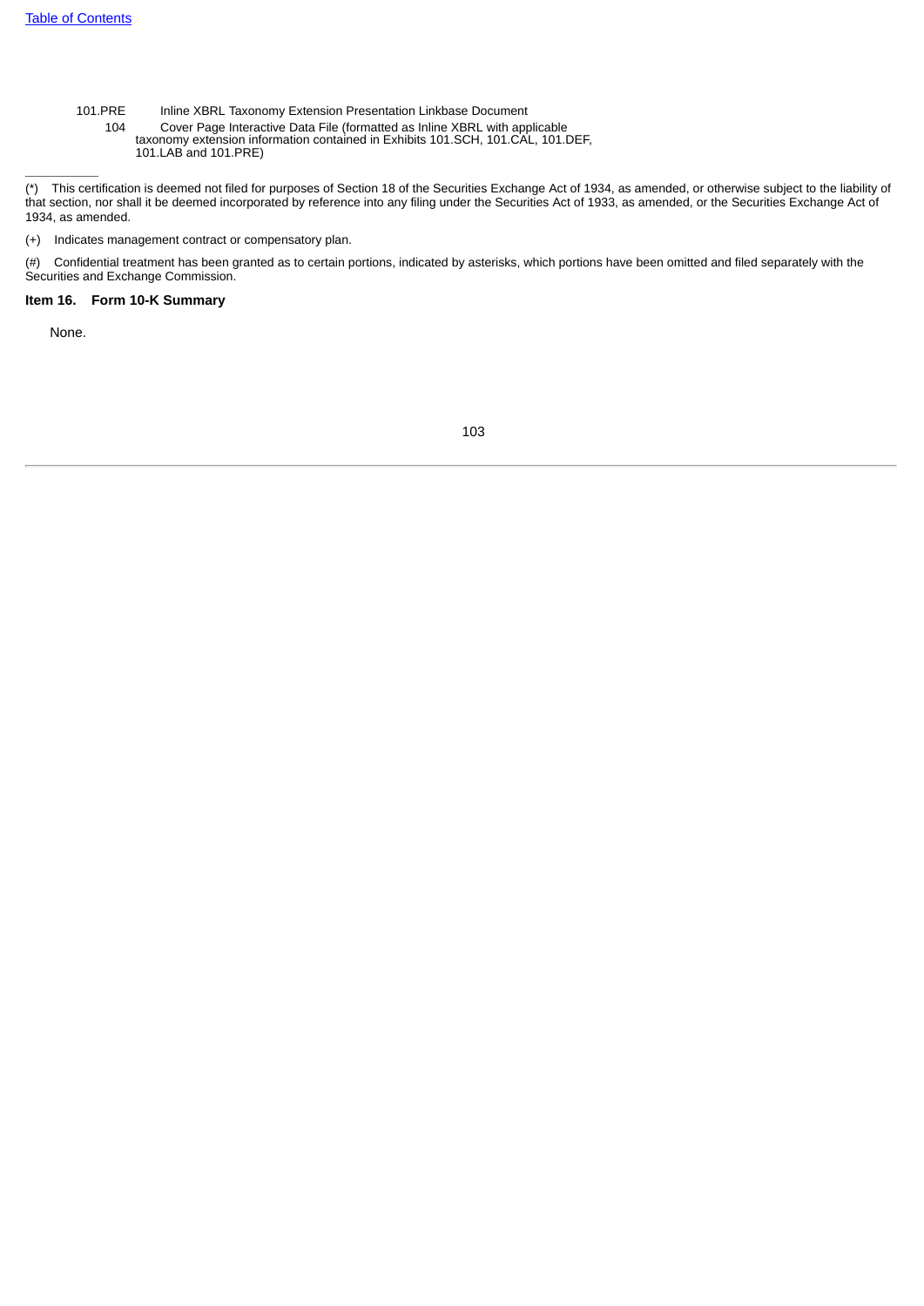| | |
|---|---|
| 101.PRE | Inline XBRL Taxonomy Extension Presentation Linkbase Document |
| 104 | Cover Page Interactive Data File (formatted as Inline XBRL with applicable taxonomy extension information contained in Exhibits 101.SCH, 101.CAL, 101.DEF, 101.LAB and 101.PRE) |

---

(*) This certification is deemed not filed for purposes of Section 18 of the Securities Exchange Act of 1934, as amended, or otherwise subject to the liability of that section, nor shall it be deemed incorporated by reference into any filing under the Securities Act of 1933, as amended, or the Securities Exchange Act of 1934, as amended.

(+) Indicates management contract or compensatory plan.

(#) Confidential treatment has been granted as to certain portions, indicated by asterisks, which portions have been omitted and filed separately with the Securities and Exchange Commission.

**Item 16. Form 10-K Summary**

None.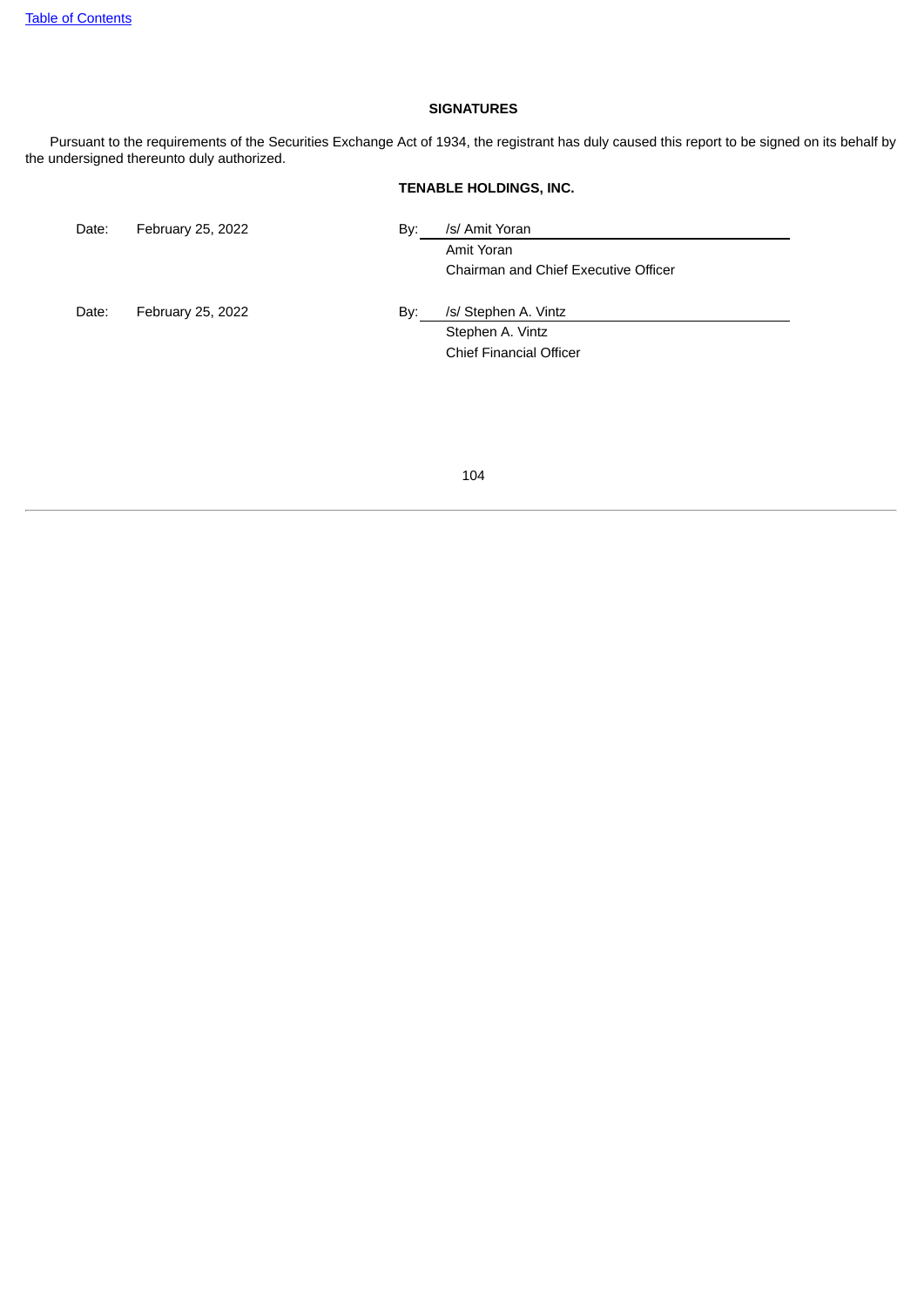## SIGNATURES

Pursuant to the requirements of the Securities Exchange Act of 1934, the registrant has duly caused this report to be signed on its behalf by the undersigned thereunto duly authorized.

**TENABLE HOLDINGS, INC.**

| | | | |
|---|---|---|---|
| Date: | February 25, 2022 | By: | /s/ Amit Yoran |
| | | | Amit Yoran |
| | | | Chairman and Chief Executive Officer |
| Date: | February 25, 2022 | By: | /s/ Stephen A. Vintz |
| | | | Stephen A. Vintz |
| | | | Chief Financial Officer |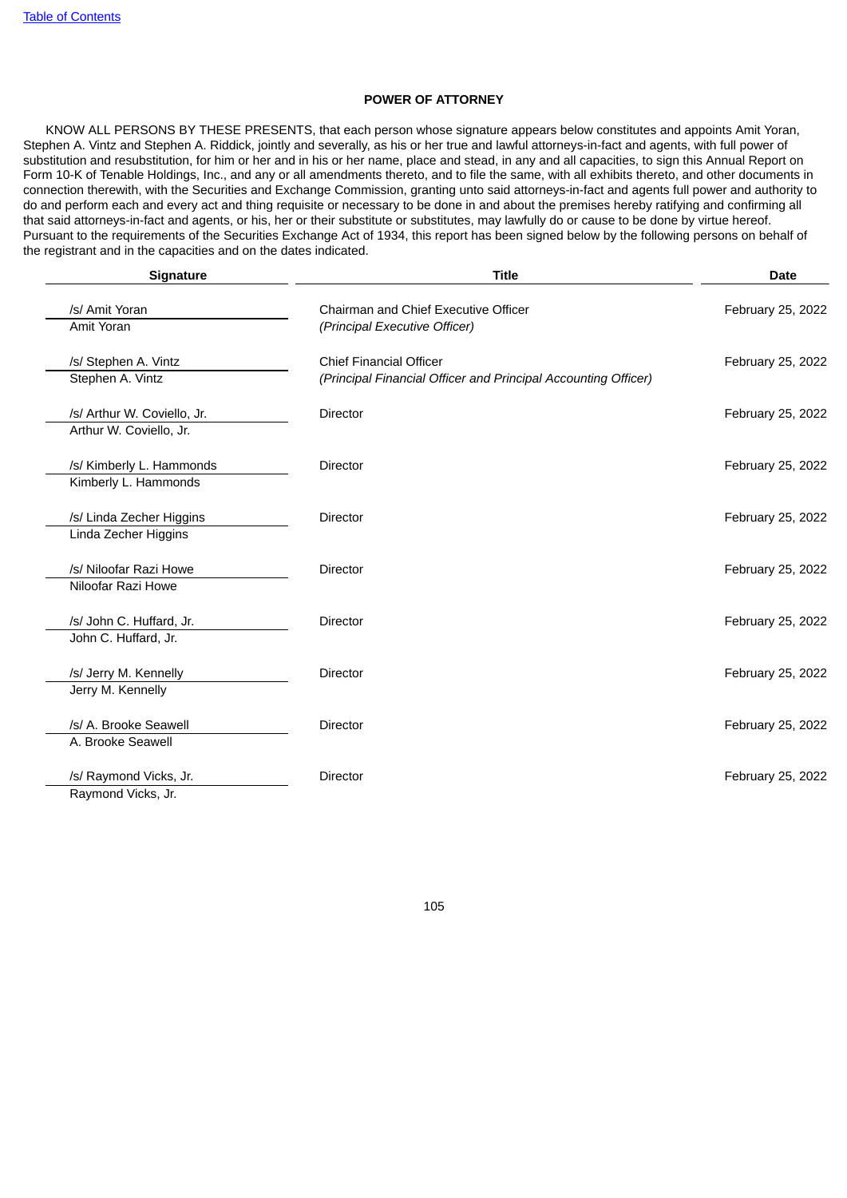[Table of Contents](#)

## POWER OF ATTORNEY

KNOW ALL PERSONS BY THESE PRESENTS, that each person whose signature appears below constitutes and appoints Amit Yoran, Stephen A. Vintz and Stephen A. Riddick, jointly and severally, as his or her true and lawful attorneys-in-fact and agents, with full power of substitution and resubstitution, for him or her and in his or her name, place and stead, in any and all capacities, to sign this Annual Report on Form 10-K of Tenable Holdings, Inc., and any or all amendments thereto, and to file the same, with all exhibits thereto, and other documents in connection therewith, with the Securities and Exchange Commission, granting unto said attorneys-in-fact and agents full power and authority to do and perform each and every act and thing requisite or necessary to be done in and about the premises hereby ratifying and confirming all that said attorneys-in-fact and agents, or his, her or their substitute or substitutes, may lawfully do or cause to be done by virtue hereof. Pursuant to the requirements of the Securities Exchange Act of 1934, this report has been signed below by the following persons on behalf of the registrant and in the capacities and on the dates indicated.

| Signature | Title | Date |
|---|---|---|
| /s/ Amit Yoran<br>Amit Yoran | Chairman and Chief Executive Officer<br>*(Principal Executive Officer)* | February 25, 2022 |
| /s/ Stephen A. Vintz<br>Stephen A. Vintz | Chief Financial Officer<br>*(Principal Financial Officer and Principal Accounting Officer)* | February 25, 2022 |
| /s/ Arthur W. Coviello, Jr.<br>Arthur W. Coviello, Jr. | Director | February 25, 2022 |
| /s/ Kimberly L. Hammonds<br>Kimberly L. Hammonds | Director | February 25, 2022 |
| /s/ Linda Zecher Higgins<br>Linda Zecher Higgins | Director | February 25, 2022 |
| /s/ Niloofar Razi Howe<br>Niloofar Razi Howe | Director | February 25, 2022 |
| /s/ John C. Huffard, Jr.<br>John C. Huffard, Jr. | Director | February 25, 2022 |
| /s/ Jerry M. Kennelly<br>Jerry M. Kennelly | Director | February 25, 2022 |
| /s/ A. Brooke Seawell<br>A. Brooke Seawell | Director | February 25, 2022 |
| /s/ Raymond Vicks, Jr.<br>Raymond Vicks, Jr. | Director | February 25, 2022 |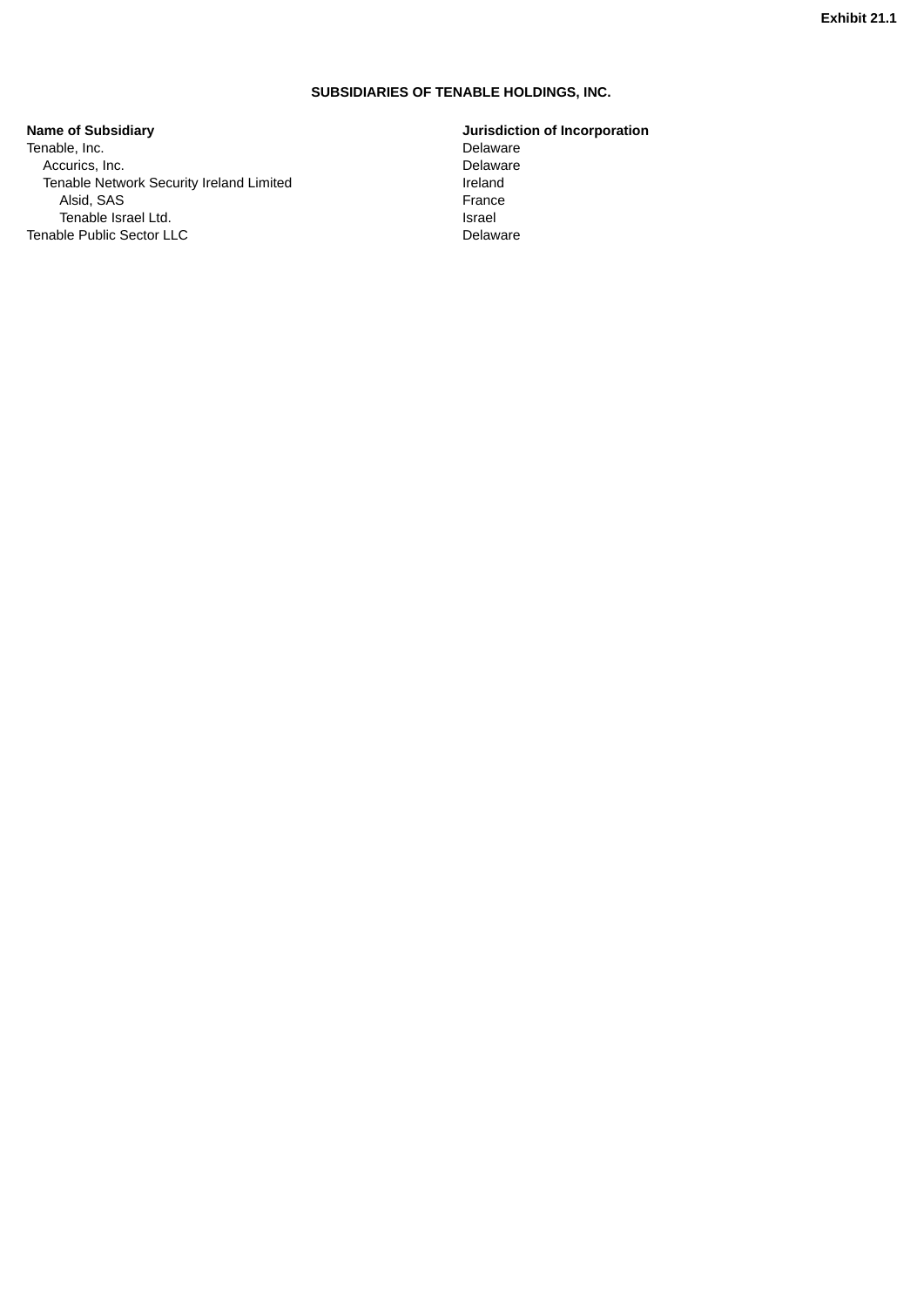**Exhibit 21.1**

**SUBSIDIARIES OF TENABLE HOLDINGS, INC.**

| **Name of Subsidiary** | **Jurisdiction of Incorporation** |
|---|---|
| Tenable, Inc. | Delaware |
| Accurics, Inc. | Delaware |
| Tenable Network Security Ireland Limited | Ireland |
| Alsid, SAS | France |
| Tenable Israel Ltd. | Israel |
| Tenable Public Sector LLC | Delaware |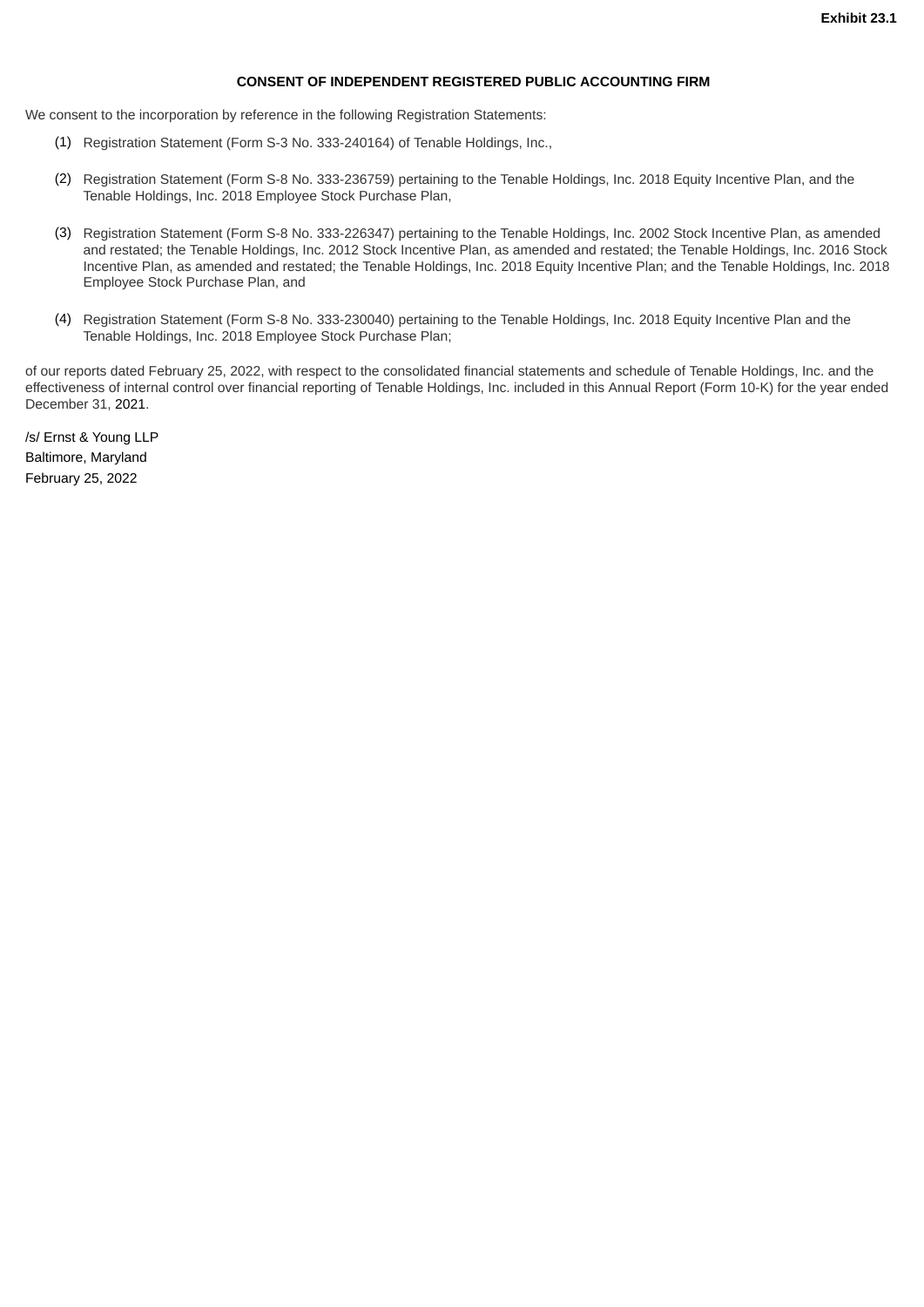**Exhibit 23.1**

**CONSENT OF INDEPENDENT REGISTERED PUBLIC ACCOUNTING FIRM**

We consent to the incorporation by reference in the following Registration Statements:

(1) Registration Statement (Form S-3 No. 333-240164) of Tenable Holdings, Inc.,

(2) Registration Statement (Form S-8 No. 333-236759) pertaining to the Tenable Holdings, Inc. 2018 Equity Incentive Plan, and the Tenable Holdings, Inc. 2018 Employee Stock Purchase Plan,

(3) Registration Statement (Form S-8 No. 333-226347) pertaining to the Tenable Holdings, Inc. 2002 Stock Incentive Plan, as amended and restated; the Tenable Holdings, Inc. 2012 Stock Incentive Plan, as amended and restated; the Tenable Holdings, Inc. 2016 Stock Incentive Plan, as amended and restated; the Tenable Holdings, Inc. 2018 Equity Incentive Plan; and the Tenable Holdings, Inc. 2018 Employee Stock Purchase Plan, and

(4) Registration Statement (Form S-8 No. 333-230040) pertaining to the Tenable Holdings, Inc. 2018 Equity Incentive Plan and the Tenable Holdings, Inc. 2018 Employee Stock Purchase Plan;

of our reports dated February 25, 2022, with respect to the consolidated financial statements and schedule of Tenable Holdings, Inc. and the effectiveness of internal control over financial reporting of Tenable Holdings, Inc. included in this Annual Report (Form 10-K) for the year ended December 31, 2021.

/s/ Ernst & Young LLP
Baltimore, Maryland
February 25, 2022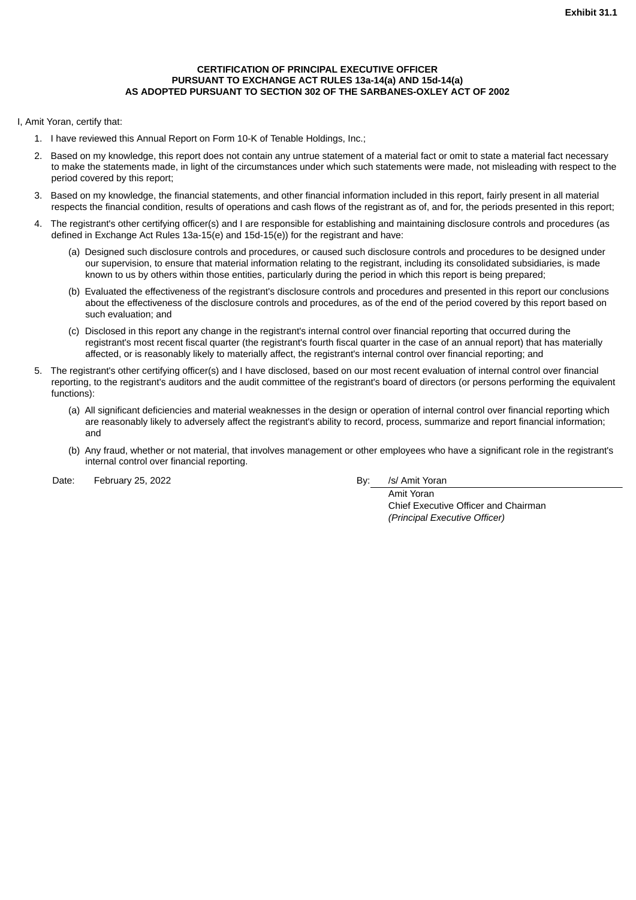**Exhibit 31.1**

**CERTIFICATION OF PRINCIPAL EXECUTIVE OFFICER
PURSUANT TO EXCHANGE ACT RULES 13a-14(a) AND 15d-14(a)
AS ADOPTED PURSUANT TO SECTION 302 OF THE SARBANES-OXLEY ACT OF 2002**

I, Amit Yoran, certify that:

1. I have reviewed this Annual Report on Form 10-K of Tenable Holdings, Inc.;
2. Based on my knowledge, this report does not contain any untrue statement of a material fact or omit to state a material fact necessary to make the statements made, in light of the circumstances under which such statements were made, not misleading with respect to the period covered by this report;
3. Based on my knowledge, the financial statements, and other financial information included in this report, fairly present in all material respects the financial condition, results of operations and cash flows of the registrant as of, and for, the periods presented in this report;
4. The registrant's other certifying officer(s) and I are responsible for establishing and maintaining disclosure controls and procedures (as defined in Exchange Act Rules 13a-15(e) and 15d-15(e)) for the registrant and have:
   (a) Designed such disclosure controls and procedures, or caused such disclosure controls and procedures to be designed under our supervision, to ensure that material information relating to the registrant, including its consolidated subsidiaries, is made known to us by others within those entities, particularly during the period in which this report is being prepared;
   (b) Evaluated the effectiveness of the registrant's disclosure controls and procedures and presented in this report our conclusions about the effectiveness of the disclosure controls and procedures, as of the end of the period covered by this report based on such evaluation; and
   (c) Disclosed in this report any change in the registrant's internal control over financial reporting that occurred during the registrant's most recent fiscal quarter (the registrant's fourth fiscal quarter in the case of an annual report) that has materially affected, or is reasonably likely to materially affect, the registrant's internal control over financial reporting; and
5. The registrant's other certifying officer(s) and I have disclosed, based on our most recent evaluation of internal control over financial reporting, to the registrant's auditors and the audit committee of the registrant's board of directors (or persons performing the equivalent functions):
   (a) All significant deficiencies and material weaknesses in the design or operation of internal control over financial reporting which are reasonably likely to adversely affect the registrant's ability to record, process, summarize and report financial information; and
   (b) Any fraud, whether or not material, that involves management or other employees who have a significant role in the registrant's internal control over financial reporting.

| | | | |
|---|---|---|---|
| Date: | February 25, 2022 | By: | /s/ Amit Yoran |
| | | | Amit Yoran |
| | | | Chief Executive Officer and Chairman |
| | | | *(Principal Executive Officer)* |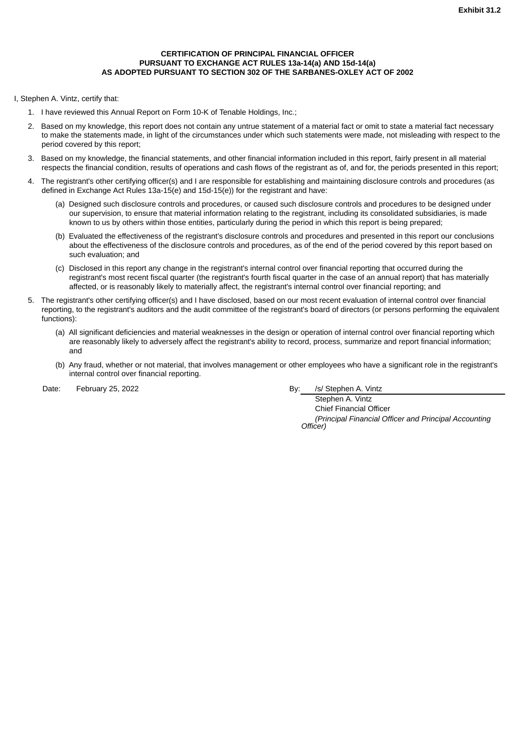**Exhibit 31.2**

**CERTIFICATION OF PRINCIPAL FINANCIAL OFFICER**
**PURSUANT TO EXCHANGE ACT RULES 13a-14(a) AND 15d-14(a)**
**AS ADOPTED PURSUANT TO SECTION 302 OF THE SARBANES-OXLEY ACT OF 2002**

I, Stephen A. Vintz, certify that:

1. I have reviewed this Annual Report on Form 10-K of Tenable Holdings, Inc.;
2. Based on my knowledge, this report does not contain any untrue statement of a material fact or omit to state a material fact necessary to make the statements made, in light of the circumstances under which such statements were made, not misleading with respect to the period covered by this report;
3. Based on my knowledge, the financial statements, and other financial information included in this report, fairly present in all material respects the financial condition, results of operations and cash flows of the registrant as of, and for, the periods presented in this report;
4. The registrant's other certifying officer(s) and I are responsible for establishing and maintaining disclosure controls and procedures (as defined in Exchange Act Rules 13a-15(e) and 15d-15(e)) for the registrant and have:
   (a) Designed such disclosure controls and procedures, or caused such disclosure controls and procedures to be designed under our supervision, to ensure that material information relating to the registrant, including its consolidated subsidiaries, is made known to us by others within those entities, particularly during the period in which this report is being prepared;
   (b) Evaluated the effectiveness of the registrant's disclosure controls and procedures and presented in this report our conclusions about the effectiveness of the disclosure controls and procedures, as of the end of the period covered by this report based on such evaluation; and
   (c) Disclosed in this report any change in the registrant's internal control over financial reporting that occurred during the registrant's most recent fiscal quarter (the registrant's fourth fiscal quarter in the case of an annual report) that has materially affected, or is reasonably likely to materially affect, the registrant's internal control over financial reporting; and
5. The registrant's other certifying officer(s) and I have disclosed, based on our most recent evaluation of internal control over financial reporting, to the registrant's auditors and the audit committee of the registrant's board of directors (or persons performing the equivalent functions):
   (a) All significant deficiencies and material weaknesses in the design or operation of internal control over financial reporting which are reasonably likely to adversely affect the registrant's ability to record, process, summarize and report financial information; and
   (b) Any fraud, whether or not material, that involves management or other employees who have a significant role in the registrant's internal control over financial reporting.

Date: February 25, 2022

By: /s/ Stephen A. Vintz
Stephen A. Vintz
Chief Financial Officer
*(Principal Financial Officer and Principal Accounting Officer)*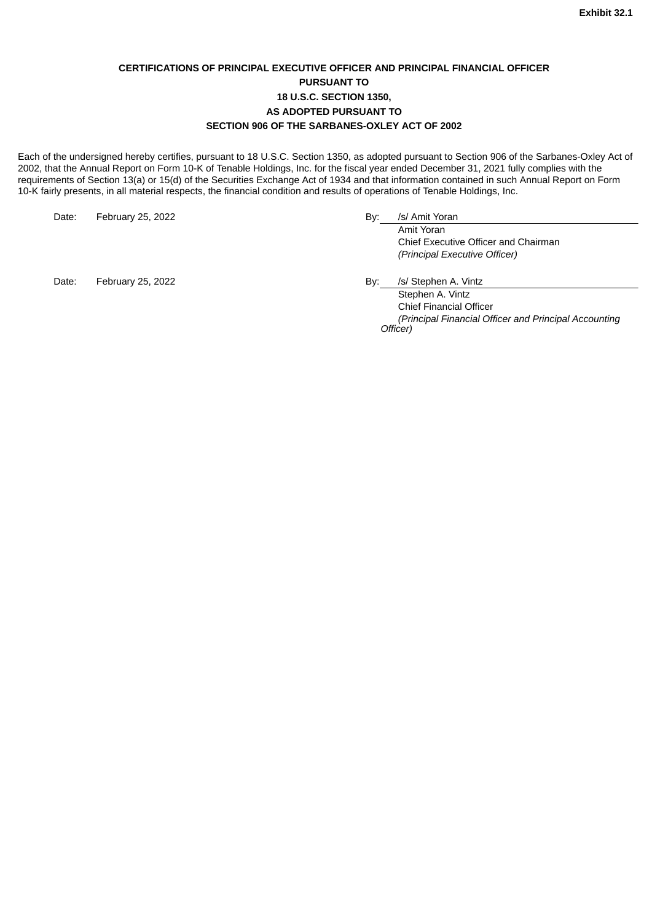**Exhibit 32.1**

**CERTIFICATIONS OF PRINCIPAL EXECUTIVE OFFICER AND PRINCIPAL FINANCIAL OFFICER**
**PURSUANT TO**
**18 U.S.C. SECTION 1350,**
**AS ADOPTED PURSUANT TO**
**SECTION 906 OF THE SARBANES-OXLEY ACT OF 2002**

Each of the undersigned hereby certifies, pursuant to 18 U.S.C. Section 1350, as adopted pursuant to Section 906 of the Sarbanes-Oxley Act of 2002, that the Annual Report on Form 10-K of Tenable Holdings, Inc. for the fiscal year ended December 31, 2021 fully complies with the requirements of Section 13(a) or 15(d) of the Securities Exchange Act of 1934 and that information contained in such Annual Report on Form 10-K fairly presents, in all material respects, the financial condition and results of operations of Tenable Holdings, Inc.

| | | | |
|---|---|---|---|
| Date: | February 25, 2022 | By: | /s/ Amit Yoran |
| | | | Amit Yoran |
| | | | Chief Executive Officer and Chairman |
| | | | *(Principal Executive Officer)* |
| Date: | February 25, 2022 | By: | /s/ Stephen A. Vintz |
| | | | Stephen A. Vintz |
| | | | Chief Financial Officer |
| | | | *(Principal Financial Officer and Principal Accounting Officer)* |